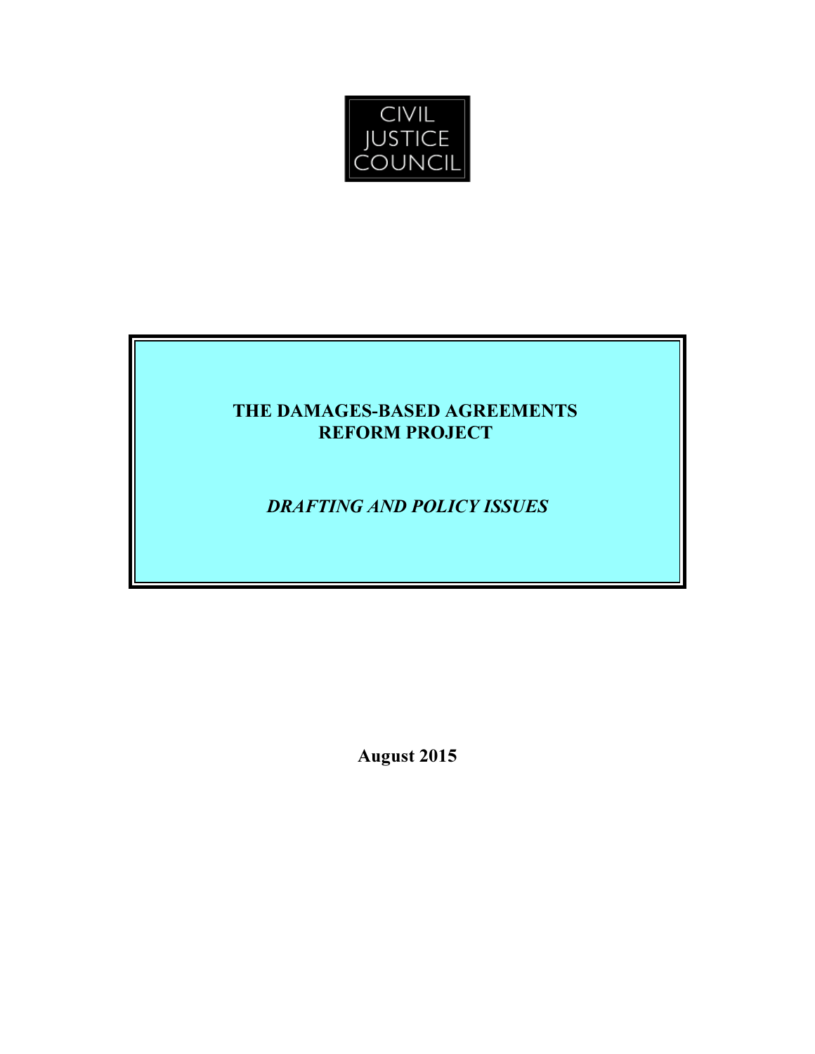CIVIL
JUSTICE
COUNCIL

# THE DAMAGES-BASED AGREEMENTS REFORM PROJECT

## *DRAFTING AND POLICY ISSUES*

**August 2015**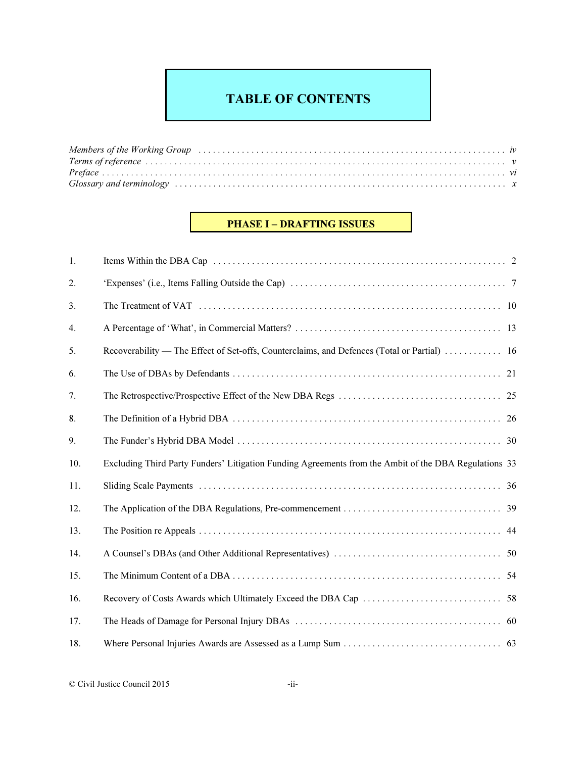# TABLE OF CONTENTS

*Members of the Working Group* . . . . . . . . . . . . . . . . . . . . . . . . . . . . . . . . . . . . . . . . . . . . . . . . . . . . . . . . . . . . . *iv*
*Terms of reference* . . . . . . . . . . . . . . . . . . . . . . . . . . . . . . . . . . . . . . . . . . . . . . . . . . . . . . . . . . . . . . . . . . . . . . *v*
*Preface* . . . . . . . . . . . . . . . . . . . . . . . . . . . . . . . . . . . . . . . . . . . . . . . . . . . . . . . . . . . . . . . . . . . . . . . . . . . . . . *vi*
*Glossary and terminology* . . . . . . . . . . . . . . . . . . . . . . . . . . . . . . . . . . . . . . . . . . . . . . . . . . . . . . . . . . . . . . . . . *x*

## PHASE I – DRAFTING ISSUES

| | | |
|---|---|---|
| 1. | Items Within the DBA Cap | 2 |
| 2. | 'Expenses' (i.e., Items Falling Outside the Cap) | 7 |
| 3. | The Treatment of VAT | 10 |
| 4. | A Percentage of 'What', in Commercial Matters? | 13 |
| 5. | Recoverability — The Effect of Set-offs, Counterclaims, and Defences (Total or Partial) | 16 |
| 6. | The Use of DBAs by Defendants | 21 |
| 7. | The Retrospective/Prospective Effect of the New DBA Regs | 25 |
| 8. | The Definition of a Hybrid DBA | 26 |
| 9. | The Funder's Hybrid DBA Model | 30 |
| 10. | Excluding Third Party Funders' Litigation Funding Agreements from the Ambit of the DBA Regulations | 33 |
| 11. | Sliding Scale Payments | 36 |
| 12. | The Application of the DBA Regulations, Pre-commencement | 39 |
| 13. | The Position re Appeals | 44 |
| 14. | A Counsel's DBAs (and Other Additional Representatives) | 50 |
| 15. | The Minimum Content of a DBA | 54 |
| 16. | Recovery of Costs Awards which Ultimately Exceed the DBA Cap | 58 |
| 17. | The Heads of Damage for Personal Injury DBAs | 60 |
| 18. | Where Personal Injuries Awards are Assessed as a Lump Sum | 63 |

© Civil Justice Council 2015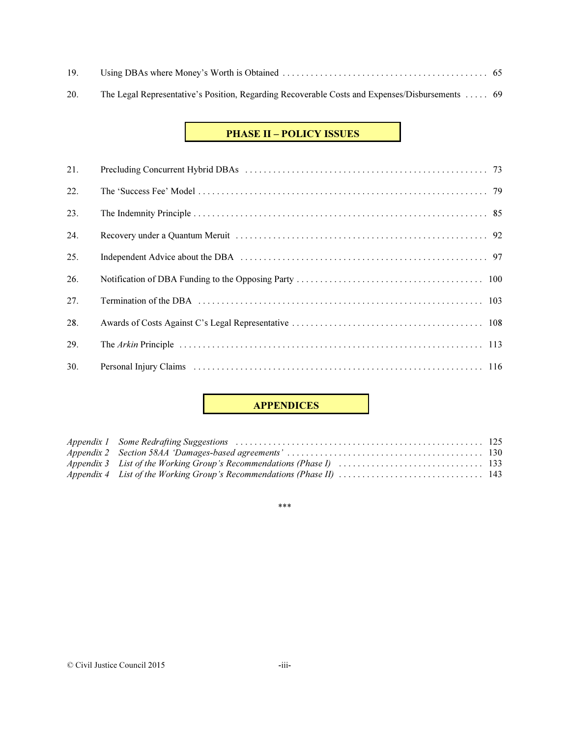19. Using DBAs where Money's Worth is Obtained . . . . . . . . . . 65

20. The Legal Representative's Position, Regarding Recoverable Costs and Expenses/Disbursements . . . . . 69

## PHASE II – POLICY ISSUES

21. Precluding Concurrent Hybrid DBAs . . . . . . . . . . 73

22. The 'Success Fee' Model . . . . . . . . . . 79

23. The Indemnity Principle . . . . . . . . . . 85

24. Recovery under a Quantum Meruit . . . . . . . . . . 92

25. Independent Advice about the DBA . . . . . . . . . . 97

26. Notification of DBA Funding to the Opposing Party . . . . . . . . . . 100

27. Termination of the DBA . . . . . . . . . . 103

28. Awards of Costs Against C's Legal Representative . . . . . . . . . . 108

29. The *Arkin* Principle . . . . . . . . . . 113

30. Personal Injury Claims . . . . . . . . . . 116

## APPENDICES

*Appendix 1 Some Redrafting Suggestions* . . . . . . . . . . 125
*Appendix 2 Section 58AA 'Damages-based agreements'* . . . . . . . . . . 130
*Appendix 3 List of the Working Group's Recommendations (Phase I)* . . . . . . . . . . 133
*Appendix 4 List of the Working Group's Recommendations (Phase II)* . . . . . . . . . . 143

***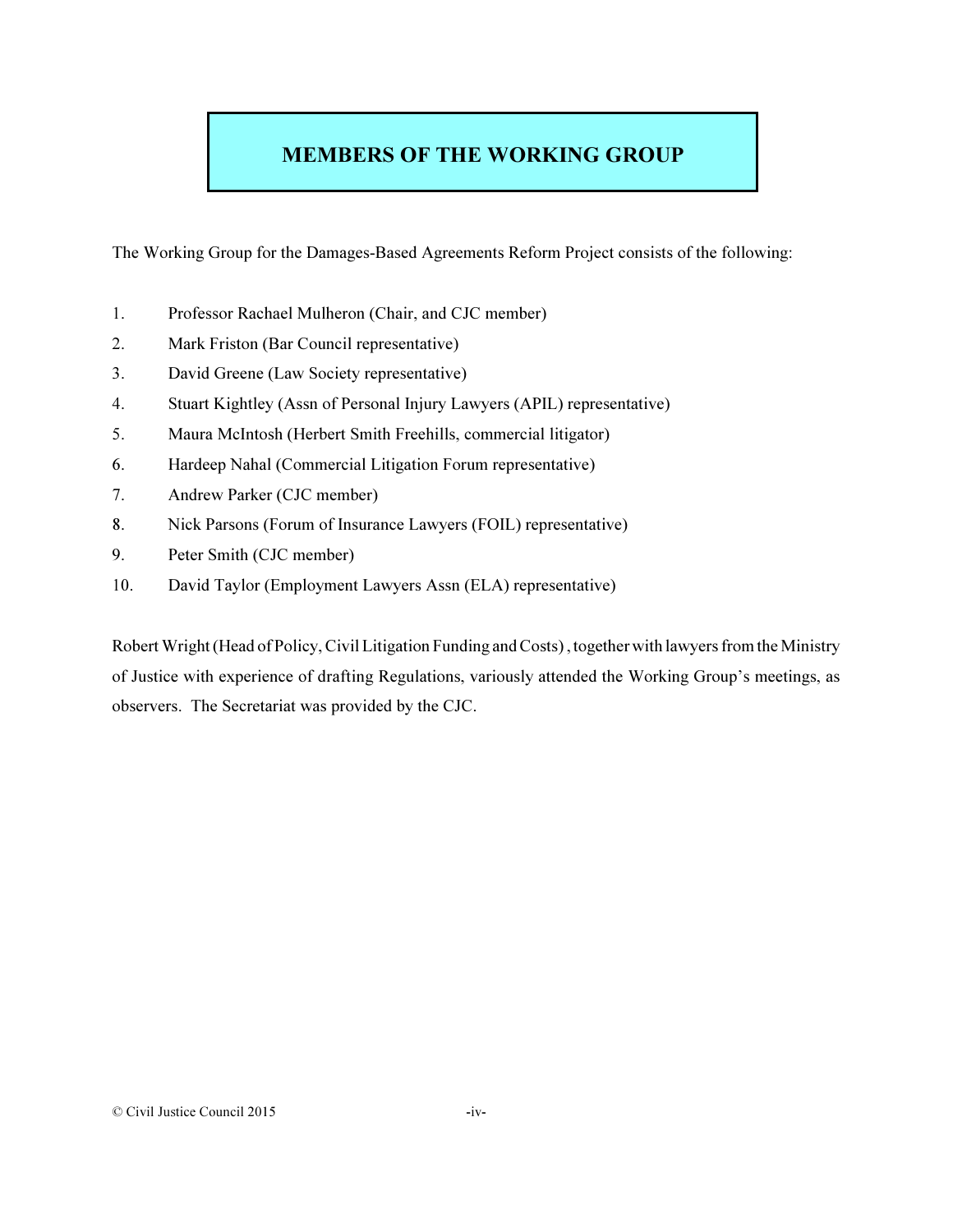# MEMBERS OF THE WORKING GROUP

The Working Group for the Damages-Based Agreements Reform Project consists of the following:

1. Professor Rachael Mulheron (Chair, and CJC member)
2. Mark Friston (Bar Council representative)
3. David Greene (Law Society representative)
4. Stuart Kightley (Assn of Personal Injury Lawyers (APIL) representative)
5. Maura McIntosh (Herbert Smith Freehills, commercial litigator)
6. Hardeep Nahal (Commercial Litigation Forum representative)
7. Andrew Parker (CJC member)
8. Nick Parsons (Forum of Insurance Lawyers (FOIL) representative)
9. Peter Smith (CJC member)
10. David Taylor (Employment Lawyers Assn (ELA) representative)

Robert Wright (Head of Policy, Civil Litigation Funding and Costs) , together with lawyers from the Ministry of Justice with experience of drafting Regulations, variously attended the Working Group's meetings, as observers. The Secretariat was provided by the CJC.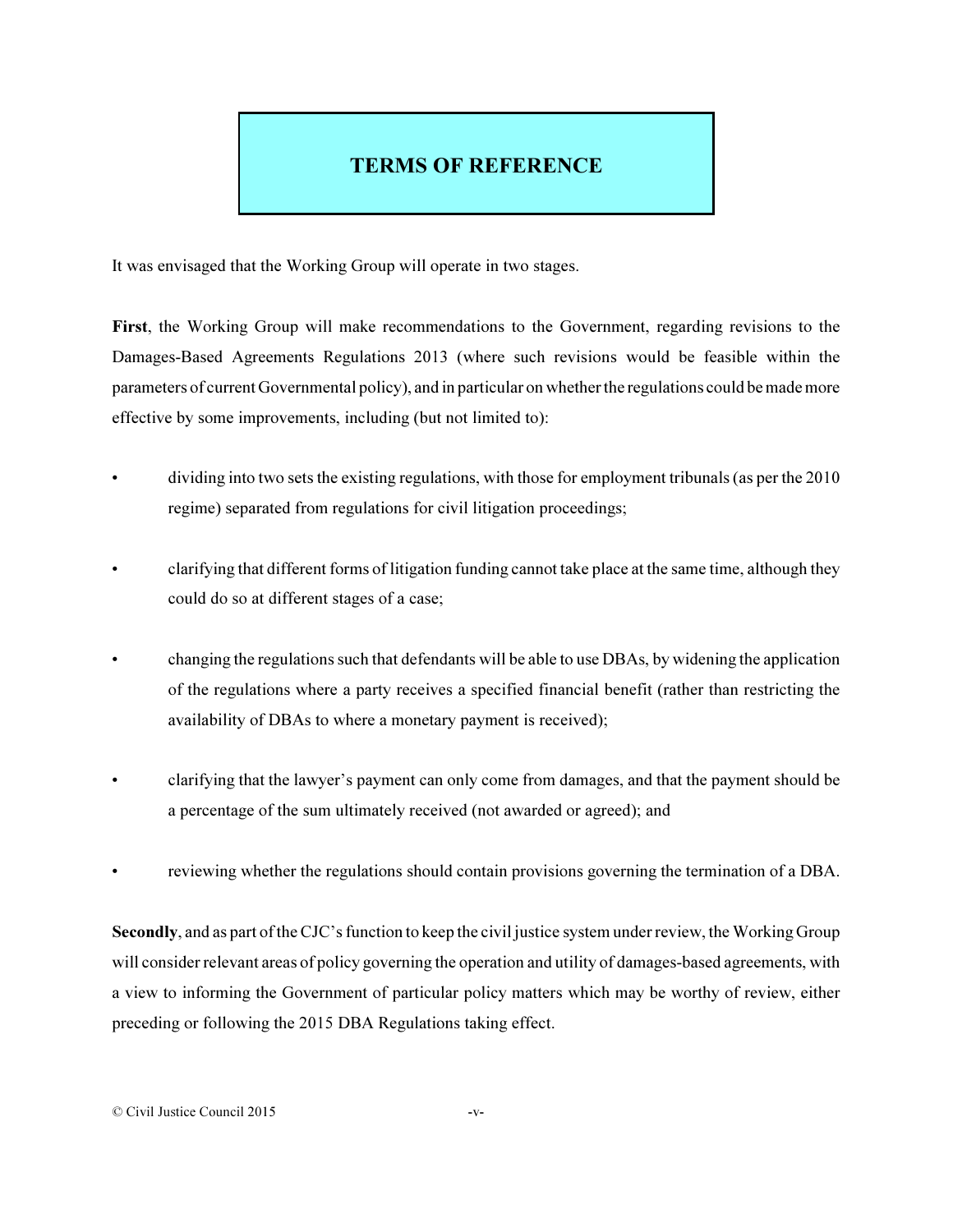# TERMS OF REFERENCE

It was envisaged that the Working Group will operate in two stages.

**First**, the Working Group will make recommendations to the Government, regarding revisions to the Damages-Based Agreements Regulations 2013 (where such revisions would be feasible within the parameters of current Governmental policy), and in particular on whether the regulations could be made more effective by some improvements, including (but not limited to):

- dividing into two sets the existing regulations, with those for employment tribunals (as per the 2010 regime) separated from regulations for civil litigation proceedings;
- clarifying that different forms of litigation funding cannot take place at the same time, although they could do so at different stages of a case;
- changing the regulations such that defendants will be able to use DBAs, by widening the application of the regulations where a party receives a specified financial benefit (rather than restricting the availability of DBAs to where a monetary payment is received);
- clarifying that the lawyer's payment can only come from damages, and that the payment should be a percentage of the sum ultimately received (not awarded or agreed); and
- reviewing whether the regulations should contain provisions governing the termination of a DBA.

**Secondly**, and as part of the CJC's function to keep the civil justice system under review, the Working Group will consider relevant areas of policy governing the operation and utility of damages-based agreements, with a view to informing the Government of particular policy matters which may be worthy of review, either preceding or following the 2015 DBA Regulations taking effect.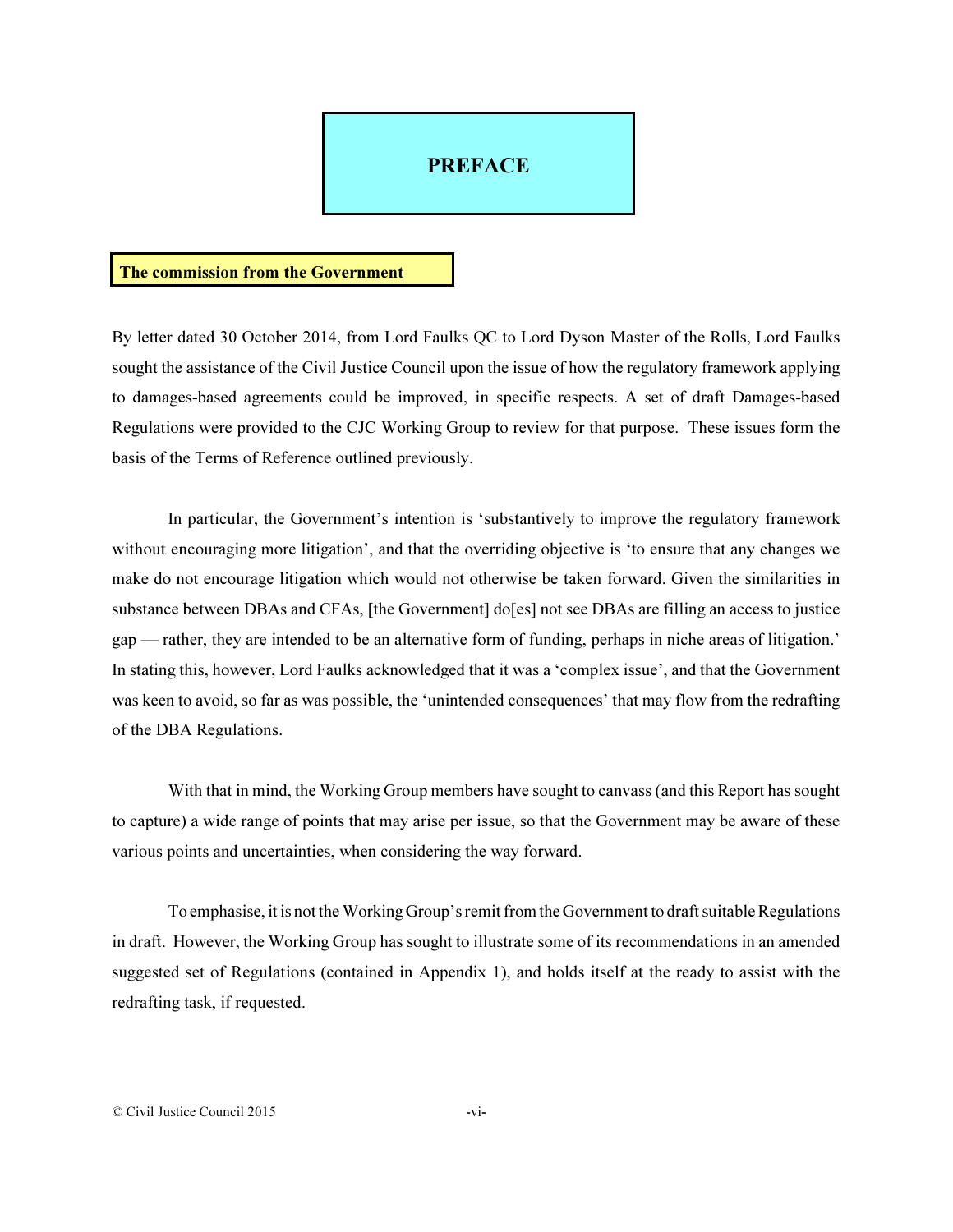# PREFACE

## The commission from the Government

By letter dated 30 October 2014, from Lord Faulks QC to Lord Dyson Master of the Rolls, Lord Faulks sought the assistance of the Civil Justice Council upon the issue of how the regulatory framework applying to damages-based agreements could be improved, in specific respects. A set of draft Damages-based Regulations were provided to the CJC Working Group to review for that purpose. These issues form the basis of the Terms of Reference outlined previously.

In particular, the Government's intention is 'substantively to improve the regulatory framework without encouraging more litigation', and that the overriding objective is 'to ensure that any changes we make do not encourage litigation which would not otherwise be taken forward. Given the similarities in substance between DBAs and CFAs, [the Government] do[es] not see DBAs are filling an access to justice gap — rather, they are intended to be an alternative form of funding, perhaps in niche areas of litigation.' In stating this, however, Lord Faulks acknowledged that it was a 'complex issue', and that the Government was keen to avoid, so far as was possible, the 'unintended consequences' that may flow from the redrafting of the DBA Regulations.

With that in mind, the Working Group members have sought to canvass (and this Report has sought to capture) a wide range of points that may arise per issue, so that the Government may be aware of these various points and uncertainties, when considering the way forward.

To emphasise, it is not the Working Group's remit from the Government to draft suitable Regulations in draft. However, the Working Group has sought to illustrate some of its recommendations in an amended suggested set of Regulations (contained in Appendix 1), and holds itself at the ready to assist with the redrafting task, if requested.

© Civil Justice Council 2015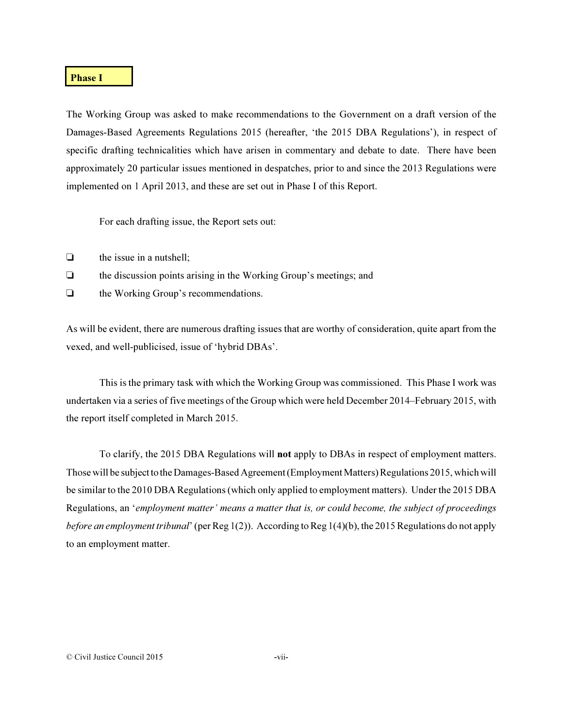## Phase I

The Working Group was asked to make recommendations to the Government on a draft version of the Damages-Based Agreements Regulations 2015 (hereafter, 'the 2015 DBA Regulations'), in respect of specific drafting technicalities which have arisen in commentary and debate to date. There have been approximately 20 particular issues mentioned in despatches, prior to and since the 2013 Regulations were implemented on 1 April 2013, and these are set out in Phase I of this Report.

For each drafting issue, the Report sets out:

- the issue in a nutshell;
- the discussion points arising in the Working Group's meetings; and
- the Working Group's recommendations.

As will be evident, there are numerous drafting issues that are worthy of consideration, quite apart from the vexed, and well-publicised, issue of 'hybrid DBAs'.

This is the primary task with which the Working Group was commissioned. This Phase I work was undertaken via a series of five meetings of the Group which were held December 2014–February 2015, with the report itself completed in March 2015.

To clarify, the 2015 DBA Regulations will **not** apply to DBAs in respect of employment matters. Those will be subject to the Damages-Based Agreement (Employment Matters) Regulations 2015, which will be similar to the 2010 DBA Regulations (which only applied to employment matters). Under the 2015 DBA Regulations, an '*employment matter' means a matter that is, or could become, the subject of proceedings before an employment tribunal*' (per Reg 1(2)). According to Reg 1(4)(b), the 2015 Regulations do not apply to an employment matter.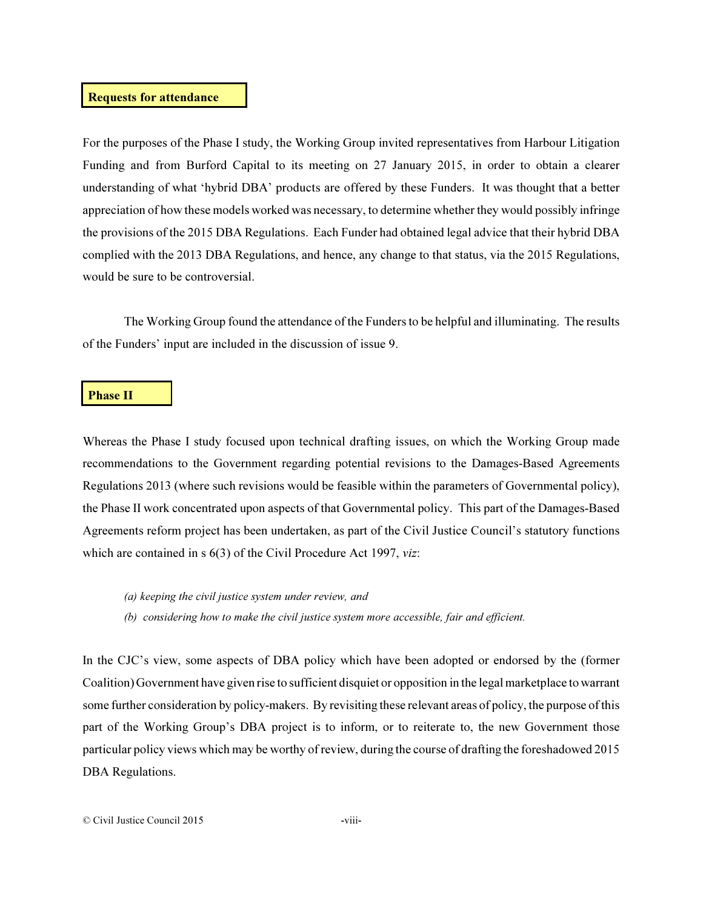## Requests for attendance

For the purposes of the Phase I study, the Working Group invited representatives from Harbour Litigation Funding and from Burford Capital to its meeting on 27 January 2015, in order to obtain a clearer understanding of what 'hybrid DBA' products are offered by these Funders. It was thought that a better appreciation of how these models worked was necessary, to determine whether they would possibly infringe the provisions of the 2015 DBA Regulations. Each Funder had obtained legal advice that their hybrid DBA complied with the 2013 DBA Regulations, and hence, any change to that status, via the 2015 Regulations, would be sure to be controversial.

The Working Group found the attendance of the Funders to be helpful and illuminating. The results of the Funders' input are included in the discussion of issue 9.

## Phase II

Whereas the Phase I study focused upon technical drafting issues, on which the Working Group made recommendations to the Government regarding potential revisions to the Damages-Based Agreements Regulations 2013 (where such revisions would be feasible within the parameters of Governmental policy), the Phase II work concentrated upon aspects of that Governmental policy. This part of the Damages-Based Agreements reform project has been undertaken, as part of the Civil Justice Council's statutory functions which are contained in s 6(3) of the Civil Procedure Act 1997, *viz*:

*(a) keeping the civil justice system under review, and*

*(b) considering how to make the civil justice system more accessible, fair and efficient.*

In the CJC's view, some aspects of DBA policy which have been adopted or endorsed by the (former Coalition) Government have given rise to sufficient disquiet or opposition in the legal marketplace to warrant some further consideration by policy-makers. By revisiting these relevant areas of policy, the purpose of this part of the Working Group's DBA project is to inform, or to reiterate to, the new Government those particular policy views which may be worthy of review, during the course of drafting the foreshadowed 2015 DBA Regulations.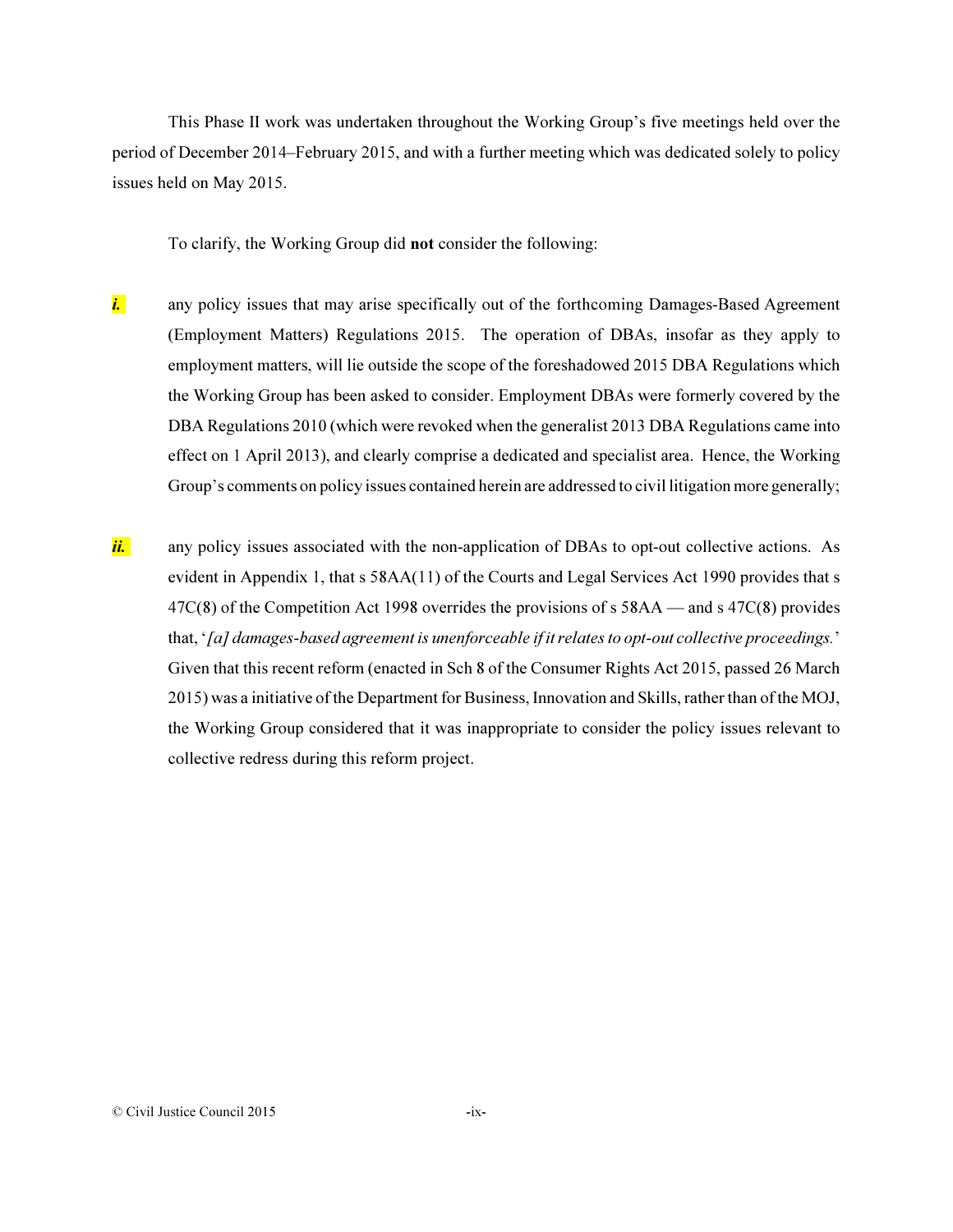This Phase II work was undertaken throughout the Working Group's five meetings held over the period of December 2014–February 2015, and with a further meeting which was dedicated solely to policy issues held on May 2015.

To clarify, the Working Group did **not** consider the following:

***i.*** any policy issues that may arise specifically out of the forthcoming Damages-Based Agreement (Employment Matters) Regulations 2015. The operation of DBAs, insofar as they apply to employment matters, will lie outside the scope of the foreshadowed 2015 DBA Regulations which the Working Group has been asked to consider. Employment DBAs were formerly covered by the DBA Regulations 2010 (which were revoked when the generalist 2013 DBA Regulations came into effect on 1 April 2013), and clearly comprise a dedicated and specialist area. Hence, the Working Group's comments on policy issues contained herein are addressed to civil litigation more generally;

***ii.*** any policy issues associated with the non-application of DBAs to opt-out collective actions. As evident in Appendix 1, that s 58AA(11) of the Courts and Legal Services Act 1990 provides that s 47C(8) of the Competition Act 1998 overrides the provisions of s 58AA — and s 47C(8) provides that, '*[a] damages-based agreement is unenforceable if it relates to opt-out collective proceedings.*' Given that this recent reform (enacted in Sch 8 of the Consumer Rights Act 2015, passed 26 March 2015) was a initiative of the Department for Business, Innovation and Skills, rather than of the MOJ, the Working Group considered that it was inappropriate to consider the policy issues relevant to collective redress during this reform project.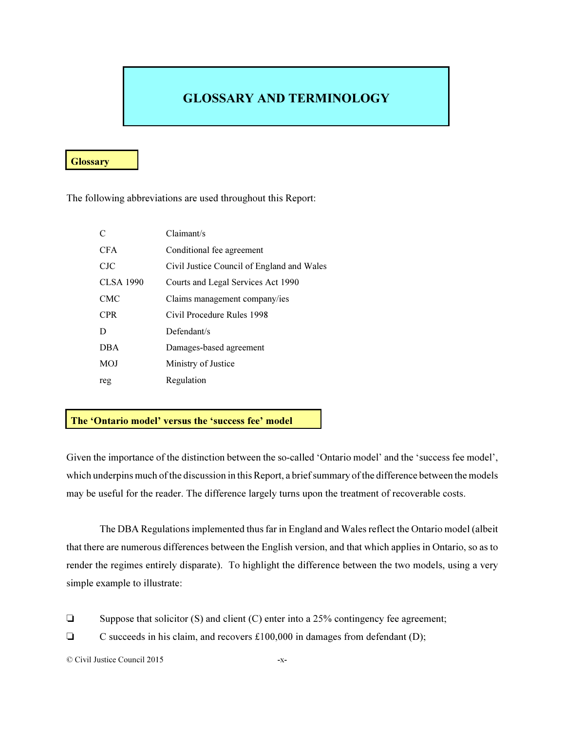# GLOSSARY AND TERMINOLOGY

## Glossary

The following abbreviations are used throughout this Report:

| | |
|---|---|
| C | Claimant/s |
| CFA | Conditional fee agreement |
| CJC | Civil Justice Council of England and Wales |
| CLSA 1990 | Courts and Legal Services Act 1990 |
| CMC | Claims management company/ies |
| CPR | Civil Procedure Rules 1998 |
| D | Defendant/s |
| DBA | Damages-based agreement |
| MOJ | Ministry of Justice |
| reg | Regulation |

## The 'Ontario model' versus the 'success fee' model

Given the importance of the distinction between the so-called 'Ontario model' and the 'success fee model', which underpins much of the discussion in this Report, a brief summary of the difference between the models may be useful for the reader. The difference largely turns upon the treatment of recoverable costs.

The DBA Regulations implemented thus far in England and Wales reflect the Ontario model (albeit that there are numerous differences between the English version, and that which applies in Ontario, so as to render the regimes entirely disparate). To highlight the difference between the two models, using a very simple example to illustrate:

- Suppose that solicitor (S) and client (C) enter into a 25% contingency fee agreement;
- C succeeds in his claim, and recovers £100,000 in damages from defendant (D);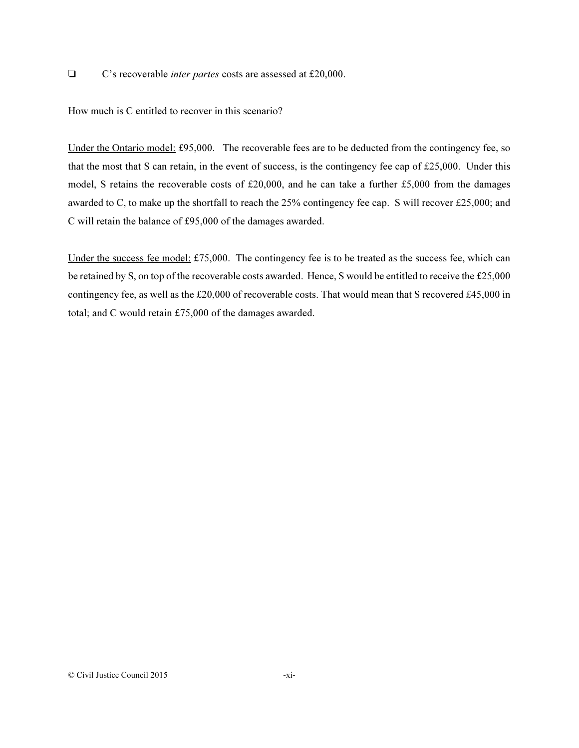- C's recoverable *inter partes* costs are assessed at £20,000.

How much is C entitled to recover in this scenario?

Under the Ontario model: £95,000. The recoverable fees are to be deducted from the contingency fee, so that the most that S can retain, in the event of success, is the contingency fee cap of £25,000. Under this model, S retains the recoverable costs of £20,000, and he can take a further £5,000 from the damages awarded to C, to make up the shortfall to reach the 25% contingency fee cap. S will recover £25,000; and C will retain the balance of £95,000 of the damages awarded.

Under the success fee model: £75,000. The contingency fee is to be treated as the success fee, which can be retained by S, on top of the recoverable costs awarded. Hence, S would be entitled to receive the £25,000 contingency fee, as well as the £20,000 of recoverable costs. That would mean that S recovered £45,000 in total; and C would retain £75,000 of the damages awarded.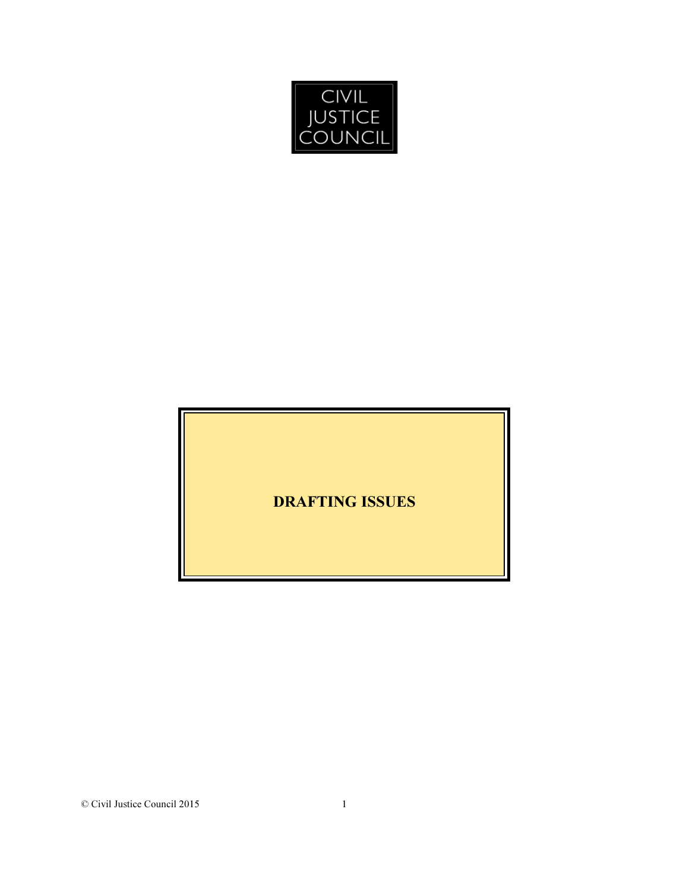CIVIL JUSTICE COUNCIL

# DRAFTING ISSUES

© Civil Justice Council 2015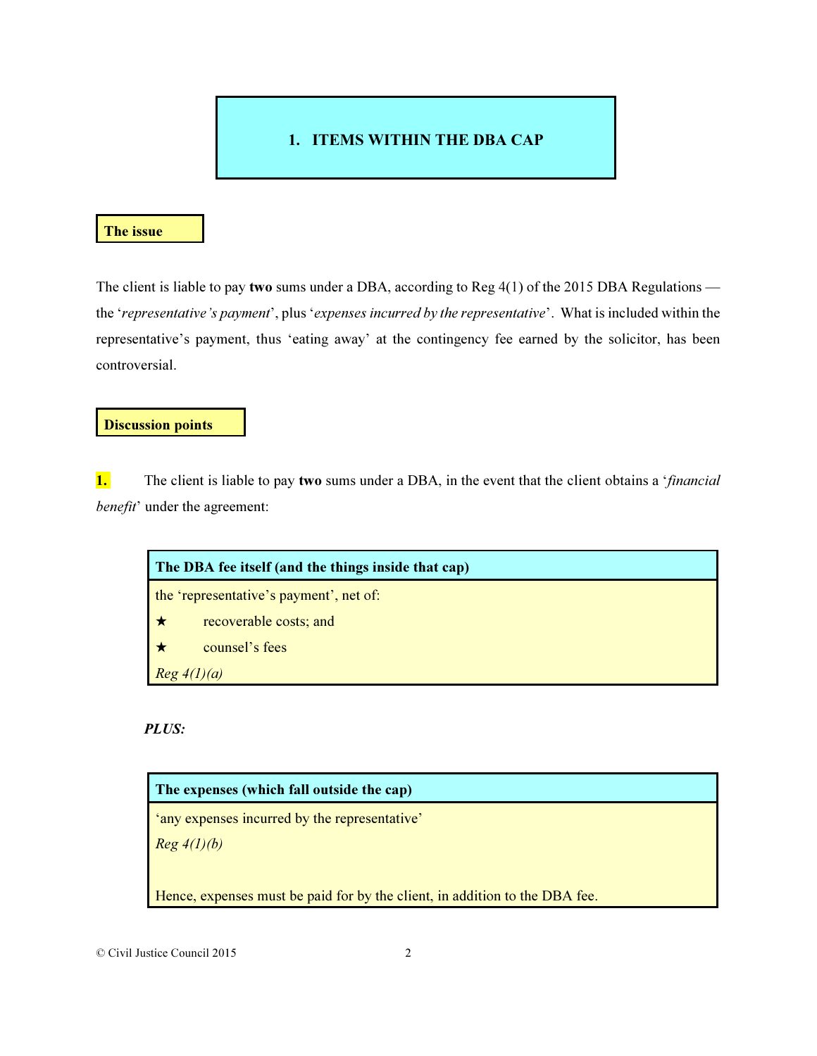# 1. ITEMS WITHIN THE DBA CAP

**The issue**

The client is liable to pay **two** sums under a DBA, according to Reg 4(1) of the 2015 DBA Regulations — the '*representative's payment*', plus '*expenses incurred by the representative*'. What is included within the representative's payment, thus 'eating away' at the contingency fee earned by the solicitor, has been controversial.

**Discussion points**

**1.** The client is liable to pay **two** sums under a DBA, in the event that the client obtains a '*financial benefit*' under the agreement:

| **The DBA fee itself (and the things inside that cap)** |
|---|
| the 'representative's payment', net of: |
| ★ recoverable costs; and |
| ★ counsel's fees |
| *Reg 4(1)(a)* |

***PLUS:***

| **The expenses (which fall outside the cap)** |
|---|
| 'any expenses incurred by the representative' |
| *Reg 4(1)(b)* |
| Hence, expenses must be paid for by the client, in addition to the DBA fee. |

© Civil Justice Council 2015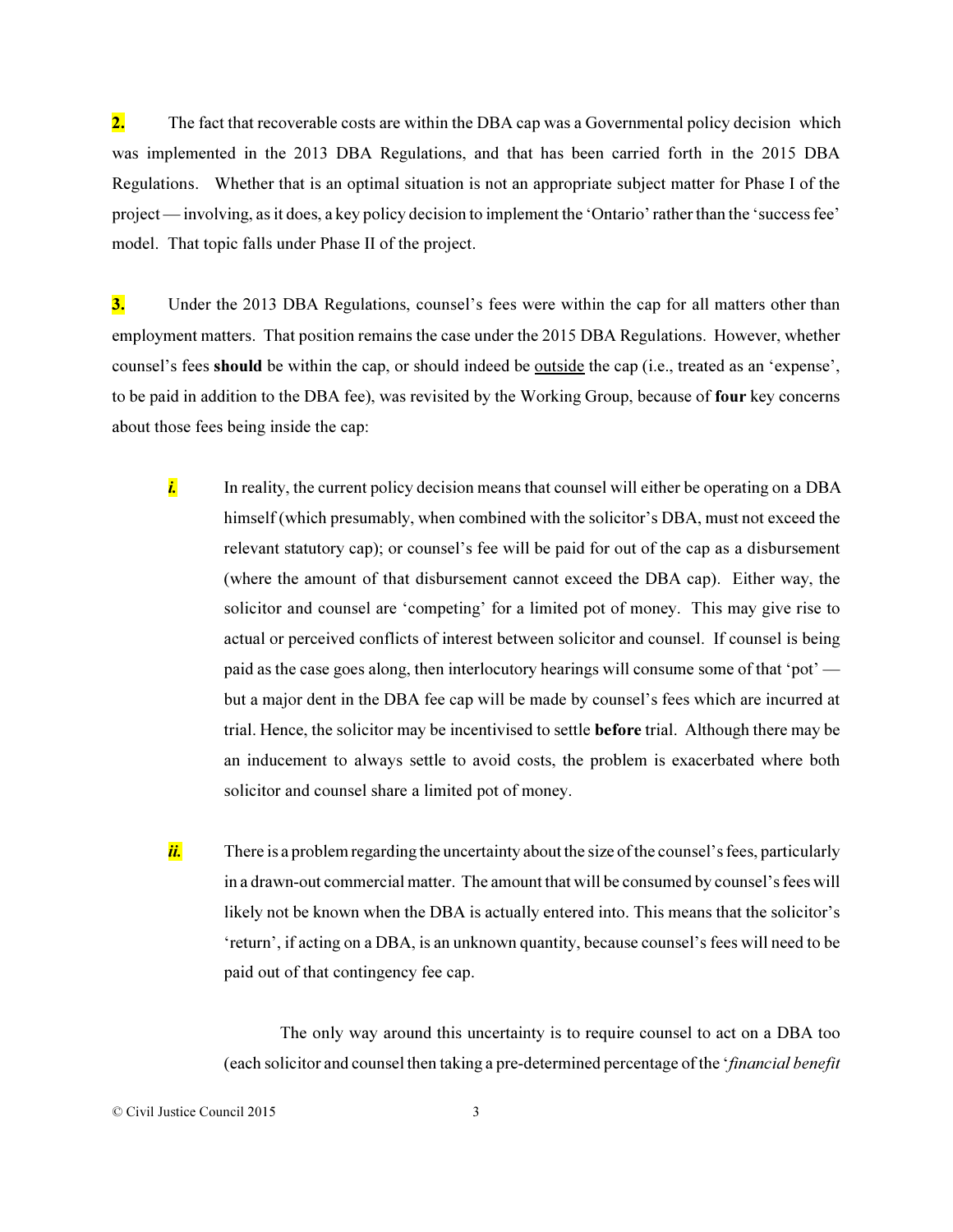**2.** The fact that recoverable costs are within the DBA cap was a Governmental policy decision which was implemented in the 2013 DBA Regulations, and that has been carried forth in the 2015 DBA Regulations. Whether that is an optimal situation is not an appropriate subject matter for Phase I of the project — involving, as it does, a key policy decision to implement the 'Ontario' rather than the 'success fee' model. That topic falls under Phase II of the project.

**3.** Under the 2013 DBA Regulations, counsel's fees were within the cap for all matters other than employment matters. That position remains the case under the 2015 DBA Regulations. However, whether counsel's fees **should** be within the cap, or should indeed be <u>outside</u> the cap (i.e., treated as an 'expense', to be paid in addition to the DBA fee), was revisited by the Working Group, because of **four** key concerns about those fees being inside the cap:

***i.*** In reality, the current policy decision means that counsel will either be operating on a DBA himself (which presumably, when combined with the solicitor's DBA, must not exceed the relevant statutory cap); or counsel's fee will be paid for out of the cap as a disbursement (where the amount of that disbursement cannot exceed the DBA cap). Either way, the solicitor and counsel are 'competing' for a limited pot of money. This may give rise to actual or perceived conflicts of interest between solicitor and counsel. If counsel is being paid as the case goes along, then interlocutory hearings will consume some of that 'pot' — but a major dent in the DBA fee cap will be made by counsel's fees which are incurred at trial. Hence, the solicitor may be incentivised to settle **before** trial. Although there may be an inducement to always settle to avoid costs, the problem is exacerbated where both solicitor and counsel share a limited pot of money.

***ii.*** There is a problem regarding the uncertainty about the size of the counsel's fees, particularly in a drawn-out commercial matter. The amount that will be consumed by counsel's fees will likely not be known when the DBA is actually entered into. This means that the solicitor's 'return', if acting on a DBA, is an unknown quantity, because counsel's fees will need to be paid out of that contingency fee cap.

The only way around this uncertainty is to require counsel to act on a DBA too (each solicitor and counsel then taking a pre-determined percentage of the '*financial benefit*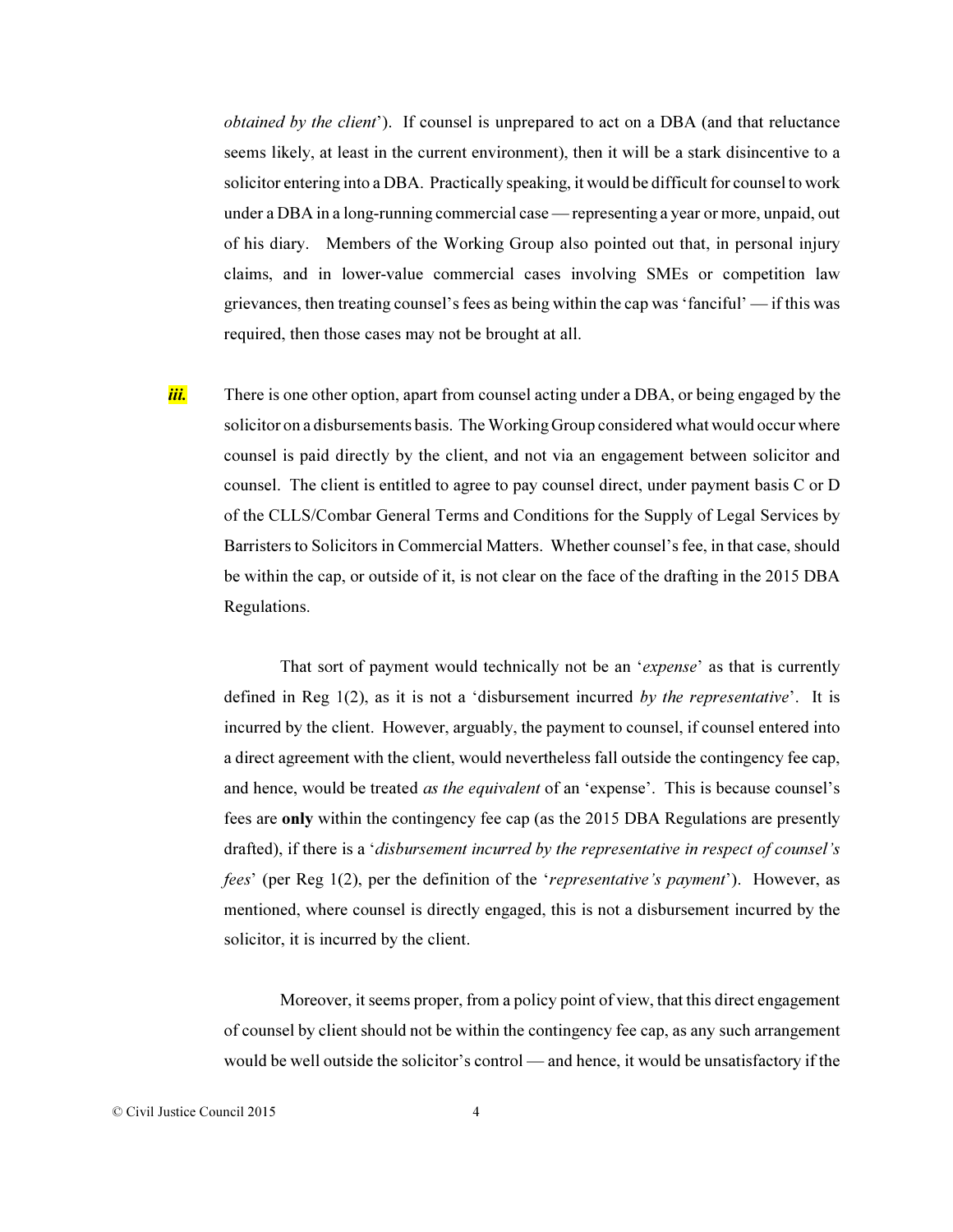*obtained by the client*'). If counsel is unprepared to act on a DBA (and that reluctance seems likely, at least in the current environment), then it will be a stark disincentive to a solicitor entering into a DBA. Practically speaking, it would be difficult for counsel to work under a DBA in a long-running commercial case — representing a year or more, unpaid, out of his diary. Members of the Working Group also pointed out that, in personal injury claims, and in lower-value commercial cases involving SMEs or competition law grievances, then treating counsel's fees as being within the cap was 'fanciful' — if this was required, then those cases may not be brought at all.

***iii.*** There is one other option, apart from counsel acting under a DBA, or being engaged by the solicitor on a disbursements basis. The Working Group considered what would occur where counsel is paid directly by the client, and not via an engagement between solicitor and counsel. The client is entitled to agree to pay counsel direct, under payment basis C or D of the CLLS/Combar General Terms and Conditions for the Supply of Legal Services by Barristers to Solicitors in Commercial Matters. Whether counsel's fee, in that case, should be within the cap, or outside of it, is not clear on the face of the drafting in the 2015 DBA Regulations.

That sort of payment would technically not be an '*expense*' as that is currently defined in Reg 1(2), as it is not a 'disbursement incurred *by the representative*'. It is incurred by the client. However, arguably, the payment to counsel, if counsel entered into a direct agreement with the client, would nevertheless fall outside the contingency fee cap, and hence, would be treated *as the equivalent* of an 'expense'. This is because counsel's fees are **only** within the contingency fee cap (as the 2015 DBA Regulations are presently drafted), if there is a '*disbursement incurred by the representative in respect of counsel's fees*' (per Reg 1(2), per the definition of the '*representative's payment*'). However, as mentioned, where counsel is directly engaged, this is not a disbursement incurred by the solicitor, it is incurred by the client.

Moreover, it seems proper, from a policy point of view, that this direct engagement of counsel by client should not be within the contingency fee cap, as any such arrangement would be well outside the solicitor's control — and hence, it would be unsatisfactory if the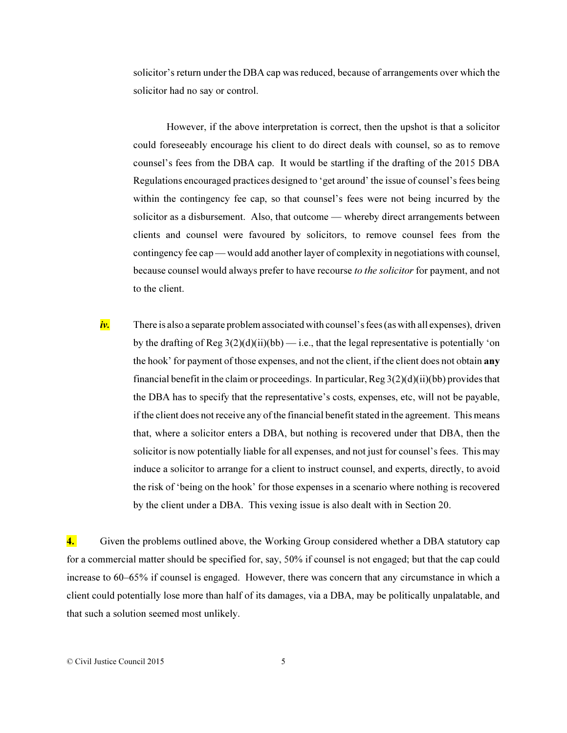solicitor's return under the DBA cap was reduced, because of arrangements over which the solicitor had no say or control.

However, if the above interpretation is correct, then the upshot is that a solicitor could foreseeably encourage his client to do direct deals with counsel, so as to remove counsel's fees from the DBA cap. It would be startling if the drafting of the 2015 DBA Regulations encouraged practices designed to 'get around' the issue of counsel's fees being within the contingency fee cap, so that counsel's fees were not being incurred by the solicitor as a disbursement. Also, that outcome — whereby direct arrangements between clients and counsel were favoured by solicitors, to remove counsel fees from the contingency fee cap — would add another layer of complexity in negotiations with counsel, because counsel would always prefer to have recourse *to the solicitor* for payment, and not to the client.

***iv.*** There is also a separate problem associated with counsel's fees (as with all expenses), driven by the drafting of Reg 3(2)(d)(ii)(bb) — i.e., that the legal representative is potentially 'on the hook' for payment of those expenses, and not the client, if the client does not obtain **any** financial benefit in the claim or proceedings. In particular, Reg 3(2)(d)(ii)(bb) provides that the DBA has to specify that the representative's costs, expenses, etc, will not be payable, if the client does not receive any of the financial benefit stated in the agreement. This means that, where a solicitor enters a DBA, but nothing is recovered under that DBA, then the solicitor is now potentially liable for all expenses, and not just for counsel's fees. This may induce a solicitor to arrange for a client to instruct counsel, and experts, directly, to avoid the risk of 'being on the hook' for those expenses in a scenario where nothing is recovered by the client under a DBA. This vexing issue is also dealt with in Section 20.

**4.** Given the problems outlined above, the Working Group considered whether a DBA statutory cap for a commercial matter should be specified for, say, 50% if counsel is not engaged; but that the cap could increase to 60–65% if counsel is engaged. However, there was concern that any circumstance in which a client could potentially lose more than half of its damages, via a DBA, may be politically unpalatable, and that such a solution seemed most unlikely.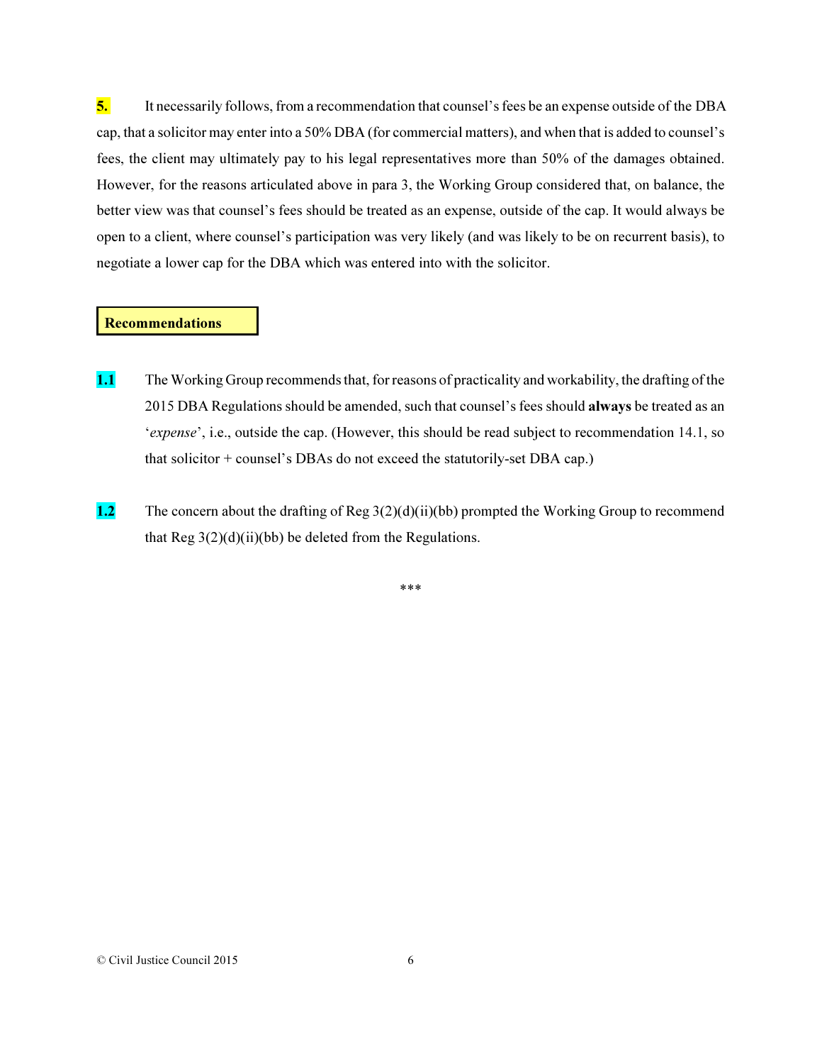**5.** It necessarily follows, from a recommendation that counsel's fees be an expense outside of the DBA cap, that a solicitor may enter into a 50% DBA (for commercial matters), and when that is added to counsel's fees, the client may ultimately pay to his legal representatives more than 50% of the damages obtained. However, for the reasons articulated above in para 3, the Working Group considered that, on balance, the better view was that counsel's fees should be treated as an expense, outside of the cap. It would always be open to a client, where counsel's participation was very likely (and was likely to be on recurrent basis), to negotiate a lower cap for the DBA which was entered into with the solicitor.

**Recommendations**

**1.1** The Working Group recommends that, for reasons of practicality and workability, the drafting of the 2015 DBA Regulations should be amended, such that counsel's fees should **always** be treated as an '*expense*', i.e., outside the cap. (However, this should be read subject to recommendation 14.1, so that solicitor + counsel's DBAs do not exceed the statutorily-set DBA cap.)

**1.2** The concern about the drafting of Reg 3(2)(d)(ii)(bb) prompted the Working Group to recommend that Reg 3(2)(d)(ii)(bb) be deleted from the Regulations.

***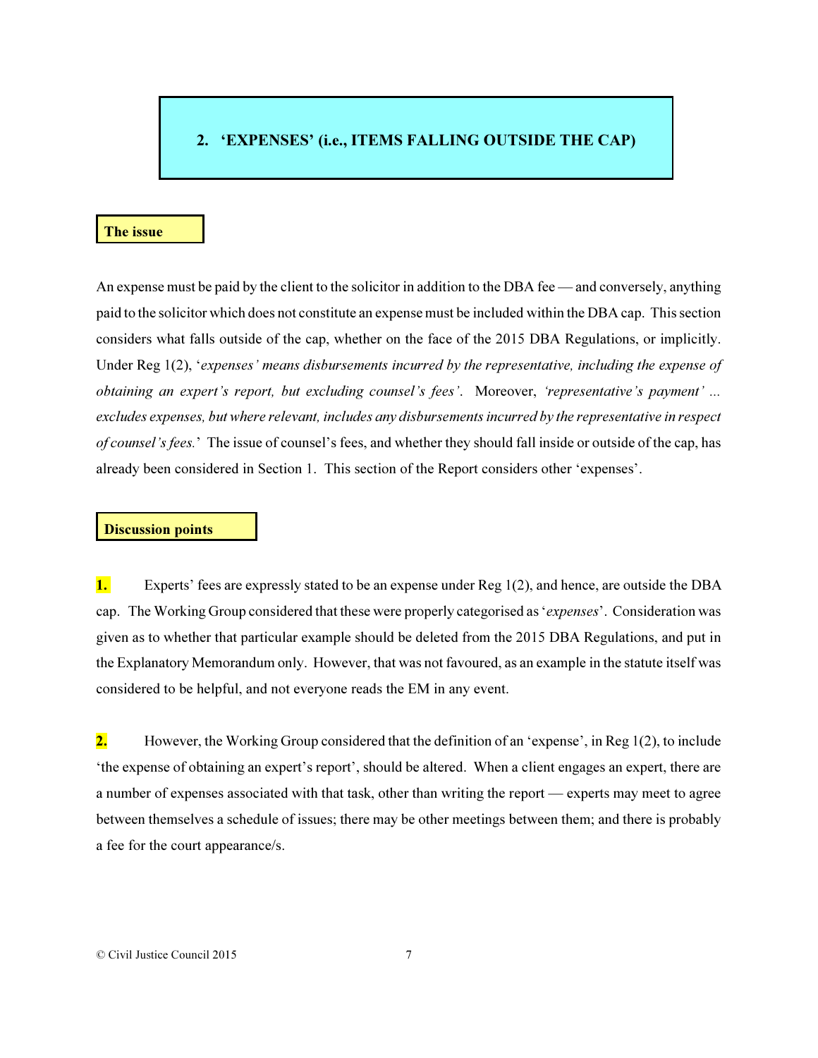## 2. 'EXPENSES' (i.e., ITEMS FALLING OUTSIDE THE CAP)

### The issue

An expense must be paid by the client to the solicitor in addition to the DBA fee — and conversely, anything paid to the solicitor which does not constitute an expense must be included within the DBA cap. This section considers what falls outside of the cap, whether on the face of the 2015 DBA Regulations, or implicitly. Under Reg 1(2), '*expenses' means disbursements incurred by the representative, including the expense of obtaining an expert's report, but excluding counsel's fees'*. Moreover, *'representative's payment' ... excludes expenses, but where relevant, includes any disbursements incurred by the representative in respect of counsel's fees.*' The issue of counsel's fees, and whether they should fall inside or outside of the cap, has already been considered in Section 1. This section of the Report considers other 'expenses'.

### Discussion points

**1.** Experts' fees are expressly stated to be an expense under Reg 1(2), and hence, are outside the DBA cap. The Working Group considered that these were properly categorised as '*expenses*'. Consideration was given as to whether that particular example should be deleted from the 2015 DBA Regulations, and put in the Explanatory Memorandum only. However, that was not favoured, as an example in the statute itself was considered to be helpful, and not everyone reads the EM in any event.

**2.** However, the Working Group considered that the definition of an 'expense', in Reg 1(2), to include 'the expense of obtaining an expert's report', should be altered. When a client engages an expert, there are a number of expenses associated with that task, other than writing the report — experts may meet to agree between themselves a schedule of issues; there may be other meetings between them; and there is probably a fee for the court appearance/s.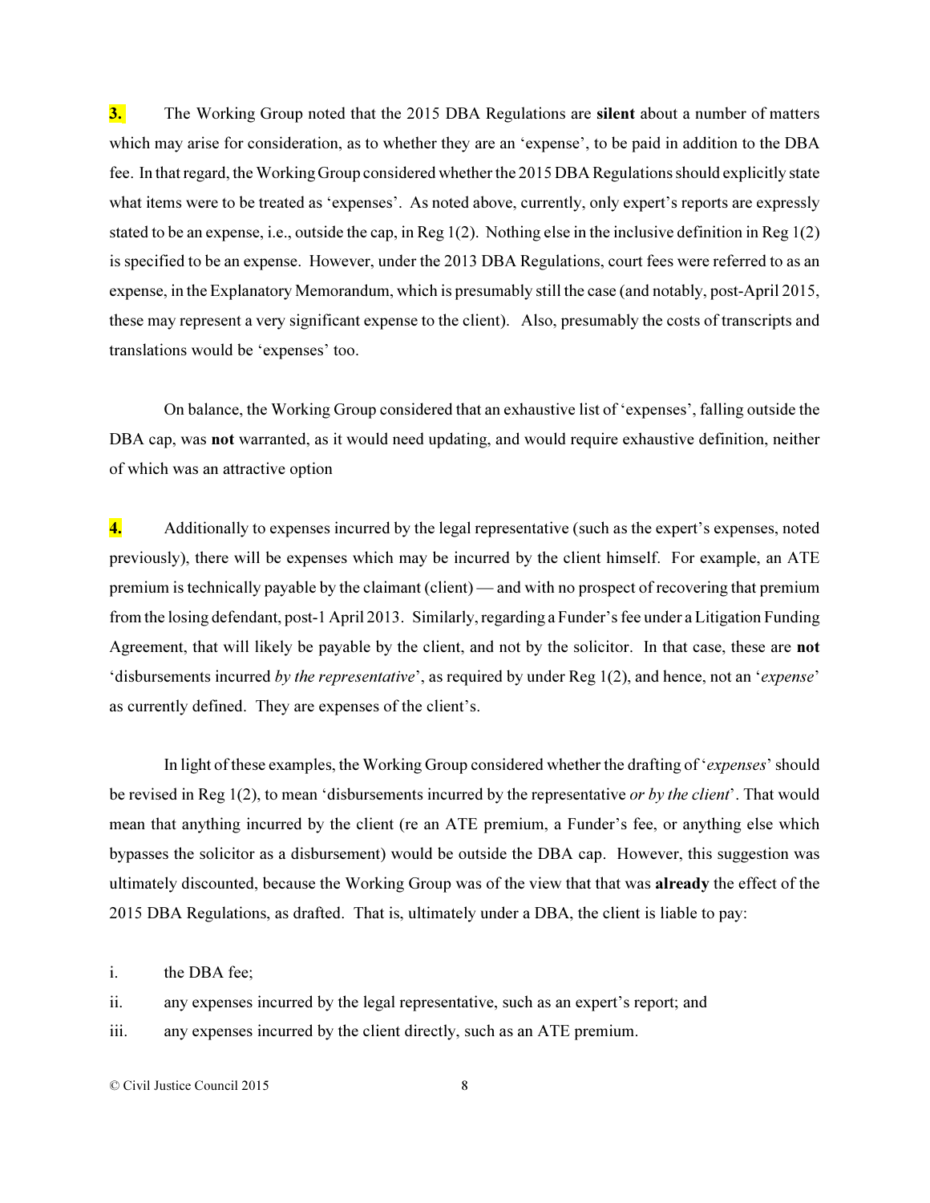**3.** The Working Group noted that the 2015 DBA Regulations are **silent** about a number of matters which may arise for consideration, as to whether they are an 'expense', to be paid in addition to the DBA fee. In that regard, the Working Group considered whether the 2015 DBA Regulations should explicitly state what items were to be treated as 'expenses'. As noted above, currently, only expert's reports are expressly stated to be an expense, i.e., outside the cap, in Reg 1(2). Nothing else in the inclusive definition in Reg 1(2) is specified to be an expense. However, under the 2013 DBA Regulations, court fees were referred to as an expense, in the Explanatory Memorandum, which is presumably still the case (and notably, post-April 2015, these may represent a very significant expense to the client). Also, presumably the costs of transcripts and translations would be 'expenses' too.

On balance, the Working Group considered that an exhaustive list of 'expenses', falling outside the DBA cap, was **not** warranted, as it would need updating, and would require exhaustive definition, neither of which was an attractive option

**4.** Additionally to expenses incurred by the legal representative (such as the expert's expenses, noted previously), there will be expenses which may be incurred by the client himself. For example, an ATE premium is technically payable by the claimant (client) — and with no prospect of recovering that premium from the losing defendant, post-1 April 2013. Similarly, regarding a Funder's fee under a Litigation Funding Agreement, that will likely be payable by the client, and not by the solicitor. In that case, these are **not** 'disbursements incurred *by the representative*', as required by under Reg 1(2), and hence, not an '*expense*' as currently defined. They are expenses of the client's.

In light of these examples, the Working Group considered whether the drafting of '*expenses*' should be revised in Reg 1(2), to mean 'disbursements incurred by the representative *or by the client*'. That would mean that anything incurred by the client (re an ATE premium, a Funder's fee, or anything else which bypasses the solicitor as a disbursement) would be outside the DBA cap. However, this suggestion was ultimately discounted, because the Working Group was of the view that that was **already** the effect of the 2015 DBA Regulations, as drafted. That is, ultimately under a DBA, the client is liable to pay:

i. the DBA fee;

ii. any expenses incurred by the legal representative, such as an expert's report; and

iii. any expenses incurred by the client directly, such as an ATE premium.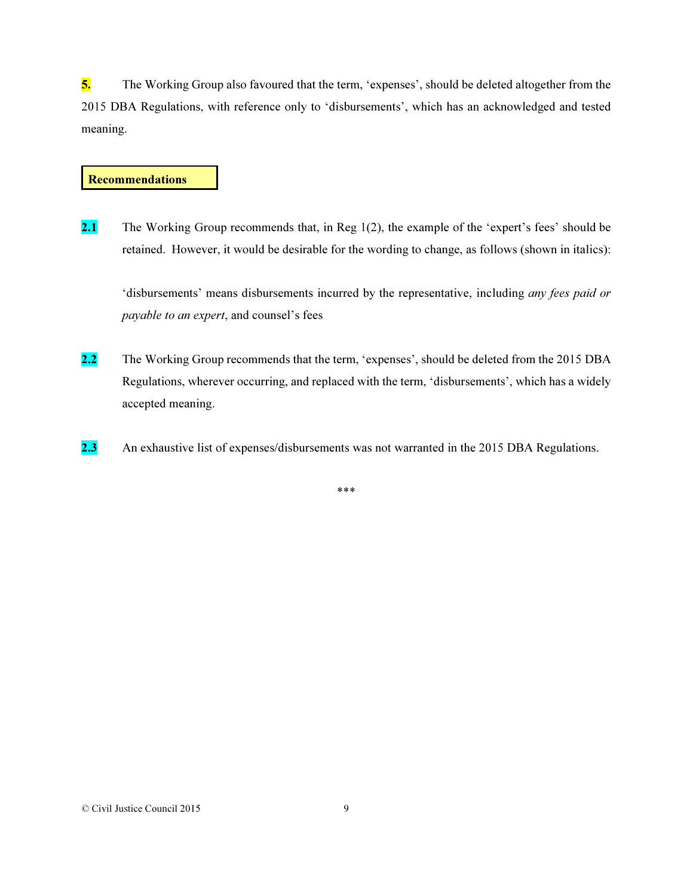**5.** The Working Group also favoured that the term, 'expenses', should be deleted altogether from the 2015 DBA Regulations, with reference only to 'disbursements', which has an acknowledged and tested meaning.

**Recommendations**

**2.1** The Working Group recommends that, in Reg 1(2), the example of the 'expert's fees' should be retained. However, it would be desirable for the wording to change, as follows (shown in italics):

'disbursements' means disbursements incurred by the representative, including *any fees paid or payable to an expert*, and counsel's fees

**2.2** The Working Group recommends that the term, 'expenses', should be deleted from the 2015 DBA Regulations, wherever occurring, and replaced with the term, 'disbursements', which has a widely accepted meaning.

**2.3** An exhaustive list of expenses/disbursements was not warranted in the 2015 DBA Regulations.

***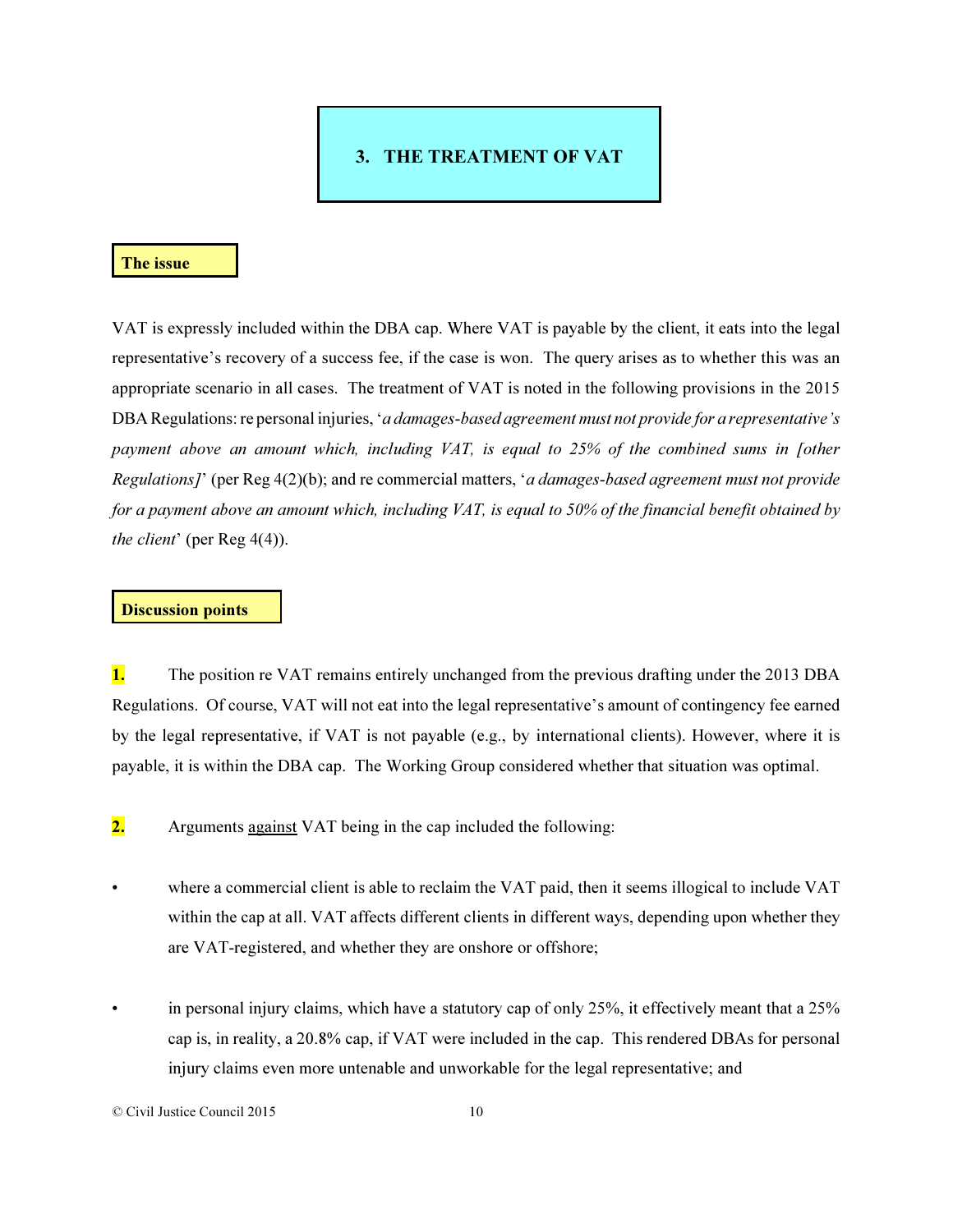# 3. THE TREATMENT OF VAT

## The issue

VAT is expressly included within the DBA cap. Where VAT is payable by the client, it eats into the legal representative's recovery of a success fee, if the case is won. The query arises as to whether this was an appropriate scenario in all cases. The treatment of VAT is noted in the following provisions in the 2015 DBA Regulations: re personal injuries, '*a damages-based agreement must not provide for a representative's payment above an amount which, including VAT, is equal to 25% of the combined sums in [other Regulations]*' (per Reg 4(2)(b); and re commercial matters, '*a damages-based agreement must not provide for a payment above an amount which, including VAT, is equal to 50% of the financial benefit obtained by the client*' (per Reg 4(4)).

## Discussion points

**1.** The position re VAT remains entirely unchanged from the previous drafting under the 2013 DBA Regulations. Of course, VAT will not eat into the legal representative's amount of contingency fee earned by the legal representative, if VAT is not payable (e.g., by international clients). However, where it is payable, it is within the DBA cap. The Working Group considered whether that situation was optimal.

**2.** Arguments <u>against</u> VAT being in the cap included the following:

- where a commercial client is able to reclaim the VAT paid, then it seems illogical to include VAT within the cap at all. VAT affects different clients in different ways, depending upon whether they are VAT-registered, and whether they are onshore or offshore;
- in personal injury claims, which have a statutory cap of only 25%, it effectively meant that a 25% cap is, in reality, a 20.8% cap, if VAT were included in the cap. This rendered DBAs for personal injury claims even more untenable and unworkable for the legal representative; and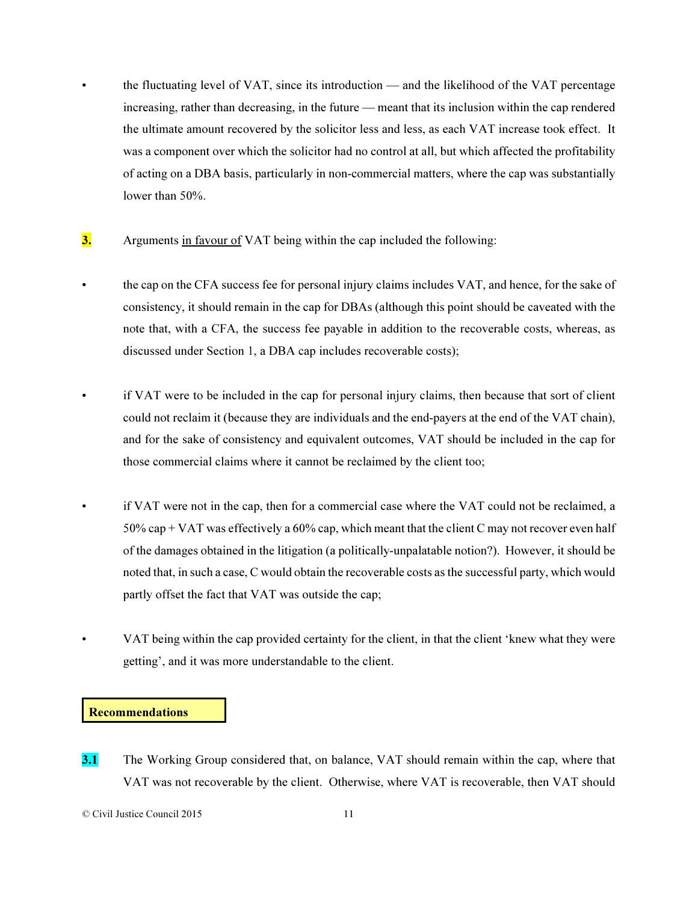- the fluctuating level of VAT, since its introduction — and the likelihood of the VAT percentage increasing, rather than decreasing, in the future — meant that its inclusion within the cap rendered the ultimate amount recovered by the solicitor less and less, as each VAT increase took effect. It was a component over which the solicitor had no control at all, but which affected the profitability of acting on a DBA basis, particularly in non-commercial matters, where the cap was substantially lower than 50%.

**3.** Arguments <u>in favour of</u> VAT being within the cap included the following:

- the cap on the CFA success fee for personal injury claims includes VAT, and hence, for the sake of consistency, it should remain in the cap for DBAs (although this point should be caveated with the note that, with a CFA, the success fee payable in addition to the recoverable costs, whereas, as discussed under Section 1, a DBA cap includes recoverable costs);

- if VAT were to be included in the cap for personal injury claims, then because that sort of client could not reclaim it (because they are individuals and the end-payers at the end of the VAT chain), and for the sake of consistency and equivalent outcomes, VAT should be included in the cap for those commercial claims where it cannot be reclaimed by the client too;

- if VAT were not in the cap, then for a commercial case where the VAT could not be reclaimed, a 50% cap + VAT was effectively a 60% cap, which meant that the client C may not recover even half of the damages obtained in the litigation (a politically-unpalatable notion?). However, it should be noted that, in such a case, C would obtain the recoverable costs as the successful party, which would partly offset the fact that VAT was outside the cap;

- VAT being within the cap provided certainty for the client, in that the client 'knew what they were getting', and it was more understandable to the client.

**Recommendations**

**3.1** The Working Group considered that, on balance, VAT should remain within the cap, where that VAT was not recoverable by the client. Otherwise, where VAT is recoverable, then VAT should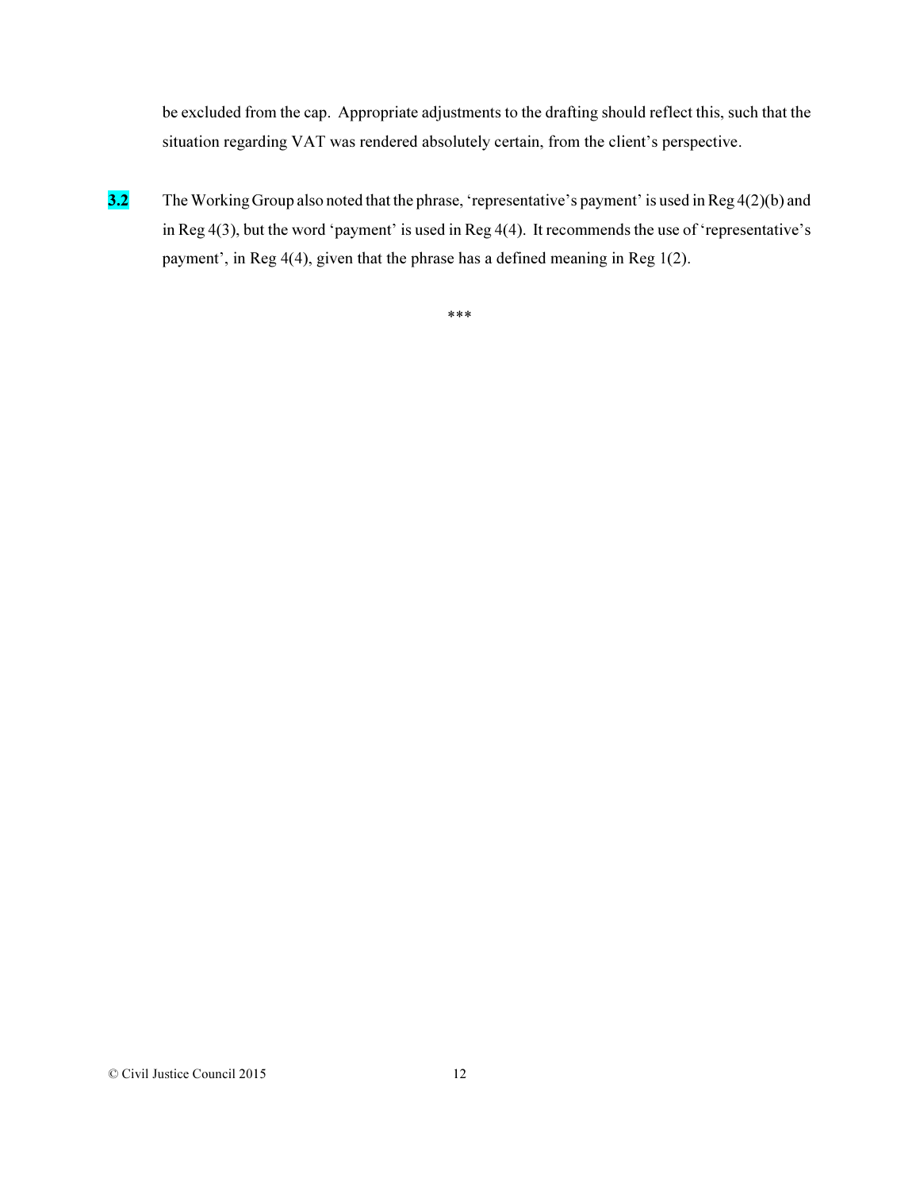be excluded from the cap. Appropriate adjustments to the drafting should reflect this, such that the situation regarding VAT was rendered absolutely certain, from the client's perspective.

**3.2** The Working Group also noted that the phrase, 'representative's payment' is used in Reg 4(2)(b) and in Reg 4(3), but the word 'payment' is used in Reg 4(4). It recommends the use of 'representative's payment', in Reg 4(4), given that the phrase has a defined meaning in Reg 1(2).

***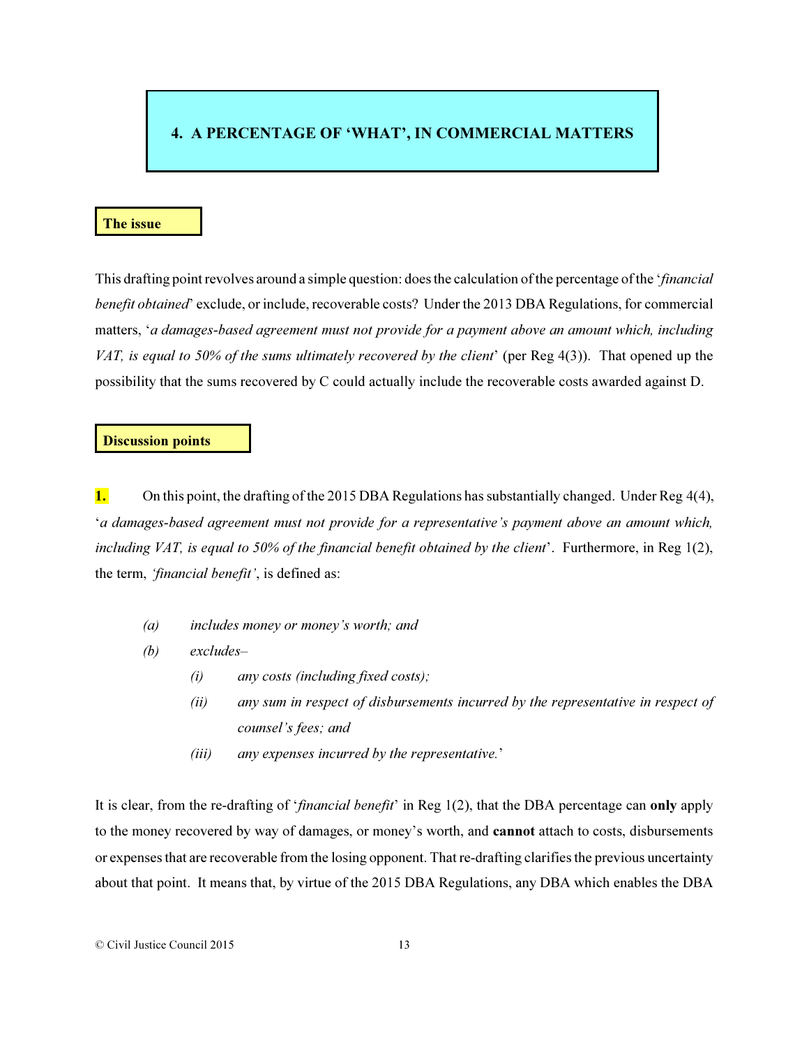## 4. A PERCENTAGE OF 'WHAT', IN COMMERCIAL MATTERS

### The issue

This drafting point revolves around a simple question: does the calculation of the percentage of the '*financial benefit obtained*' exclude, or include, recoverable costs? Under the 2013 DBA Regulations, for commercial matters, '*a damages-based agreement must not provide for a payment above an amount which, including VAT, is equal to 50% of the sums ultimately recovered by the client*' (per Reg 4(3)). That opened up the possibility that the sums recovered by C could actually include the recoverable costs awarded against D.

### Discussion points

**1.** On this point, the drafting of the 2015 DBA Regulations has substantially changed. Under Reg 4(4), '*a damages-based agreement must not provide for a representative's payment above an amount which, including VAT, is equal to 50% of the financial benefit obtained by the client*'. Furthermore, in Reg 1(2), the term, *'financial benefit'*, is defined as:

> *(a) includes money or money's worth; and*
>
> *(b) excludes–*
>
> > *(i) any costs (including fixed costs);*
> >
> > *(ii) any sum in respect of disbursements incurred by the representative in respect of counsel's fees; and*
> >
> > *(iii) any expenses incurred by the representative.*'

It is clear, from the re-drafting of '*financial benefit*' in Reg 1(2), that the DBA percentage can **only** apply to the money recovered by way of damages, or money's worth, and **cannot** attach to costs, disbursements or expenses that are recoverable from the losing opponent. That re-drafting clarifies the previous uncertainty about that point. It means that, by virtue of the 2015 DBA Regulations, any DBA which enables the DBA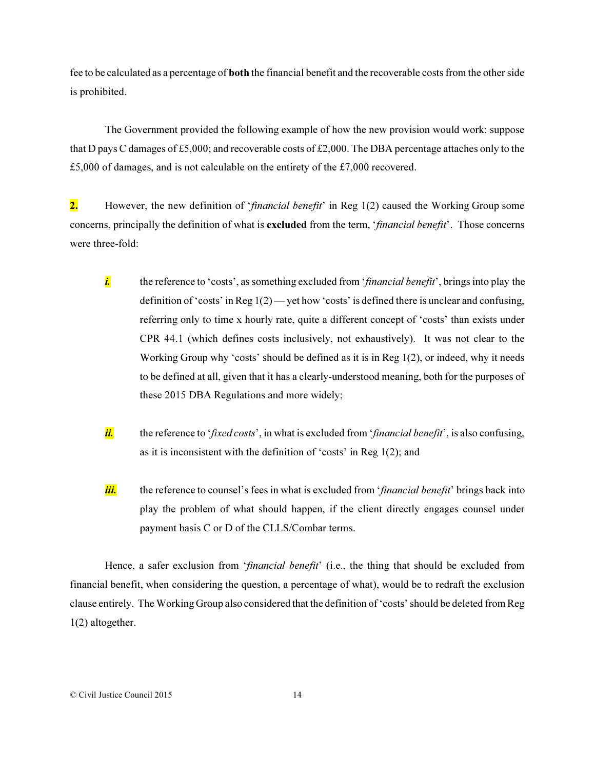fee to be calculated as a percentage of **both** the financial benefit and the recoverable costs from the other side is prohibited.

The Government provided the following example of how the new provision would work: suppose that D pays C damages of £5,000; and recoverable costs of £2,000. The DBA percentage attaches only to the £5,000 of damages, and is not calculable on the entirety of the £7,000 recovered.

**2.** However, the new definition of '*financial benefit*' in Reg 1(2) caused the Working Group some concerns, principally the definition of what is **excluded** from the term, '*financial benefit*'. Those concerns were three-fold:

- ***i.*** the reference to 'costs', as something excluded from '*financial benefit*', brings into play the definition of 'costs' in Reg 1(2) — yet how 'costs' is defined there is unclear and confusing, referring only to time x hourly rate, quite a different concept of 'costs' than exists under CPR 44.1 (which defines costs inclusively, not exhaustively). It was not clear to the Working Group why 'costs' should be defined as it is in Reg 1(2), or indeed, why it needs to be defined at all, given that it has a clearly-understood meaning, both for the purposes of these 2015 DBA Regulations and more widely;

- ***ii.*** the reference to '*fixed costs*', in what is excluded from '*financial benefit*', is also confusing, as it is inconsistent with the definition of 'costs' in Reg 1(2); and

- ***iii.*** the reference to counsel's fees in what is excluded from '*financial benefit*' brings back into play the problem of what should happen, if the client directly engages counsel under payment basis C or D of the CLLS/Combar terms.

Hence, a safer exclusion from '*financial benefit*' (i.e., the thing that should be excluded from financial benefit, when considering the question, a percentage of what), would be to redraft the exclusion clause entirely. The Working Group also considered that the definition of 'costs' should be deleted from Reg 1(2) altogether.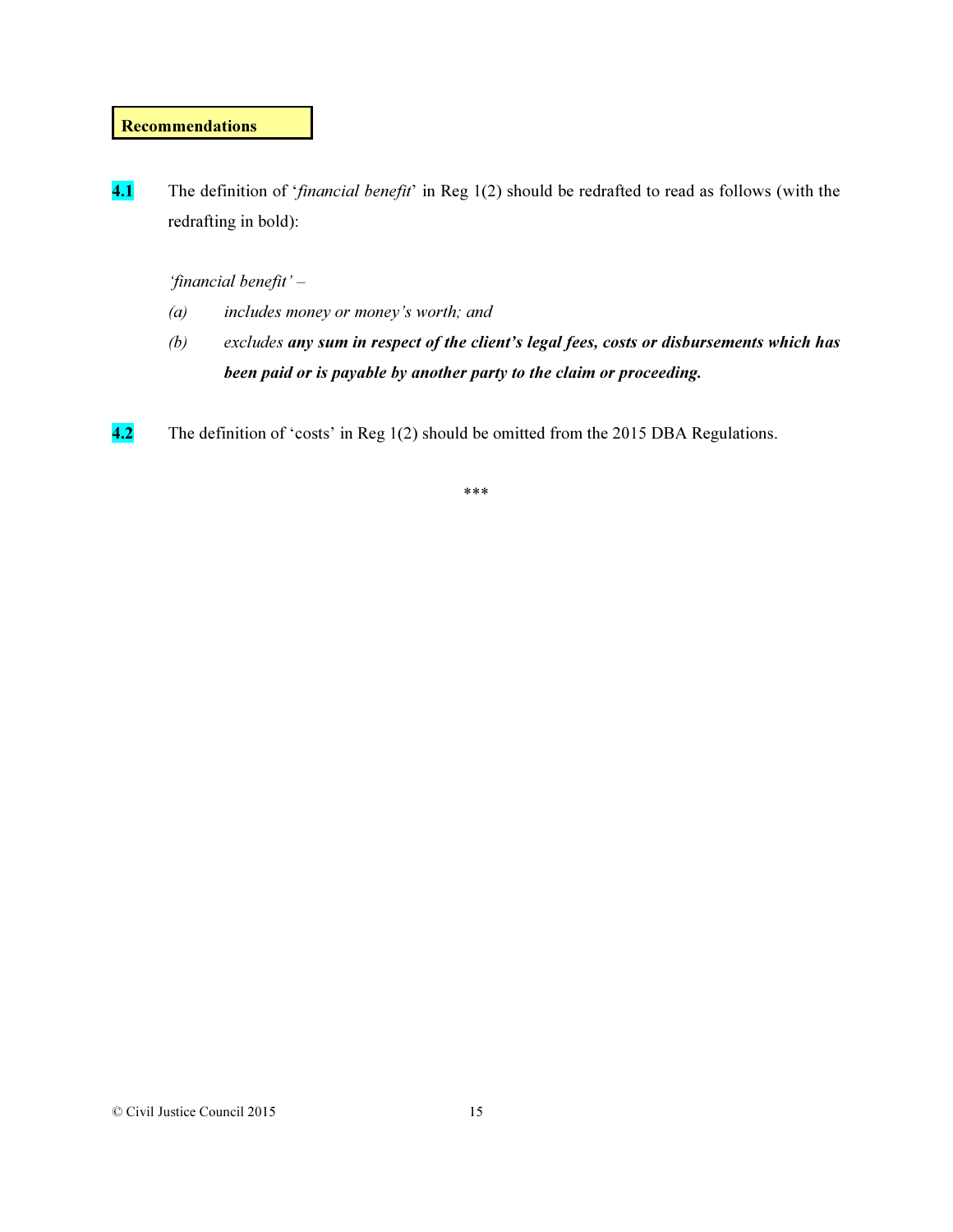**Recommendations**

**4.1** The definition of '*financial benefit*' in Reg 1(2) should be redrafted to read as follows (with the redrafting in bold):

> *'financial benefit' –*
>
> *(a) includes money or money's worth; and*
>
> *(b) excludes* ***any sum in respect of the client's legal fees, costs or disbursements which has been paid or is payable by another party to the claim or proceeding.***

**4.2** The definition of 'costs' in Reg 1(2) should be omitted from the 2015 DBA Regulations.

\*\*\*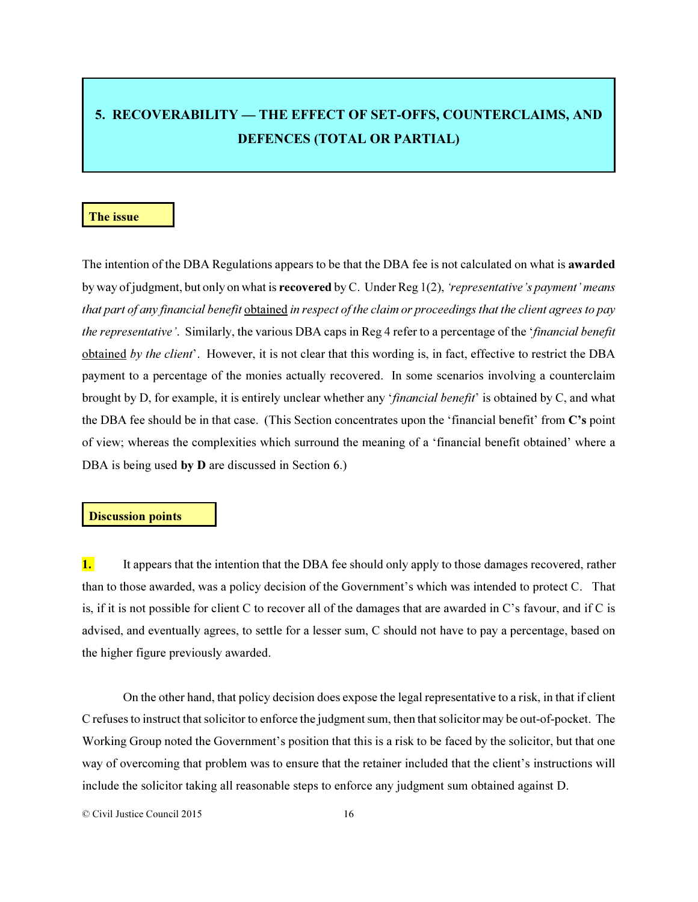## 5. RECOVERABILITY — THE EFFECT OF SET-OFFS, COUNTERCLAIMS, AND DEFENCES (TOTAL OR PARTIAL)

### The issue

The intention of the DBA Regulations appears to be that the DBA fee is not calculated on what is **awarded** by way of judgment, but only on what is **recovered** by C. Under Reg 1(2), *'representative's payment' means that part of any financial benefit* obtained *in respect of the claim or proceedings that the client agrees to pay the representative'*. Similarly, the various DBA caps in Reg 4 refer to a percentage of the '*financial benefit* obtained *by the client*'. However, it is not clear that this wording is, in fact, effective to restrict the DBA payment to a percentage of the monies actually recovered. In some scenarios involving a counterclaim brought by D, for example, it is entirely unclear whether any '*financial benefit*' is obtained by C, and what the DBA fee should be in that case. (This Section concentrates upon the 'financial benefit' from **C's** point of view; whereas the complexities which surround the meaning of a 'financial benefit obtained' where a DBA is being used **by D** are discussed in Section 6.)

### Discussion points

**1.** It appears that the intention that the DBA fee should only apply to those damages recovered, rather than to those awarded, was a policy decision of the Government's which was intended to protect C. That is, if it is not possible for client C to recover all of the damages that are awarded in C's favour, and if C is advised, and eventually agrees, to settle for a lesser sum, C should not have to pay a percentage, based on the higher figure previously awarded.

On the other hand, that policy decision does expose the legal representative to a risk, in that if client C refuses to instruct that solicitor to enforce the judgment sum, then that solicitor may be out-of-pocket. The Working Group noted the Government's position that this is a risk to be faced by the solicitor, but that one way of overcoming that problem was to ensure that the retainer included that the client's instructions will include the solicitor taking all reasonable steps to enforce any judgment sum obtained against D.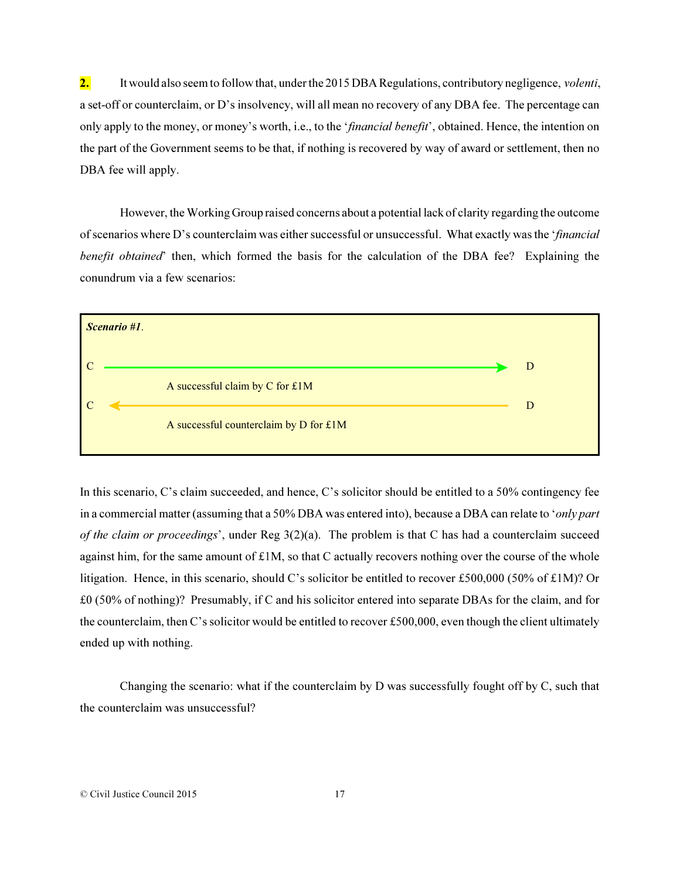**2.** It would also seem to follow that, under the 2015 DBA Regulations, contributory negligence, *volenti*, a set-off or counterclaim, or D's insolvency, will all mean no recovery of any DBA fee. The percentage can only apply to the money, or money's worth, i.e., to the '*financial benefit*', obtained. Hence, the intention on the part of the Government seems to be that, if nothing is recovered by way of award or settlement, then no DBA fee will apply.

However, the Working Group raised concerns about a potential lack of clarity regarding the outcome of scenarios where D's counterclaim was either successful or unsuccessful. What exactly was the '*financial benefit obtained*' then, which formed the basis for the calculation of the DBA fee? Explaining the conundrum via a few scenarios:

> ***Scenario #1***.
>
> C ————————————→ D
>
> A successful claim by C for £1M
>
> C ←———————————— D
>
> A successful counterclaim by D for £1M

In this scenario, C's claim succeeded, and hence, C's solicitor should be entitled to a 50% contingency fee in a commercial matter (assuming that a 50% DBA was entered into), because a DBA can relate to '*only part of the claim or proceedings*', under Reg 3(2)(a). The problem is that C has had a counterclaim succeed against him, for the same amount of £1M, so that C actually recovers nothing over the course of the whole litigation. Hence, in this scenario, should C's solicitor be entitled to recover £500,000 (50% of £1M)? Or £0 (50% of nothing)? Presumably, if C and his solicitor entered into separate DBAs for the claim, and for the counterclaim, then C's solicitor would be entitled to recover £500,000, even though the client ultimately ended up with nothing.

Changing the scenario: what if the counterclaim by D was successfully fought off by C, such that the counterclaim was unsuccessful?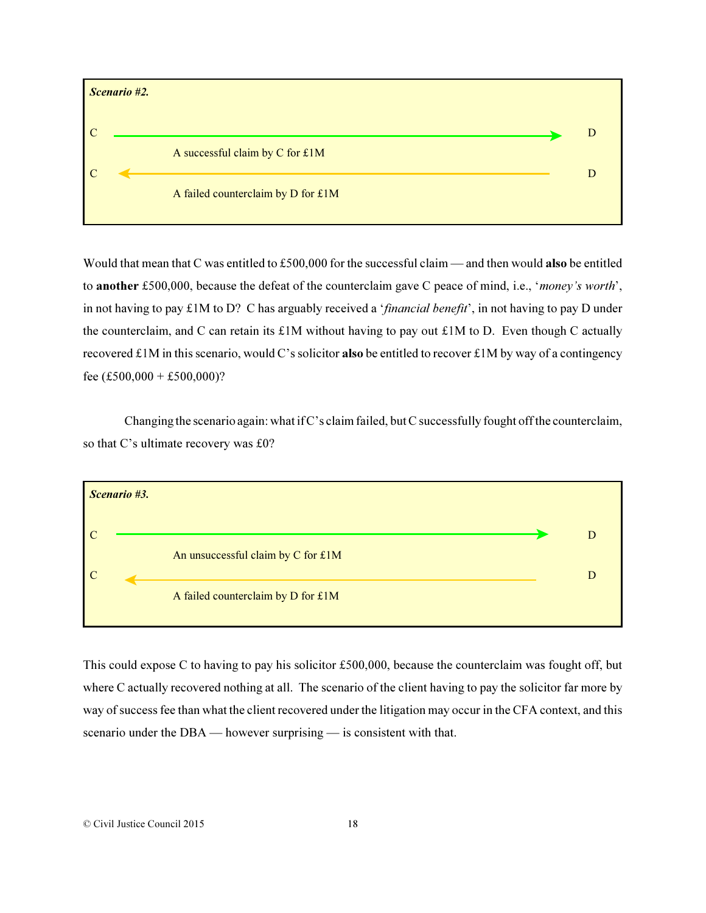> ***Scenario #2.***
>
> C → D
>
> A successful claim by C for £1M
>
> C ← D
>
> A failed counterclaim by D for £1M

Would that mean that C was entitled to £500,000 for the successful claim — and then would **also** be entitled to **another** £500,000, because the defeat of the counterclaim gave C peace of mind, i.e., '*money's worth*', in not having to pay £1M to D? C has arguably received a '*financial benefit*', in not having to pay D under the counterclaim, and C can retain its £1M without having to pay out £1M to D. Even though C actually recovered £1M in this scenario, would C's solicitor **also** be entitled to recover £1M by way of a contingency fee (£500,000 + £500,000)?

Changing the scenario again: what if C's claim failed, but C successfully fought off the counterclaim, so that C's ultimate recovery was £0?

> ***Scenario #3.***
>
> C → D
>
> An unsuccessful claim by C for £1M
>
> C ← D
>
> A failed counterclaim by D for £1M

This could expose C to having to pay his solicitor £500,000, because the counterclaim was fought off, but where C actually recovered nothing at all. The scenario of the client having to pay the solicitor far more by way of success fee than what the client recovered under the litigation may occur in the CFA context, and this scenario under the DBA — however surprising — is consistent with that.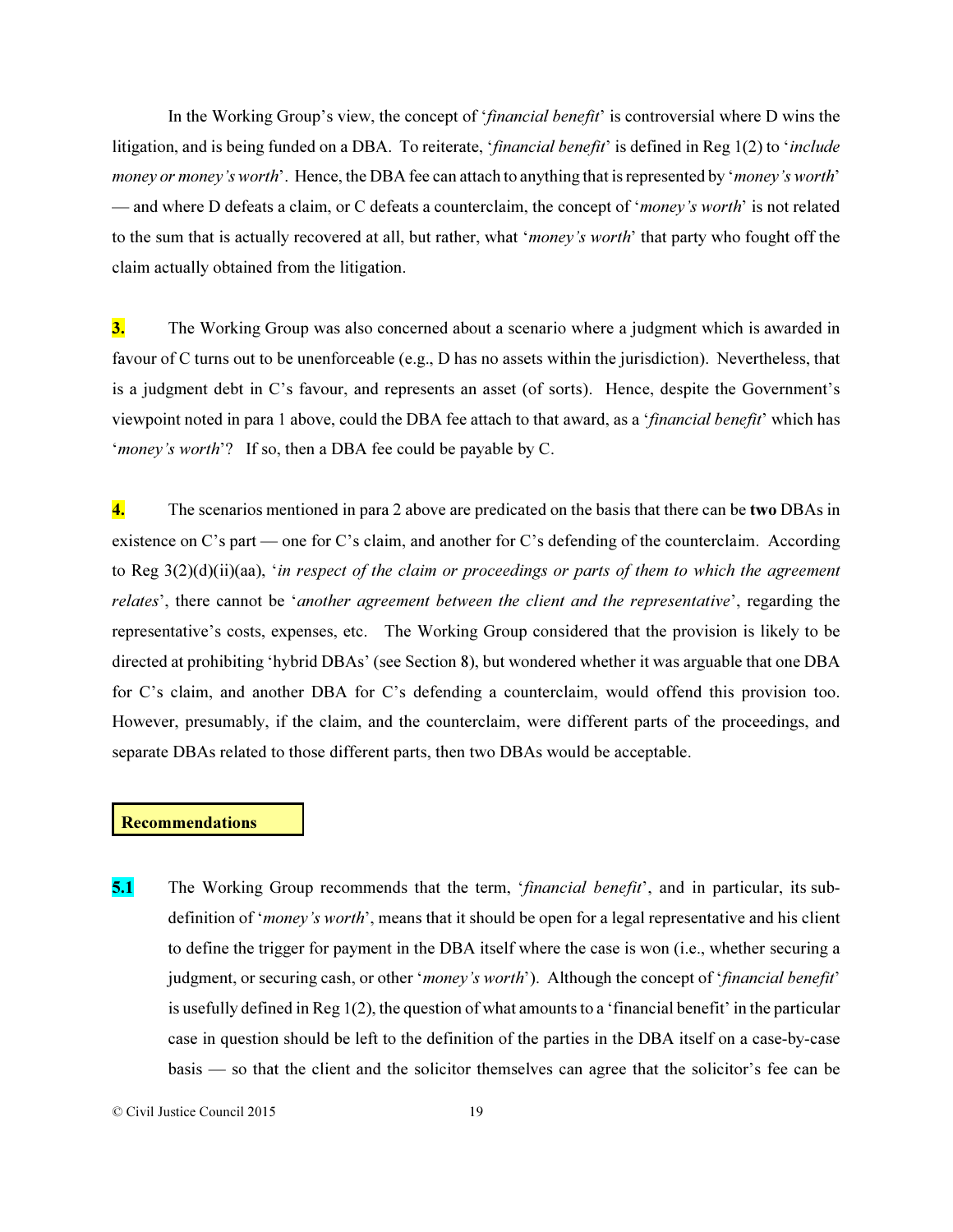In the Working Group's view, the concept of '*financial benefit*' is controversial where D wins the litigation, and is being funded on a DBA. To reiterate, '*financial benefit*' is defined in Reg 1(2) to '*include money or money's worth*'. Hence, the DBA fee can attach to anything that is represented by '*money's worth*' — and where D defeats a claim, or C defeats a counterclaim, the concept of '*money's worth*' is not related to the sum that is actually recovered at all, but rather, what '*money's worth*' that party who fought off the claim actually obtained from the litigation.

**3.** The Working Group was also concerned about a scenario where a judgment which is awarded in favour of C turns out to be unenforceable (e.g., D has no assets within the jurisdiction). Nevertheless, that is a judgment debt in C's favour, and represents an asset (of sorts). Hence, despite the Government's viewpoint noted in para 1 above, could the DBA fee attach to that award, as a '*financial benefit*' which has '*money's worth*'? If so, then a DBA fee could be payable by C.

**4.** The scenarios mentioned in para 2 above are predicated on the basis that there can be **two** DBAs in existence on C's part — one for C's claim, and another for C's defending of the counterclaim. According to Reg 3(2)(d)(ii)(aa), '*in respect of the claim or proceedings or parts of them to which the agreement relates*', there cannot be '*another agreement between the client and the representative*', regarding the representative's costs, expenses, etc. The Working Group considered that the provision is likely to be directed at prohibiting 'hybrid DBAs' (see Section 8), but wondered whether it was arguable that one DBA for C's claim, and another DBA for C's defending a counterclaim, would offend this provision too. However, presumably, if the claim, and the counterclaim, were different parts of the proceedings, and separate DBAs related to those different parts, then two DBAs would be acceptable.

**Recommendations**

**5.1** The Working Group recommends that the term, '*financial benefit*', and in particular, its sub-definition of '*money's worth*', means that it should be open for a legal representative and his client to define the trigger for payment in the DBA itself where the case is won (i.e., whether securing a judgment, or securing cash, or other '*money's worth*'). Although the concept of '*financial benefit*' is usefully defined in Reg 1(2), the question of what amounts to a 'financial benefit' in the particular case in question should be left to the definition of the parties in the DBA itself on a case-by-case basis — so that the client and the solicitor themselves can agree that the solicitor's fee can be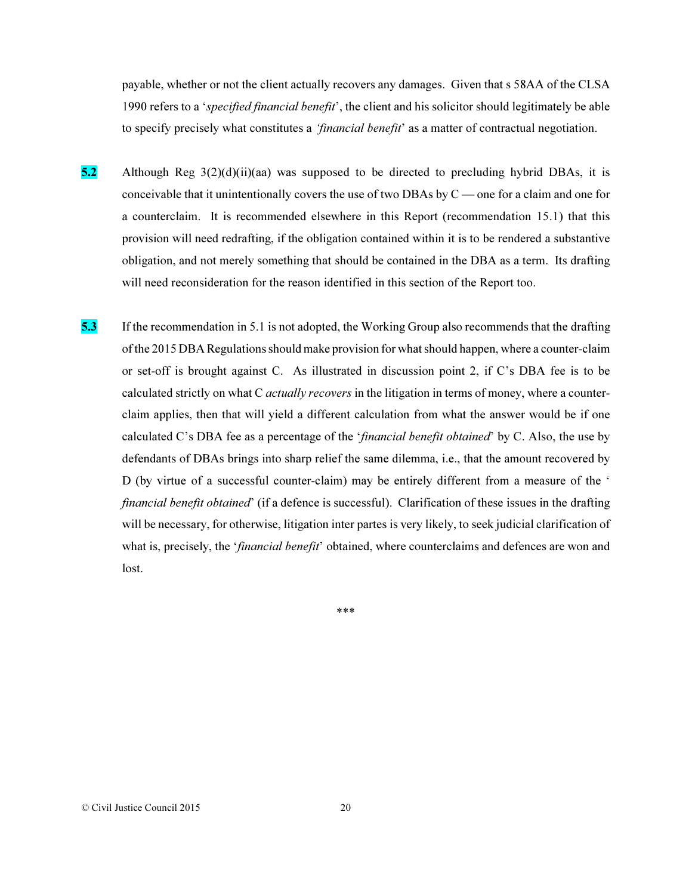payable, whether or not the client actually recovers any damages. Given that s 58AA of the CLSA 1990 refers to a '*specified financial benefit*', the client and his solicitor should legitimately be able to specify precisely what constitutes a *'financial benefit*' as a matter of contractual negotiation.

**5.2** Although Reg 3(2)(d)(ii)(aa) was supposed to be directed to precluding hybrid DBAs, it is conceivable that it unintentionally covers the use of two DBAs by C — one for a claim and one for a counterclaim. It is recommended elsewhere in this Report (recommendation 15.1) that this provision will need redrafting, if the obligation contained within it is to be rendered a substantive obligation, and not merely something that should be contained in the DBA as a term. Its drafting will need reconsideration for the reason identified in this section of the Report too.

**5.3** If the recommendation in 5.1 is not adopted, the Working Group also recommends that the drafting of the 2015 DBA Regulations should make provision for what should happen, where a counter-claim or set-off is brought against C. As illustrated in discussion point 2, if C's DBA fee is to be calculated strictly on what C *actually recovers* in the litigation in terms of money, where a counter-claim applies, then that will yield a different calculation from what the answer would be if one calculated C's DBA fee as a percentage of the '*financial benefit obtained*' by C. Also, the use by defendants of DBAs brings into sharp relief the same dilemma, i.e., that the amount recovered by D (by virtue of a successful counter-claim) may be entirely different from a measure of the '*financial benefit obtained*' (if a defence is successful). Clarification of these issues in the drafting will be necessary, for otherwise, litigation inter partes is very likely, to seek judicial clarification of what is, precisely, the '*financial benefit*' obtained, where counterclaims and defences are won and lost.

\*\*\*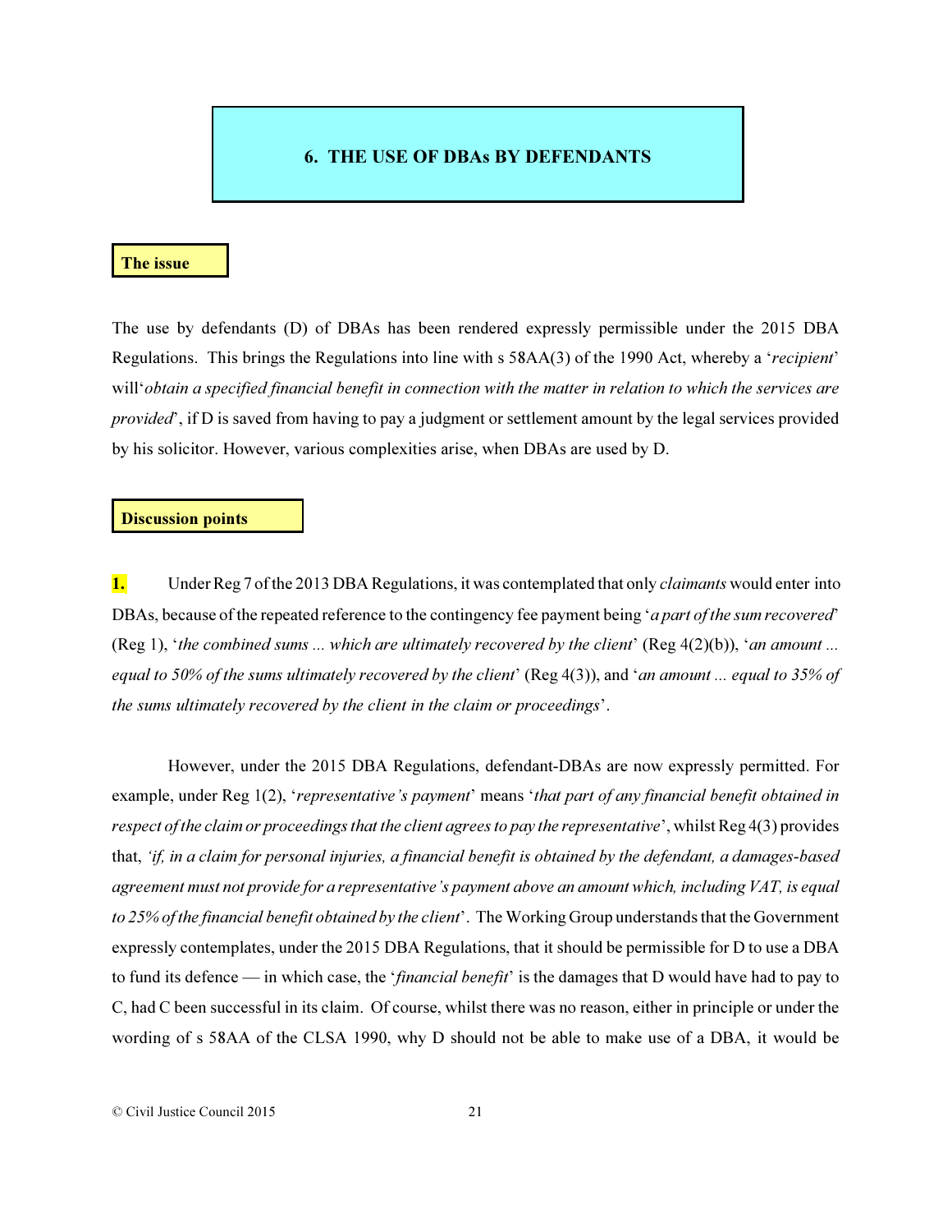## 6. THE USE OF DBAs BY DEFENDANTS

### The issue

The use by defendants (D) of DBAs has been rendered expressly permissible under the 2015 DBA Regulations. This brings the Regulations into line with s 58AA(3) of the 1990 Act, whereby a '*recipient*' will'*obtain a specified financial benefit in connection with the matter in relation to which the services are provided*', if D is saved from having to pay a judgment or settlement amount by the legal services provided by his solicitor. However, various complexities arise, when DBAs are used by D.

### Discussion points

**1.** Under Reg 7 of the 2013 DBA Regulations, it was contemplated that only *claimants* would enter into DBAs, because of the repeated reference to the contingency fee payment being '*a part of the sum recovered*' (Reg 1), '*the combined sums ... which are ultimately recovered by the client*' (Reg 4(2)(b)), '*an amount ... equal to 50% of the sums ultimately recovered by the client*' (Reg 4(3)), and '*an amount ... equal to 35% of the sums ultimately recovered by the client in the claim or proceedings*'.

However, under the 2015 DBA Regulations, defendant-DBAs are now expressly permitted. For example, under Reg 1(2), '*representative's payment*' means '*that part of any financial benefit obtained in respect of the claim or proceedings that the client agrees to pay the representative*', whilst Reg 4(3) provides that, *'if, in a claim for personal injuries, a financial benefit is obtained by the defendant, a damages-based agreement must not provide for a representative's payment above an amount which, including VAT, is equal to 25% of the financial benefit obtained by the client*'. The Working Group understands that the Government expressly contemplates, under the 2015 DBA Regulations, that it should be permissible for D to use a DBA to fund its defence — in which case, the '*financial benefit*' is the damages that D would have had to pay to C, had C been successful in its claim. Of course, whilst there was no reason, either in principle or under the wording of s 58AA of the CLSA 1990, why D should not be able to make use of a DBA, it would be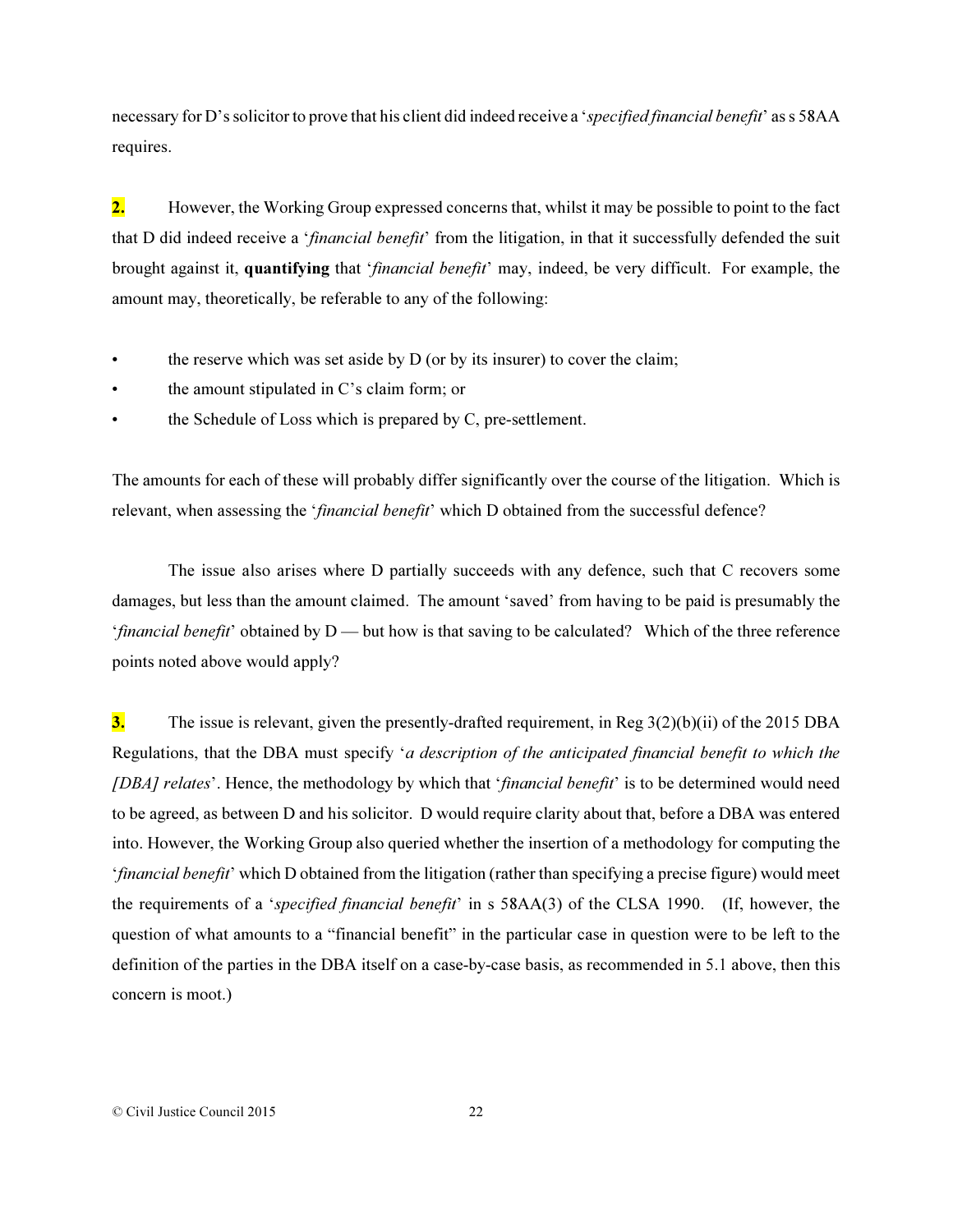necessary for D's solicitor to prove that his client did indeed receive a '*specified financial benefit*' as s 58AA requires.

**2.** However, the Working Group expressed concerns that, whilst it may be possible to point to the fact that D did indeed receive a '*financial benefit*' from the litigation, in that it successfully defended the suit brought against it, **quantifying** that '*financial benefit*' may, indeed, be very difficult. For example, the amount may, theoretically, be referable to any of the following:

- the reserve which was set aside by D (or by its insurer) to cover the claim;
- the amount stipulated in C's claim form; or
- the Schedule of Loss which is prepared by C, pre-settlement.

The amounts for each of these will probably differ significantly over the course of the litigation. Which is relevant, when assessing the '*financial benefit*' which D obtained from the successful defence?

The issue also arises where D partially succeeds with any defence, such that C recovers some damages, but less than the amount claimed. The amount 'saved' from having to be paid is presumably the '*financial benefit*' obtained by D — but how is that saving to be calculated? Which of the three reference points noted above would apply?

**3.** The issue is relevant, given the presently-drafted requirement, in Reg 3(2)(b)(ii) of the 2015 DBA Regulations, that the DBA must specify '*a description of the anticipated financial benefit to which the [DBA] relates*'. Hence, the methodology by which that '*financial benefit*' is to be determined would need to be agreed, as between D and his solicitor. D would require clarity about that, before a DBA was entered into. However, the Working Group also queried whether the insertion of a methodology for computing the '*financial benefit*' which D obtained from the litigation (rather than specifying a precise figure) would meet the requirements of a '*specified financial benefit*' in s 58AA(3) of the CLSA 1990. (If, however, the question of what amounts to a "financial benefit" in the particular case in question were to be left to the definition of the parties in the DBA itself on a case-by-case basis, as recommended in 5.1 above, then this concern is moot.)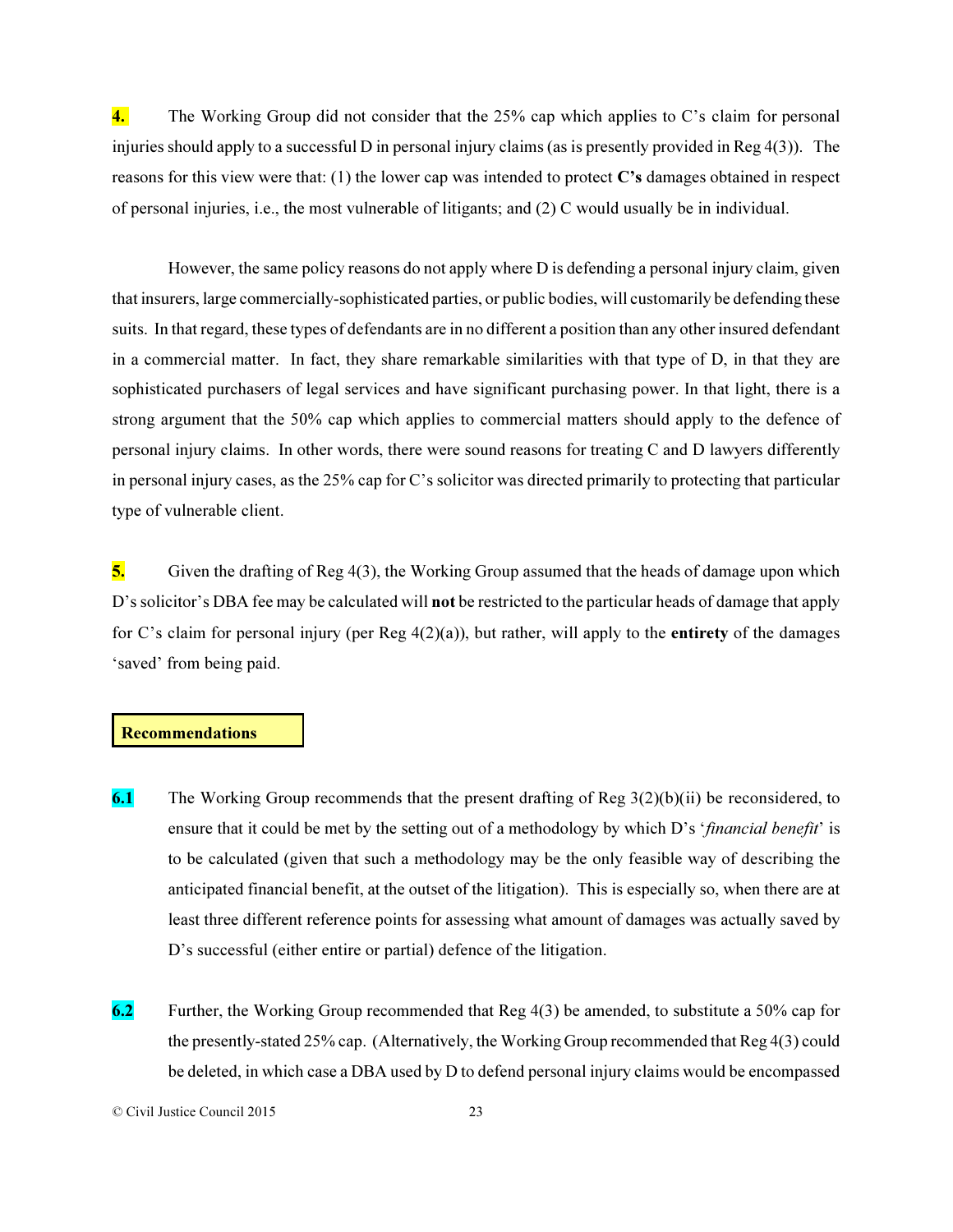**4.** The Working Group did not consider that the 25% cap which applies to C's claim for personal injuries should apply to a successful D in personal injury claims (as is presently provided in Reg 4(3)). The reasons for this view were that: (1) the lower cap was intended to protect **C's** damages obtained in respect of personal injuries, i.e., the most vulnerable of litigants; and (2) C would usually be in individual.

However, the same policy reasons do not apply where D is defending a personal injury claim, given that insurers, large commercially-sophisticated parties, or public bodies, will customarily be defending these suits. In that regard, these types of defendants are in no different a position than any other insured defendant in a commercial matter. In fact, they share remarkable similarities with that type of D, in that they are sophisticated purchasers of legal services and have significant purchasing power. In that light, there is a strong argument that the 50% cap which applies to commercial matters should apply to the defence of personal injury claims. In other words, there were sound reasons for treating C and D lawyers differently in personal injury cases, as the 25% cap for C's solicitor was directed primarily to protecting that particular type of vulnerable client.

**5.** Given the drafting of Reg 4(3), the Working Group assumed that the heads of damage upon which D's solicitor's DBA fee may be calculated will **not** be restricted to the particular heads of damage that apply for C's claim for personal injury (per Reg 4(2)(a)), but rather, will apply to the **entirety** of the damages 'saved' from being paid.

## Recommendations

**6.1** The Working Group recommends that the present drafting of Reg 3(2)(b)(ii) be reconsidered, to ensure that it could be met by the setting out of a methodology by which D's '*financial benefit*' is to be calculated (given that such a methodology may be the only feasible way of describing the anticipated financial benefit, at the outset of the litigation). This is especially so, when there are at least three different reference points for assessing what amount of damages was actually saved by D's successful (either entire or partial) defence of the litigation.

**6.2** Further, the Working Group recommended that Reg 4(3) be amended, to substitute a 50% cap for the presently-stated 25% cap. (Alternatively, the Working Group recommended that Reg 4(3) could be deleted, in which case a DBA used by D to defend personal injury claims would be encompassed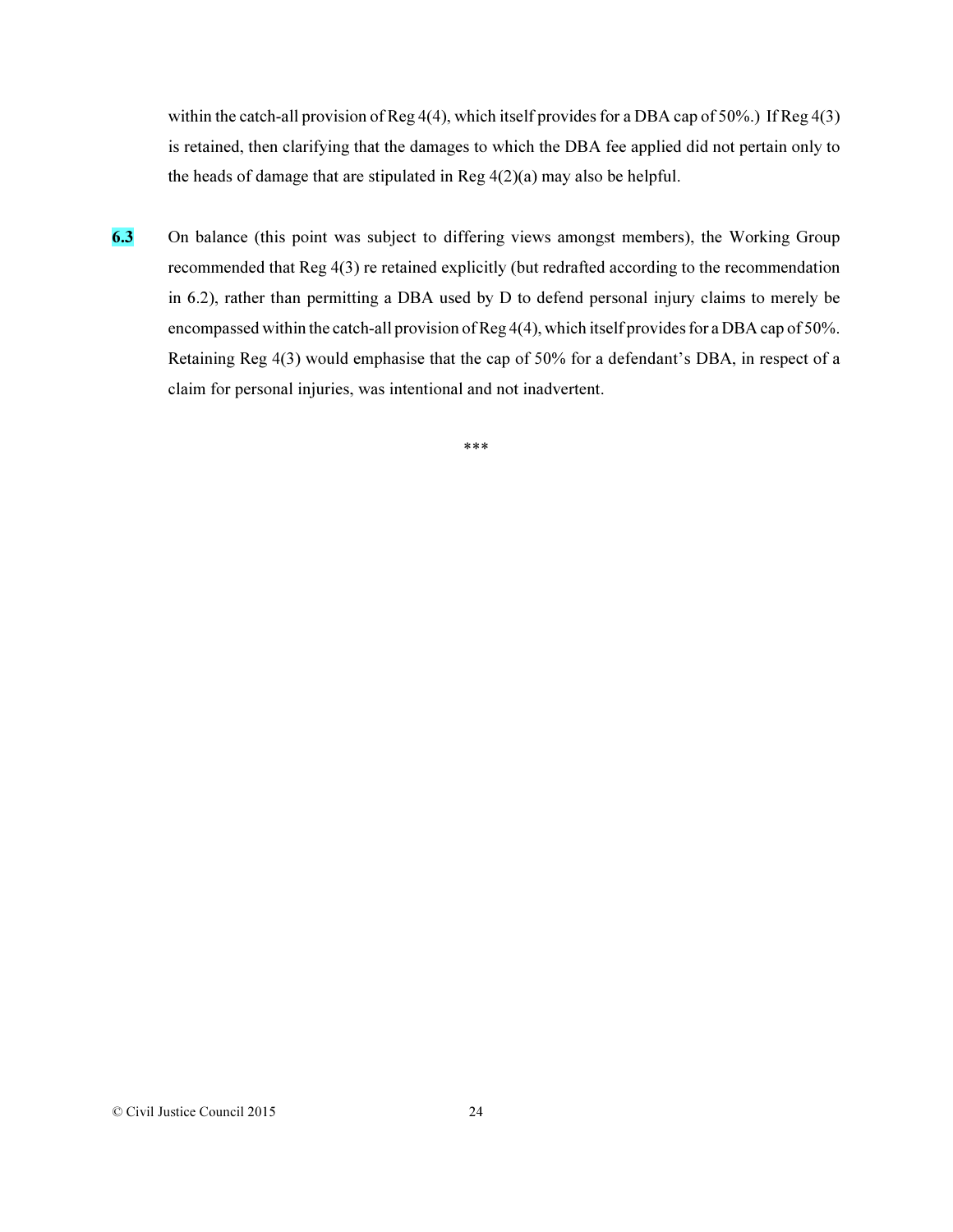within the catch-all provision of Reg 4(4), which itself provides for a DBA cap of 50%.) If Reg 4(3) is retained, then clarifying that the damages to which the DBA fee applied did not pertain only to the heads of damage that are stipulated in Reg 4(2)(a) may also be helpful.

**6.3** On balance (this point was subject to differing views amongst members), the Working Group recommended that Reg 4(3) re retained explicitly (but redrafted according to the recommendation in 6.2), rather than permitting a DBA used by D to defend personal injury claims to merely be encompassed within the catch-all provision of Reg 4(4), which itself provides for a DBA cap of 50%. Retaining Reg 4(3) would emphasise that the cap of 50% for a defendant's DBA, in respect of a claim for personal injuries, was intentional and not inadvertent.

***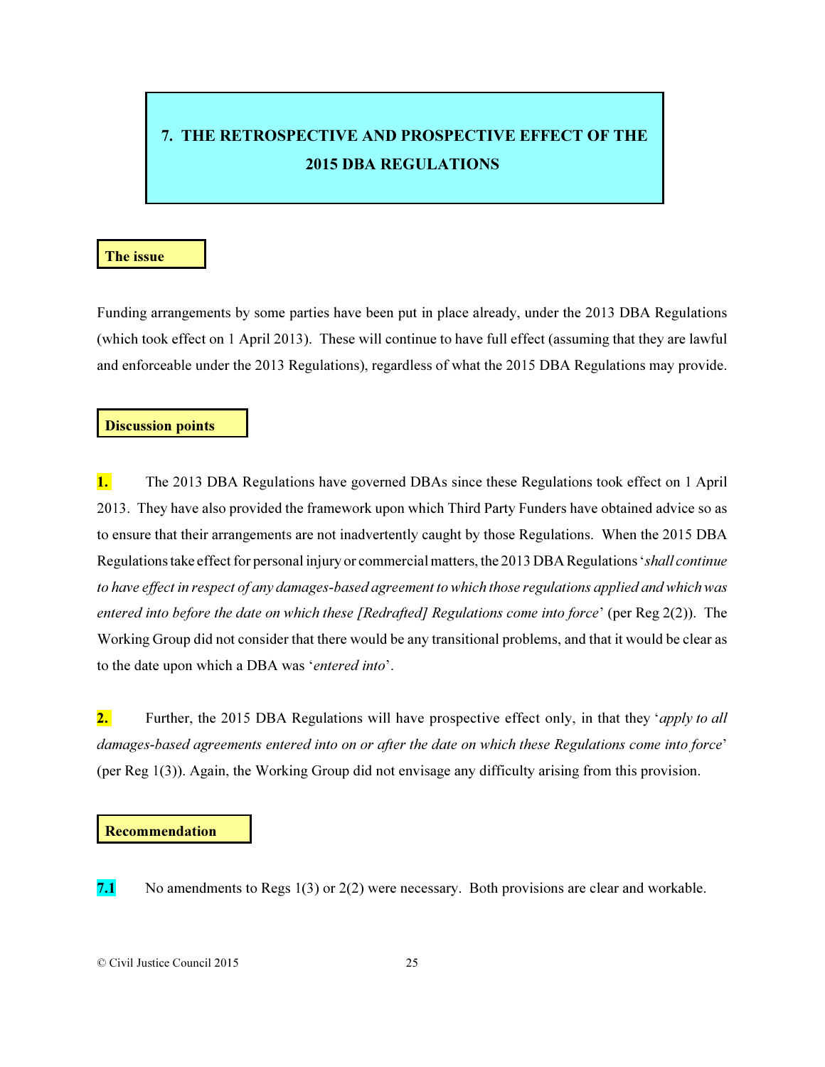# 7. THE RETROSPECTIVE AND PROSPECTIVE EFFECT OF THE 2015 DBA REGULATIONS

**The issue**

Funding arrangements by some parties have been put in place already, under the 2013 DBA Regulations (which took effect on 1 April 2013). These will continue to have full effect (assuming that they are lawful and enforceable under the 2013 Regulations), regardless of what the 2015 DBA Regulations may provide.

**Discussion points**

**1.** The 2013 DBA Regulations have governed DBAs since these Regulations took effect on 1 April 2013. They have also provided the framework upon which Third Party Funders have obtained advice so as to ensure that their arrangements are not inadvertently caught by those Regulations. When the 2015 DBA Regulations take effect for personal injury or commercial matters, the 2013 DBA Regulations '*shall continue to have effect in respect of any damages-based agreement to which those regulations applied and which was entered into before the date on which these [Redrafted] Regulations come into force*' (per Reg 2(2)). The Working Group did not consider that there would be any transitional problems, and that it would be clear as to the date upon which a DBA was '*entered into*'.

**2.** Further, the 2015 DBA Regulations will have prospective effect only, in that they '*apply to all damages-based agreements entered into on or after the date on which these Regulations come into force*' (per Reg 1(3)). Again, the Working Group did not envisage any difficulty arising from this provision.

**Recommendation**

**7.1** No amendments to Regs 1(3) or 2(2) were necessary. Both provisions are clear and workable.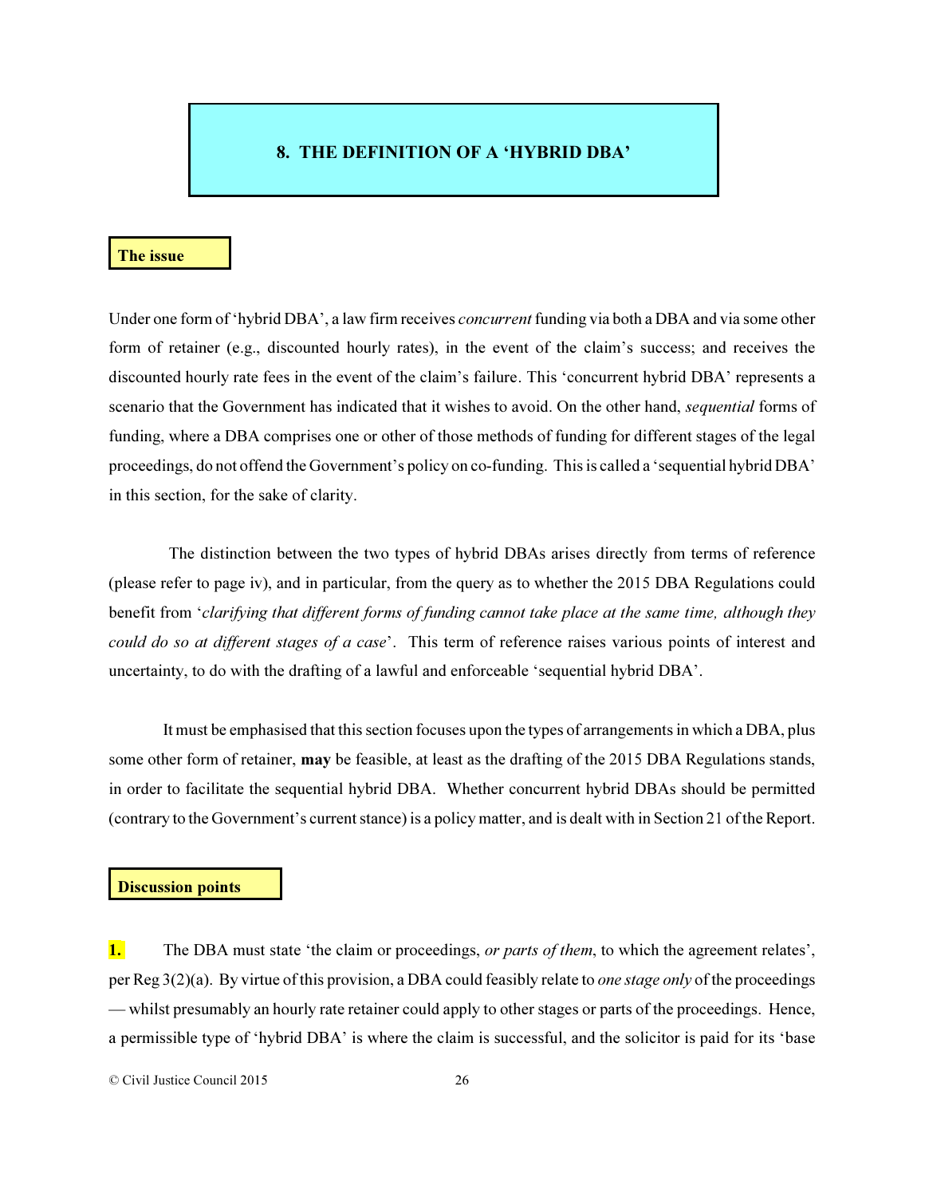## 8. THE DEFINITION OF A 'HYBRID DBA'

### The issue

Under one form of 'hybrid DBA', a law firm receives *concurrent* funding via both a DBA and via some other form of retainer (e.g., discounted hourly rates), in the event of the claim's success; and receives the discounted hourly rate fees in the event of the claim's failure. This 'concurrent hybrid DBA' represents a scenario that the Government has indicated that it wishes to avoid. On the other hand, *sequential* forms of funding, where a DBA comprises one or other of those methods of funding for different stages of the legal proceedings, do not offend the Government's policy on co-funding. This is called a 'sequential hybrid DBA' in this section, for the sake of clarity.

The distinction between the two types of hybrid DBAs arises directly from terms of reference (please refer to page iv), and in particular, from the query as to whether the 2015 DBA Regulations could benefit from '*clarifying that different forms of funding cannot take place at the same time, although they could do so at different stages of a case*'. This term of reference raises various points of interest and uncertainty, to do with the drafting of a lawful and enforceable 'sequential hybrid DBA'.

It must be emphasised that this section focuses upon the types of arrangements in which a DBA, plus some other form of retainer, **may** be feasible, at least as the drafting of the 2015 DBA Regulations stands, in order to facilitate the sequential hybrid DBA. Whether concurrent hybrid DBAs should be permitted (contrary to the Government's current stance) is a policy matter, and is dealt with in Section 21 of the Report.

### Discussion points

**1.** The DBA must state 'the claim or proceedings, *or parts of them*, to which the agreement relates', per Reg 3(2)(a). By virtue of this provision, a DBA could feasibly relate to *one stage only* of the proceedings — whilst presumably an hourly rate retainer could apply to other stages or parts of the proceedings. Hence, a permissible type of 'hybrid DBA' is where the claim is successful, and the solicitor is paid for its 'base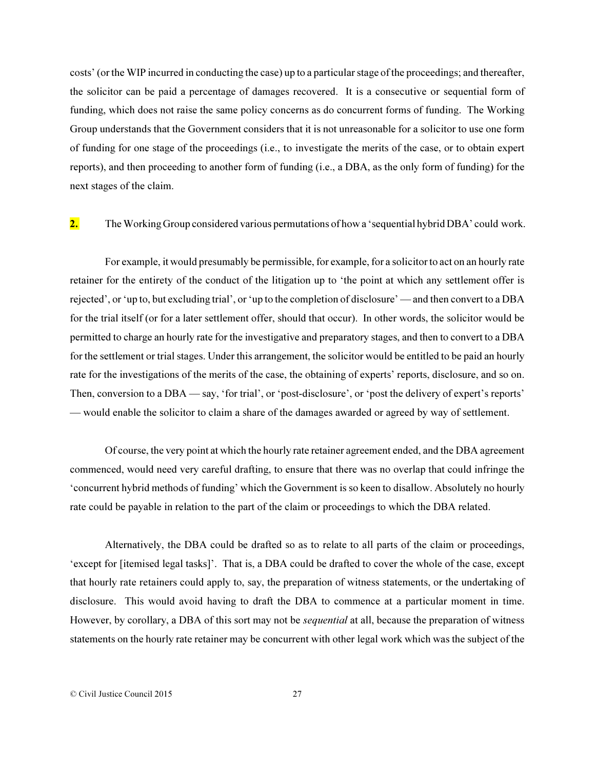costs' (or the WIP incurred in conducting the case) up to a particular stage of the proceedings; and thereafter, the solicitor can be paid a percentage of damages recovered. It is a consecutive or sequential form of funding, which does not raise the same policy concerns as do concurrent forms of funding. The Working Group understands that the Government considers that it is not unreasonable for a solicitor to use one form of funding for one stage of the proceedings (i.e., to investigate the merits of the case, or to obtain expert reports), and then proceeding to another form of funding (i.e., a DBA, as the only form of funding) for the next stages of the claim.

**2.** The Working Group considered various permutations of how a 'sequential hybrid DBA' could work.

For example, it would presumably be permissible, for example, for a solicitor to act on an hourly rate retainer for the entirety of the conduct of the litigation up to 'the point at which any settlement offer is rejected', or 'up to, but excluding trial', or 'up to the completion of disclosure' — and then convert to a DBA for the trial itself (or for a later settlement offer, should that occur). In other words, the solicitor would be permitted to charge an hourly rate for the investigative and preparatory stages, and then to convert to a DBA for the settlement or trial stages. Under this arrangement, the solicitor would be entitled to be paid an hourly rate for the investigations of the merits of the case, the obtaining of experts' reports, disclosure, and so on. Then, conversion to a DBA — say, 'for trial', or 'post-disclosure', or 'post the delivery of expert's reports' — would enable the solicitor to claim a share of the damages awarded or agreed by way of settlement.

Of course, the very point at which the hourly rate retainer agreement ended, and the DBA agreement commenced, would need very careful drafting, to ensure that there was no overlap that could infringe the 'concurrent hybrid methods of funding' which the Government is so keen to disallow. Absolutely no hourly rate could be payable in relation to the part of the claim or proceedings to which the DBA related.

Alternatively, the DBA could be drafted so as to relate to all parts of the claim or proceedings, 'except for [itemised legal tasks]'. That is, a DBA could be drafted to cover the whole of the case, except that hourly rate retainers could apply to, say, the preparation of witness statements, or the undertaking of disclosure. This would avoid having to draft the DBA to commence at a particular moment in time. However, by corollary, a DBA of this sort may not be *sequential* at all, because the preparation of witness statements on the hourly rate retainer may be concurrent with other legal work which was the subject of the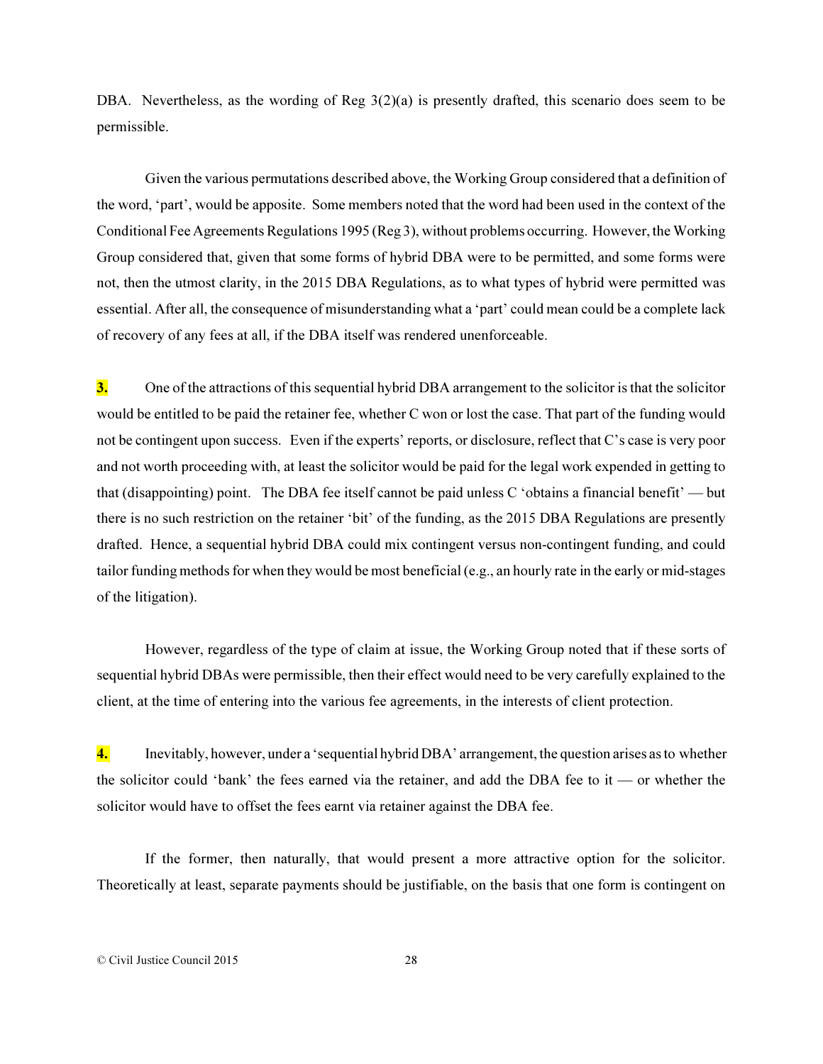DBA. Nevertheless, as the wording of Reg 3(2)(a) is presently drafted, this scenario does seem to be permissible.

Given the various permutations described above, the Working Group considered that a definition of the word, 'part', would be apposite. Some members noted that the word had been used in the context of the Conditional Fee Agreements Regulations 1995 (Reg 3), without problems occurring. However, the Working Group considered that, given that some forms of hybrid DBA were to be permitted, and some forms were not, then the utmost clarity, in the 2015 DBA Regulations, as to what types of hybrid were permitted was essential. After all, the consequence of misunderstanding what a 'part' could mean could be a complete lack of recovery of any fees at all, if the DBA itself was rendered unenforceable.

**3.** One of the attractions of this sequential hybrid DBA arrangement to the solicitor is that the solicitor would be entitled to be paid the retainer fee, whether C won or lost the case. That part of the funding would not be contingent upon success. Even if the experts' reports, or disclosure, reflect that C's case is very poor and not worth proceeding with, at least the solicitor would be paid for the legal work expended in getting to that (disappointing) point. The DBA fee itself cannot be paid unless C 'obtains a financial benefit' — but there is no such restriction on the retainer 'bit' of the funding, as the 2015 DBA Regulations are presently drafted. Hence, a sequential hybrid DBA could mix contingent versus non-contingent funding, and could tailor funding methods for when they would be most beneficial (e.g., an hourly rate in the early or mid-stages of the litigation).

However, regardless of the type of claim at issue, the Working Group noted that if these sorts of sequential hybrid DBAs were permissible, then their effect would need to be very carefully explained to the client, at the time of entering into the various fee agreements, in the interests of client protection.

**4.** Inevitably, however, under a 'sequential hybrid DBA' arrangement, the question arises as to whether the solicitor could 'bank' the fees earned via the retainer, and add the DBA fee to it — or whether the solicitor would have to offset the fees earnt via retainer against the DBA fee.

If the former, then naturally, that would present a more attractive option for the solicitor. Theoretically at least, separate payments should be justifiable, on the basis that one form is contingent on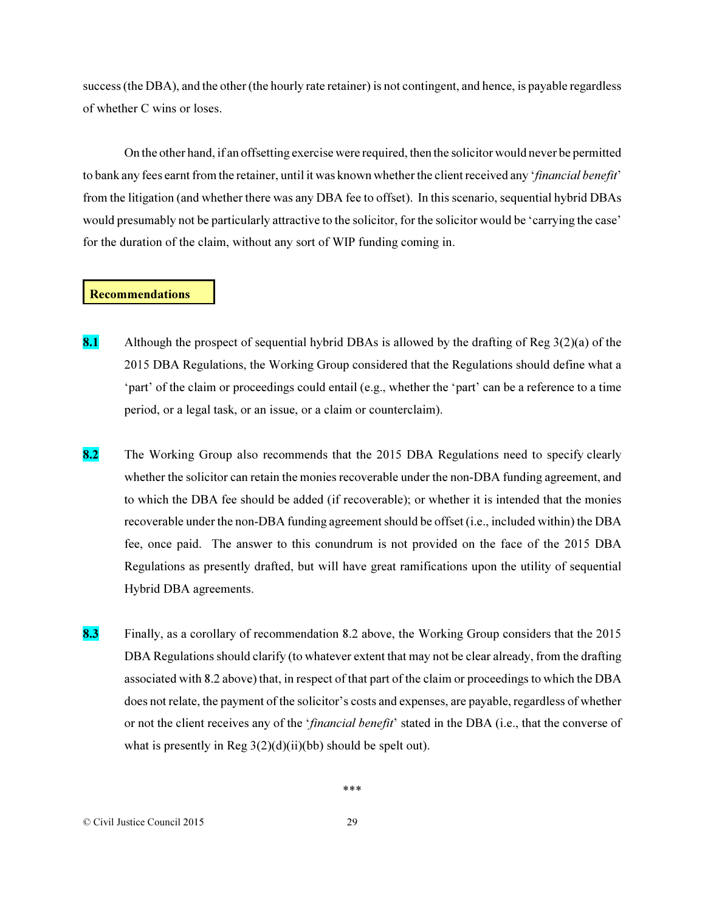success (the DBA), and the other (the hourly rate retainer) is not contingent, and hence, is payable regardless of whether C wins or loses.

On the other hand, if an offsetting exercise were required, then the solicitor would never be permitted to bank any fees earnt from the retainer, until it was known whether the client received any '*financial benefit*' from the litigation (and whether there was any DBA fee to offset). In this scenario, sequential hybrid DBAs would presumably not be particularly attractive to the solicitor, for the solicitor would be 'carrying the case' for the duration of the claim, without any sort of WIP funding coming in.

**Recommendations**

**8.1** Although the prospect of sequential hybrid DBAs is allowed by the drafting of Reg 3(2)(a) of the 2015 DBA Regulations, the Working Group considered that the Regulations should define what a 'part' of the claim or proceedings could entail (e.g., whether the 'part' can be a reference to a time period, or a legal task, or an issue, or a claim or counterclaim).

**8.2** The Working Group also recommends that the 2015 DBA Regulations need to specify clearly whether the solicitor can retain the monies recoverable under the non-DBA funding agreement, and to which the DBA fee should be added (if recoverable); or whether it is intended that the monies recoverable under the non-DBA funding agreement should be offset (i.e., included within) the DBA fee, once paid. The answer to this conundrum is not provided on the face of the 2015 DBA Regulations as presently drafted, but will have great ramifications upon the utility of sequential Hybrid DBA agreements.

**8.3** Finally, as a corollary of recommendation 8.2 above, the Working Group considers that the 2015 DBA Regulations should clarify (to whatever extent that may not be clear already, from the drafting associated with 8.2 above) that, in respect of that part of the claim or proceedings to which the DBA does not relate, the payment of the solicitor's costs and expenses, are payable, regardless of whether or not the client receives any of the '*financial benefit*' stated in the DBA (i.e., that the converse of what is presently in Reg 3(2)(d)(ii)(bb) should be spelt out).

\*\*\*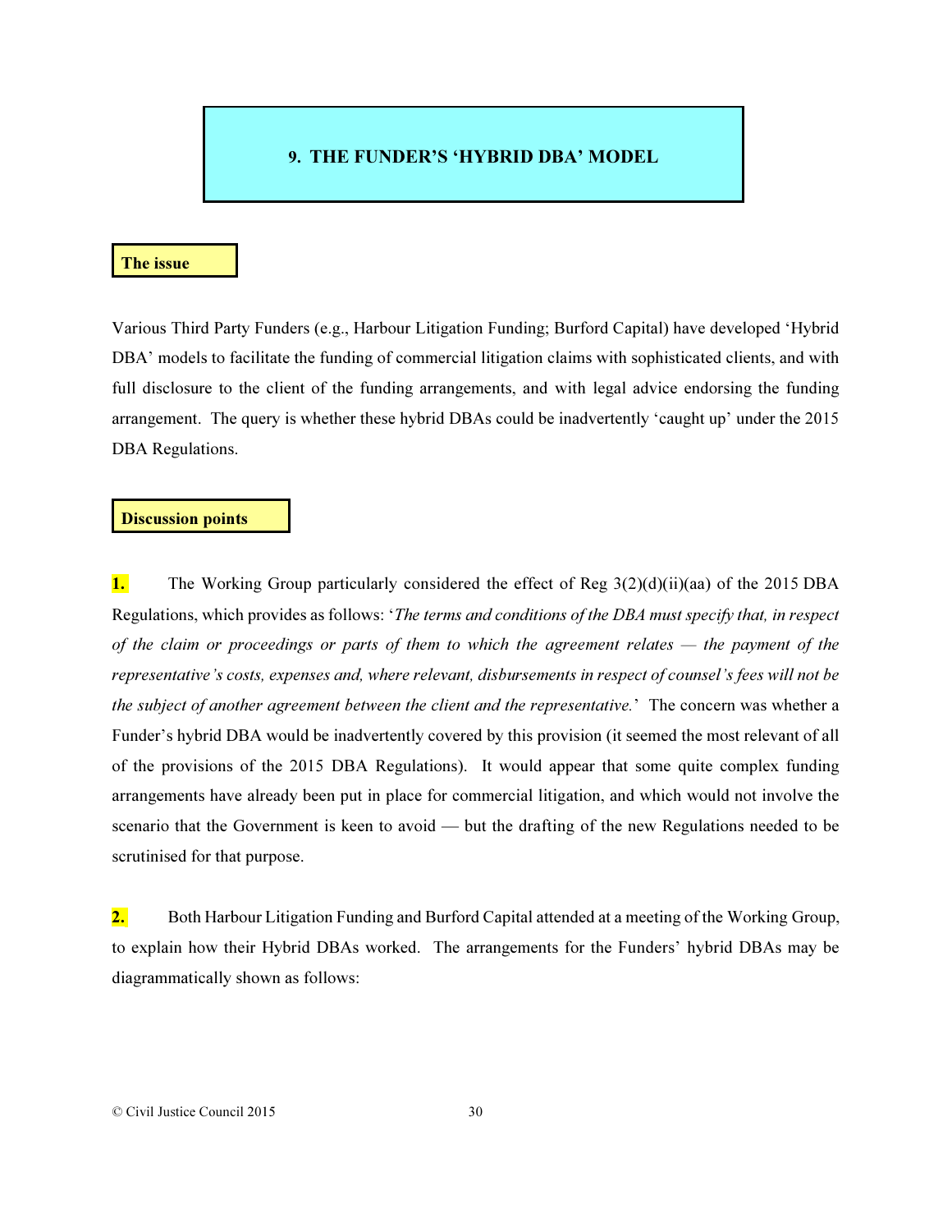## 9. THE FUNDER'S 'HYBRID DBA' MODEL

**The issue**

Various Third Party Funders (e.g., Harbour Litigation Funding; Burford Capital) have developed 'Hybrid DBA' models to facilitate the funding of commercial litigation claims with sophisticated clients, and with full disclosure to the client of the funding arrangements, and with legal advice endorsing the funding arrangement. The query is whether these hybrid DBAs could be inadvertently 'caught up' under the 2015 DBA Regulations.

**Discussion points**

**1.** The Working Group particularly considered the effect of Reg 3(2)(d)(ii)(aa) of the 2015 DBA Regulations, which provides as follows: '*The terms and conditions of the DBA must specify that, in respect of the claim or proceedings or parts of them to which the agreement relates — the payment of the representative's costs, expenses and, where relevant, disbursements in respect of counsel's fees will not be the subject of another agreement between the client and the representative.*' The concern was whether a Funder's hybrid DBA would be inadvertently covered by this provision (it seemed the most relevant of all of the provisions of the 2015 DBA Regulations). It would appear that some quite complex funding arrangements have already been put in place for commercial litigation, and which would not involve the scenario that the Government is keen to avoid — but the drafting of the new Regulations needed to be scrutinised for that purpose.

**2.** Both Harbour Litigation Funding and Burford Capital attended at a meeting of the Working Group, to explain how their Hybrid DBAs worked. The arrangements for the Funders' hybrid DBAs may be diagrammatically shown as follows: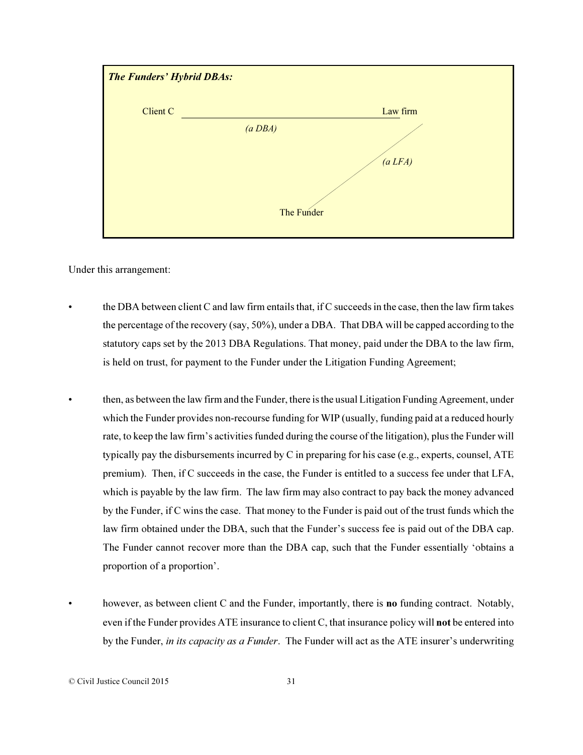***The Funders' Hybrid DBAs:***

Client C ———————— Law firm
*(a DBA)*

*(a LFA)*

The Funder

Under this arrangement:

- the DBA between client C and law firm entails that, if C succeeds in the case, then the law firm takes the percentage of the recovery (say, 50%), under a DBA. That DBA will be capped according to the statutory caps set by the 2013 DBA Regulations. That money, paid under the DBA to the law firm, is held on trust, for payment to the Funder under the Litigation Funding Agreement;

- then, as between the law firm and the Funder, there is the usual Litigation Funding Agreement, under which the Funder provides non-recourse funding for WIP (usually, funding paid at a reduced hourly rate, to keep the law firm's activities funded during the course of the litigation), plus the Funder will typically pay the disbursements incurred by C in preparing for his case (e.g., experts, counsel, ATE premium). Then, if C succeeds in the case, the Funder is entitled to a success fee under that LFA, which is payable by the law firm. The law firm may also contract to pay back the money advanced by the Funder, if C wins the case. That money to the Funder is paid out of the trust funds which the law firm obtained under the DBA, such that the Funder's success fee is paid out of the DBA cap. The Funder cannot recover more than the DBA cap, such that the Funder essentially 'obtains a proportion of a proportion'.

- however, as between client C and the Funder, importantly, there is **no** funding contract. Notably, even if the Funder provides ATE insurance to client C, that insurance policy will **not** be entered into by the Funder, *in its capacity as a Funder*. The Funder will act as the ATE insurer's underwriting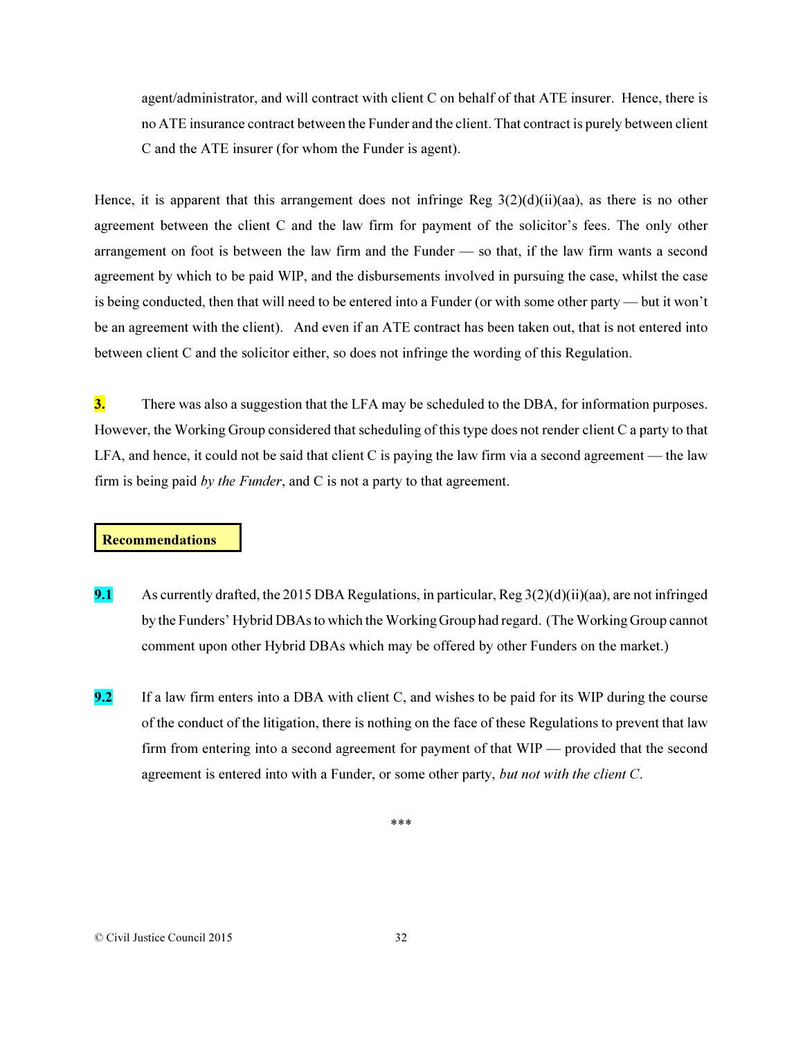agent/administrator, and will contract with client C on behalf of that ATE insurer. Hence, there is no ATE insurance contract between the Funder and the client. That contract is purely between client C and the ATE insurer (for whom the Funder is agent).

Hence, it is apparent that this arrangement does not infringe Reg 3(2)(d)(ii)(aa), as there is no other agreement between the client C and the law firm for payment of the solicitor's fees. The only other arrangement on foot is between the law firm and the Funder — so that, if the law firm wants a second agreement by which to be paid WIP, and the disbursements involved in pursuing the case, whilst the case is being conducted, then that will need to be entered into a Funder (or with some other party — but it won't be an agreement with the client). And even if an ATE contract has been taken out, that is not entered into between client C and the solicitor either, so does not infringe the wording of this Regulation.

**3.** There was also a suggestion that the LFA may be scheduled to the DBA, for information purposes. However, the Working Group considered that scheduling of this type does not render client C a party to that LFA, and hence, it could not be said that client C is paying the law firm via a second agreement — the law firm is being paid *by the Funder*, and C is not a party to that agreement.

**Recommendations**

**9.1** As currently drafted, the 2015 DBA Regulations, in particular, Reg 3(2)(d)(ii)(aa), are not infringed by the Funders' Hybrid DBAs to which the Working Group had regard. (The Working Group cannot comment upon other Hybrid DBAs which may be offered by other Funders on the market.)

**9.2** If a law firm enters into a DBA with client C, and wishes to be paid for its WIP during the course of the conduct of the litigation, there is nothing on the face of these Regulations to prevent that law firm from entering into a second agreement for payment of that WIP — provided that the second agreement is entered into with a Funder, or some other party, *but not with the client C*.

\*\*\*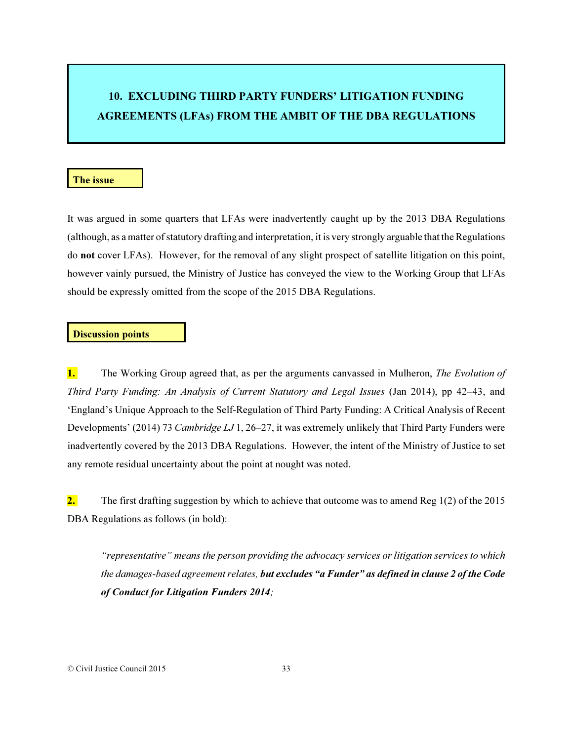## 10. EXCLUDING THIRD PARTY FUNDERS' LITIGATION FUNDING AGREEMENTS (LFAs) FROM THE AMBIT OF THE DBA REGULATIONS

### The issue

It was argued in some quarters that LFAs were inadvertently caught up by the 2013 DBA Regulations (although, as a matter of statutory drafting and interpretation, it is very strongly arguable that the Regulations do **not** cover LFAs). However, for the removal of any slight prospect of satellite litigation on this point, however vainly pursued, the Ministry of Justice has conveyed the view to the Working Group that LFAs should be expressly omitted from the scope of the 2015 DBA Regulations.

### Discussion points

**1.** The Working Group agreed that, as per the arguments canvassed in Mulheron, *The Evolution of Third Party Funding: An Analysis of Current Statutory and Legal Issues* (Jan 2014), pp 42–43, and 'England's Unique Approach to the Self-Regulation of Third Party Funding: A Critical Analysis of Recent Developments' (2014) 73 *Cambridge LJ* 1, 26–27, it was extremely unlikely that Third Party Funders were inadvertently covered by the 2013 DBA Regulations. However, the intent of the Ministry of Justice to set any remote residual uncertainty about the point at nought was noted.

**2.** The first drafting suggestion by which to achieve that outcome was to amend Reg 1(2) of the 2015 DBA Regulations as follows (in bold):

> *"representative" means the person providing the advocacy services or litigation services to which the damages-based agreement relates,* ***but excludes "a Funder" as defined in clause 2 of the Code of Conduct for Litigation Funders 2014****;*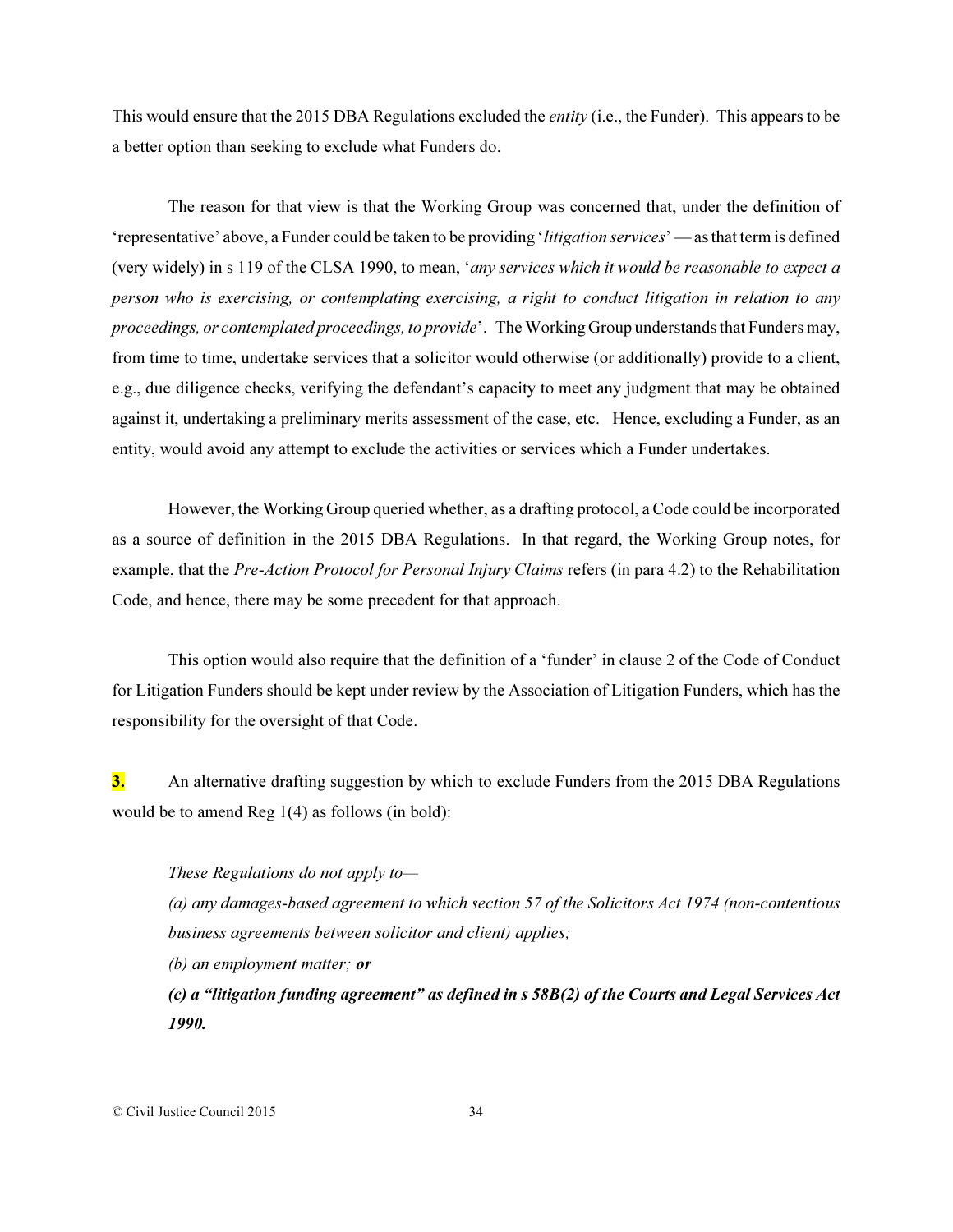This would ensure that the 2015 DBA Regulations excluded the *entity* (i.e., the Funder). This appears to be a better option than seeking to exclude what Funders do.

The reason for that view is that the Working Group was concerned that, under the definition of 'representative' above, a Funder could be taken to be providing '*litigation services*' — as that term is defined (very widely) in s 119 of the CLSA 1990, to mean, '*any services which it would be reasonable to expect a person who is exercising, or contemplating exercising, a right to conduct litigation in relation to any proceedings, or contemplated proceedings, to provide*'. The Working Group understands that Funders may, from time to time, undertake services that a solicitor would otherwise (or additionally) provide to a client, e.g., due diligence checks, verifying the defendant's capacity to meet any judgment that may be obtained against it, undertaking a preliminary merits assessment of the case, etc. Hence, excluding a Funder, as an entity, would avoid any attempt to exclude the activities or services which a Funder undertakes.

However, the Working Group queried whether, as a drafting protocol, a Code could be incorporated as a source of definition in the 2015 DBA Regulations. In that regard, the Working Group notes, for example, that the *Pre-Action Protocol for Personal Injury Claims* refers (in para 4.2) to the Rehabilitation Code, and hence, there may be some precedent for that approach.

This option would also require that the definition of a 'funder' in clause 2 of the Code of Conduct for Litigation Funders should be kept under review by the Association of Litigation Funders, which has the responsibility for the oversight of that Code.

**3.** An alternative drafting suggestion by which to exclude Funders from the 2015 DBA Regulations would be to amend Reg 1(4) as follows (in bold):

> *These Regulations do not apply to—*
>
> *(a) any damages-based agreement to which section 57 of the Solicitors Act 1974 (non-contentious business agreements between solicitor and client) applies;*
>
> *(b) an employment matter;* ***or***
>
> ***(c) a "litigation funding agreement" as defined in s 58B(2) of the Courts and Legal Services Act 1990.***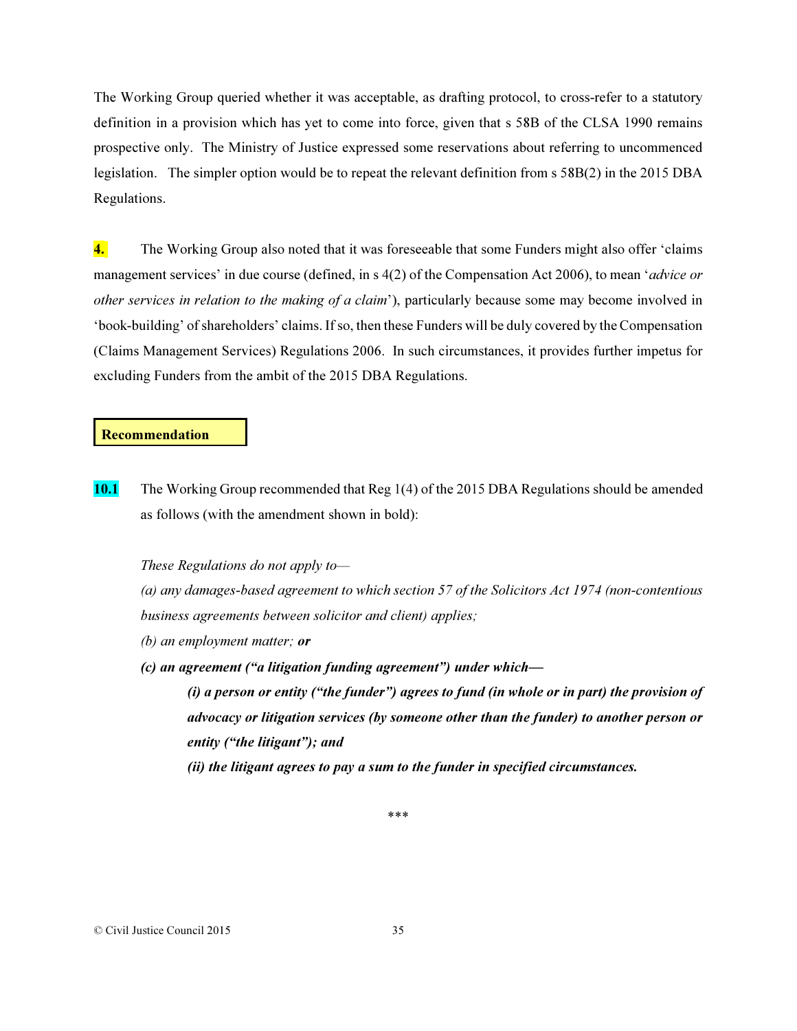The Working Group queried whether it was acceptable, as drafting protocol, to cross-refer to a statutory definition in a provision which has yet to come into force, given that s 58B of the CLSA 1990 remains prospective only. The Ministry of Justice expressed some reservations about referring to uncommenced legislation. The simpler option would be to repeat the relevant definition from s 58B(2) in the 2015 DBA Regulations.

**4.** The Working Group also noted that it was foreseeable that some Funders might also offer 'claims management services' in due course (defined, in s 4(2) of the Compensation Act 2006), to mean '*advice or other services in relation to the making of a claim*'), particularly because some may become involved in 'book-building' of shareholders' claims. If so, then these Funders will be duly covered by the Compensation (Claims Management Services) Regulations 2006. In such circumstances, it provides further impetus for excluding Funders from the ambit of the 2015 DBA Regulations.

**Recommendation**

**10.1** The Working Group recommended that Reg 1(4) of the 2015 DBA Regulations should be amended as follows (with the amendment shown in bold):

*These Regulations do not apply to—*

*(a) any damages-based agreement to which section 57 of the Solicitors Act 1974 (non-contentious business agreements between solicitor and client) applies;*

*(b) an employment matter;* ***or***

***(c) an agreement ("a litigation funding agreement") under which—***

> ***(i) a person or entity ("the funder") agrees to fund (in whole or in part) the provision of advocacy or litigation services (by someone other than the funder) to another person or entity ("the litigant"); and***
>
> ***(ii) the litigant agrees to pay a sum to the funder in specified circumstances.***

\*\*\*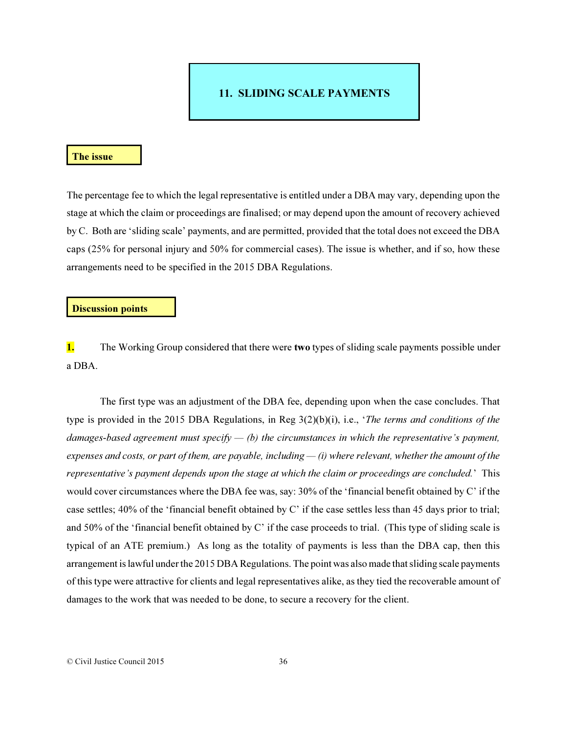## 11. SLIDING SCALE PAYMENTS

### The issue

The percentage fee to which the legal representative is entitled under a DBA may vary, depending upon the stage at which the claim or proceedings are finalised; or may depend upon the amount of recovery achieved by C. Both are 'sliding scale' payments, and are permitted, provided that the total does not exceed the DBA caps (25% for personal injury and 50% for commercial cases). The issue is whether, and if so, how these arrangements need to be specified in the 2015 DBA Regulations.

### Discussion points

**1.** The Working Group considered that there were **two** types of sliding scale payments possible under a DBA.

The first type was an adjustment of the DBA fee, depending upon when the case concludes. That type is provided in the 2015 DBA Regulations, in Reg 3(2)(b)(i), i.e., '*The terms and conditions of the damages-based agreement must specify — (b) the circumstances in which the representative's payment, expenses and costs, or part of them, are payable, including — (i) where relevant, whether the amount of the representative's payment depends upon the stage at which the claim or proceedings are concluded.*' This would cover circumstances where the DBA fee was, say: 30% of the 'financial benefit obtained by C' if the case settles; 40% of the 'financial benefit obtained by C' if the case settles less than 45 days prior to trial; and 50% of the 'financial benefit obtained by C' if the case proceeds to trial. (This type of sliding scale is typical of an ATE premium.) As long as the totality of payments is less than the DBA cap, then this arrangement is lawful under the 2015 DBA Regulations. The point was also made that sliding scale payments of this type were attractive for clients and legal representatives alike, as they tied the recoverable amount of damages to the work that was needed to be done, to secure a recovery for the client.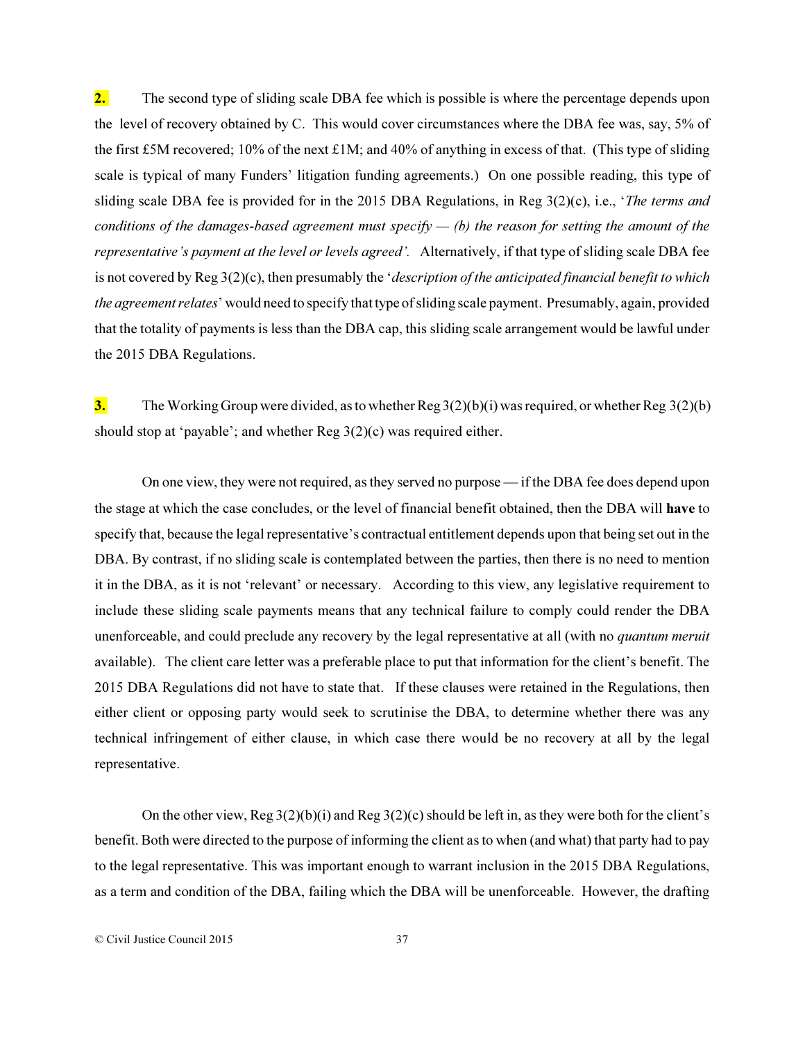**2.** The second type of sliding scale DBA fee which is possible is where the percentage depends upon the level of recovery obtained by C. This would cover circumstances where the DBA fee was, say, 5% of the first £5M recovered; 10% of the next £1M; and 40% of anything in excess of that. (This type of sliding scale is typical of many Funders' litigation funding agreements.) On one possible reading, this type of sliding scale DBA fee is provided for in the 2015 DBA Regulations, in Reg 3(2)(c), i.e., '*The terms and conditions of the damages-based agreement must specify — (b) the reason for setting the amount of the representative's payment at the level or levels agreed'.* Alternatively, if that type of sliding scale DBA fee is not covered by Reg 3(2)(c), then presumably the '*description of the anticipated financial benefit to which the agreement relates*' would need to specify that type of sliding scale payment. Presumably, again, provided that the totality of payments is less than the DBA cap, this sliding scale arrangement would be lawful under the 2015 DBA Regulations.

**3.** The Working Group were divided, as to whether Reg 3(2)(b)(i) was required, or whether Reg 3(2)(b) should stop at 'payable'; and whether Reg 3(2)(c) was required either.

On one view, they were not required, as they served no purpose — if the DBA fee does depend upon the stage at which the case concludes, or the level of financial benefit obtained, then the DBA will **have** to specify that, because the legal representative's contractual entitlement depends upon that being set out in the DBA. By contrast, if no sliding scale is contemplated between the parties, then there is no need to mention it in the DBA, as it is not 'relevant' or necessary. According to this view, any legislative requirement to include these sliding scale payments means that any technical failure to comply could render the DBA unenforceable, and could preclude any recovery by the legal representative at all (with no *quantum meruit* available). The client care letter was a preferable place to put that information for the client's benefit. The 2015 DBA Regulations did not have to state that. If these clauses were retained in the Regulations, then either client or opposing party would seek to scrutinise the DBA, to determine whether there was any technical infringement of either clause, in which case there would be no recovery at all by the legal representative.

On the other view, Reg 3(2)(b)(i) and Reg 3(2)(c) should be left in, as they were both for the client's benefit. Both were directed to the purpose of informing the client as to when (and what) that party had to pay to the legal representative. This was important enough to warrant inclusion in the 2015 DBA Regulations, as a term and condition of the DBA, failing which the DBA will be unenforceable. However, the drafting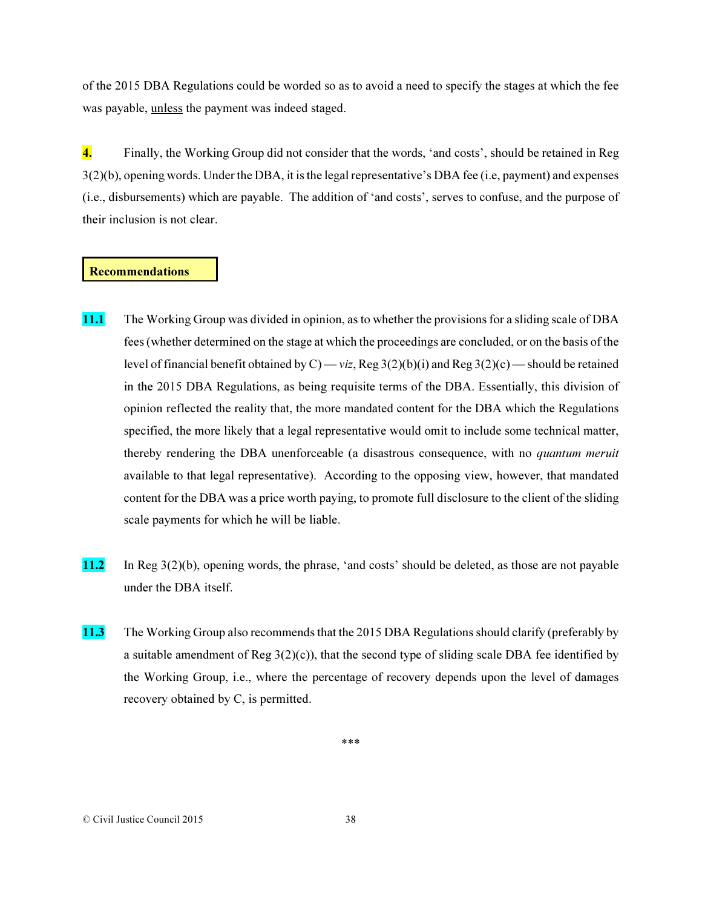of the 2015 DBA Regulations could be worded so as to avoid a need to specify the stages at which the fee was payable, unless the payment was indeed staged.

**4.** Finally, the Working Group did not consider that the words, 'and costs', should be retained in Reg 3(2)(b), opening words. Under the DBA, it is the legal representative's DBA fee (i.e, payment) and expenses (i.e., disbursements) which are payable. The addition of 'and costs', serves to confuse, and the purpose of their inclusion is not clear.

**Recommendations**

**11.1** The Working Group was divided in opinion, as to whether the provisions for a sliding scale of DBA fees (whether determined on the stage at which the proceedings are concluded, or on the basis of the level of financial benefit obtained by C) — *viz*, Reg 3(2)(b)(i) and Reg 3(2)(c) — should be retained in the 2015 DBA Regulations, as being requisite terms of the DBA. Essentially, this division of opinion reflected the reality that, the more mandated content for the DBA which the Regulations specified, the more likely that a legal representative would omit to include some technical matter, thereby rendering the DBA unenforceable (a disastrous consequence, with no *quantum meruit* available to that legal representative). According to the opposing view, however, that mandated content for the DBA was a price worth paying, to promote full disclosure to the client of the sliding scale payments for which he will be liable.

**11.2** In Reg 3(2)(b), opening words, the phrase, 'and costs' should be deleted, as those are not payable under the DBA itself.

**11.3** The Working Group also recommends that the 2015 DBA Regulations should clarify (preferably by a suitable amendment of Reg 3(2)(c)), that the second type of sliding scale DBA fee identified by the Working Group, i.e., where the percentage of recovery depends upon the level of damages recovery obtained by C, is permitted.

***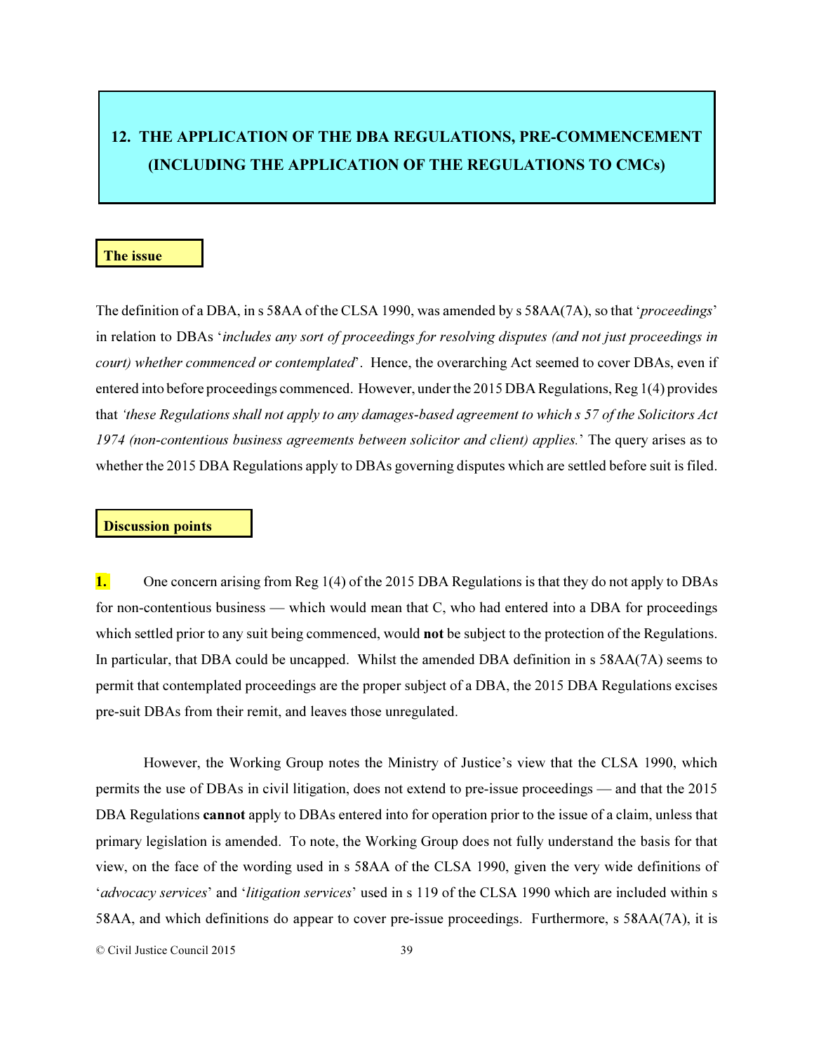## 12. THE APPLICATION OF THE DBA REGULATIONS, PRE-COMMENCEMENT (INCLUDING THE APPLICATION OF THE REGULATIONS TO CMCs)

### The issue

The definition of a DBA, in s 58AA of the CLSA 1990, was amended by s 58AA(7A), so that '*proceedings*' in relation to DBAs '*includes any sort of proceedings for resolving disputes (and not just proceedings in court) whether commenced or contemplated*'. Hence, the overarching Act seemed to cover DBAs, even if entered into before proceedings commenced. However, under the 2015 DBA Regulations, Reg 1(4) provides that *'these Regulations shall not apply to any damages-based agreement to which s 57 of the Solicitors Act 1974 (non-contentious business agreements between solicitor and client) applies.*' The query arises as to whether the 2015 DBA Regulations apply to DBAs governing disputes which are settled before suit is filed.

### Discussion points

**1.** One concern arising from Reg 1(4) of the 2015 DBA Regulations is that they do not apply to DBAs for non-contentious business — which would mean that C, who had entered into a DBA for proceedings which settled prior to any suit being commenced, would **not** be subject to the protection of the Regulations. In particular, that DBA could be uncapped. Whilst the amended DBA definition in s 58AA(7A) seems to permit that contemplated proceedings are the proper subject of a DBA, the 2015 DBA Regulations excises pre-suit DBAs from their remit, and leaves those unregulated.

However, the Working Group notes the Ministry of Justice's view that the CLSA 1990, which permits the use of DBAs in civil litigation, does not extend to pre-issue proceedings — and that the 2015 DBA Regulations **cannot** apply to DBAs entered into for operation prior to the issue of a claim, unless that primary legislation is amended. To note, the Working Group does not fully understand the basis for that view, on the face of the wording used in s 58AA of the CLSA 1990, given the very wide definitions of '*advocacy services*' and '*litigation services*' used in s 119 of the CLSA 1990 which are included within s 58AA, and which definitions do appear to cover pre-issue proceedings. Furthermore, s 58AA(7A), it is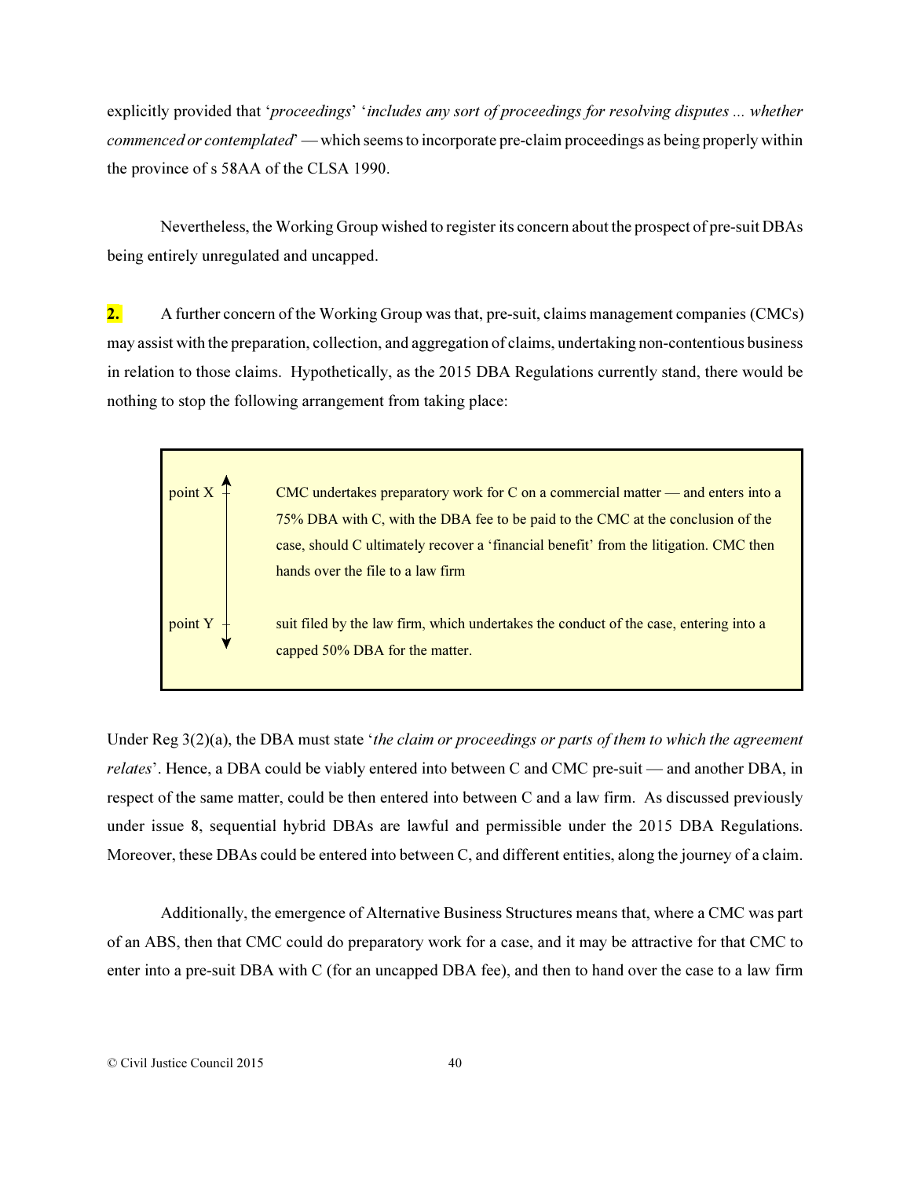explicitly provided that '*proceedings*' '*includes any sort of proceedings for resolving disputes ... whether commenced or contemplated*' — which seems to incorporate pre-claim proceedings as being properly within the province of s 58AA of the CLSA 1990.

Nevertheless, the Working Group wished to register its concern about the prospect of pre-suit DBAs being entirely unregulated and uncapped.

**2.** A further concern of the Working Group was that, pre-suit, claims management companies (CMCs) may assist with the preparation, collection, and aggregation of claims, undertaking non-contentious business in relation to those claims. Hypothetically, as the 2015 DBA Regulations currently stand, there would be nothing to stop the following arrangement from taking place:

| | |
|---|---|
| point X | CMC undertakes preparatory work for C on a commercial matter — and enters into a 75% DBA with C, with the DBA fee to be paid to the CMC at the conclusion of the case, should C ultimately recover a 'financial benefit' from the litigation. CMC then hands over the file to a law firm |
| point Y | suit filed by the law firm, which undertakes the conduct of the case, entering into a capped 50% DBA for the matter. |

Under Reg 3(2)(a), the DBA must state '*the claim or proceedings or parts of them to which the agreement relates*'. Hence, a DBA could be viably entered into between C and CMC pre-suit — and another DBA, in respect of the same matter, could be then entered into between C and a law firm. As discussed previously under issue 8, sequential hybrid DBAs are lawful and permissible under the 2015 DBA Regulations. Moreover, these DBAs could be entered into between C, and different entities, along the journey of a claim.

Additionally, the emergence of Alternative Business Structures means that, where a CMC was part of an ABS, then that CMC could do preparatory work for a case, and it may be attractive for that CMC to enter into a pre-suit DBA with C (for an uncapped DBA fee), and then to hand over the case to a law firm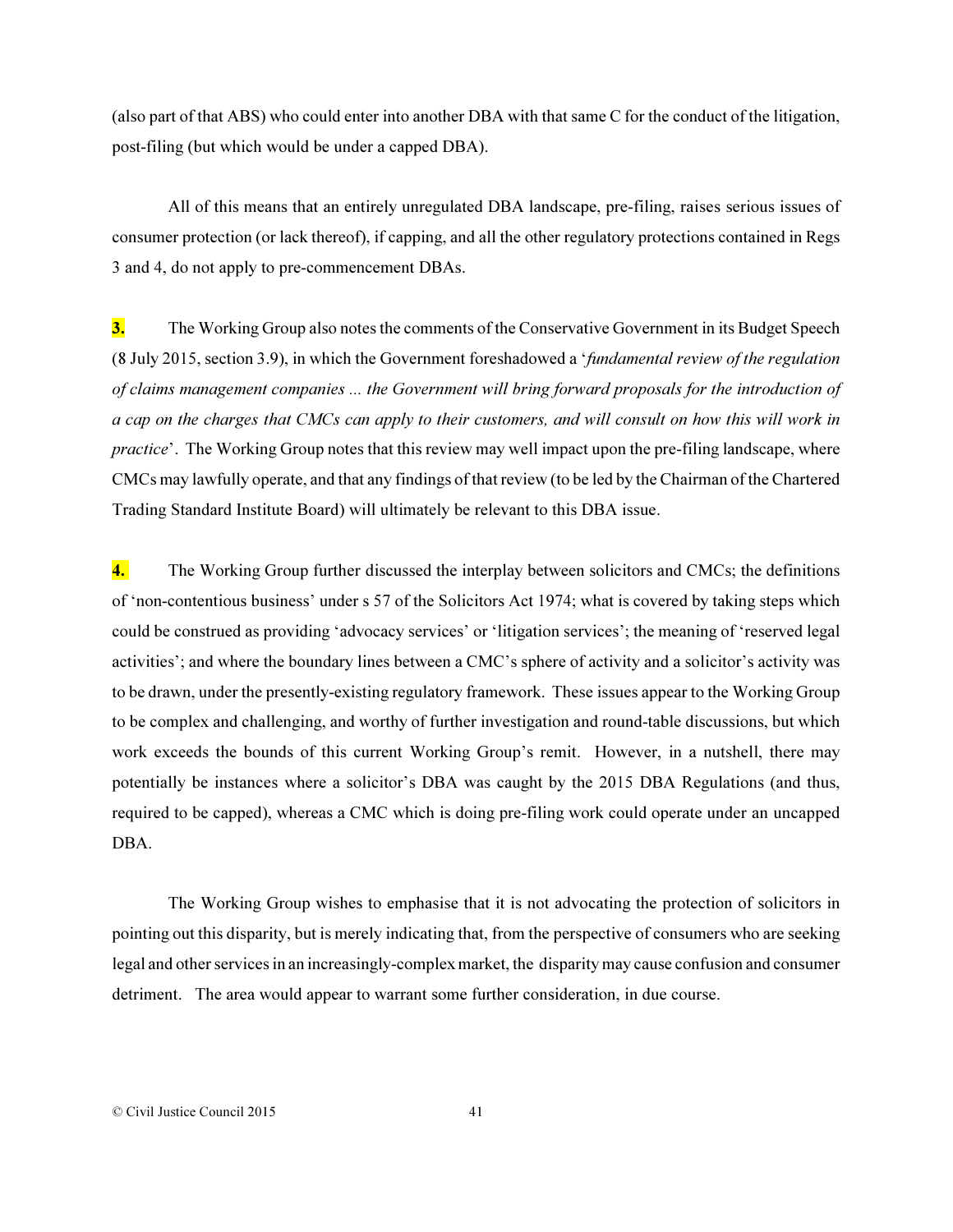(also part of that ABS) who could enter into another DBA with that same C for the conduct of the litigation, post-filing (but which would be under a capped DBA).

All of this means that an entirely unregulated DBA landscape, pre-filing, raises serious issues of consumer protection (or lack thereof), if capping, and all the other regulatory protections contained in Regs 3 and 4, do not apply to pre-commencement DBAs.

**3.** The Working Group also notes the comments of the Conservative Government in its Budget Speech (8 July 2015, section 3.9), in which the Government foreshadowed a '*fundamental review of the regulation of claims management companies ... the Government will bring forward proposals for the introduction of a cap on the charges that CMCs can apply to their customers, and will consult on how this will work in practice*'. The Working Group notes that this review may well impact upon the pre-filing landscape, where CMCs may lawfully operate, and that any findings of that review (to be led by the Chairman of the Chartered Trading Standard Institute Board) will ultimately be relevant to this DBA issue.

**4.** The Working Group further discussed the interplay between solicitors and CMCs; the definitions of 'non-contentious business' under s 57 of the Solicitors Act 1974; what is covered by taking steps which could be construed as providing 'advocacy services' or 'litigation services'; the meaning of 'reserved legal activities'; and where the boundary lines between a CMC's sphere of activity and a solicitor's activity was to be drawn, under the presently-existing regulatory framework. These issues appear to the Working Group to be complex and challenging, and worthy of further investigation and round-table discussions, but which work exceeds the bounds of this current Working Group's remit. However, in a nutshell, there may potentially be instances where a solicitor's DBA was caught by the 2015 DBA Regulations (and thus, required to be capped), whereas a CMC which is doing pre-filing work could operate under an uncapped DBA.

The Working Group wishes to emphasise that it is not advocating the protection of solicitors in pointing out this disparity, but is merely indicating that, from the perspective of consumers who are seeking legal and other services in an increasingly-complex market, the disparity may cause confusion and consumer detriment. The area would appear to warrant some further consideration, in due course.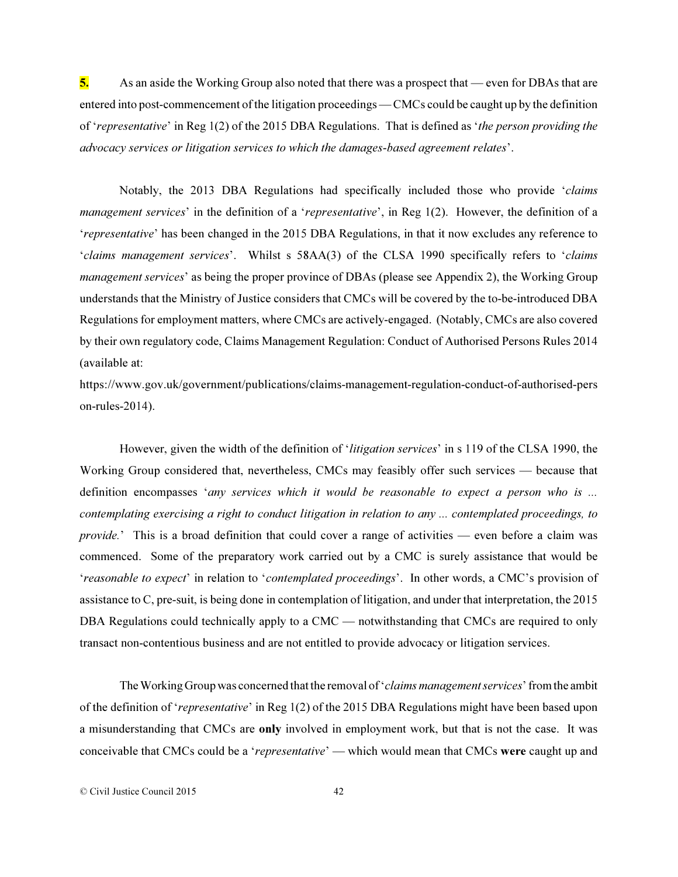**5.** As an aside the Working Group also noted that there was a prospect that — even for DBAs that are entered into post-commencement of the litigation proceedings — CMCs could be caught up by the definition of '*representative*' in Reg 1(2) of the 2015 DBA Regulations. That is defined as '*the person providing the advocacy services or litigation services to which the damages-based agreement relates*'.

Notably, the 2013 DBA Regulations had specifically included those who provide '*claims management services*' in the definition of a '*representative*', in Reg 1(2). However, the definition of a '*representative*' has been changed in the 2015 DBA Regulations, in that it now excludes any reference to '*claims management services*'. Whilst s 58AA(3) of the CLSA 1990 specifically refers to '*claims management services*' as being the proper province of DBAs (please see Appendix 2), the Working Group understands that the Ministry of Justice considers that CMCs will be covered by the to-be-introduced DBA Regulations for employment matters, where CMCs are actively-engaged. (Notably, CMCs are also covered by their own regulatory code, Claims Management Regulation: Conduct of Authorised Persons Rules 2014 (available at: https://www.gov.uk/government/publications/claims-management-regulation-conduct-of-authorised-person-rules-2014).

However, given the width of the definition of '*litigation services*' in s 119 of the CLSA 1990, the Working Group considered that, nevertheless, CMCs may feasibly offer such services — because that definition encompasses '*any services which it would be reasonable to expect a person who is ... contemplating exercising a right to conduct litigation in relation to any ... contemplated proceedings, to provide.*' This is a broad definition that could cover a range of activities — even before a claim was commenced. Some of the preparatory work carried out by a CMC is surely assistance that would be '*reasonable to expect*' in relation to '*contemplated proceedings*'. In other words, a CMC's provision of assistance to C, pre-suit, is being done in contemplation of litigation, and under that interpretation, the 2015 DBA Regulations could technically apply to a CMC — notwithstanding that CMCs are required to only transact non-contentious business and are not entitled to provide advocacy or litigation services.

The Working Group was concerned that the removal of '*claims management services*' from the ambit of the definition of '*representative*' in Reg 1(2) of the 2015 DBA Regulations might have been based upon a misunderstanding that CMCs are **only** involved in employment work, but that is not the case. It was conceivable that CMCs could be a '*representative*' — which would mean that CMCs **were** caught up and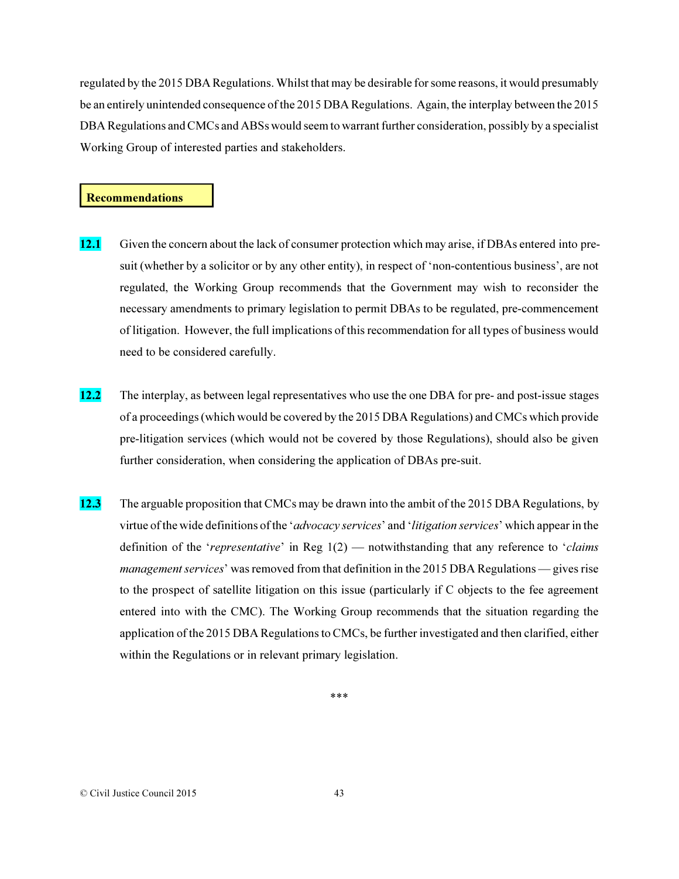regulated by the 2015 DBA Regulations. Whilst that may be desirable for some reasons, it would presumably be an entirely unintended consequence of the 2015 DBA Regulations. Again, the interplay between the 2015 DBA Regulations and CMCs and ABSs would seem to warrant further consideration, possibly by a specialist Working Group of interested parties and stakeholders.

**Recommendations**

**12.1** Given the concern about the lack of consumer protection which may arise, if DBAs entered into pre-suit (whether by a solicitor or by any other entity), in respect of 'non-contentious business', are not regulated, the Working Group recommends that the Government may wish to reconsider the necessary amendments to primary legislation to permit DBAs to be regulated, pre-commencement of litigation. However, the full implications of this recommendation for all types of business would need to be considered carefully.

**12.2** The interplay, as between legal representatives who use the one DBA for pre- and post-issue stages of a proceedings (which would be covered by the 2015 DBA Regulations) and CMCs which provide pre-litigation services (which would not be covered by those Regulations), should also be given further consideration, when considering the application of DBAs pre-suit.

**12.3** The arguable proposition that CMCs may be drawn into the ambit of the 2015 DBA Regulations, by virtue of the wide definitions of the '*advocacy services*' and '*litigation services*' which appear in the definition of the '*representative*' in Reg 1(2) — notwithstanding that any reference to '*claims management services*' was removed from that definition in the 2015 DBA Regulations — gives rise to the prospect of satellite litigation on this issue (particularly if C objects to the fee agreement entered into with the CMC). The Working Group recommends that the situation regarding the application of the 2015 DBA Regulations to CMCs, be further investigated and then clarified, either within the Regulations or in relevant primary legislation.

***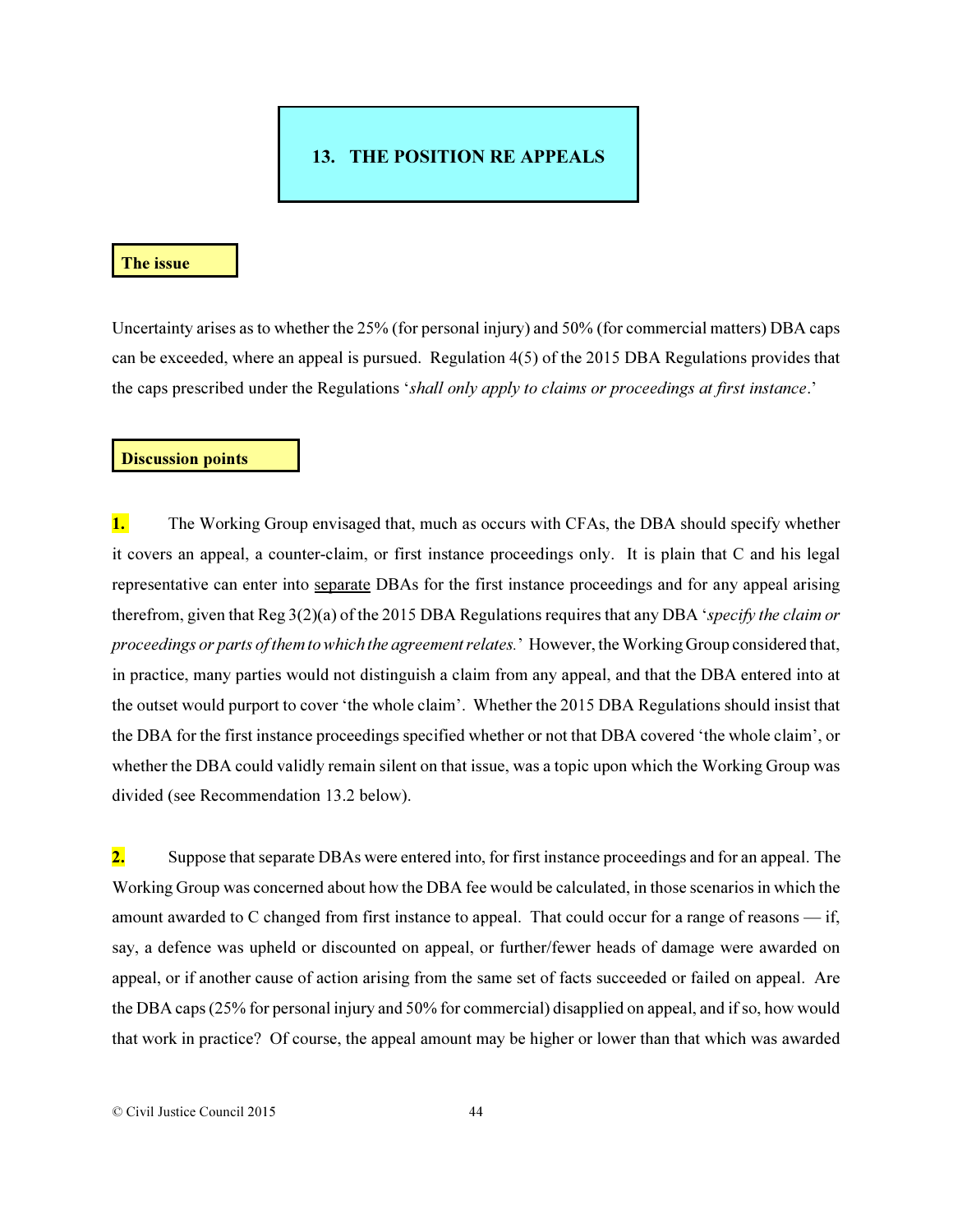# 13. THE POSITION RE APPEALS

## The issue

Uncertainty arises as to whether the 25% (for personal injury) and 50% (for commercial matters) DBA caps can be exceeded, where an appeal is pursued. Regulation 4(5) of the 2015 DBA Regulations provides that the caps prescribed under the Regulations '*shall only apply to claims or proceedings at first instance*.'

## Discussion points

**1.** The Working Group envisaged that, much as occurs with CFAs, the DBA should specify whether it covers an appeal, a counter-claim, or first instance proceedings only. It is plain that C and his legal representative can enter into <u>separate</u> DBAs for the first instance proceedings and for any appeal arising therefrom, given that Reg 3(2)(a) of the 2015 DBA Regulations requires that any DBA '*specify the claim or proceedings or parts of them to which the agreement relates.*' However, the Working Group considered that, in practice, many parties would not distinguish a claim from any appeal, and that the DBA entered into at the outset would purport to cover 'the whole claim'. Whether the 2015 DBA Regulations should insist that the DBA for the first instance proceedings specified whether or not that DBA covered 'the whole claim', or whether the DBA could validly remain silent on that issue, was a topic upon which the Working Group was divided (see Recommendation 13.2 below).

**2.** Suppose that separate DBAs were entered into, for first instance proceedings and for an appeal. The Working Group was concerned about how the DBA fee would be calculated, in those scenarios in which the amount awarded to C changed from first instance to appeal. That could occur for a range of reasons — if, say, a defence was upheld or discounted on appeal, or further/fewer heads of damage were awarded on appeal, or if another cause of action arising from the same set of facts succeeded or failed on appeal. Are the DBA caps (25% for personal injury and 50% for commercial) disapplied on appeal, and if so, how would that work in practice? Of course, the appeal amount may be higher or lower than that which was awarded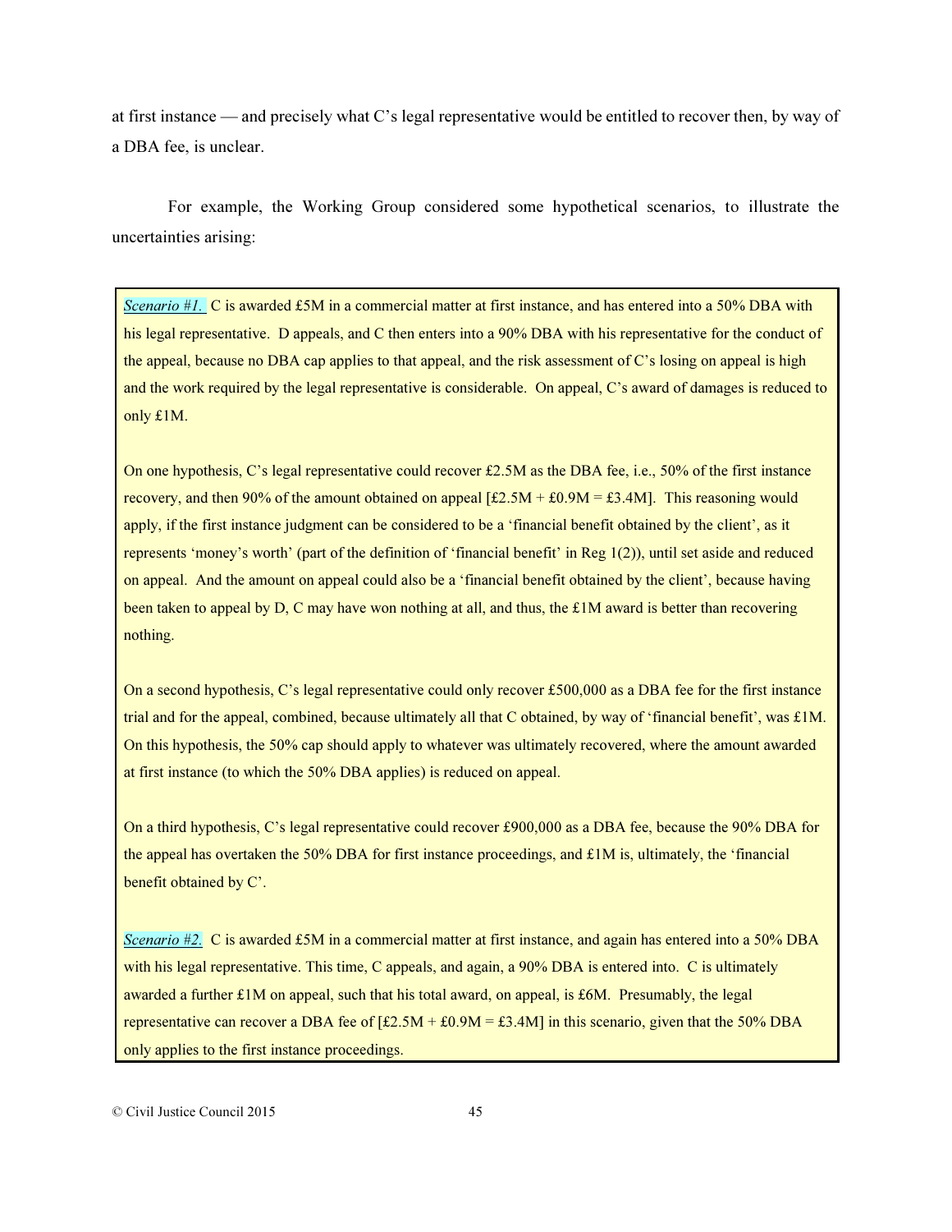at first instance — and precisely what C's legal representative would be entitled to recover then, by way of a DBA fee, is unclear.

For example, the Working Group considered some hypothetical scenarios, to illustrate the uncertainties arising:

> *Scenario #1.* C is awarded £5M in a commercial matter at first instance, and has entered into a 50% DBA with his legal representative. D appeals, and C then enters into a 90% DBA with his representative for the conduct of the appeal, because no DBA cap applies to that appeal, and the risk assessment of C's losing on appeal is high and the work required by the legal representative is considerable. On appeal, C's award of damages is reduced to only £1M.
>
> On one hypothesis, C's legal representative could recover £2.5M as the DBA fee, i.e., 50% of the first instance recovery, and then 90% of the amount obtained on appeal [£2.5M + £0.9M = £3.4M]. This reasoning would apply, if the first instance judgment can be considered to be a 'financial benefit obtained by the client', as it represents 'money's worth' (part of the definition of 'financial benefit' in Reg 1(2)), until set aside and reduced on appeal. And the amount on appeal could also be a 'financial benefit obtained by the client', because having been taken to appeal by D, C may have won nothing at all, and thus, the £1M award is better than recovering nothing.
>
> On a second hypothesis, C's legal representative could only recover £500,000 as a DBA fee for the first instance trial and for the appeal, combined, because ultimately all that C obtained, by way of 'financial benefit', was £1M. On this hypothesis, the 50% cap should apply to whatever was ultimately recovered, where the amount awarded at first instance (to which the 50% DBA applies) is reduced on appeal.
>
> On a third hypothesis, C's legal representative could recover £900,000 as a DBA fee, because the 90% DBA for the appeal has overtaken the 50% DBA for first instance proceedings, and £1M is, ultimately, the 'financial benefit obtained by C'.
>
> *Scenario #2.* C is awarded £5M in a commercial matter at first instance, and again has entered into a 50% DBA with his legal representative. This time, C appeals, and again, a 90% DBA is entered into. C is ultimately awarded a further £1M on appeal, such that his total award, on appeal, is £6M. Presumably, the legal representative can recover a DBA fee of [£2.5M + £0.9M = £3.4M] in this scenario, given that the 50% DBA only applies to the first instance proceedings.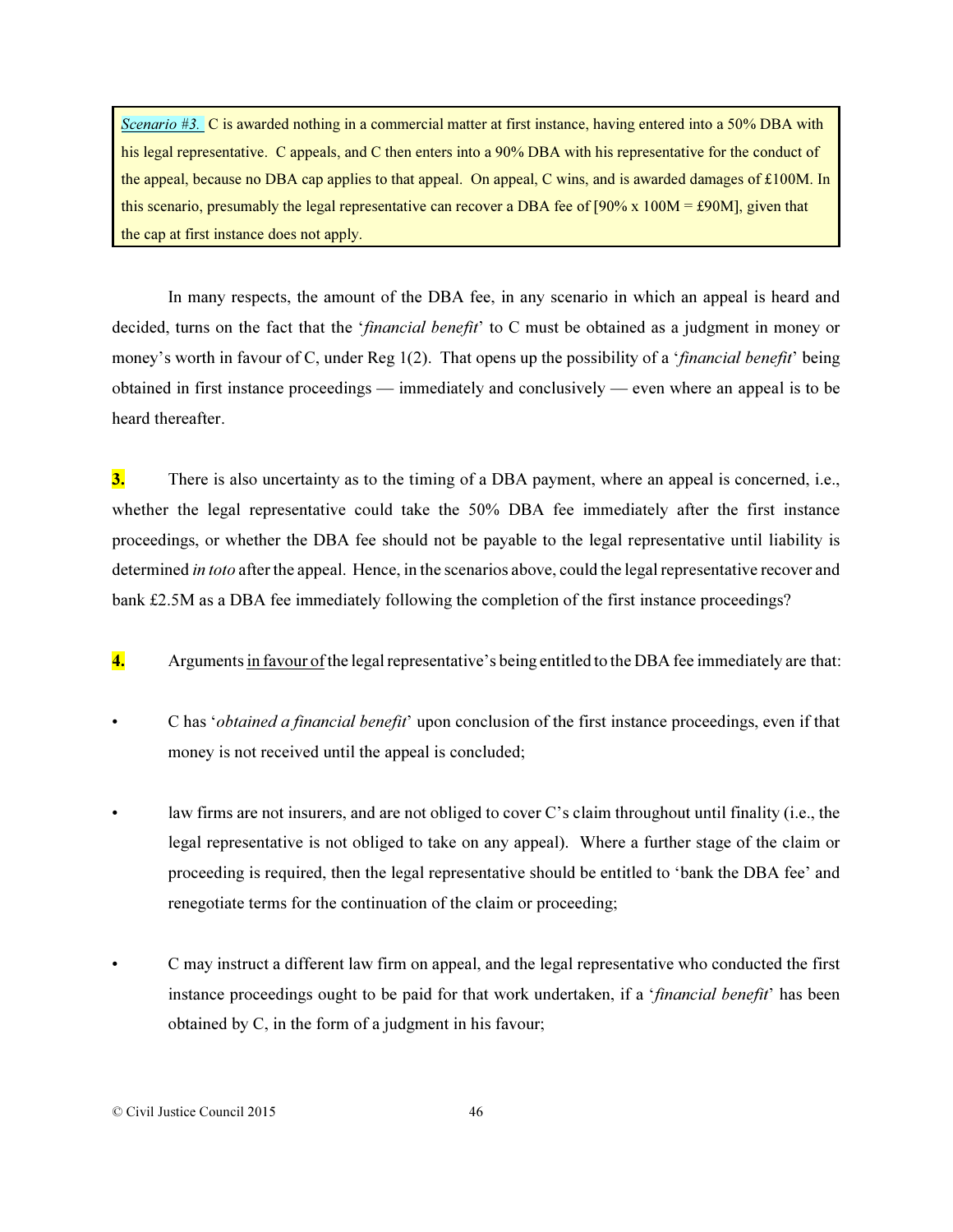> *Scenario #3.* C is awarded nothing in a commercial matter at first instance, having entered into a 50% DBA with his legal representative. C appeals, and C then enters into a 90% DBA with his representative for the conduct of the appeal, because no DBA cap applies to that appeal. On appeal, C wins, and is awarded damages of £100M. In this scenario, presumably the legal representative can recover a DBA fee of [90% x 100M = £90M], given that the cap at first instance does not apply.

In many respects, the amount of the DBA fee, in any scenario in which an appeal is heard and decided, turns on the fact that the '*financial benefit*' to C must be obtained as a judgment in money or money's worth in favour of C, under Reg 1(2). That opens up the possibility of a '*financial benefit*' being obtained in first instance proceedings — immediately and conclusively — even where an appeal is to be heard thereafter.

**3.** There is also uncertainty as to the timing of a DBA payment, where an appeal is concerned, i.e., whether the legal representative could take the 50% DBA fee immediately after the first instance proceedings, or whether the DBA fee should not be payable to the legal representative until liability is determined *in toto* after the appeal. Hence, in the scenarios above, could the legal representative recover and bank £2.5M as a DBA fee immediately following the completion of the first instance proceedings?

**4.** Arguments <u>in favour of</u> the legal representative's being entitled to the DBA fee immediately are that:

- C has '*obtained a financial benefit*' upon conclusion of the first instance proceedings, even if that money is not received until the appeal is concluded;

- law firms are not insurers, and are not obliged to cover C's claim throughout until finality (i.e., the legal representative is not obliged to take on any appeal). Where a further stage of the claim or proceeding is required, then the legal representative should be entitled to 'bank the DBA fee' and renegotiate terms for the continuation of the claim or proceeding;

- C may instruct a different law firm on appeal, and the legal representative who conducted the first instance proceedings ought to be paid for that work undertaken, if a '*financial benefit*' has been obtained by C, in the form of a judgment in his favour;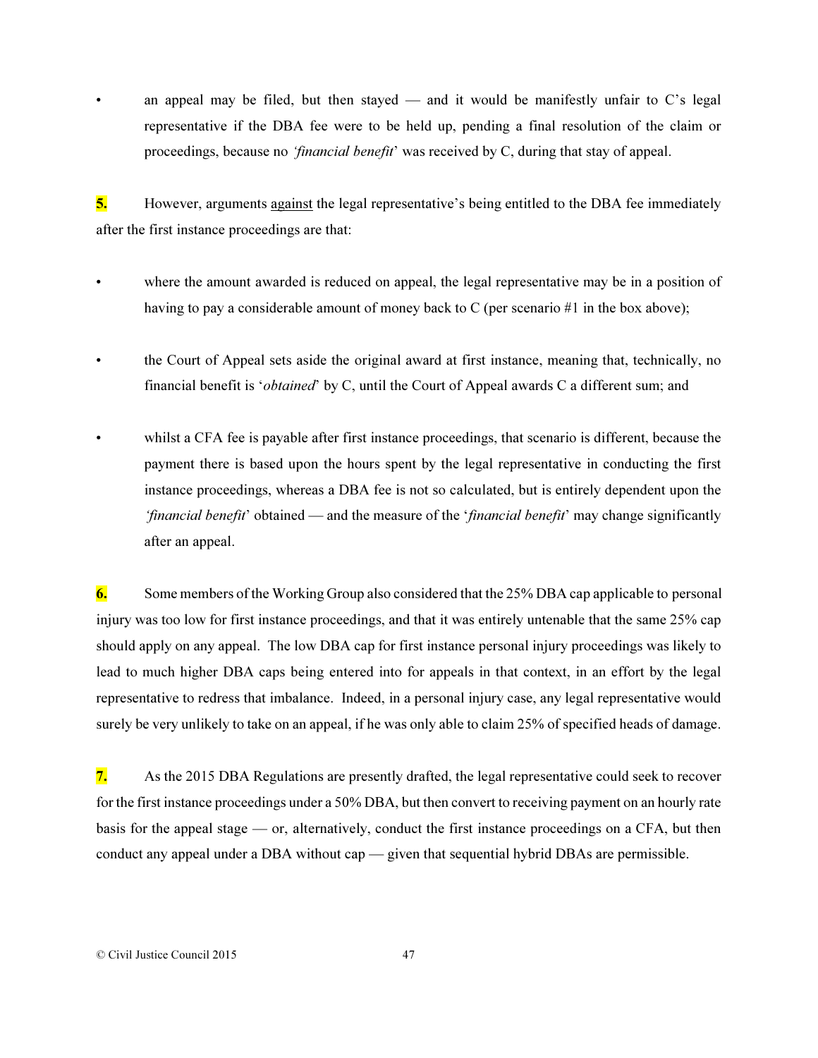- an appeal may be filed, but then stayed — and it would be manifestly unfair to C's legal representative if the DBA fee were to be held up, pending a final resolution of the claim or proceedings, because no *'financial benefit'* was received by C, during that stay of appeal.

**5.** However, arguments <u>against</u> the legal representative's being entitled to the DBA fee immediately after the first instance proceedings are that:

- where the amount awarded is reduced on appeal, the legal representative may be in a position of having to pay a considerable amount of money back to C (per scenario #1 in the box above);

- the Court of Appeal sets aside the original award at first instance, meaning that, technically, no financial benefit is '*obtained*' by C, until the Court of Appeal awards C a different sum; and

- whilst a CFA fee is payable after first instance proceedings, that scenario is different, because the payment there is based upon the hours spent by the legal representative in conducting the first instance proceedings, whereas a DBA fee is not so calculated, but is entirely dependent upon the *'financial benefit'* obtained — and the measure of the '*financial benefit*' may change significantly after an appeal.

**6.** Some members of the Working Group also considered that the 25% DBA cap applicable to personal injury was too low for first instance proceedings, and that it was entirely untenable that the same 25% cap should apply on any appeal. The low DBA cap for first instance personal injury proceedings was likely to lead to much higher DBA caps being entered into for appeals in that context, in an effort by the legal representative to redress that imbalance. Indeed, in a personal injury case, any legal representative would surely be very unlikely to take on an appeal, if he was only able to claim 25% of specified heads of damage.

**7.** As the 2015 DBA Regulations are presently drafted, the legal representative could seek to recover for the first instance proceedings under a 50% DBA, but then convert to receiving payment on an hourly rate basis for the appeal stage — or, alternatively, conduct the first instance proceedings on a CFA, but then conduct any appeal under a DBA without cap — given that sequential hybrid DBAs are permissible.

© Civil Justice Council 2015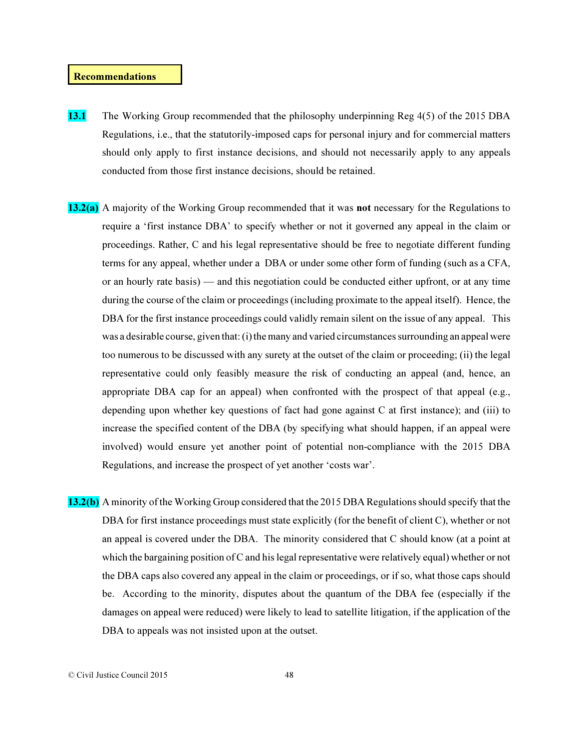**Recommendations**

**13.1** The Working Group recommended that the philosophy underpinning Reg 4(5) of the 2015 DBA Regulations, i.e., that the statutorily-imposed caps for personal injury and for commercial matters should only apply to first instance decisions, and should not necessarily apply to any appeals conducted from those first instance decisions, should be retained.

**13.2(a)** A majority of the Working Group recommended that it was **not** necessary for the Regulations to require a 'first instance DBA' to specify whether or not it governed any appeal in the claim or proceedings. Rather, C and his legal representative should be free to negotiate different funding terms for any appeal, whether under a DBA or under some other form of funding (such as a CFA, or an hourly rate basis) — and this negotiation could be conducted either upfront, or at any time during the course of the claim or proceedings (including proximate to the appeal itself). Hence, the DBA for the first instance proceedings could validly remain silent on the issue of any appeal. This was a desirable course, given that: (i) the many and varied circumstances surrounding an appeal were too numerous to be discussed with any surety at the outset of the claim or proceeding; (ii) the legal representative could only feasibly measure the risk of conducting an appeal (and, hence, an appropriate DBA cap for an appeal) when confronted with the prospect of that appeal (e.g., depending upon whether key questions of fact had gone against C at first instance); and (iii) to increase the specified content of the DBA (by specifying what should happen, if an appeal were involved) would ensure yet another point of potential non-compliance with the 2015 DBA Regulations, and increase the prospect of yet another 'costs war'.

**13.2(b)** A minority of the Working Group considered that the 2015 DBA Regulations should specify that the DBA for first instance proceedings must state explicitly (for the benefit of client C), whether or not an appeal is covered under the DBA. The minority considered that C should know (at a point at which the bargaining position of C and his legal representative were relatively equal) whether or not the DBA caps also covered any appeal in the claim or proceedings, or if so, what those caps should be. According to the minority, disputes about the quantum of the DBA fee (especially if the damages on appeal were reduced) were likely to lead to satellite litigation, if the application of the DBA to appeals was not insisted upon at the outset.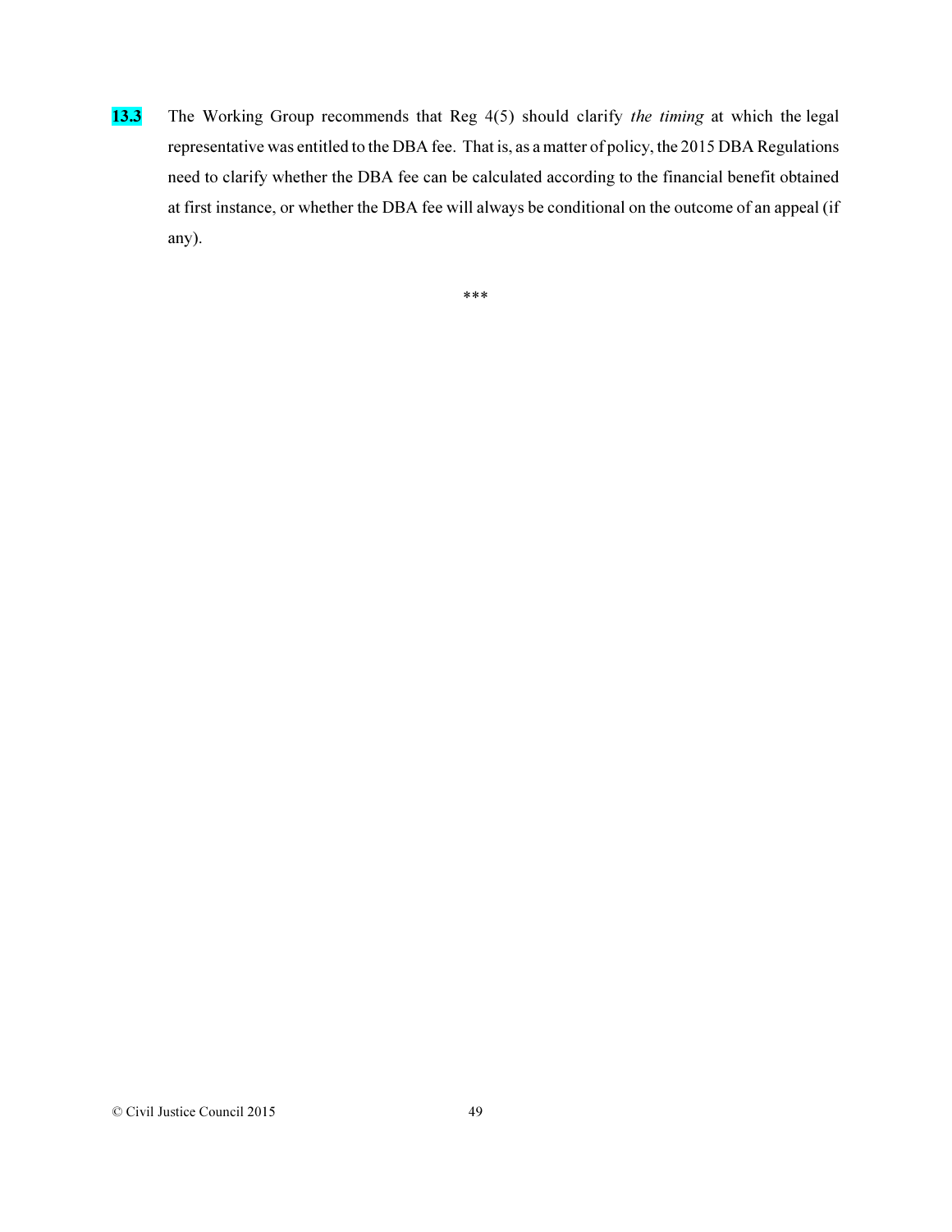**13.3** The Working Group recommends that Reg 4(5) should clarify *the timing* at which the legal representative was entitled to the DBA fee. That is, as a matter of policy, the 2015 DBA Regulations need to clarify whether the DBA fee can be calculated according to the financial benefit obtained at first instance, or whether the DBA fee will always be conditional on the outcome of an appeal (if any).

***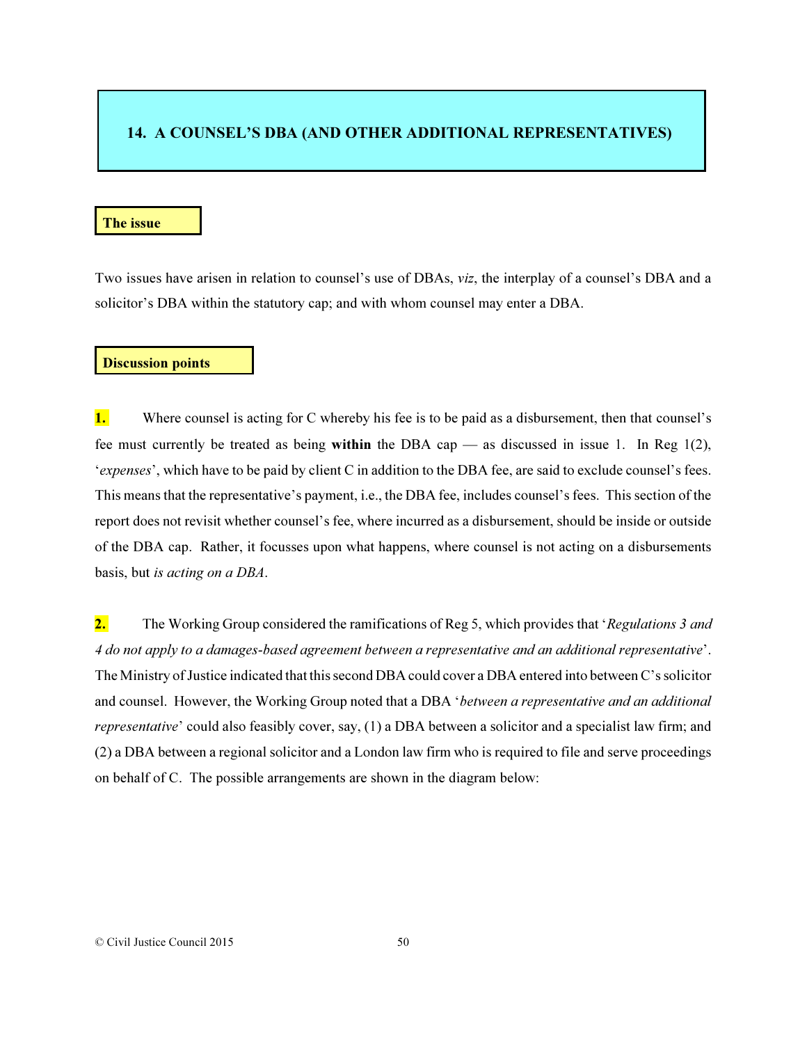## 14. A COUNSEL'S DBA (AND OTHER ADDITIONAL REPRESENTATIVES)

### The issue

Two issues have arisen in relation to counsel's use of DBAs, *viz*, the interplay of a counsel's DBA and a solicitor's DBA within the statutory cap; and with whom counsel may enter a DBA.

### Discussion points

**1.** Where counsel is acting for C whereby his fee is to be paid as a disbursement, then that counsel's fee must currently be treated as being **within** the DBA cap — as discussed in issue 1. In Reg 1(2), '*expenses*', which have to be paid by client C in addition to the DBA fee, are said to exclude counsel's fees. This means that the representative's payment, i.e., the DBA fee, includes counsel's fees. This section of the report does not revisit whether counsel's fee, where incurred as a disbursement, should be inside or outside of the DBA cap. Rather, it focusses upon what happens, where counsel is not acting on a disbursements basis, but *is acting on a DBA*.

**2.** The Working Group considered the ramifications of Reg 5, which provides that '*Regulations 3 and 4 do not apply to a damages-based agreement between a representative and an additional representative*'. The Ministry of Justice indicated that this second DBA could cover a DBA entered into between C's solicitor and counsel. However, the Working Group noted that a DBA '*between a representative and an additional representative*' could also feasibly cover, say, (1) a DBA between a solicitor and a specialist law firm; and (2) a DBA between a regional solicitor and a London law firm who is required to file and serve proceedings on behalf of C. The possible arrangements are shown in the diagram below: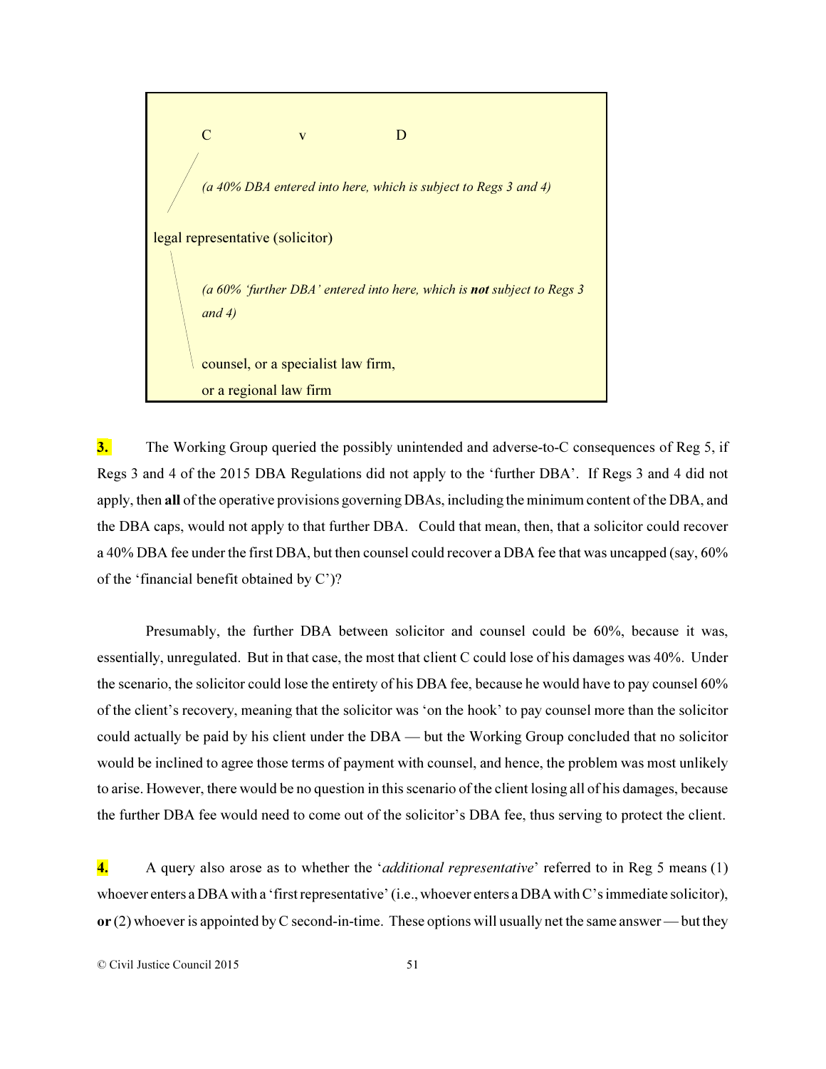C v D

*(a 40% DBA entered into here, which is subject to Regs 3 and 4)*

legal representative (solicitor)

*(a 60% 'further DBA' entered into here, which is* ***not*** *subject to Regs 3 and 4)*

counsel, or a specialist law firm,
or a regional law firm

**3.** The Working Group queried the possibly unintended and adverse-to-C consequences of Reg 5, if Regs 3 and 4 of the 2015 DBA Regulations did not apply to the 'further DBA'. If Regs 3 and 4 did not apply, then **all** of the operative provisions governing DBAs, including the minimum content of the DBA, and the DBA caps, would not apply to that further DBA. Could that mean, then, that a solicitor could recover a 40% DBA fee under the first DBA, but then counsel could recover a DBA fee that was uncapped (say, 60% of the 'financial benefit obtained by C')?

Presumably, the further DBA between solicitor and counsel could be 60%, because it was, essentially, unregulated. But in that case, the most that client C could lose of his damages was 40%. Under the scenario, the solicitor could lose the entirety of his DBA fee, because he would have to pay counsel 60% of the client's recovery, meaning that the solicitor was 'on the hook' to pay counsel more than the solicitor could actually be paid by his client under the DBA — but the Working Group concluded that no solicitor would be inclined to agree those terms of payment with counsel, and hence, the problem was most unlikely to arise. However, there would be no question in this scenario of the client losing all of his damages, because the further DBA fee would need to come out of the solicitor's DBA fee, thus serving to protect the client.

**4.** A query also arose as to whether the '*additional representative*' referred to in Reg 5 means (1) whoever enters a DBA with a 'first representative' (i.e., whoever enters a DBA with C's immediate solicitor), **or** (2) whoever is appointed by C second-in-time. These options will usually net the same answer — but they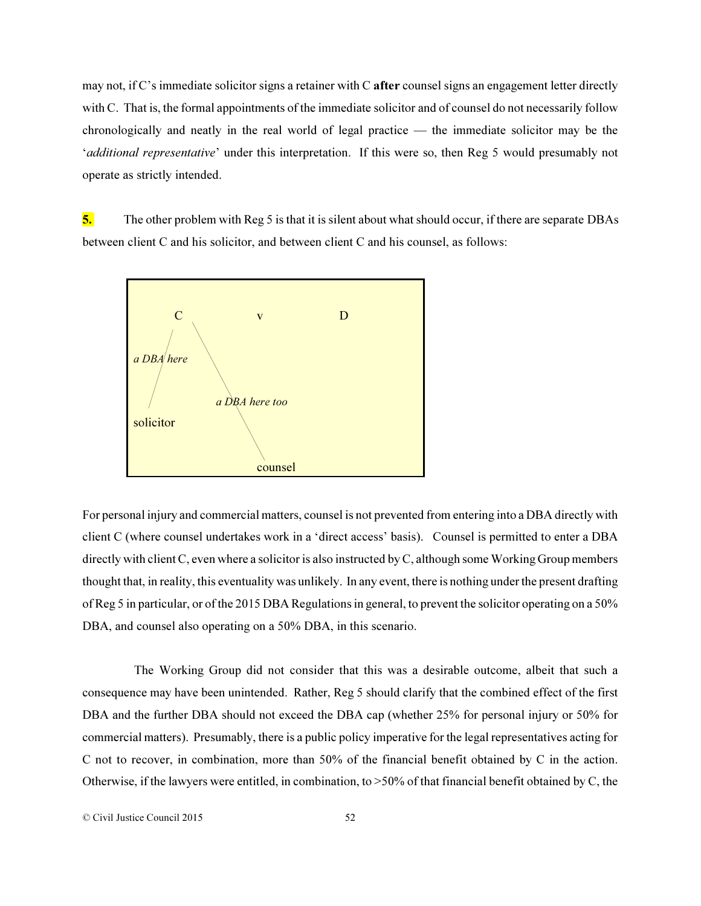may not, if C's immediate solicitor signs a retainer with C **after** counsel signs an engagement letter directly with C. That is, the formal appointments of the immediate solicitor and of counsel do not necessarily follow chronologically and neatly in the real world of legal practice — the immediate solicitor may be the '*additional representative*' under this interpretation. If this were so, then Reg 5 would presumably not operate as strictly intended.

**5.** The other problem with Reg 5 is that it is silent about what should occur, if there are separate DBAs between client C and his solicitor, and between client C and his counsel, as follows:

```
        C              v              D
       /  \
a DBA here  \
     /        \
    /    a DBA here too
solicitor        \
                  \
                counsel
```

For personal injury and commercial matters, counsel is not prevented from entering into a DBA directly with client C (where counsel undertakes work in a 'direct access' basis). Counsel is permitted to enter a DBA directly with client C, even where a solicitor is also instructed by C, although some Working Group members thought that, in reality, this eventuality was unlikely. In any event, there is nothing under the present drafting of Reg 5 in particular, or of the 2015 DBA Regulations in general, to prevent the solicitor operating on a 50% DBA, and counsel also operating on a 50% DBA, in this scenario.

The Working Group did not consider that this was a desirable outcome, albeit that such a consequence may have been unintended. Rather, Reg 5 should clarify that the combined effect of the first DBA and the further DBA should not exceed the DBA cap (whether 25% for personal injury or 50% for commercial matters). Presumably, there is a public policy imperative for the legal representatives acting for C not to recover, in combination, more than 50% of the financial benefit obtained by C in the action. Otherwise, if the lawyers were entitled, in combination, to >50% of that financial benefit obtained by C, the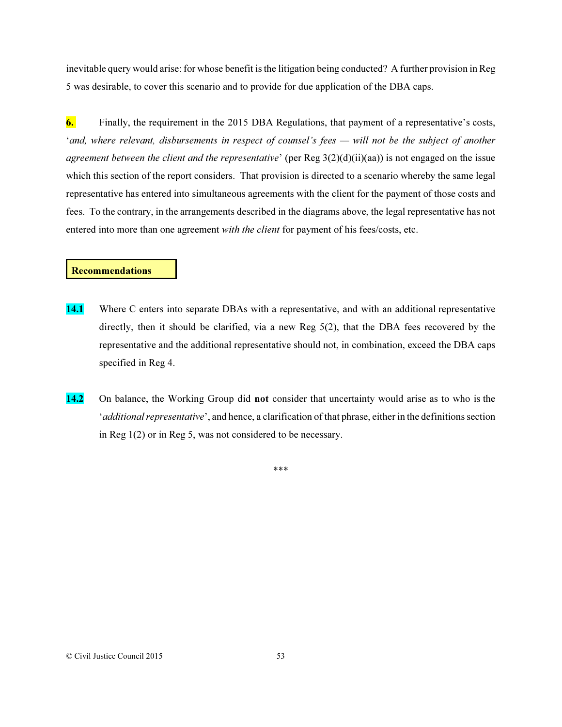inevitable query would arise: for whose benefit is the litigation being conducted? A further provision in Reg 5 was desirable, to cover this scenario and to provide for due application of the DBA caps.

**6.** Finally, the requirement in the 2015 DBA Regulations, that payment of a representative's costs, '*and, where relevant, disbursements in respect of counsel's fees — will not be the subject of another agreement between the client and the representative*' (per Reg 3(2)(d)(ii)(aa)) is not engaged on the issue which this section of the report considers. That provision is directed to a scenario whereby the same legal representative has entered into simultaneous agreements with the client for the payment of those costs and fees. To the contrary, in the arrangements described in the diagrams above, the legal representative has not entered into more than one agreement *with the client* for payment of his fees/costs, etc.

**Recommendations**

**14.1** Where C enters into separate DBAs with a representative, and with an additional representative directly, then it should be clarified, via a new Reg 5(2), that the DBA fees recovered by the representative and the additional representative should not, in combination, exceed the DBA caps specified in Reg 4.

**14.2** On balance, the Working Group did **not** consider that uncertainty would arise as to who is the '*additional representative*', and hence, a clarification of that phrase, either in the definitions section in Reg 1(2) or in Reg 5, was not considered to be necessary.

***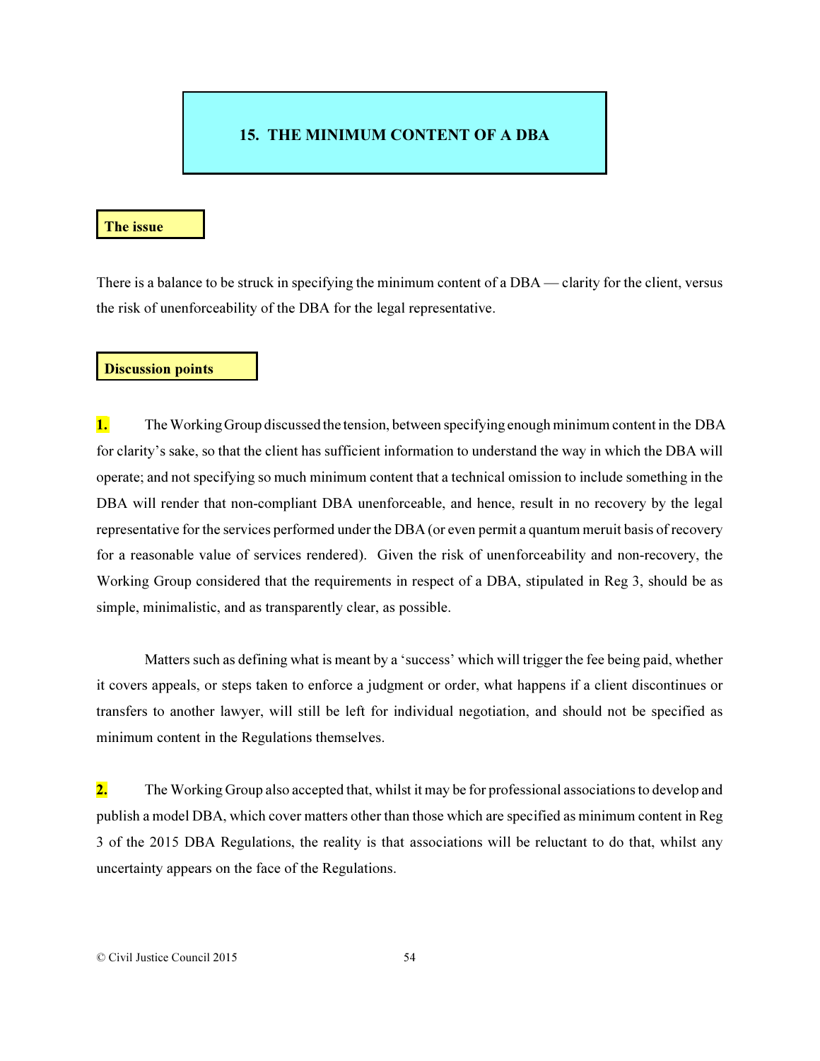# 15. THE MINIMUM CONTENT OF A DBA

## The issue

There is a balance to be struck in specifying the minimum content of a DBA — clarity for the client, versus the risk of unenforceability of the DBA for the legal representative.

## Discussion points

**1.** The Working Group discussed the tension, between specifying enough minimum content in the DBA for clarity's sake, so that the client has sufficient information to understand the way in which the DBA will operate; and not specifying so much minimum content that a technical omission to include something in the DBA will render that non-compliant DBA unenforceable, and hence, result in no recovery by the legal representative for the services performed under the DBA (or even permit a quantum meruit basis of recovery for a reasonable value of services rendered). Given the risk of unenforceability and non-recovery, the Working Group considered that the requirements in respect of a DBA, stipulated in Reg 3, should be as simple, minimalistic, and as transparently clear, as possible.

Matters such as defining what is meant by a 'success' which will trigger the fee being paid, whether it covers appeals, or steps taken to enforce a judgment or order, what happens if a client discontinues or transfers to another lawyer, will still be left for individual negotiation, and should not be specified as minimum content in the Regulations themselves.

**2.** The Working Group also accepted that, whilst it may be for professional associations to develop and publish a model DBA, which cover matters other than those which are specified as minimum content in Reg 3 of the 2015 DBA Regulations, the reality is that associations will be reluctant to do that, whilst any uncertainty appears on the face of the Regulations.

© Civil Justice Council 2015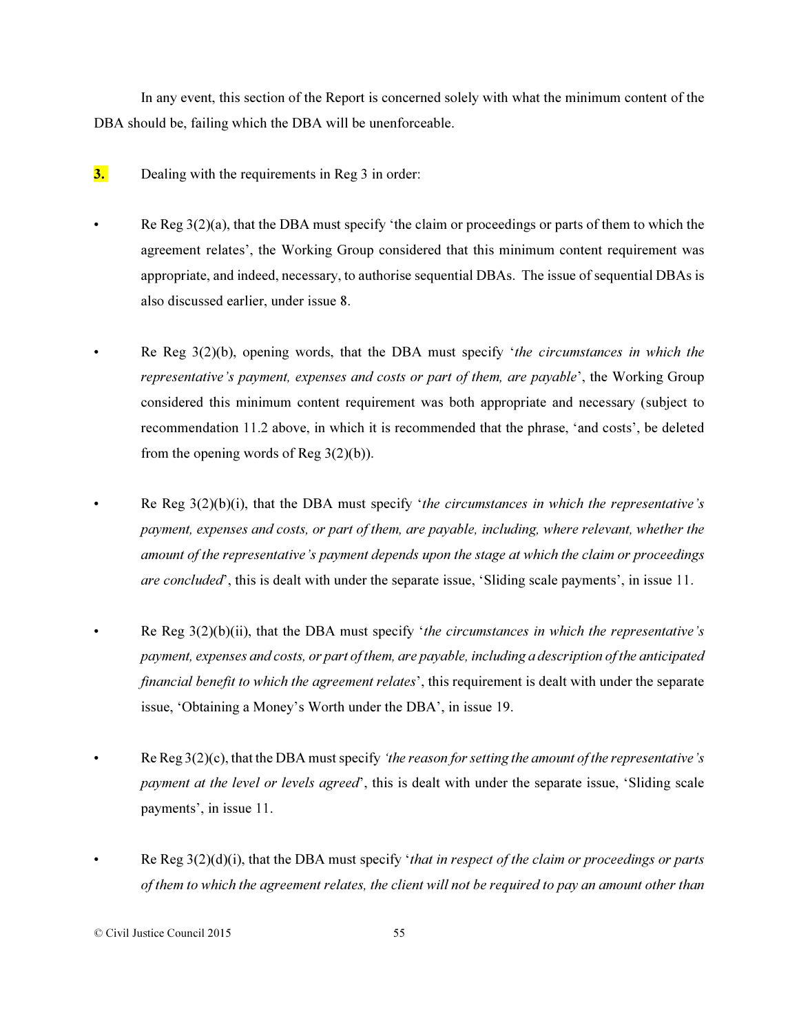In any event, this section of the Report is concerned solely with what the minimum content of the DBA should be, failing which the DBA will be unenforceable.

**3.** Dealing with the requirements in Reg 3 in order:

- Re Reg 3(2)(a), that the DBA must specify 'the claim or proceedings or parts of them to which the agreement relates', the Working Group considered that this minimum content requirement was appropriate, and indeed, necessary, to authorise sequential DBAs. The issue of sequential DBAs is also discussed earlier, under issue 8.

- Re Reg 3(2)(b), opening words, that the DBA must specify '*the circumstances in which the representative's payment, expenses and costs or part of them, are payable*', the Working Group considered this minimum content requirement was both appropriate and necessary (subject to recommendation 11.2 above, in which it is recommended that the phrase, 'and costs', be deleted from the opening words of Reg 3(2)(b)).

- Re Reg 3(2)(b)(i), that the DBA must specify '*the circumstances in which the representative's payment, expenses and costs, or part of them, are payable, including, where relevant, whether the amount of the representative's payment depends upon the stage at which the claim or proceedings are concluded*', this is dealt with under the separate issue, 'Sliding scale payments', in issue 11.

- Re Reg 3(2)(b)(ii), that the DBA must specify '*the circumstances in which the representative's payment, expenses and costs, or part of them, are payable, including a description of the anticipated financial benefit to which the agreement relates*', this requirement is dealt with under the separate issue, 'Obtaining a Money's Worth under the DBA', in issue 19.

- Re Reg 3(2)(c), that the DBA must specify *'the reason for setting the amount of the representative's payment at the level or levels agreed*', this is dealt with under the separate issue, 'Sliding scale payments', in issue 11.

- Re Reg 3(2)(d)(i), that the DBA must specify '*that in respect of the claim or proceedings or parts of them to which the agreement relates, the client will not be required to pay an amount other than*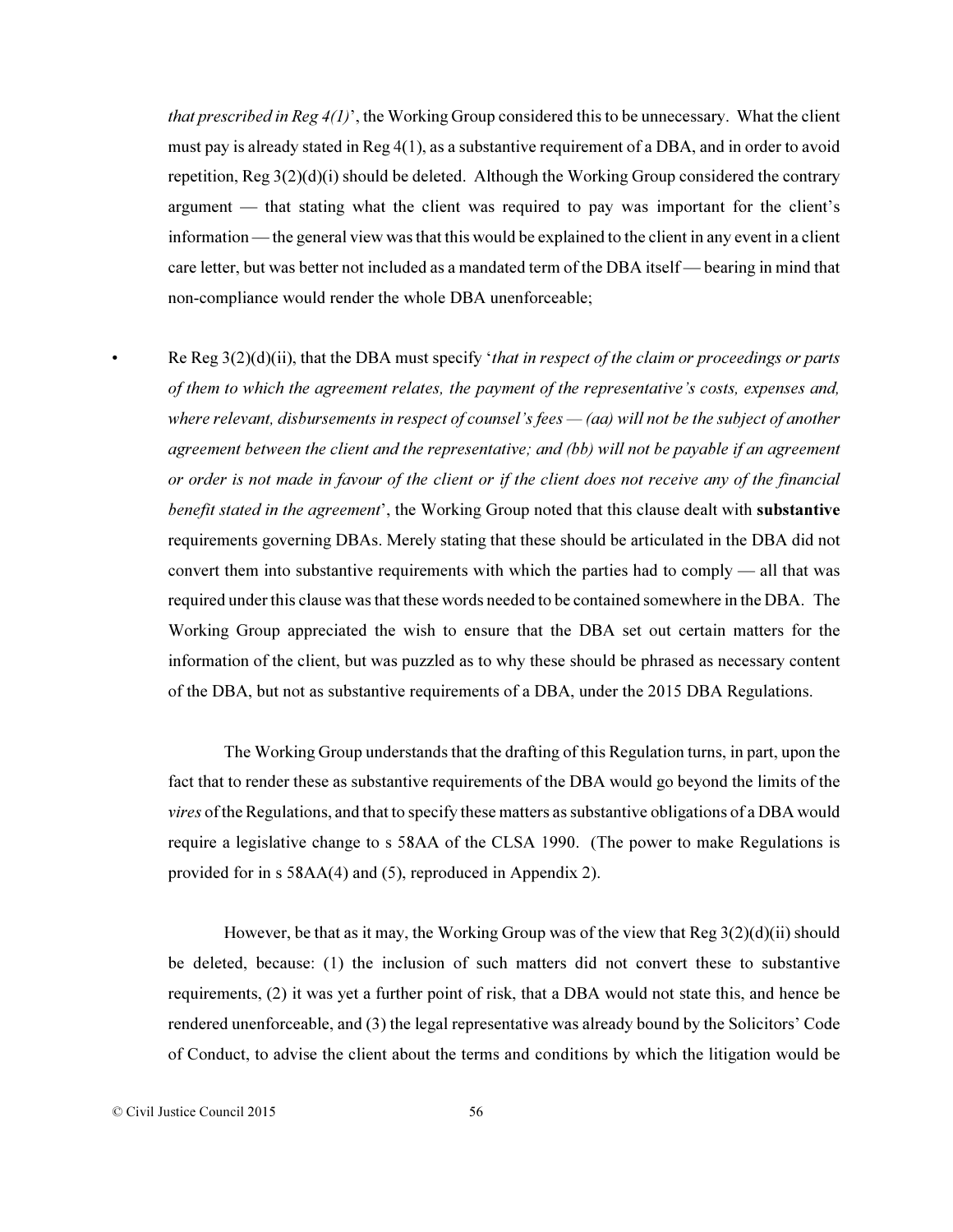*that prescribed in Reg 4(1)*', the Working Group considered this to be unnecessary. What the client must pay is already stated in Reg 4(1), as a substantive requirement of a DBA, and in order to avoid repetition, Reg 3(2)(d)(i) should be deleted. Although the Working Group considered the contrary argument — that stating what the client was required to pay was important for the client's information — the general view was that this would be explained to the client in any event in a client care letter, but was better not included as a mandated term of the DBA itself — bearing in mind that non-compliance would render the whole DBA unenforceable;

- Re Reg 3(2)(d)(ii), that the DBA must specify '*that in respect of the claim or proceedings or parts of them to which the agreement relates, the payment of the representative's costs, expenses and, where relevant, disbursements in respect of counsel's fees — (aa) will not be the subject of another agreement between the client and the representative; and (bb) will not be payable if an agreement or order is not made in favour of the client or if the client does not receive any of the financial benefit stated in the agreement*', the Working Group noted that this clause dealt with **substantive** requirements governing DBAs. Merely stating that these should be articulated in the DBA did not convert them into substantive requirements with which the parties had to comply — all that was required under this clause was that these words needed to be contained somewhere in the DBA. The Working Group appreciated the wish to ensure that the DBA set out certain matters for the information of the client, but was puzzled as to why these should be phrased as necessary content of the DBA, but not as substantive requirements of a DBA, under the 2015 DBA Regulations.

  The Working Group understands that the drafting of this Regulation turns, in part, upon the fact that to render these as substantive requirements of the DBA would go beyond the limits of the *vires* of the Regulations, and that to specify these matters as substantive obligations of a DBA would require a legislative change to s 58AA of the CLSA 1990. (The power to make Regulations is provided for in s 58AA(4) and (5), reproduced in Appendix 2).

  However, be that as it may, the Working Group was of the view that Reg 3(2)(d)(ii) should be deleted, because: (1) the inclusion of such matters did not convert these to substantive requirements, (2) it was yet a further point of risk, that a DBA would not state this, and hence be rendered unenforceable, and (3) the legal representative was already bound by the Solicitors' Code of Conduct, to advise the client about the terms and conditions by which the litigation would be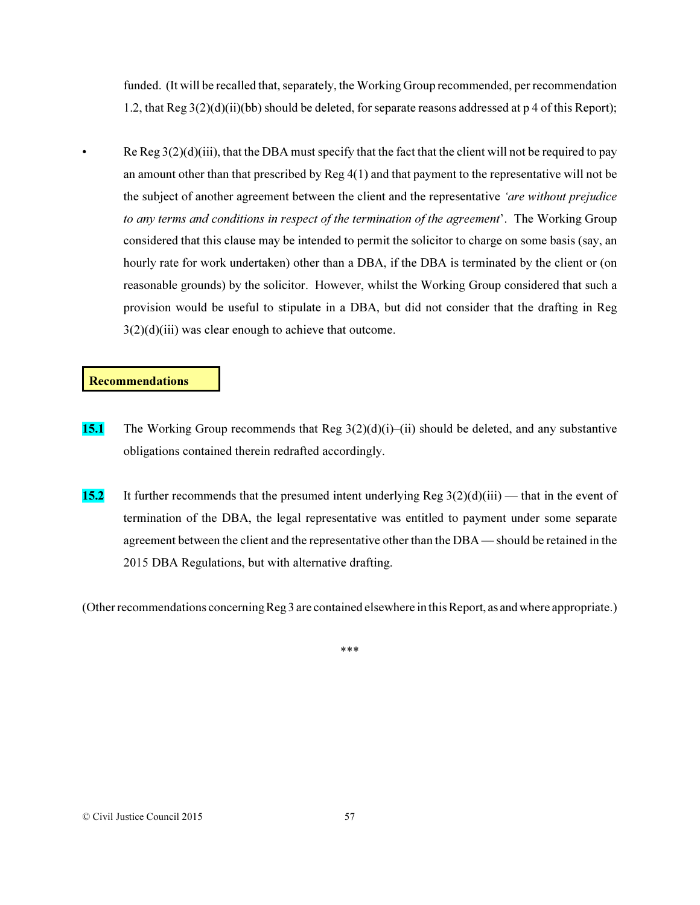funded. (It will be recalled that, separately, the Working Group recommended, per recommendation 1.2, that Reg 3(2)(d)(ii)(bb) should be deleted, for separate reasons addressed at p 4 of this Report);

- Re Reg 3(2)(d)(iii), that the DBA must specify that the fact that the client will not be required to pay an amount other than that prescribed by Reg 4(1) and that payment to the representative will not be the subject of another agreement between the client and the representative *'are without prejudice to any terms and conditions in respect of the termination of the agreement*'. The Working Group considered that this clause may be intended to permit the solicitor to charge on some basis (say, an hourly rate for work undertaken) other than a DBA, if the DBA is terminated by the client or (on reasonable grounds) by the solicitor. However, whilst the Working Group considered that such a provision would be useful to stipulate in a DBA, but did not consider that the drafting in Reg 3(2)(d)(iii) was clear enough to achieve that outcome.

**Recommendations**

**15.1** The Working Group recommends that Reg 3(2)(d)(i)–(ii) should be deleted, and any substantive obligations contained therein redrafted accordingly.

**15.2** It further recommends that the presumed intent underlying Reg 3(2)(d)(iii) — that in the event of termination of the DBA, the legal representative was entitled to payment under some separate agreement between the client and the representative other than the DBA — should be retained in the 2015 DBA Regulations, but with alternative drafting.

(Other recommendations concerning Reg 3 are contained elsewhere in this Report, as and where appropriate.)

***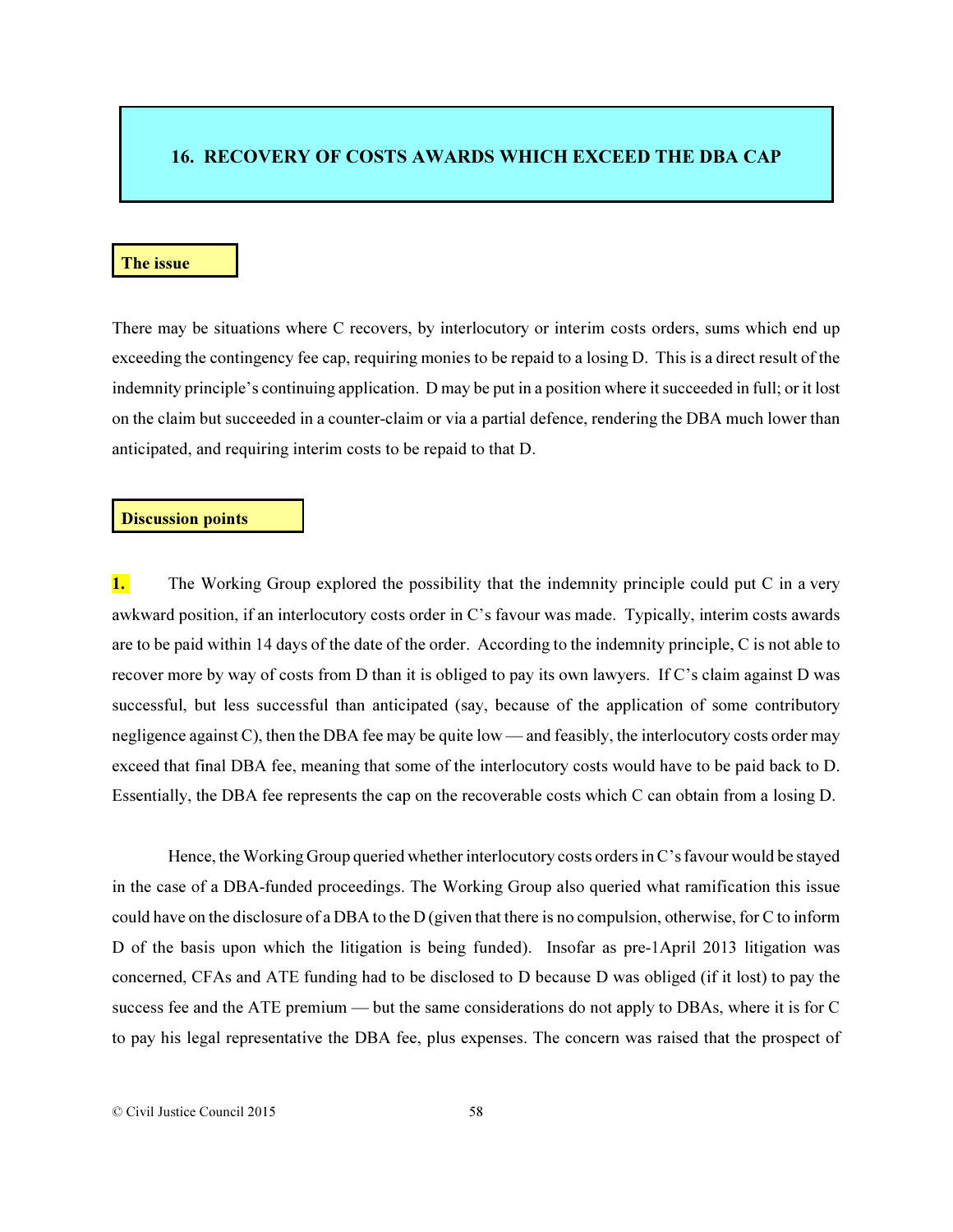## 16. RECOVERY OF COSTS AWARDS WHICH EXCEED THE DBA CAP

### The issue

There may be situations where C recovers, by interlocutory or interim costs orders, sums which end up exceeding the contingency fee cap, requiring monies to be repaid to a losing D. This is a direct result of the indemnity principle's continuing application. D may be put in a position where it succeeded in full; or it lost on the claim but succeeded in a counter-claim or via a partial defence, rendering the DBA much lower than anticipated, and requiring interim costs to be repaid to that D.

### Discussion points

**1.** The Working Group explored the possibility that the indemnity principle could put C in a very awkward position, if an interlocutory costs order in C's favour was made. Typically, interim costs awards are to be paid within 14 days of the date of the order. According to the indemnity principle, C is not able to recover more by way of costs from D than it is obliged to pay its own lawyers. If C's claim against D was successful, but less successful than anticipated (say, because of the application of some contributory negligence against C), then the DBA fee may be quite low — and feasibly, the interlocutory costs order may exceed that final DBA fee, meaning that some of the interlocutory costs would have to be paid back to D. Essentially, the DBA fee represents the cap on the recoverable costs which C can obtain from a losing D.

Hence, the Working Group queried whether interlocutory costs orders in C's favour would be stayed in the case of a DBA-funded proceedings. The Working Group also queried what ramification this issue could have on the disclosure of a DBA to the D (given that there is no compulsion, otherwise, for C to inform D of the basis upon which the litigation is being funded). Insofar as pre-1April 2013 litigation was concerned, CFAs and ATE funding had to be disclosed to D because D was obliged (if it lost) to pay the success fee and the ATE premium — but the same considerations do not apply to DBAs, where it is for C to pay his legal representative the DBA fee, plus expenses. The concern was raised that the prospect of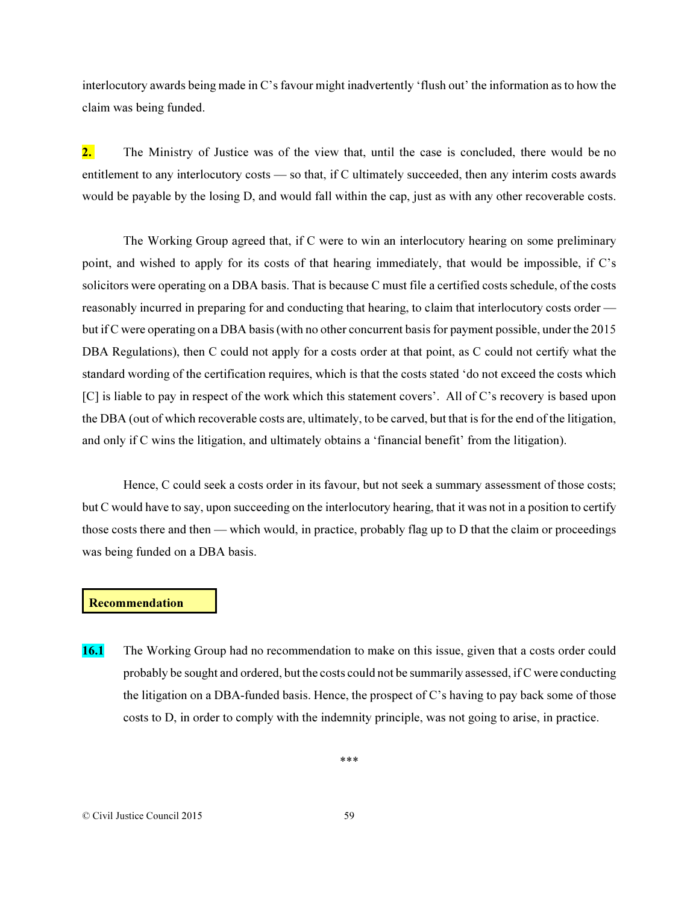interlocutory awards being made in C's favour might inadvertently 'flush out' the information as to how the claim was being funded.

**2.** The Ministry of Justice was of the view that, until the case is concluded, there would be no entitlement to any interlocutory costs — so that, if C ultimately succeeded, then any interim costs awards would be payable by the losing D, and would fall within the cap, just as with any other recoverable costs.

The Working Group agreed that, if C were to win an interlocutory hearing on some preliminary point, and wished to apply for its costs of that hearing immediately, that would be impossible, if C's solicitors were operating on a DBA basis. That is because C must file a certified costs schedule, of the costs reasonably incurred in preparing for and conducting that hearing, to claim that interlocutory costs order — but if C were operating on a DBA basis (with no other concurrent basis for payment possible, under the 2015 DBA Regulations), then C could not apply for a costs order at that point, as C could not certify what the standard wording of the certification requires, which is that the costs stated 'do not exceed the costs which [C] is liable to pay in respect of the work which this statement covers'. All of C's recovery is based upon the DBA (out of which recoverable costs are, ultimately, to be carved, but that is for the end of the litigation, and only if C wins the litigation, and ultimately obtains a 'financial benefit' from the litigation).

Hence, C could seek a costs order in its favour, but not seek a summary assessment of those costs; but C would have to say, upon succeeding on the interlocutory hearing, that it was not in a position to certify those costs there and then — which would, in practice, probably flag up to D that the claim or proceedings was being funded on a DBA basis.

**Recommendation**

**16.1** The Working Group had no recommendation to make on this issue, given that a costs order could probably be sought and ordered, but the costs could not be summarily assessed, if C were conducting the litigation on a DBA-funded basis. Hence, the prospect of C's having to pay back some of those costs to D, in order to comply with the indemnity principle, was not going to arise, in practice.

\*\*\*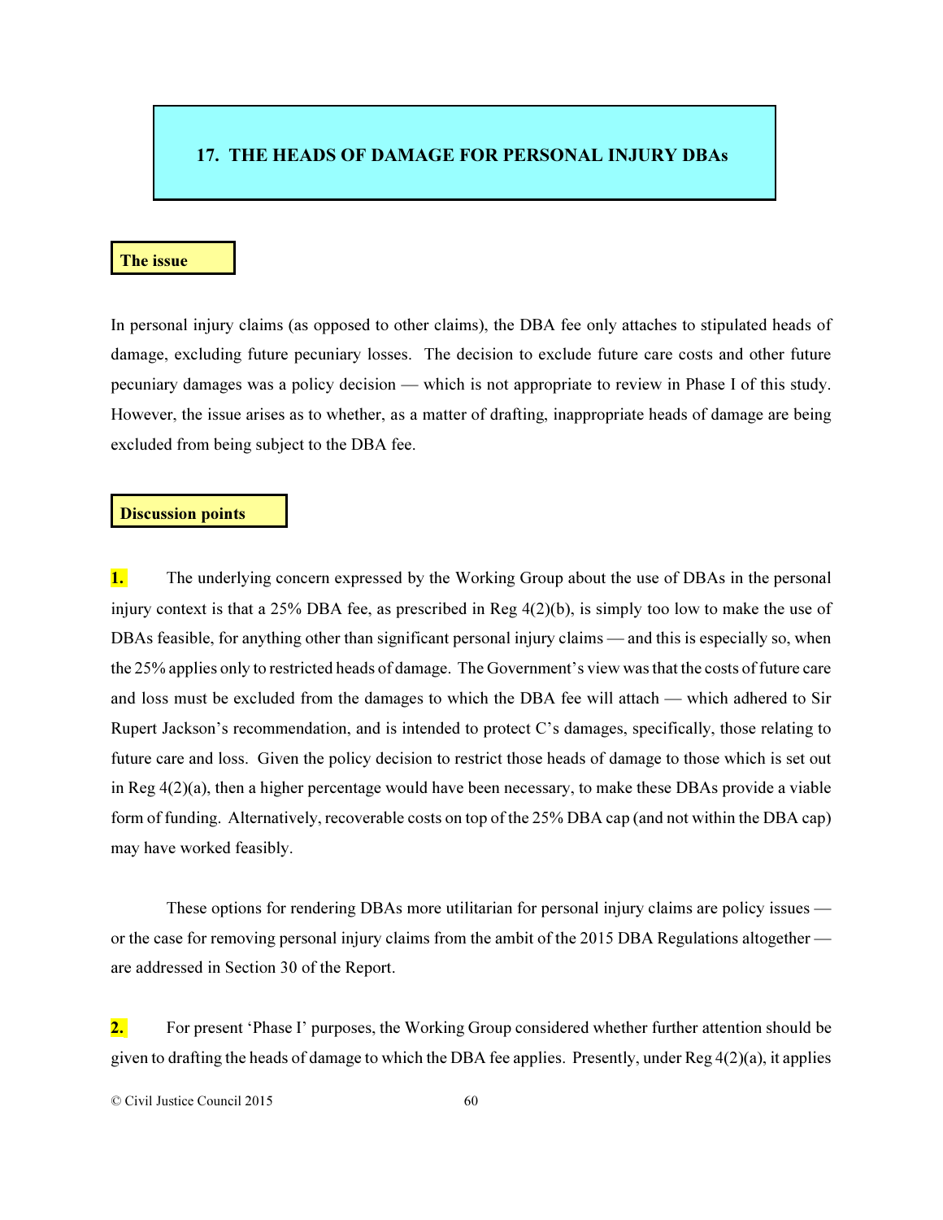## 17. THE HEADS OF DAMAGE FOR PERSONAL INJURY DBAs

### The issue

In personal injury claims (as opposed to other claims), the DBA fee only attaches to stipulated heads of damage, excluding future pecuniary losses. The decision to exclude future care costs and other future pecuniary damages was a policy decision — which is not appropriate to review in Phase I of this study. However, the issue arises as to whether, as a matter of drafting, inappropriate heads of damage are being excluded from being subject to the DBA fee.

### Discussion points

**1.** The underlying concern expressed by the Working Group about the use of DBAs in the personal injury context is that a 25% DBA fee, as prescribed in Reg 4(2)(b), is simply too low to make the use of DBAs feasible, for anything other than significant personal injury claims — and this is especially so, when the 25% applies only to restricted heads of damage. The Government's view was that the costs of future care and loss must be excluded from the damages to which the DBA fee will attach — which adhered to Sir Rupert Jackson's recommendation, and is intended to protect C's damages, specifically, those relating to future care and loss. Given the policy decision to restrict those heads of damage to those which is set out in Reg 4(2)(a), then a higher percentage would have been necessary, to make these DBAs provide a viable form of funding. Alternatively, recoverable costs on top of the 25% DBA cap (and not within the DBA cap) may have worked feasibly.

These options for rendering DBAs more utilitarian for personal injury claims are policy issues — or the case for removing personal injury claims from the ambit of the 2015 DBA Regulations altogether — are addressed in Section 30 of the Report.

**2.** For present 'Phase I' purposes, the Working Group considered whether further attention should be given to drafting the heads of damage to which the DBA fee applies. Presently, under Reg 4(2)(a), it applies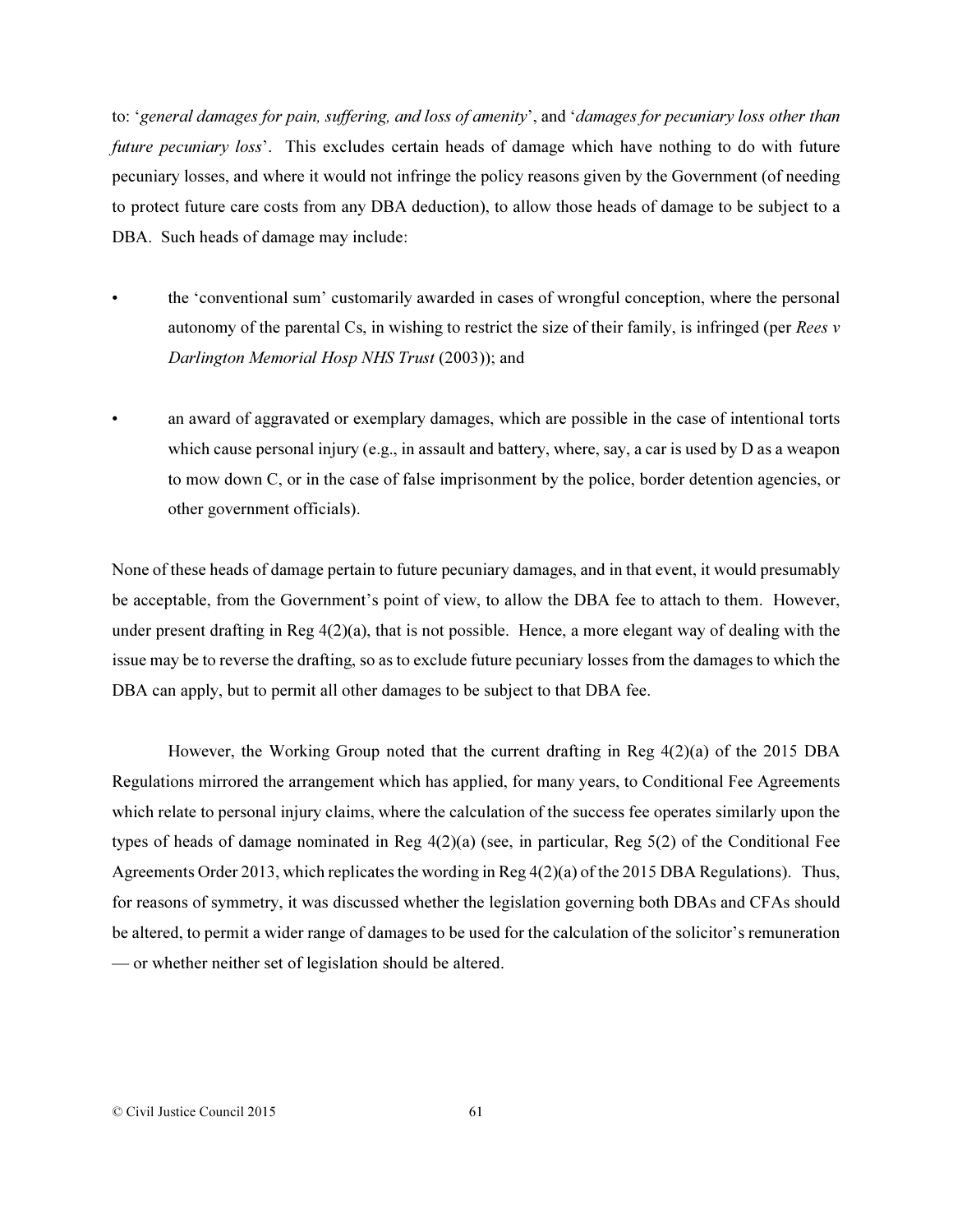to: '*general damages for pain, suffering, and loss of amenity*', and '*damages for pecuniary loss other than future pecuniary loss*'. This excludes certain heads of damage which have nothing to do with future pecuniary losses, and where it would not infringe the policy reasons given by the Government (of needing to protect future care costs from any DBA deduction), to allow those heads of damage to be subject to a DBA. Such heads of damage may include:

- the 'conventional sum' customarily awarded in cases of wrongful conception, where the personal autonomy of the parental Cs, in wishing to restrict the size of their family, is infringed (per *Rees v Darlington Memorial Hosp NHS Trust* (2003)); and
- an award of aggravated or exemplary damages, which are possible in the case of intentional torts which cause personal injury (e.g., in assault and battery, where, say, a car is used by D as a weapon to mow down C, or in the case of false imprisonment by the police, border detention agencies, or other government officials).

None of these heads of damage pertain to future pecuniary damages, and in that event, it would presumably be acceptable, from the Government's point of view, to allow the DBA fee to attach to them. However, under present drafting in Reg 4(2)(a), that is not possible. Hence, a more elegant way of dealing with the issue may be to reverse the drafting, so as to exclude future pecuniary losses from the damages to which the DBA can apply, but to permit all other damages to be subject to that DBA fee.

However, the Working Group noted that the current drafting in Reg 4(2)(a) of the 2015 DBA Regulations mirrored the arrangement which has applied, for many years, to Conditional Fee Agreements which relate to personal injury claims, where the calculation of the success fee operates similarly upon the types of heads of damage nominated in Reg 4(2)(a) (see, in particular, Reg 5(2) of the Conditional Fee Agreements Order 2013, which replicates the wording in Reg 4(2)(a) of the 2015 DBA Regulations). Thus, for reasons of symmetry, it was discussed whether the legislation governing both DBAs and CFAs should be altered, to permit a wider range of damages to be used for the calculation of the solicitor's remuneration — or whether neither set of legislation should be altered.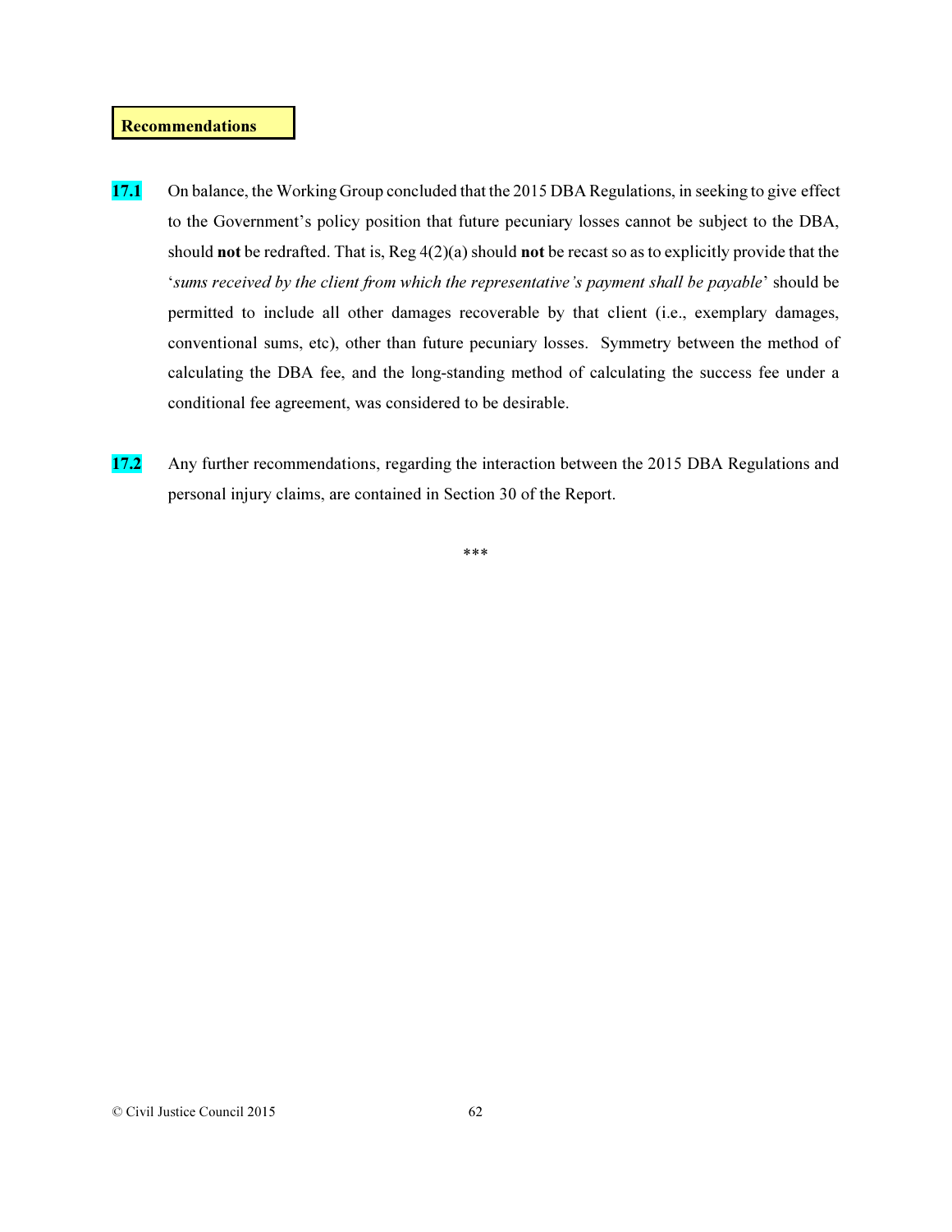**Recommendations**

**17.1** On balance, the Working Group concluded that the 2015 DBA Regulations, in seeking to give effect to the Government's policy position that future pecuniary losses cannot be subject to the DBA, should **not** be redrafted. That is, Reg 4(2)(a) should **not** be recast so as to explicitly provide that the '*sums received by the client from which the representative's payment shall be payable*' should be permitted to include all other damages recoverable by that client (i.e., exemplary damages, conventional sums, etc), other than future pecuniary losses. Symmetry between the method of calculating the DBA fee, and the long-standing method of calculating the success fee under a conditional fee agreement, was considered to be desirable.

**17.2** Any further recommendations, regarding the interaction between the 2015 DBA Regulations and personal injury claims, are contained in Section 30 of the Report.

***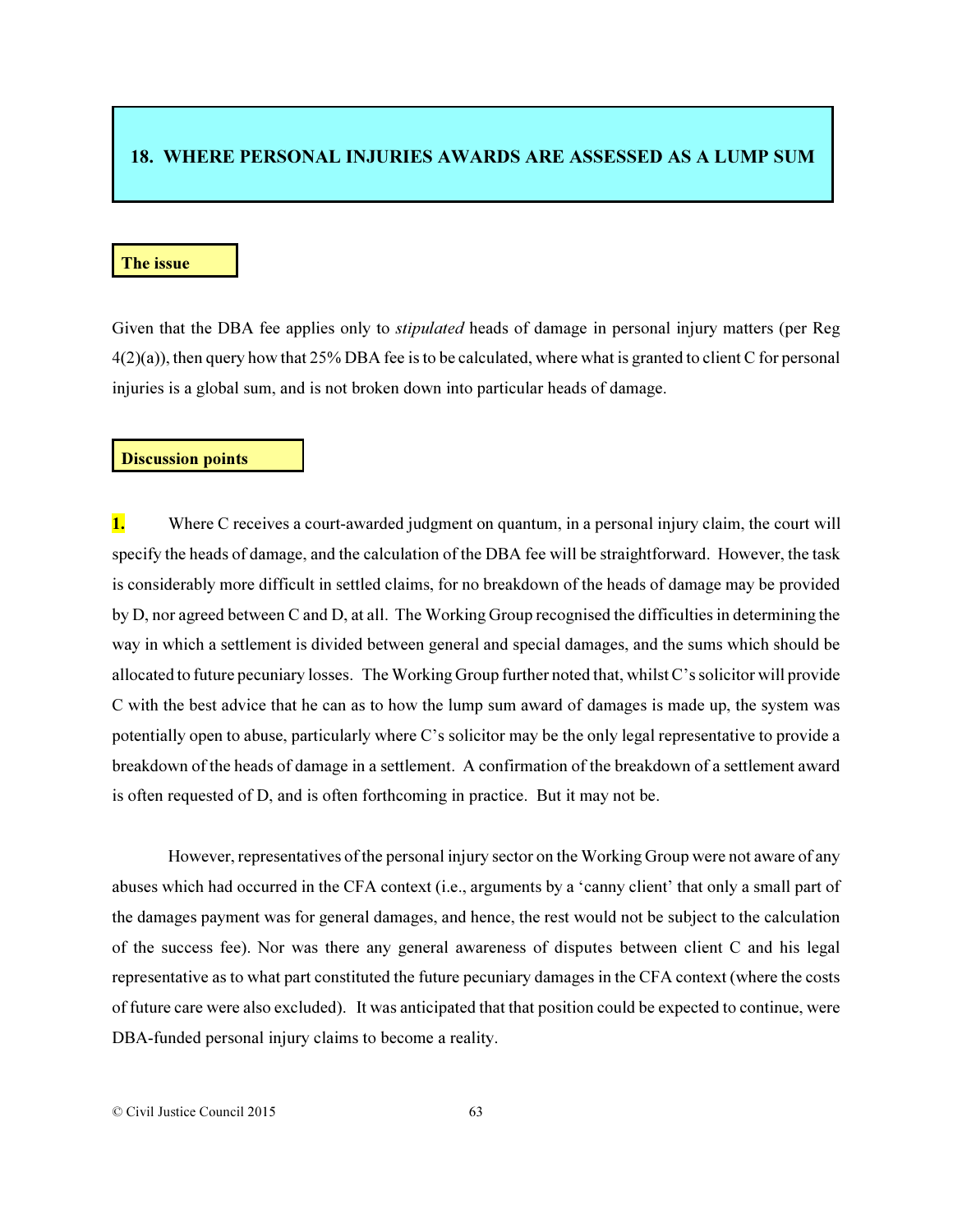## 18. WHERE PERSONAL INJURIES AWARDS ARE ASSESSED AS A LUMP SUM

### The issue

Given that the DBA fee applies only to *stipulated* heads of damage in personal injury matters (per Reg 4(2)(a)), then query how that 25% DBA fee is to be calculated, where what is granted to client C for personal injuries is a global sum, and is not broken down into particular heads of damage.

### Discussion points

**1.** Where C receives a court-awarded judgment on quantum, in a personal injury claim, the court will specify the heads of damage, and the calculation of the DBA fee will be straightforward. However, the task is considerably more difficult in settled claims, for no breakdown of the heads of damage may be provided by D, nor agreed between C and D, at all. The Working Group recognised the difficulties in determining the way in which a settlement is divided between general and special damages, and the sums which should be allocated to future pecuniary losses. The Working Group further noted that, whilst C's solicitor will provide C with the best advice that he can as to how the lump sum award of damages is made up, the system was potentially open to abuse, particularly where C's solicitor may be the only legal representative to provide a breakdown of the heads of damage in a settlement. A confirmation of the breakdown of a settlement award is often requested of D, and is often forthcoming in practice. But it may not be.

However, representatives of the personal injury sector on the Working Group were not aware of any abuses which had occurred in the CFA context (i.e., arguments by a 'canny client' that only a small part of the damages payment was for general damages, and hence, the rest would not be subject to the calculation of the success fee). Nor was there any general awareness of disputes between client C and his legal representative as to what part constituted the future pecuniary damages in the CFA context (where the costs of future care were also excluded). It was anticipated that that position could be expected to continue, were DBA-funded personal injury claims to become a reality.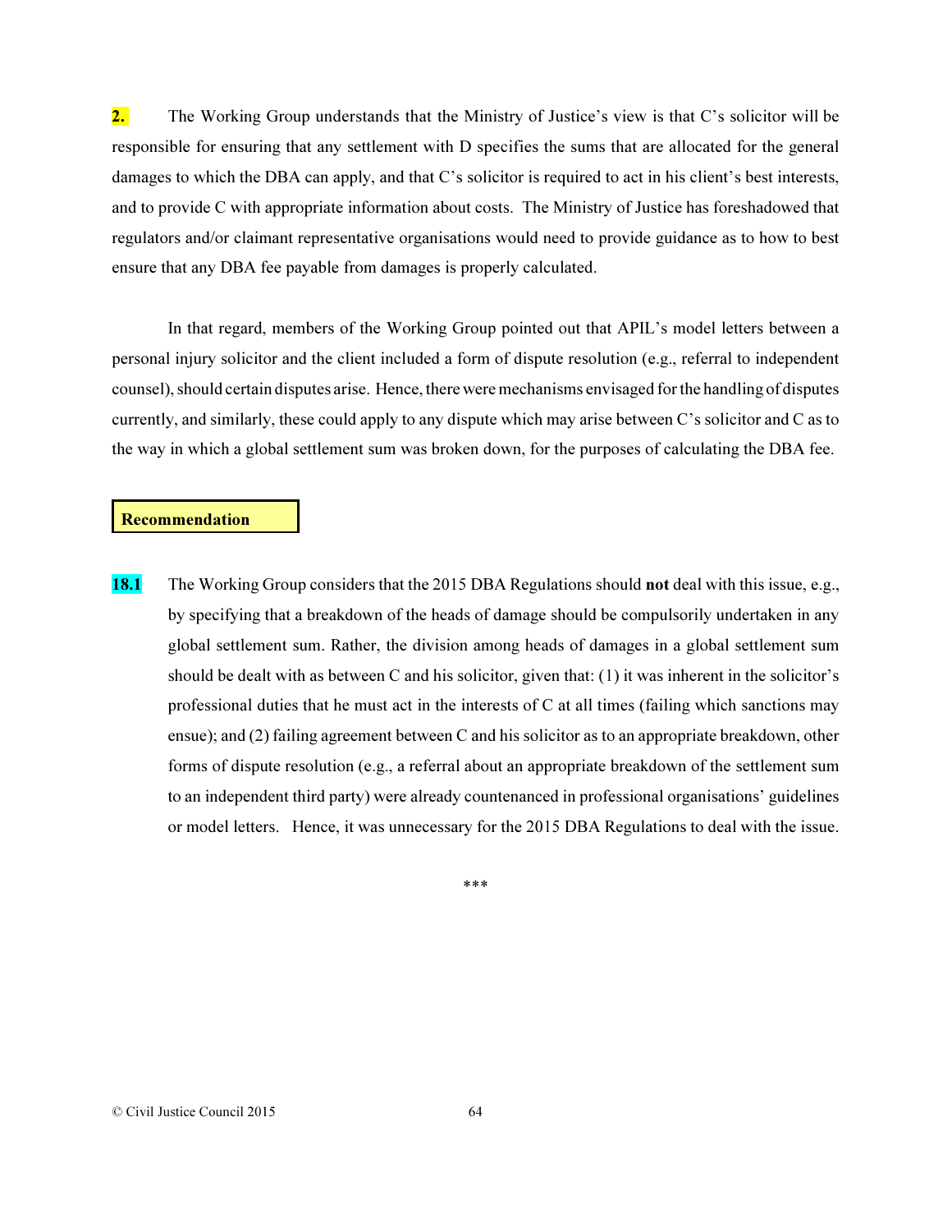**2.** The Working Group understands that the Ministry of Justice's view is that C's solicitor will be responsible for ensuring that any settlement with D specifies the sums that are allocated for the general damages to which the DBA can apply, and that C's solicitor is required to act in his client's best interests, and to provide C with appropriate information about costs. The Ministry of Justice has foreshadowed that regulators and/or claimant representative organisations would need to provide guidance as to how to best ensure that any DBA fee payable from damages is properly calculated.

In that regard, members of the Working Group pointed out that APIL's model letters between a personal injury solicitor and the client included a form of dispute resolution (e.g., referral to independent counsel), should certain disputes arise. Hence, there were mechanisms envisaged for the handling of disputes currently, and similarly, these could apply to any dispute which may arise between C's solicitor and C as to the way in which a global settlement sum was broken down, for the purposes of calculating the DBA fee.

**Recommendation**

**18.1** The Working Group considers that the 2015 DBA Regulations should **not** deal with this issue, e.g., by specifying that a breakdown of the heads of damage should be compulsorily undertaken in any global settlement sum. Rather, the division among heads of damages in a global settlement sum should be dealt with as between C and his solicitor, given that: (1) it was inherent in the solicitor's professional duties that he must act in the interests of C at all times (failing which sanctions may ensue); and (2) failing agreement between C and his solicitor as to an appropriate breakdown, other forms of dispute resolution (e.g., a referral about an appropriate breakdown of the settlement sum to an independent third party) were already countenanced in professional organisations' guidelines or model letters. Hence, it was unnecessary for the 2015 DBA Regulations to deal with the issue.

***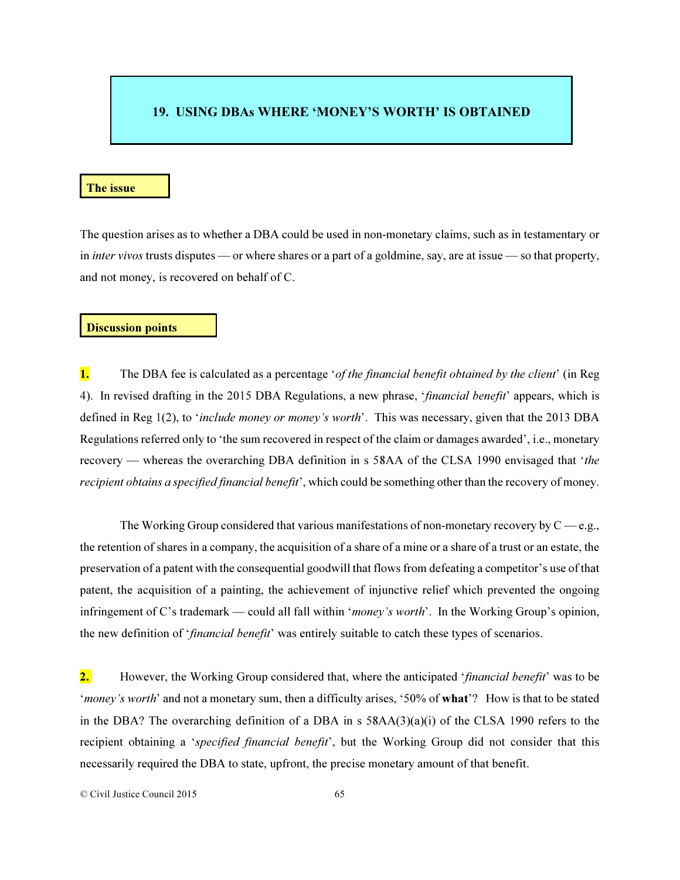## 19. USING DBAs WHERE 'MONEY'S WORTH' IS OBTAINED

### The issue

The question arises as to whether a DBA could be used in non-monetary claims, such as in testamentary or in *inter vivos* trusts disputes — or where shares or a part of a goldmine, say, are at issue — so that property, and not money, is recovered on behalf of C.

### Discussion points

**1.** The DBA fee is calculated as a percentage '*of the financial benefit obtained by the client*' (in Reg 4). In revised drafting in the 2015 DBA Regulations, a new phrase, '*financial benefit*' appears, which is defined in Reg 1(2), to '*include money or money's worth*'. This was necessary, given that the 2013 DBA Regulations referred only to 'the sum recovered in respect of the claim or damages awarded', i.e., monetary recovery — whereas the overarching DBA definition in s 58AA of the CLSA 1990 envisaged that '*the recipient obtains a specified financial benefit*', which could be something other than the recovery of money.

The Working Group considered that various manifestations of non-monetary recovery by C — e.g., the retention of shares in a company, the acquisition of a share of a mine or a share of a trust or an estate, the preservation of a patent with the consequential goodwill that flows from defeating a competitor's use of that patent, the acquisition of a painting, the achievement of injunctive relief which prevented the ongoing infringement of C's trademark — could all fall within '*money's worth*'. In the Working Group's opinion, the new definition of '*financial benefit*' was entirely suitable to catch these types of scenarios.

**2.** However, the Working Group considered that, where the anticipated '*financial benefit*' was to be '*money's worth*' and not a monetary sum, then a difficulty arises, '50% of **what**'? How is that to be stated in the DBA? The overarching definition of a DBA in s 58AA(3)(a)(i) of the CLSA 1990 refers to the recipient obtaining a '*specified financial benefit*', but the Working Group did not consider that this necessarily required the DBA to state, upfront, the precise monetary amount of that benefit.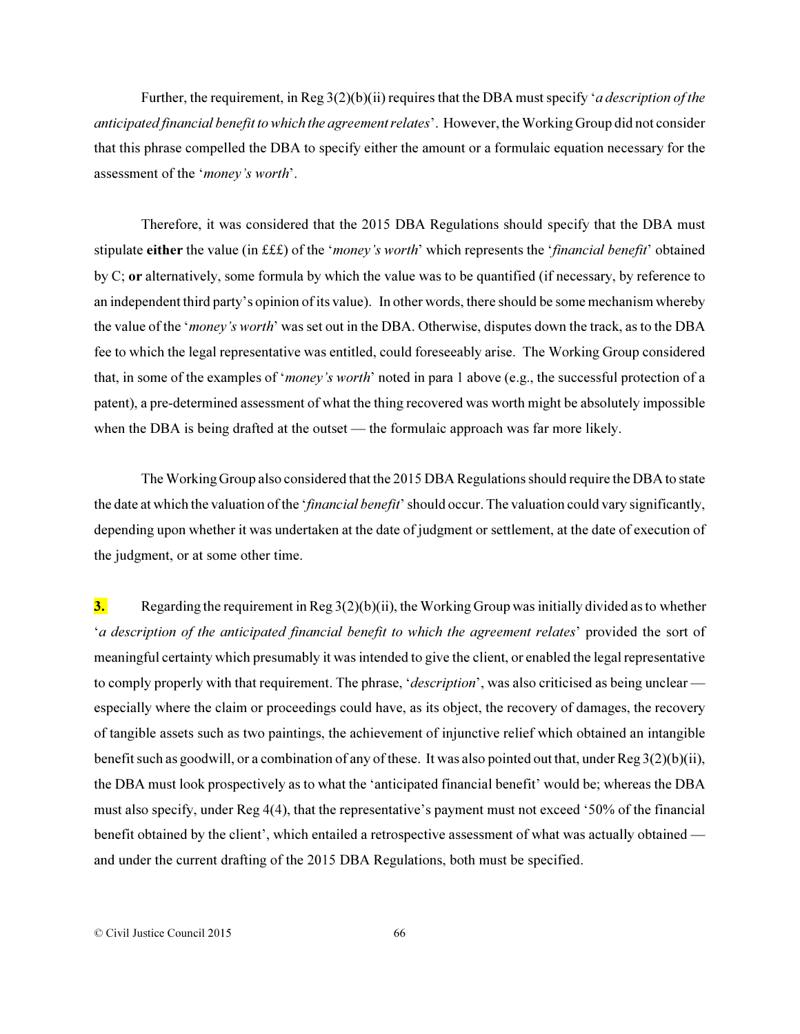Further, the requirement, in Reg 3(2)(b)(ii) requires that the DBA must specify '*a description of the anticipated financial benefit to which the agreement relates*'. However, the Working Group did not consider that this phrase compelled the DBA to specify either the amount or a formulaic equation necessary for the assessment of the '*money's worth*'.

Therefore, it was considered that the 2015 DBA Regulations should specify that the DBA must stipulate **either** the value (in £££) of the '*money's worth*' which represents the '*financial benefit*' obtained by C; **or** alternatively, some formula by which the value was to be quantified (if necessary, by reference to an independent third party's opinion of its value). In other words, there should be some mechanism whereby the value of the '*money's worth*' was set out in the DBA. Otherwise, disputes down the track, as to the DBA fee to which the legal representative was entitled, could foreseeably arise. The Working Group considered that, in some of the examples of '*money's worth*' noted in para 1 above (e.g., the successful protection of a patent), a pre-determined assessment of what the thing recovered was worth might be absolutely impossible when the DBA is being drafted at the outset — the formulaic approach was far more likely.

The Working Group also considered that the 2015 DBA Regulations should require the DBA to state the date at which the valuation of the '*financial benefit*' should occur. The valuation could vary significantly, depending upon whether it was undertaken at the date of judgment or settlement, at the date of execution of the judgment, or at some other time.

**3.** Regarding the requirement in Reg 3(2)(b)(ii), the Working Group was initially divided as to whether '*a description of the anticipated financial benefit to which the agreement relates*' provided the sort of meaningful certainty which presumably it was intended to give the client, or enabled the legal representative to comply properly with that requirement. The phrase, '*description*', was also criticised as being unclear — especially where the claim or proceedings could have, as its object, the recovery of damages, the recovery of tangible assets such as two paintings, the achievement of injunctive relief which obtained an intangible benefit such as goodwill, or a combination of any of these. It was also pointed out that, under Reg 3(2)(b)(ii), the DBA must look prospectively as to what the 'anticipated financial benefit' would be; whereas the DBA must also specify, under Reg 4(4), that the representative's payment must not exceed '50% of the financial benefit obtained by the client', which entailed a retrospective assessment of what was actually obtained — and under the current drafting of the 2015 DBA Regulations, both must be specified.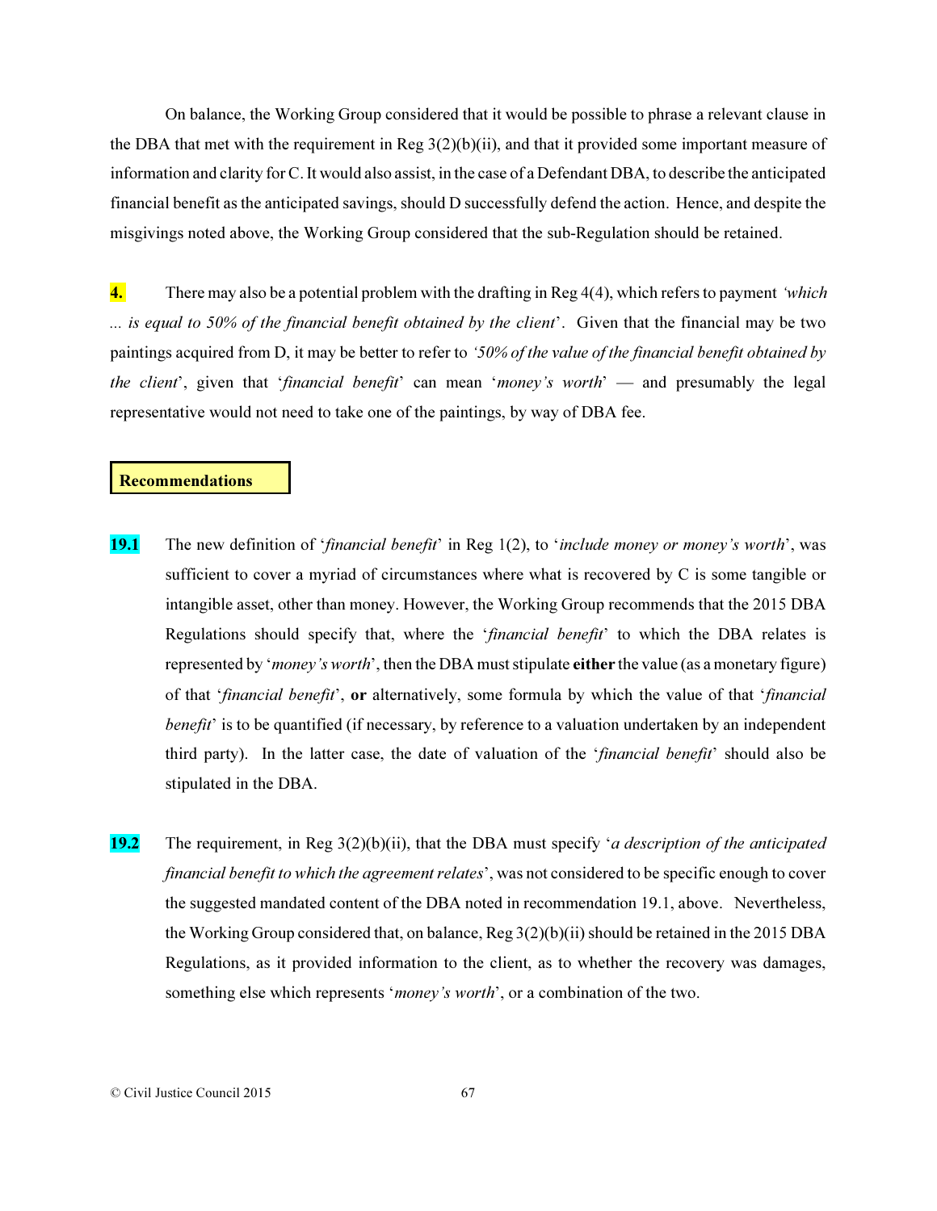On balance, the Working Group considered that it would be possible to phrase a relevant clause in the DBA that met with the requirement in Reg 3(2)(b)(ii), and that it provided some important measure of information and clarity for C. It would also assist, in the case of a Defendant DBA, to describe the anticipated financial benefit as the anticipated savings, should D successfully defend the action. Hence, and despite the misgivings noted above, the Working Group considered that the sub-Regulation should be retained.

**4.** There may also be a potential problem with the drafting in Reg 4(4), which refers to payment *'which ... is equal to 50% of the financial benefit obtained by the client*'. Given that the financial may be two paintings acquired from D, it may be better to refer to *'50% of the value of the financial benefit obtained by the client*', given that '*financial benefit*' can mean '*money's worth*' — and presumably the legal representative would not need to take one of the paintings, by way of DBA fee.

**Recommendations**

**19.1** The new definition of '*financial benefit*' in Reg 1(2), to '*include money or money's worth*', was sufficient to cover a myriad of circumstances where what is recovered by C is some tangible or intangible asset, other than money. However, the Working Group recommends that the 2015 DBA Regulations should specify that, where the '*financial benefit*' to which the DBA relates is represented by '*money's worth*', then the DBA must stipulate **either** the value (as a monetary figure) of that '*financial benefit*', **or** alternatively, some formula by which the value of that '*financial benefit*' is to be quantified (if necessary, by reference to a valuation undertaken by an independent third party). In the latter case, the date of valuation of the '*financial benefit*' should also be stipulated in the DBA.

**19.2** The requirement, in Reg 3(2)(b)(ii), that the DBA must specify '*a description of the anticipated financial benefit to which the agreement relates*', was not considered to be specific enough to cover the suggested mandated content of the DBA noted in recommendation 19.1, above. Nevertheless, the Working Group considered that, on balance, Reg 3(2)(b)(ii) should be retained in the 2015 DBA Regulations, as it provided information to the client, as to whether the recovery was damages, something else which represents '*money's worth*', or a combination of the two.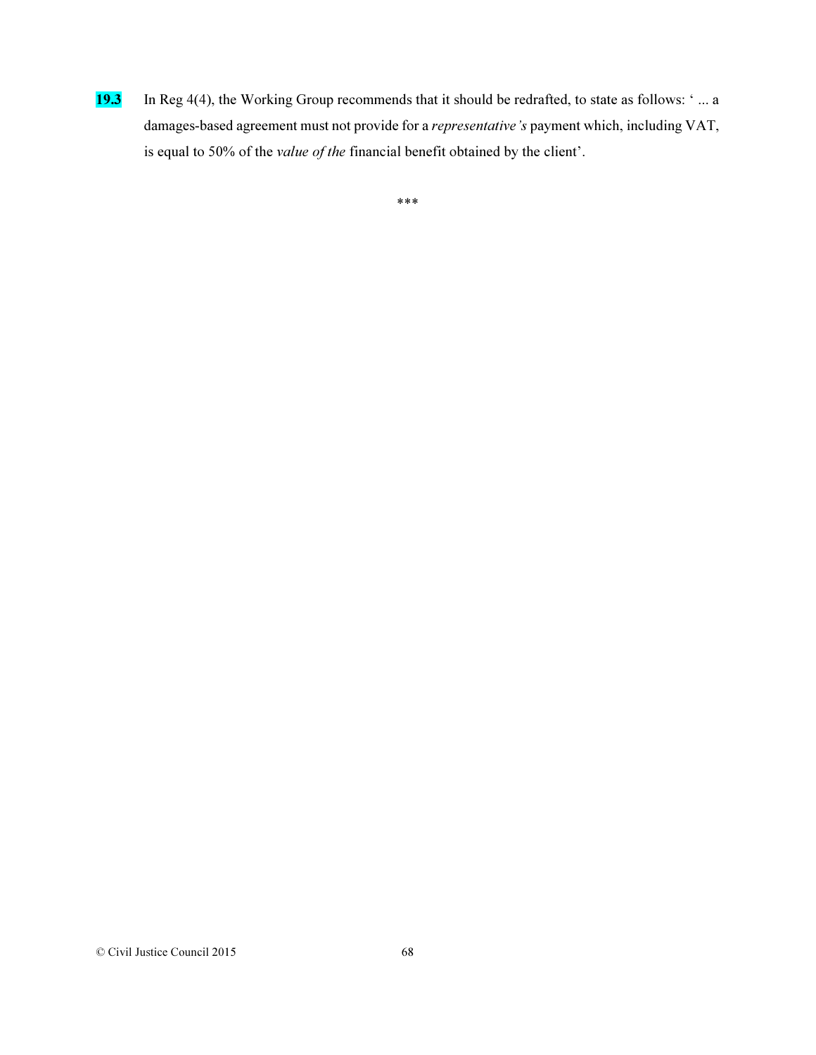**19.3** In Reg 4(4), the Working Group recommends that it should be redrafted, to state as follows: ' ... a damages-based agreement must not provide for a *representative's* payment which, including VAT, is equal to 50% of the *value of the* financial benefit obtained by the client'.

***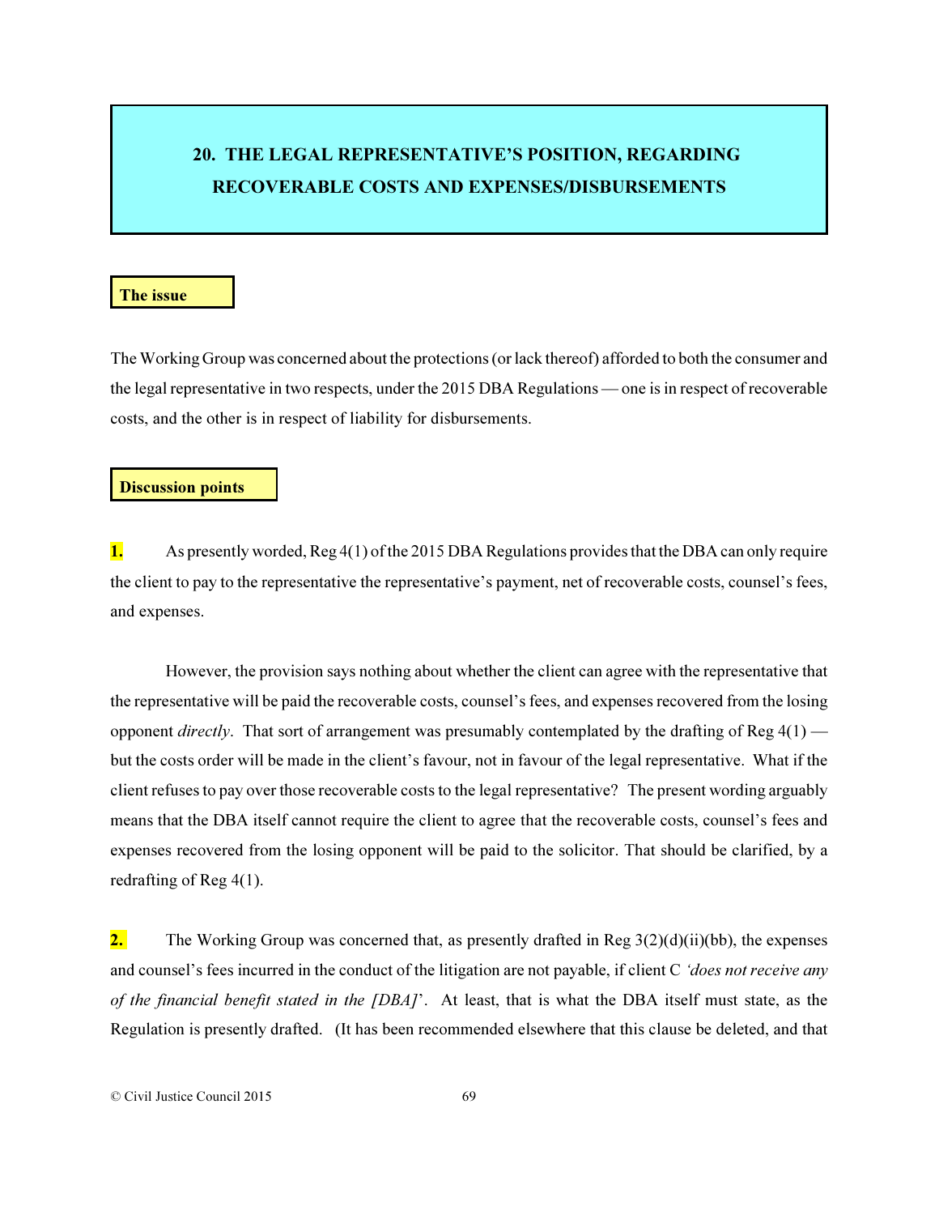## 20. THE LEGAL REPRESENTATIVE'S POSITION, REGARDING RECOVERABLE COSTS AND EXPENSES/DISBURSEMENTS

### The issue

The Working Group was concerned about the protections (or lack thereof) afforded to both the consumer and the legal representative in two respects, under the 2015 DBA Regulations — one is in respect of recoverable costs, and the other is in respect of liability for disbursements.

### Discussion points

**1.** As presently worded, Reg 4(1) of the 2015 DBA Regulations provides that the DBA can only require the client to pay to the representative the representative's payment, net of recoverable costs, counsel's fees, and expenses.

However, the provision says nothing about whether the client can agree with the representative that the representative will be paid the recoverable costs, counsel's fees, and expenses recovered from the losing opponent *directly*. That sort of arrangement was presumably contemplated by the drafting of Reg 4(1) — but the costs order will be made in the client's favour, not in favour of the legal representative. What if the client refuses to pay over those recoverable costs to the legal representative? The present wording arguably means that the DBA itself cannot require the client to agree that the recoverable costs, counsel's fees and expenses recovered from the losing opponent will be paid to the solicitor. That should be clarified, by a redrafting of Reg 4(1).

**2.** The Working Group was concerned that, as presently drafted in Reg 3(2)(d)(ii)(bb), the expenses and counsel's fees incurred in the conduct of the litigation are not payable, if client C *'does not receive any of the financial benefit stated in the [DBA]'*. At least, that is what the DBA itself must state, as the Regulation is presently drafted. (It has been recommended elsewhere that this clause be deleted, and that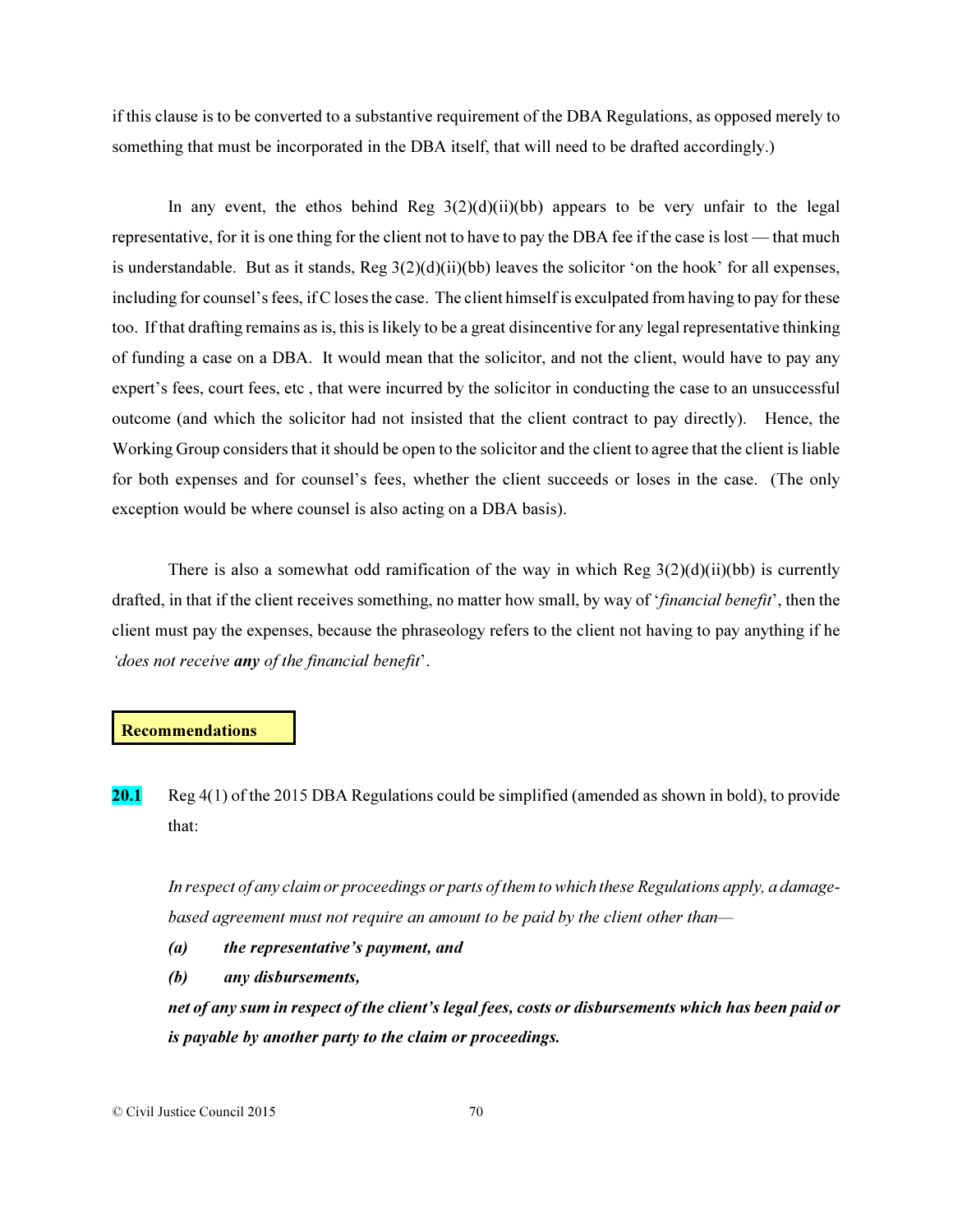if this clause is to be converted to a substantive requirement of the DBA Regulations, as opposed merely to something that must be incorporated in the DBA itself, that will need to be drafted accordingly.)

In any event, the ethos behind Reg 3(2)(d)(ii)(bb) appears to be very unfair to the legal representative, for it is one thing for the client not to have to pay the DBA fee if the case is lost — that much is understandable. But as it stands, Reg 3(2)(d)(ii)(bb) leaves the solicitor 'on the hook' for all expenses, including for counsel's fees, if C loses the case. The client himself is exculpated from having to pay for these too. If that drafting remains as is, this is likely to be a great disincentive for any legal representative thinking of funding a case on a DBA. It would mean that the solicitor, and not the client, would have to pay any expert's fees, court fees, etc , that were incurred by the solicitor in conducting the case to an unsuccessful outcome (and which the solicitor had not insisted that the client contract to pay directly). Hence, the Working Group considers that it should be open to the solicitor and the client to agree that the client is liable for both expenses and for counsel's fees, whether the client succeeds or loses in the case. (The only exception would be where counsel is also acting on a DBA basis).

There is also a somewhat odd ramification of the way in which Reg 3(2)(d)(ii)(bb) is currently drafted, in that if the client receives something, no matter how small, by way of '*financial benefit*', then the client must pay the expenses, because the phraseology refers to the client not having to pay anything if he *'does not receive **any** of the financial benefit*'.

**Recommendations**

**20.1** Reg 4(1) of the 2015 DBA Regulations could be simplified (amended as shown in bold), to provide that:

*In respect of any claim or proceedings or parts of them to which these Regulations apply, a damage-based agreement must not require an amount to be paid by the client other than—*

*(a)* ***the representative's payment, and***

*(b)* ***any disbursements,***

***net of any sum in respect of the client's legal fees, costs or disbursements which has been paid or is payable by another party to the claim or proceedings.***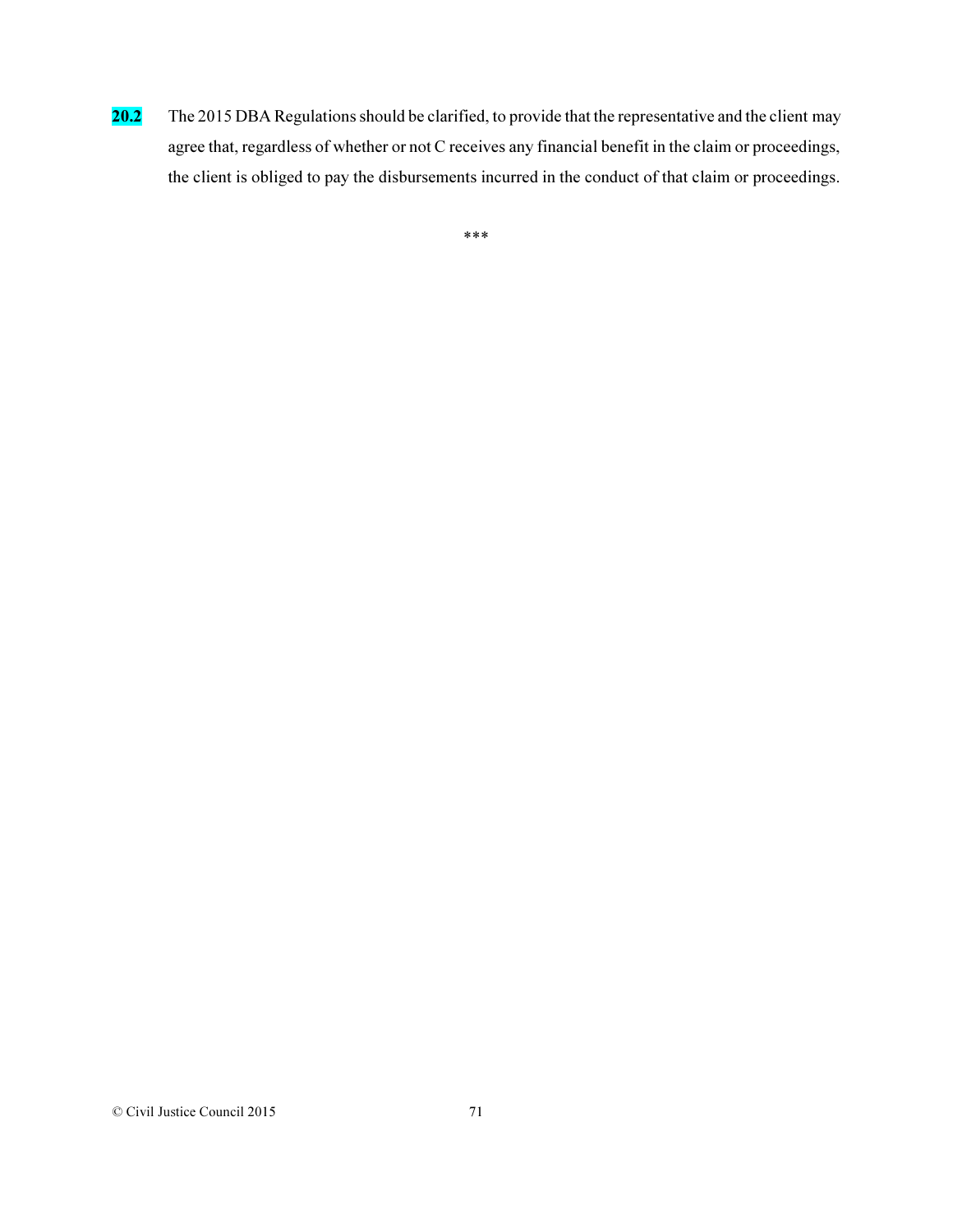**20.2** The 2015 DBA Regulations should be clarified, to provide that the representative and the client may agree that, regardless of whether or not C receives any financial benefit in the claim or proceedings, the client is obliged to pay the disbursements incurred in the conduct of that claim or proceedings.

***

© Civil Justice Council 2015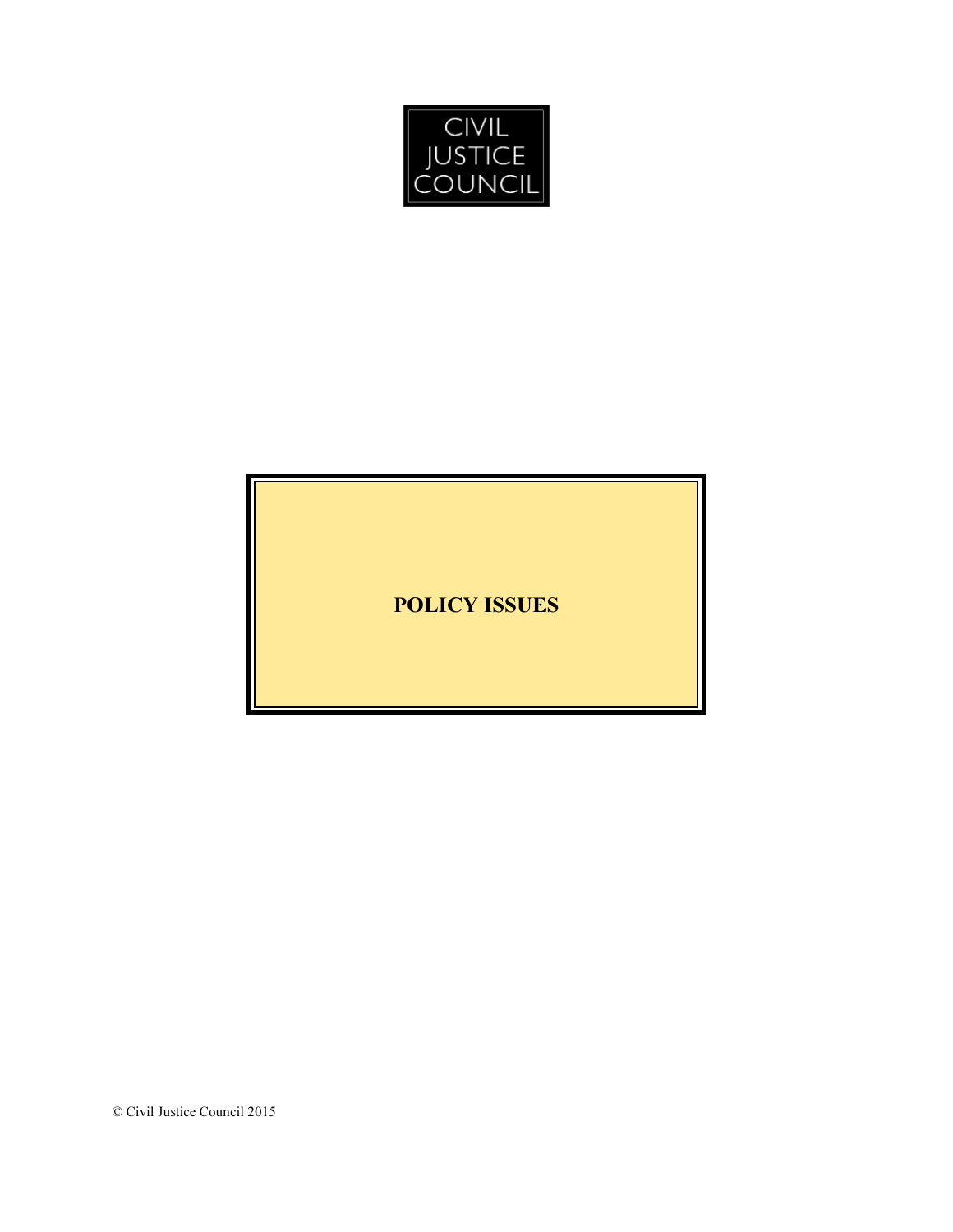CIVIL JUSTICE COUNCIL

# POLICY ISSUES

© Civil Justice Council 2015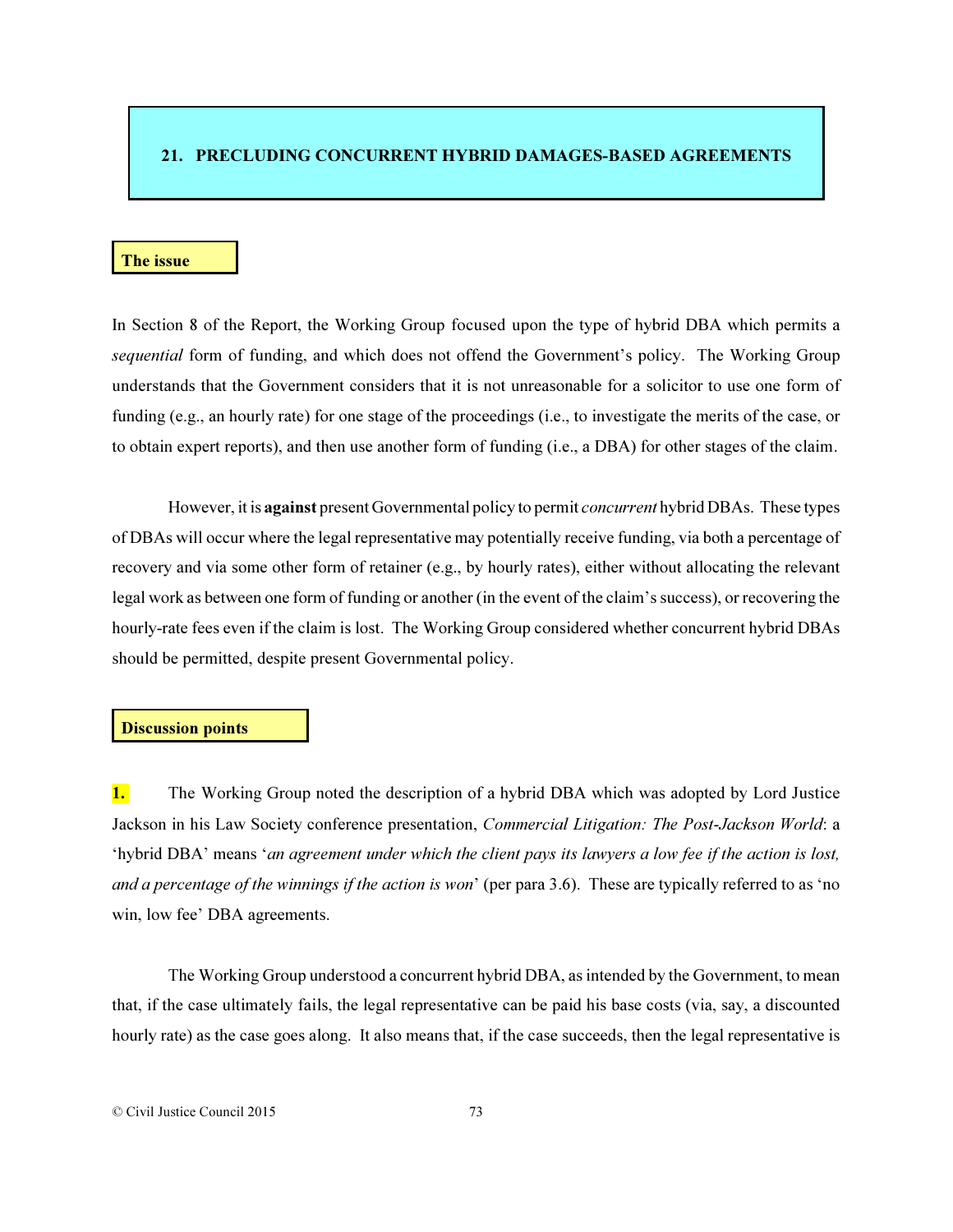## 21. PRECLUDING CONCURRENT HYBRID DAMAGES-BASED AGREEMENTS

### The issue

In Section 8 of the Report, the Working Group focused upon the type of hybrid DBA which permits a *sequential* form of funding, and which does not offend the Government's policy. The Working Group understands that the Government considers that it is not unreasonable for a solicitor to use one form of funding (e.g., an hourly rate) for one stage of the proceedings (i.e., to investigate the merits of the case, or to obtain expert reports), and then use another form of funding (i.e., a DBA) for other stages of the claim.

However, it is **against** present Governmental policy to permit *concurrent* hybrid DBAs. These types of DBAs will occur where the legal representative may potentially receive funding, via both a percentage of recovery and via some other form of retainer (e.g., by hourly rates), either without allocating the relevant legal work as between one form of funding or another (in the event of the claim's success), or recovering the hourly-rate fees even if the claim is lost. The Working Group considered whether concurrent hybrid DBAs should be permitted, despite present Governmental policy.

### Discussion points

**1.** The Working Group noted the description of a hybrid DBA which was adopted by Lord Justice Jackson in his Law Society conference presentation, *Commercial Litigation: The Post-Jackson World*: a 'hybrid DBA' means '*an agreement under which the client pays its lawyers a low fee if the action is lost, and a percentage of the winnings if the action is won*' (per para 3.6). These are typically referred to as 'no win, low fee' DBA agreements.

The Working Group understood a concurrent hybrid DBA, as intended by the Government, to mean that, if the case ultimately fails, the legal representative can be paid his base costs (via, say, a discounted hourly rate) as the case goes along. It also means that, if the case succeeds, then the legal representative is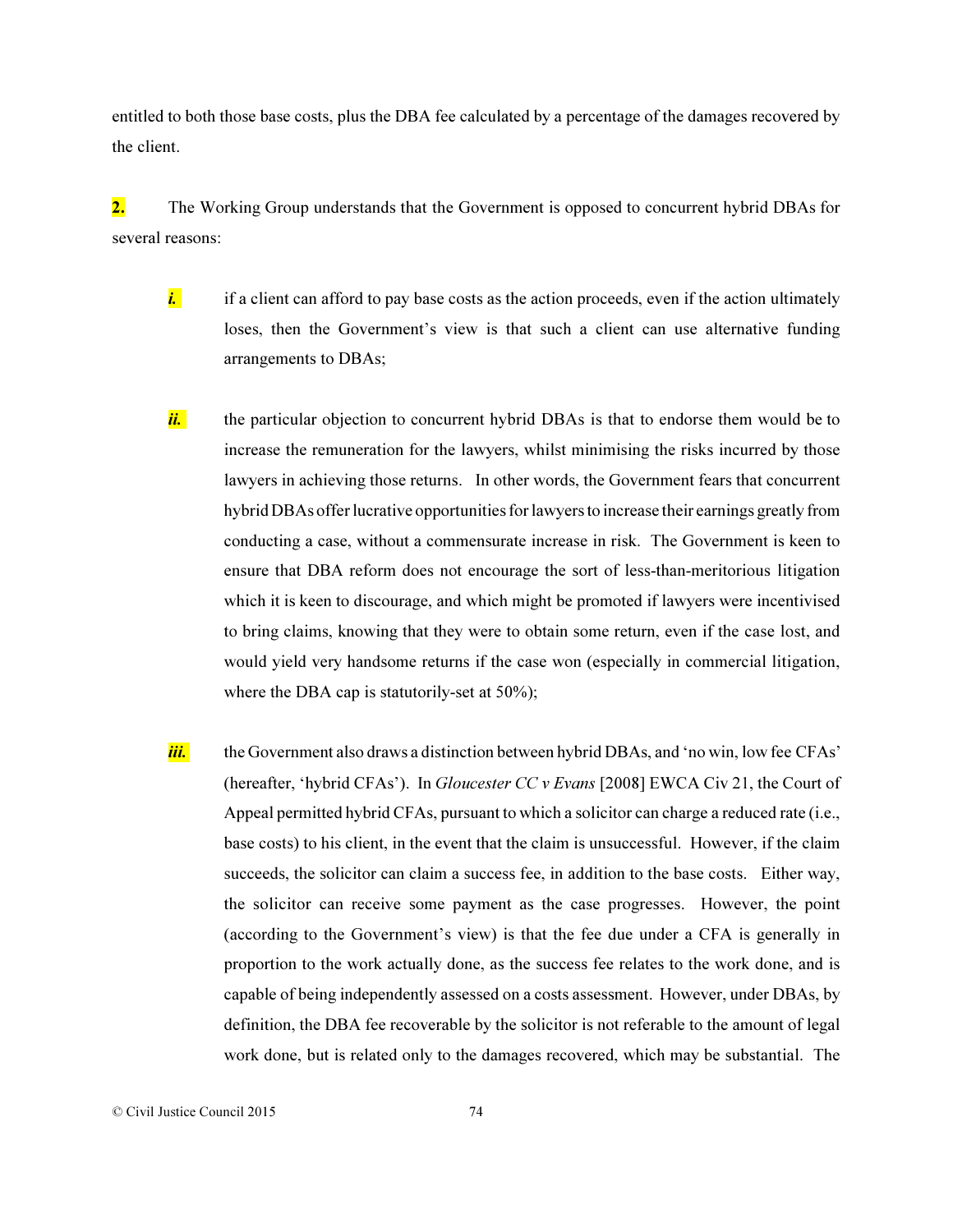entitled to both those base costs, plus the DBA fee calculated by a percentage of the damages recovered by the client.

**2.** The Working Group understands that the Government is opposed to concurrent hybrid DBAs for several reasons:

> ***i.*** if a client can afford to pay base costs as the action proceeds, even if the action ultimately loses, then the Government's view is that such a client can use alternative funding arrangements to DBAs;
>
> ***ii.*** the particular objection to concurrent hybrid DBAs is that to endorse them would be to increase the remuneration for the lawyers, whilst minimising the risks incurred by those lawyers in achieving those returns. In other words, the Government fears that concurrent hybrid DBAs offer lucrative opportunities for lawyers to increase their earnings greatly from conducting a case, without a commensurate increase in risk. The Government is keen to ensure that DBA reform does not encourage the sort of less-than-meritorious litigation which it is keen to discourage, and which might be promoted if lawyers were incentivised to bring claims, knowing that they were to obtain some return, even if the case lost, and would yield very handsome returns if the case won (especially in commercial litigation, where the DBA cap is statutorily-set at 50%);
>
> ***iii.*** the Government also draws a distinction between hybrid DBAs, and 'no win, low fee CFAs' (hereafter, 'hybrid CFAs'). In *Gloucester CC v Evans* [2008] EWCA Civ 21, the Court of Appeal permitted hybrid CFAs, pursuant to which a solicitor can charge a reduced rate (i.e., base costs) to his client, in the event that the claim is unsuccessful. However, if the claim succeeds, the solicitor can claim a success fee, in addition to the base costs. Either way, the solicitor can receive some payment as the case progresses. However, the point (according to the Government's view) is that the fee due under a CFA is generally in proportion to the work actually done, as the success fee relates to the work done, and is capable of being independently assessed on a costs assessment. However, under DBAs, by definition, the DBA fee recoverable by the solicitor is not referable to the amount of legal work done, but is related only to the damages recovered, which may be substantial. The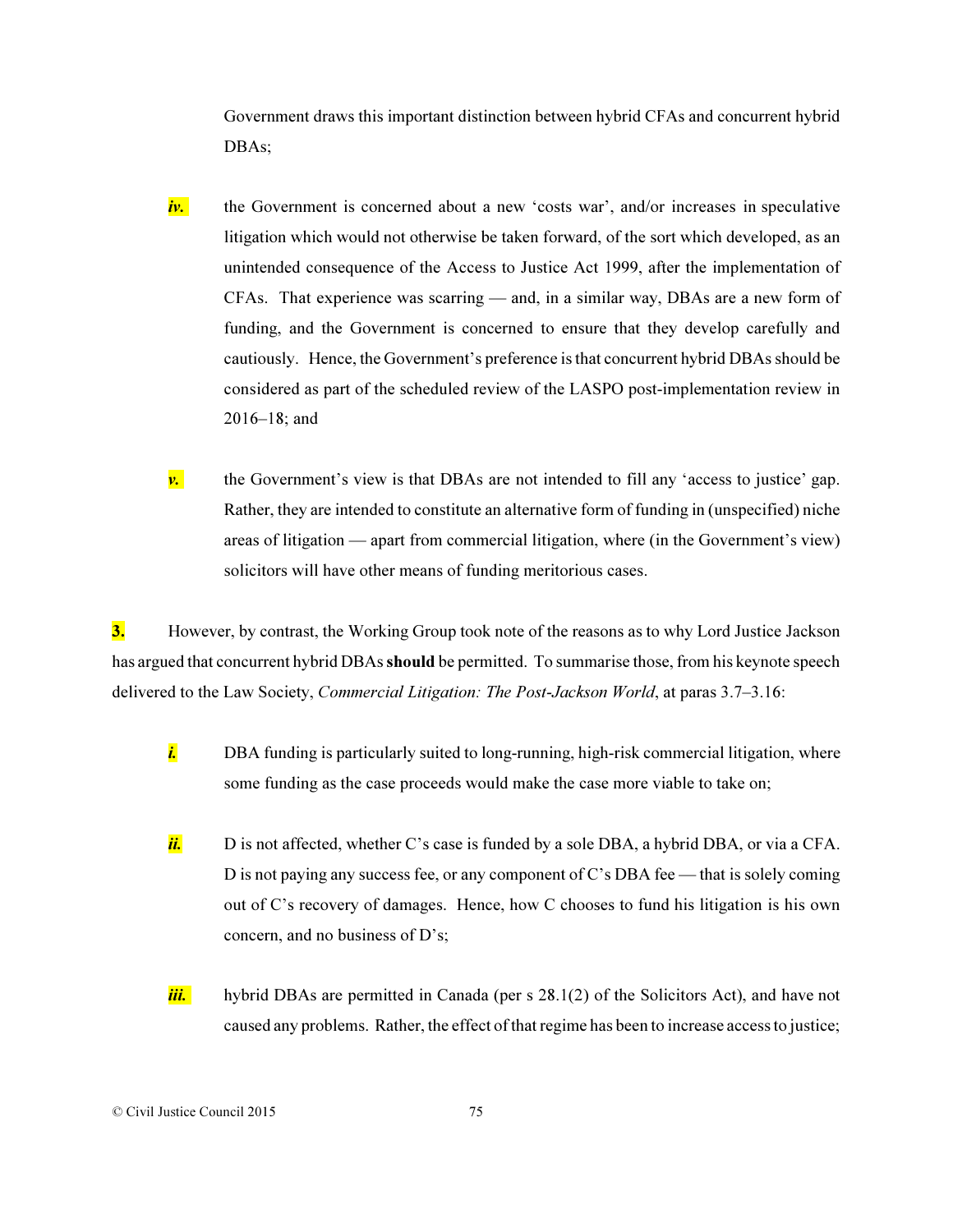Government draws this important distinction between hybrid CFAs and concurrent hybrid DBAs;

*iv.* the Government is concerned about a new 'costs war', and/or increases in speculative litigation which would not otherwise be taken forward, of the sort which developed, as an unintended consequence of the Access to Justice Act 1999, after the implementation of CFAs. That experience was scarring — and, in a similar way, DBAs are a new form of funding, and the Government is concerned to ensure that they develop carefully and cautiously. Hence, the Government's preference is that concurrent hybrid DBAs should be considered as part of the scheduled review of the LASPO post-implementation review in 2016–18; and

*v.* the Government's view is that DBAs are not intended to fill any 'access to justice' gap. Rather, they are intended to constitute an alternative form of funding in (unspecified) niche areas of litigation — apart from commercial litigation, where (in the Government's view) solicitors will have other means of funding meritorious cases.

**3.** However, by contrast, the Working Group took note of the reasons as to why Lord Justice Jackson has argued that concurrent hybrid DBAs **should** be permitted. To summarise those, from his keynote speech delivered to the Law Society, *Commercial Litigation: The Post-Jackson World*, at paras 3.7–3.16:

*i.* DBA funding is particularly suited to long-running, high-risk commercial litigation, where some funding as the case proceeds would make the case more viable to take on;

*ii.* D is not affected, whether C's case is funded by a sole DBA, a hybrid DBA, or via a CFA. D is not paying any success fee, or any component of C's DBA fee — that is solely coming out of C's recovery of damages. Hence, how C chooses to fund his litigation is his own concern, and no business of D's;

*iii.* hybrid DBAs are permitted in Canada (per s 28.1(2) of the Solicitors Act), and have not caused any problems. Rather, the effect of that regime has been to increase access to justice;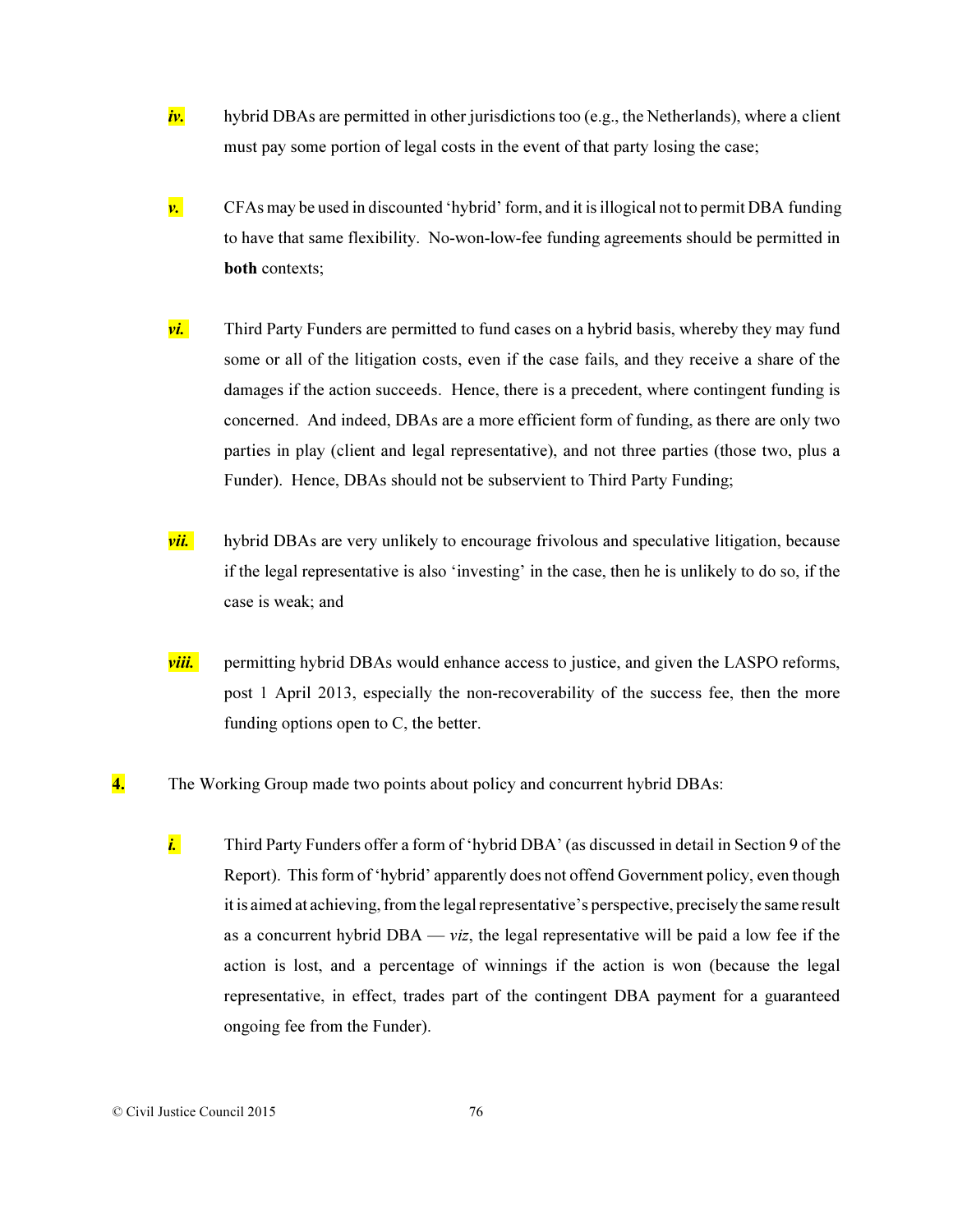*iv.* hybrid DBAs are permitted in other jurisdictions too (e.g., the Netherlands), where a client must pay some portion of legal costs in the event of that party losing the case;

*v.* CFAs may be used in discounted 'hybrid' form, and it is illogical not to permit DBA funding to have that same flexibility. No-won-low-fee funding agreements should be permitted in **both** contexts;

*vi.* Third Party Funders are permitted to fund cases on a hybrid basis, whereby they may fund some or all of the litigation costs, even if the case fails, and they receive a share of the damages if the action succeeds. Hence, there is a precedent, where contingent funding is concerned. And indeed, DBAs are a more efficient form of funding, as there are only two parties in play (client and legal representative), and not three parties (those two, plus a Funder). Hence, DBAs should not be subservient to Third Party Funding;

*vii.* hybrid DBAs are very unlikely to encourage frivolous and speculative litigation, because if the legal representative is also 'investing' in the case, then he is unlikely to do so, if the case is weak; and

*viii.* permitting hybrid DBAs would enhance access to justice, and given the LASPO reforms, post 1 April 2013, especially the non-recoverability of the success fee, then the more funding options open to C, the better.

**4.** The Working Group made two points about policy and concurrent hybrid DBAs:

*i.* Third Party Funders offer a form of 'hybrid DBA' (as discussed in detail in Section 9 of the Report). This form of 'hybrid' apparently does not offend Government policy, even though it is aimed at achieving, from the legal representative's perspective, precisely the same result as a concurrent hybrid DBA — *viz*, the legal representative will be paid a low fee if the action is lost, and a percentage of winnings if the action is won (because the legal representative, in effect, trades part of the contingent DBA payment for a guaranteed ongoing fee from the Funder).

© Civil Justice Council 2015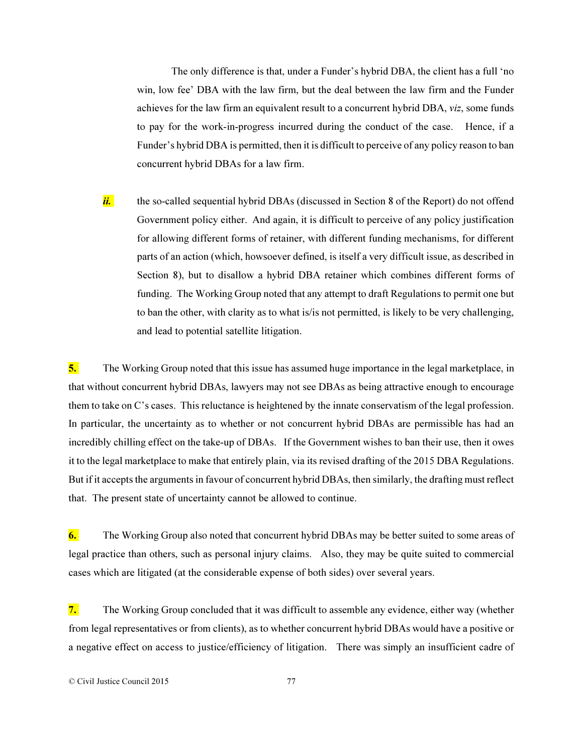The only difference is that, under a Funder's hybrid DBA, the client has a full 'no win, low fee' DBA with the law firm, but the deal between the law firm and the Funder achieves for the law firm an equivalent result to a concurrent hybrid DBA, *viz*, some funds to pay for the work-in-progress incurred during the conduct of the case. Hence, if a Funder's hybrid DBA is permitted, then it is difficult to perceive of any policy reason to ban concurrent hybrid DBAs for a law firm.

***ii.*** the so-called sequential hybrid DBAs (discussed in Section 8 of the Report) do not offend Government policy either. And again, it is difficult to perceive of any policy justification for allowing different forms of retainer, with different funding mechanisms, for different parts of an action (which, howsoever defined, is itself a very difficult issue, as described in Section 8), but to disallow a hybrid DBA retainer which combines different forms of funding. The Working Group noted that any attempt to draft Regulations to permit one but to ban the other, with clarity as to what is/is not permitted, is likely to be very challenging, and lead to potential satellite litigation.

**5.** The Working Group noted that this issue has assumed huge importance in the legal marketplace, in that without concurrent hybrid DBAs, lawyers may not see DBAs as being attractive enough to encourage them to take on C's cases. This reluctance is heightened by the innate conservatism of the legal profession. In particular, the uncertainty as to whether or not concurrent hybrid DBAs are permissible has had an incredibly chilling effect on the take-up of DBAs. If the Government wishes to ban their use, then it owes it to the legal marketplace to make that entirely plain, via its revised drafting of the 2015 DBA Regulations. But if it accepts the arguments in favour of concurrent hybrid DBAs, then similarly, the drafting must reflect that. The present state of uncertainty cannot be allowed to continue.

**6.** The Working Group also noted that concurrent hybrid DBAs may be better suited to some areas of legal practice than others, such as personal injury claims. Also, they may be quite suited to commercial cases which are litigated (at the considerable expense of both sides) over several years.

**7.** The Working Group concluded that it was difficult to assemble any evidence, either way (whether from legal representatives or from clients), as to whether concurrent hybrid DBAs would have a positive or a negative effect on access to justice/efficiency of litigation. There was simply an insufficient cadre of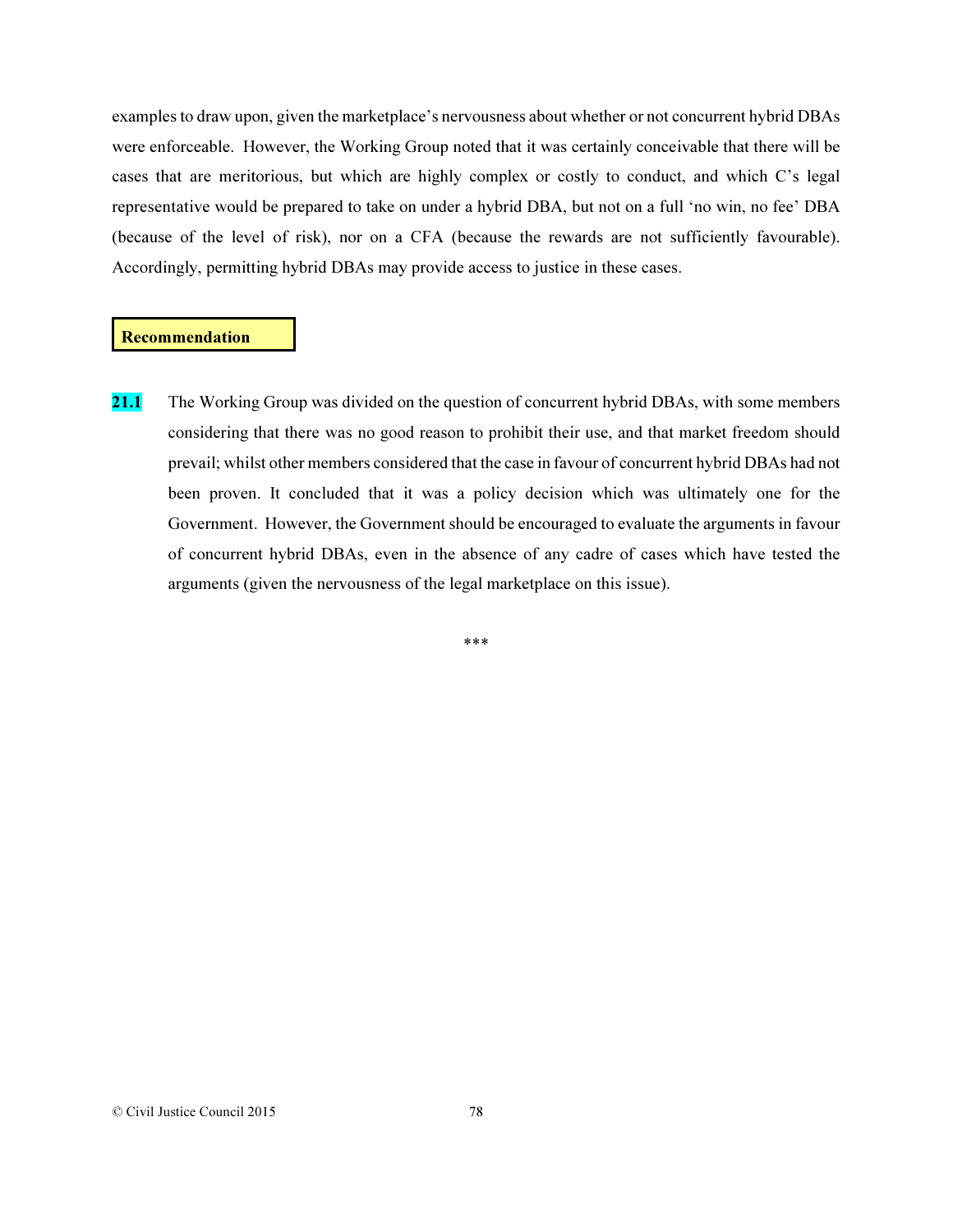examples to draw upon, given the marketplace's nervousness about whether or not concurrent hybrid DBAs were enforceable. However, the Working Group noted that it was certainly conceivable that there will be cases that are meritorious, but which are highly complex or costly to conduct, and which C's legal representative would be prepared to take on under a hybrid DBA, but not on a full 'no win, no fee' DBA (because of the level of risk), nor on a CFA (because the rewards are not sufficiently favourable). Accordingly, permitting hybrid DBAs may provide access to justice in these cases.

**Recommendation**

**21.1** The Working Group was divided on the question of concurrent hybrid DBAs, with some members considering that there was no good reason to prohibit their use, and that market freedom should prevail; whilst other members considered that the case in favour of concurrent hybrid DBAs had not been proven. It concluded that it was a policy decision which was ultimately one for the Government. However, the Government should be encouraged to evaluate the arguments in favour of concurrent hybrid DBAs, even in the absence of any cadre of cases which have tested the arguments (given the nervousness of the legal marketplace on this issue).

***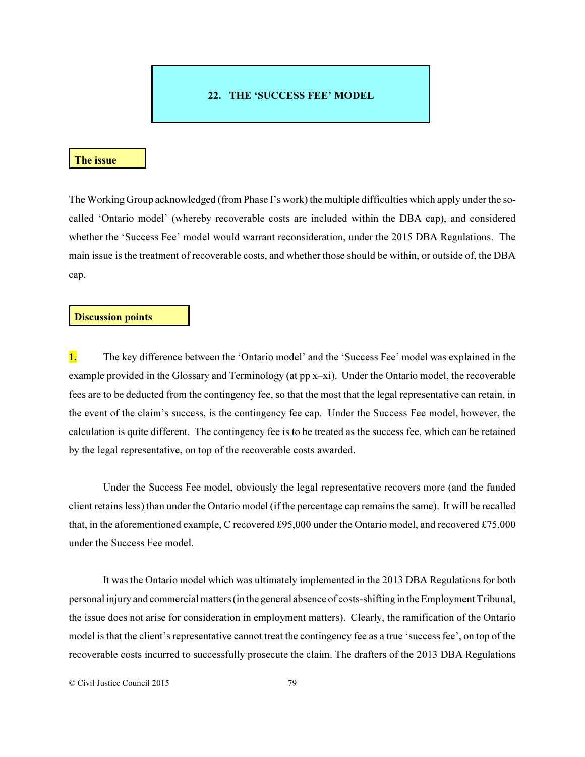# 22. THE 'SUCCESS FEE' MODEL

## The issue

The Working Group acknowledged (from Phase I's work) the multiple difficulties which apply under the so-called 'Ontario model' (whereby recoverable costs are included within the DBA cap), and considered whether the 'Success Fee' model would warrant reconsideration, under the 2015 DBA Regulations. The main issue is the treatment of recoverable costs, and whether those should be within, or outside of, the DBA cap.

## Discussion points

**1.** The key difference between the 'Ontario model' and the 'Success Fee' model was explained in the example provided in the Glossary and Terminology (at pp x–xi). Under the Ontario model, the recoverable fees are to be deducted from the contingency fee, so that the most that the legal representative can retain, in the event of the claim's success, is the contingency fee cap. Under the Success Fee model, however, the calculation is quite different. The contingency fee is to be treated as the success fee, which can be retained by the legal representative, on top of the recoverable costs awarded.

Under the Success Fee model, obviously the legal representative recovers more (and the funded client retains less) than under the Ontario model (if the percentage cap remains the same). It will be recalled that, in the aforementioned example, C recovered £95,000 under the Ontario model, and recovered £75,000 under the Success Fee model.

It was the Ontario model which was ultimately implemented in the 2013 DBA Regulations for both personal injury and commercial matters (in the general absence of costs-shifting in the Employment Tribunal, the issue does not arise for consideration in employment matters). Clearly, the ramification of the Ontario model is that the client's representative cannot treat the contingency fee as a true 'success fee', on top of the recoverable costs incurred to successfully prosecute the claim. The drafters of the 2013 DBA Regulations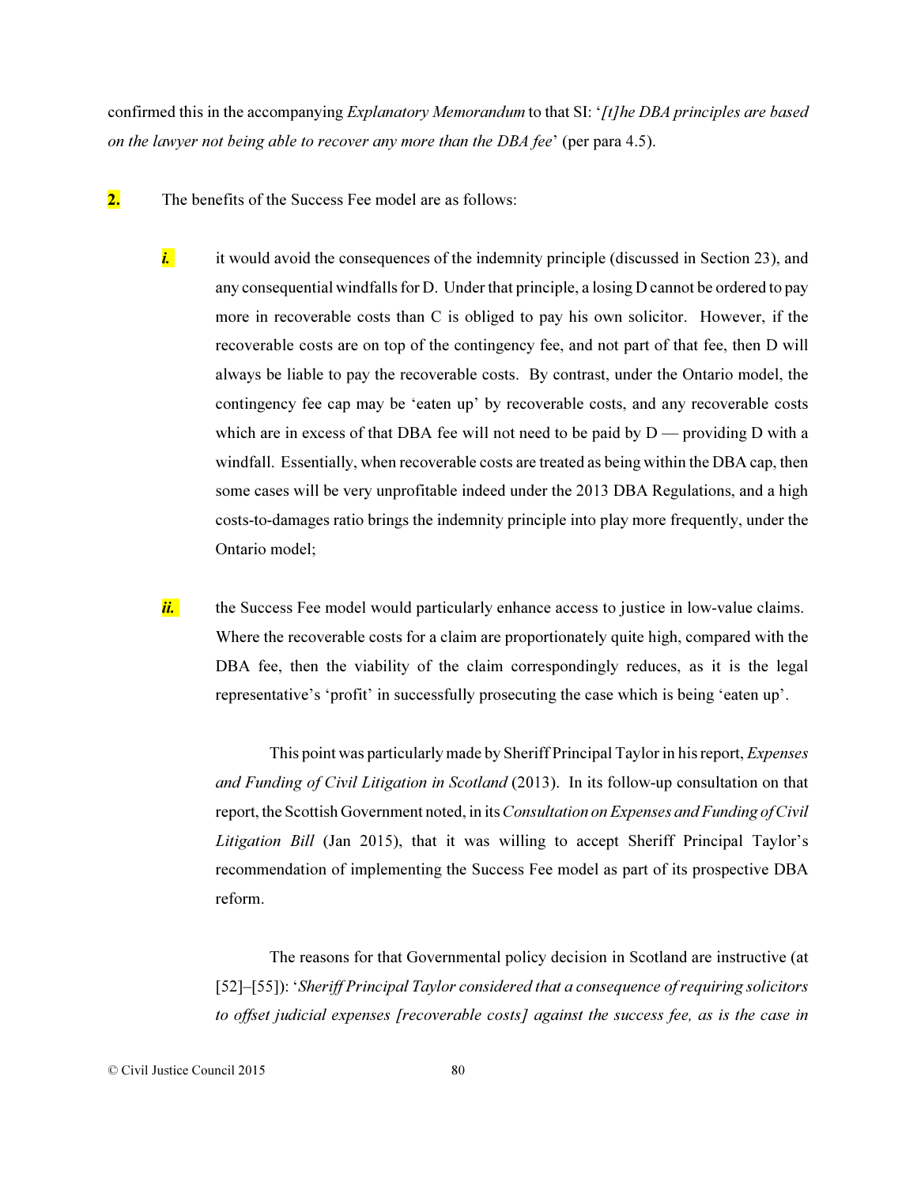confirmed this in the accompanying *Explanatory Memorandum* to that SI: '*[t]he DBA principles are based on the lawyer not being able to recover any more than the DBA fee*' (per para 4.5).

**2.** The benefits of the Success Fee model are as follows:

***i.*** it would avoid the consequences of the indemnity principle (discussed in Section 23), and any consequential windfalls for D. Under that principle, a losing D cannot be ordered to pay more in recoverable costs than C is obliged to pay his own solicitor. However, if the recoverable costs are on top of the contingency fee, and not part of that fee, then D will always be liable to pay the recoverable costs. By contrast, under the Ontario model, the contingency fee cap may be 'eaten up' by recoverable costs, and any recoverable costs which are in excess of that DBA fee will not need to be paid by D — providing D with a windfall. Essentially, when recoverable costs are treated as being within the DBA cap, then some cases will be very unprofitable indeed under the 2013 DBA Regulations, and a high costs-to-damages ratio brings the indemnity principle into play more frequently, under the Ontario model;

***ii.*** the Success Fee model would particularly enhance access to justice in low-value claims. Where the recoverable costs for a claim are proportionately quite high, compared with the DBA fee, then the viability of the claim correspondingly reduces, as it is the legal representative's 'profit' in successfully prosecuting the case which is being 'eaten up'.

This point was particularly made by Sheriff Principal Taylor in his report, *Expenses and Funding of Civil Litigation in Scotland* (2013). In its follow-up consultation on that report, the Scottish Government noted, in its *Consultation on Expenses and Funding of Civil Litigation Bill* (Jan 2015), that it was willing to accept Sheriff Principal Taylor's recommendation of implementing the Success Fee model as part of its prospective DBA reform.

The reasons for that Governmental policy decision in Scotland are instructive (at [52]–[55]): '*Sheriff Principal Taylor considered that a consequence of requiring solicitors to offset judicial expenses [recoverable costs] against the success fee, as is the case in*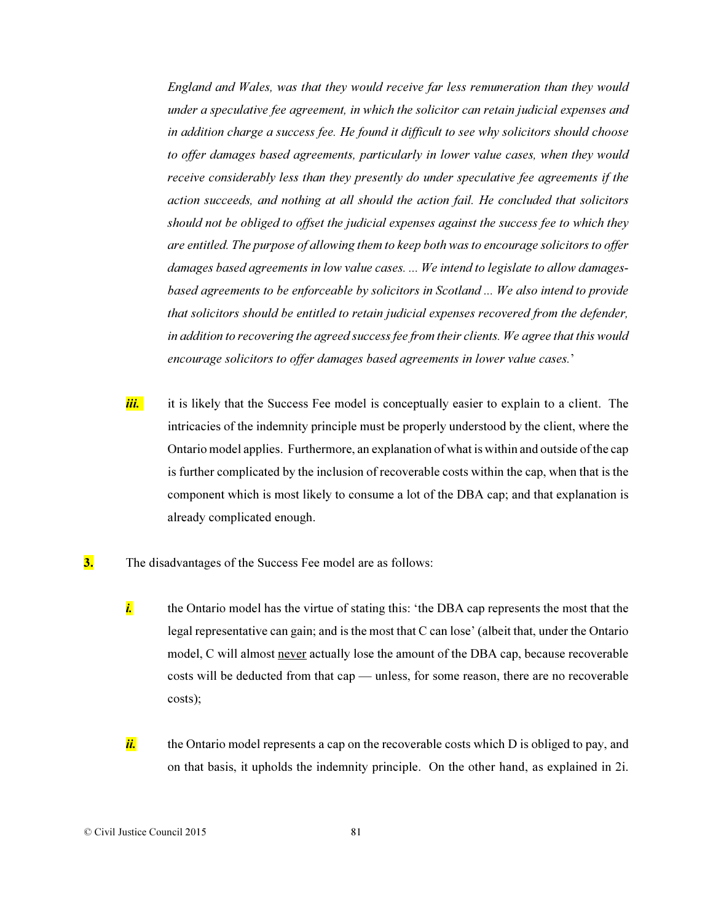*England and Wales, was that they would receive far less remuneration than they would under a speculative fee agreement, in which the solicitor can retain judicial expenses and in addition charge a success fee. He found it difficult to see why solicitors should choose to offer damages based agreements, particularly in lower value cases, when they would receive considerably less than they presently do under speculative fee agreements if the action succeeds, and nothing at all should the action fail. He concluded that solicitors should not be obliged to offset the judicial expenses against the success fee to which they are entitled. The purpose of allowing them to keep both was to encourage solicitors to offer damages based agreements in low value cases. ... We intend to legislate to allow damages-based agreements to be enforceable by solicitors in Scotland ... We also intend to provide that solicitors should be entitled to retain judicial expenses recovered from the defender, in addition to recovering the agreed success fee from their clients. We agree that this would encourage solicitors to offer damages based agreements in lower value cases.*'

***iii.*** it is likely that the Success Fee model is conceptually easier to explain to a client. The intricacies of the indemnity principle must be properly understood by the client, where the Ontario model applies. Furthermore, an explanation of what is within and outside of the cap is further complicated by the inclusion of recoverable costs within the cap, when that is the component which is most likely to consume a lot of the DBA cap; and that explanation is already complicated enough.

**3.** The disadvantages of the Success Fee model are as follows:

***i.*** the Ontario model has the virtue of stating this: 'the DBA cap represents the most that the legal representative can gain; and is the most that C can lose' (albeit that, under the Ontario model, C will almost never actually lose the amount of the DBA cap, because recoverable costs will be deducted from that cap — unless, for some reason, there are no recoverable costs);

***ii.*** the Ontario model represents a cap on the recoverable costs which D is obliged to pay, and on that basis, it upholds the indemnity principle. On the other hand, as explained in 2i.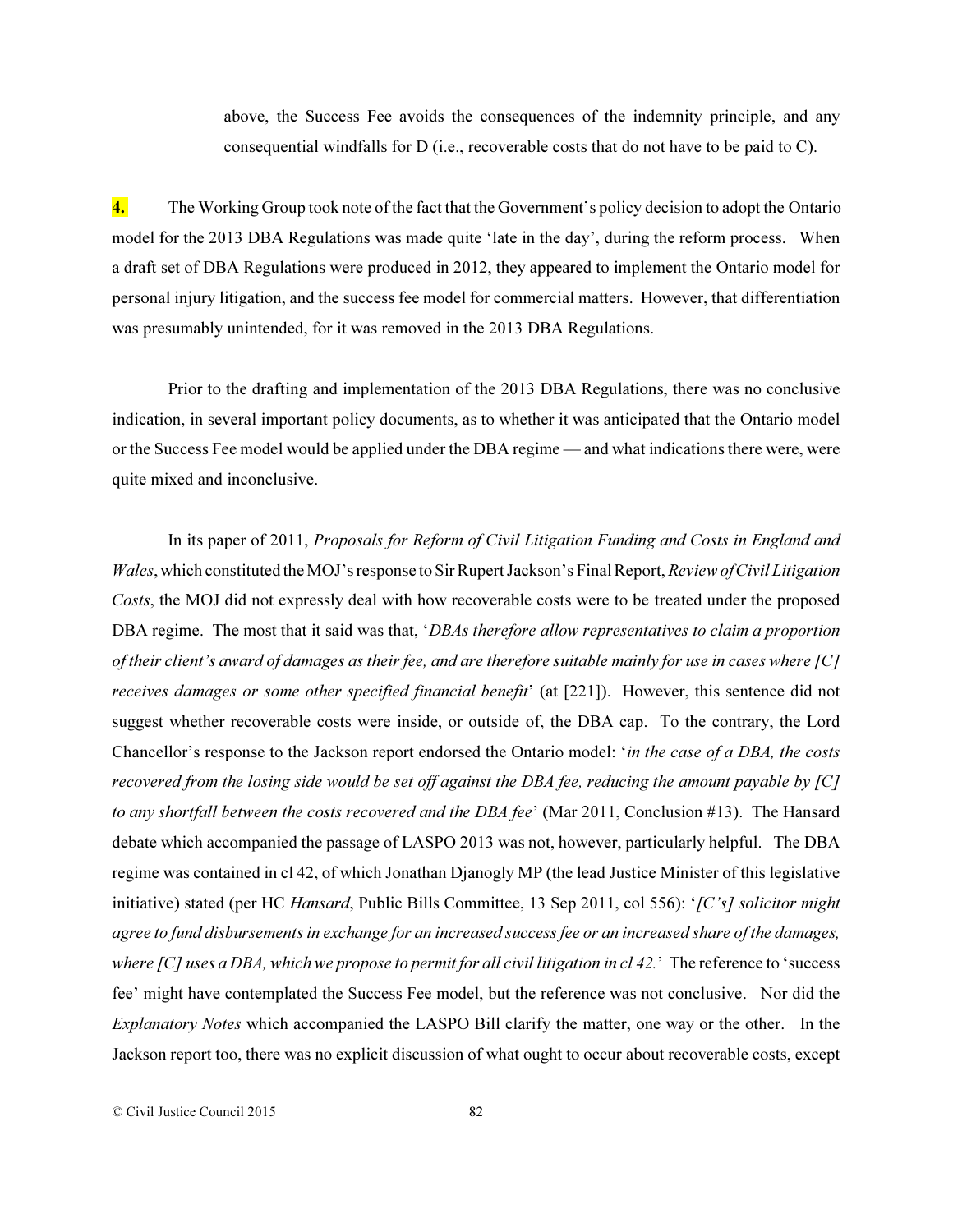above, the Success Fee avoids the consequences of the indemnity principle, and any consequential windfalls for D (i.e., recoverable costs that do not have to be paid to C).

**4.** The Working Group took note of the fact that the Government's policy decision to adopt the Ontario model for the 2013 DBA Regulations was made quite 'late in the day', during the reform process. When a draft set of DBA Regulations were produced in 2012, they appeared to implement the Ontario model for personal injury litigation, and the success fee model for commercial matters. However, that differentiation was presumably unintended, for it was removed in the 2013 DBA Regulations.

Prior to the drafting and implementation of the 2013 DBA Regulations, there was no conclusive indication, in several important policy documents, as to whether it was anticipated that the Ontario model or the Success Fee model would be applied under the DBA regime — and what indications there were, were quite mixed and inconclusive.

In its paper of 2011, *Proposals for Reform of Civil Litigation Funding and Costs in England and Wales*, which constituted the MOJ's response to Sir Rupert Jackson's Final Report, *Review of Civil Litigation Costs*, the MOJ did not expressly deal with how recoverable costs were to be treated under the proposed DBA regime. The most that it said was that, '*DBAs therefore allow representatives to claim a proportion of their client's award of damages as their fee, and are therefore suitable mainly for use in cases where [C] receives damages or some other specified financial benefit*' (at [221]). However, this sentence did not suggest whether recoverable costs were inside, or outside of, the DBA cap. To the contrary, the Lord Chancellor's response to the Jackson report endorsed the Ontario model: '*in the case of a DBA, the costs recovered from the losing side would be set off against the DBA fee, reducing the amount payable by [C] to any shortfall between the costs recovered and the DBA fee*' (Mar 2011, Conclusion #13). The Hansard debate which accompanied the passage of LASPO 2013 was not, however, particularly helpful. The DBA regime was contained in cl 42, of which Jonathan Djanogly MP (the lead Justice Minister of this legislative initiative) stated (per HC *Hansard*, Public Bills Committee, 13 Sep 2011, col 556): '*[C's] solicitor might agree to fund disbursements in exchange for an increased success fee or an increased share of the damages, where [C] uses a DBA, which we propose to permit for all civil litigation in cl 42.*' The reference to 'success fee' might have contemplated the Success Fee model, but the reference was not conclusive. Nor did the *Explanatory Notes* which accompanied the LASPO Bill clarify the matter, one way or the other. In the Jackson report too, there was no explicit discussion of what ought to occur about recoverable costs, except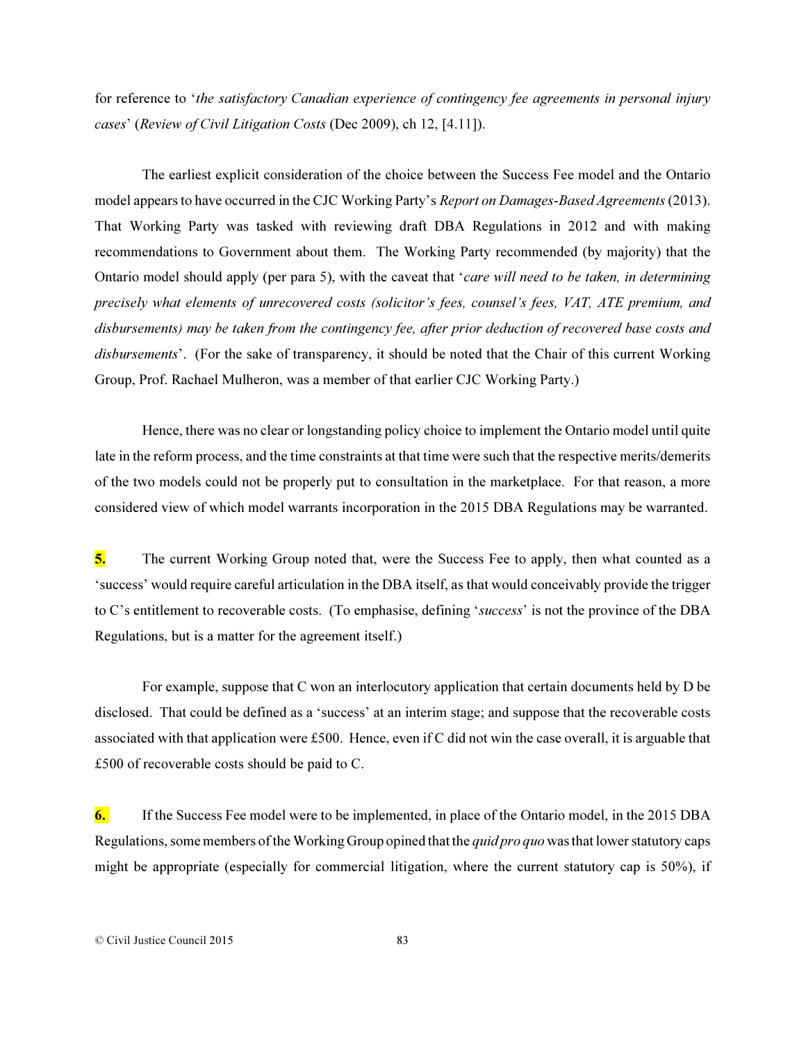for reference to '*the satisfactory Canadian experience of contingency fee agreements in personal injury cases*' (*Review of Civil Litigation Costs* (Dec 2009), ch 12, [4.11]).

The earliest explicit consideration of the choice between the Success Fee model and the Ontario model appears to have occurred in the CJC Working Party's *Report on Damages-Based Agreements* (2013). That Working Party was tasked with reviewing draft DBA Regulations in 2012 and with making recommendations to Government about them. The Working Party recommended (by majority) that the Ontario model should apply (per para 5), with the caveat that '*care will need to be taken, in determining precisely what elements of unrecovered costs (solicitor's fees, counsel's fees, VAT, ATE premium, and disbursements) may be taken from the contingency fee, after prior deduction of recovered base costs and disbursements*'. (For the sake of transparency, it should be noted that the Chair of this current Working Group, Prof. Rachael Mulheron, was a member of that earlier CJC Working Party.)

Hence, there was no clear or longstanding policy choice to implement the Ontario model until quite late in the reform process, and the time constraints at that time were such that the respective merits/demerits of the two models could not be properly put to consultation in the marketplace. For that reason, a more considered view of which model warrants incorporation in the 2015 DBA Regulations may be warranted.

**5.** The current Working Group noted that, were the Success Fee to apply, then what counted as a 'success' would require careful articulation in the DBA itself, as that would conceivably provide the trigger to C's entitlement to recoverable costs. (To emphasise, defining '*success*' is not the province of the DBA Regulations, but is a matter for the agreement itself.)

For example, suppose that C won an interlocutory application that certain documents held by D be disclosed. That could be defined as a 'success' at an interim stage; and suppose that the recoverable costs associated with that application were £500. Hence, even if C did not win the case overall, it is arguable that £500 of recoverable costs should be paid to C.

**6.** If the Success Fee model were to be implemented, in place of the Ontario model, in the 2015 DBA Regulations, some members of the Working Group opined that the *quid pro quo* was that lower statutory caps might be appropriate (especially for commercial litigation, where the current statutory cap is 50%), if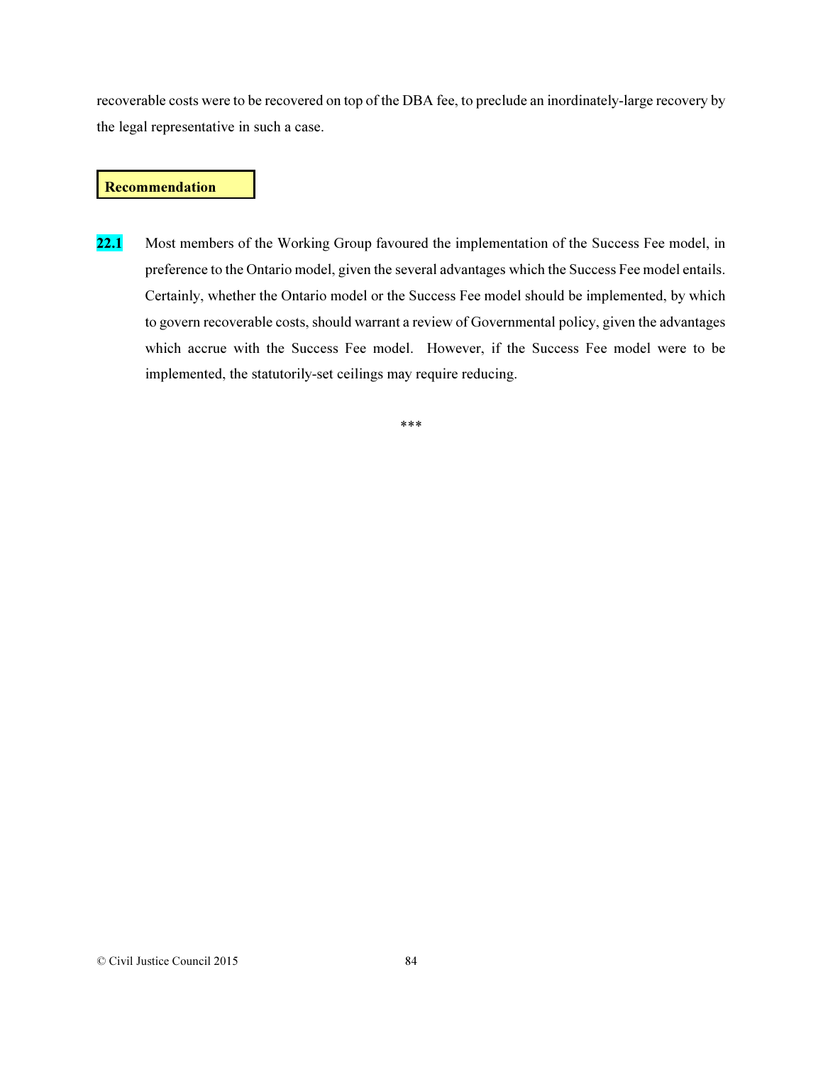recoverable costs were to be recovered on top of the DBA fee, to preclude an inordinately-large recovery by the legal representative in such a case.

### Recommendation

**22.1** Most members of the Working Group favoured the implementation of the Success Fee model, in preference to the Ontario model, given the several advantages which the Success Fee model entails. Certainly, whether the Ontario model or the Success Fee model should be implemented, by which to govern recoverable costs, should warrant a review of Governmental policy, given the advantages which accrue with the Success Fee model. However, if the Success Fee model were to be implemented, the statutorily-set ceilings may require reducing.

***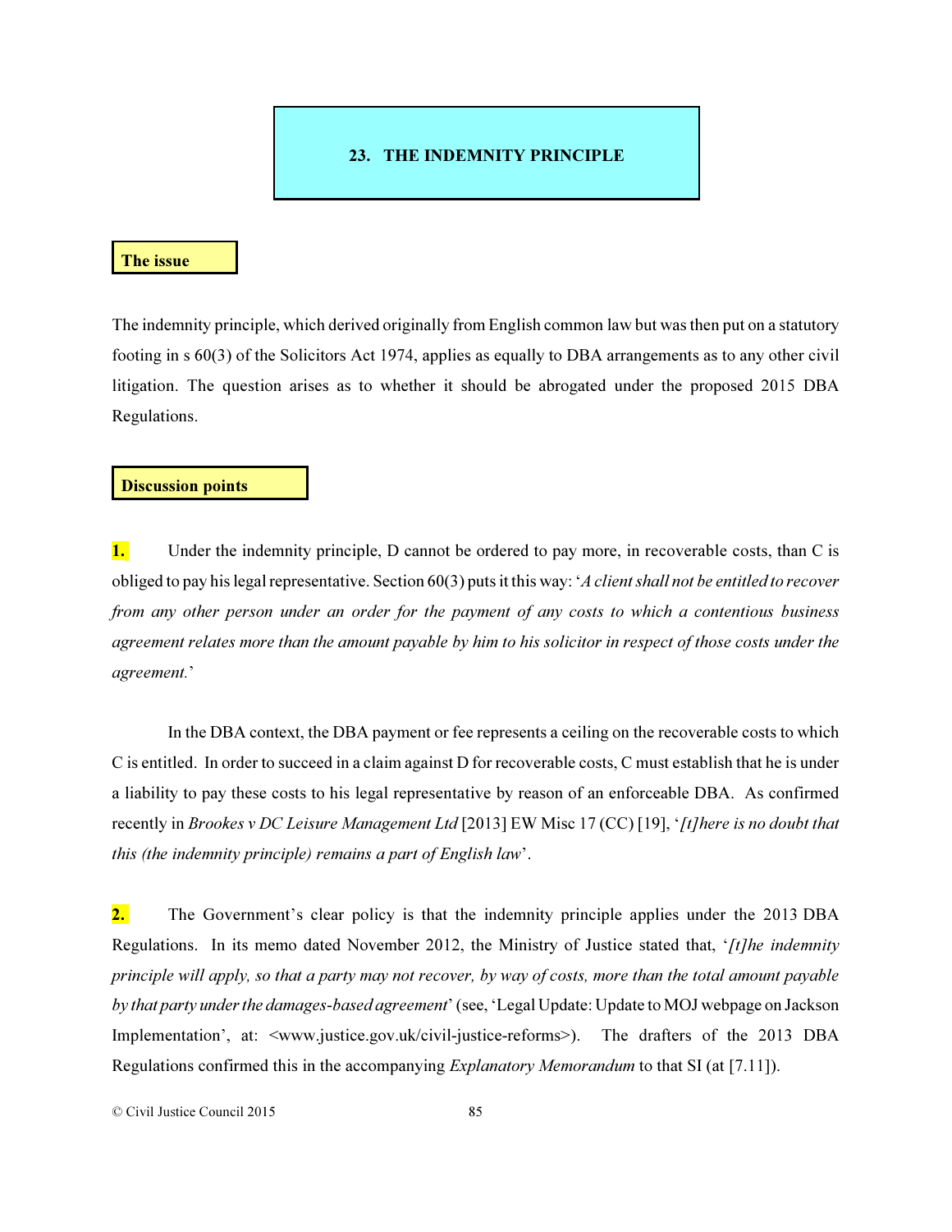# 23. THE INDEMNITY PRINCIPLE

## The issue

The indemnity principle, which derived originally from English common law but was then put on a statutory footing in s 60(3) of the Solicitors Act 1974, applies as equally to DBA arrangements as to any other civil litigation. The question arises as to whether it should be abrogated under the proposed 2015 DBA Regulations.

## Discussion points

**1.** Under the indemnity principle, D cannot be ordered to pay more, in recoverable costs, than C is obliged to pay his legal representative. Section 60(3) puts it this way: '*A client shall not be entitled to recover from any other person under an order for the payment of any costs to which a contentious business agreement relates more than the amount payable by him to his solicitor in respect of those costs under the agreement.*'

In the DBA context, the DBA payment or fee represents a ceiling on the recoverable costs to which C is entitled. In order to succeed in a claim against D for recoverable costs, C must establish that he is under a liability to pay these costs to his legal representative by reason of an enforceable DBA. As confirmed recently in *Brookes v DC Leisure Management Ltd* [2013] EW Misc 17 (CC) [19], '*[t]here is no doubt that this (the indemnity principle) remains a part of English law*'.

**2.** The Government's clear policy is that the indemnity principle applies under the 2013 DBA Regulations. In its memo dated November 2012, the Ministry of Justice stated that, '*[t]he indemnity principle will apply, so that a party may not recover, by way of costs, more than the total amount payable by that party under the damages-based agreement*' (see, 'Legal Update: Update to MOJ webpage on Jackson Implementation', at: <www.justice.gov.uk/civil-justice-reforms>). The drafters of the 2013 DBA Regulations confirmed this in the accompanying *Explanatory Memorandum* to that SI (at [7.11]).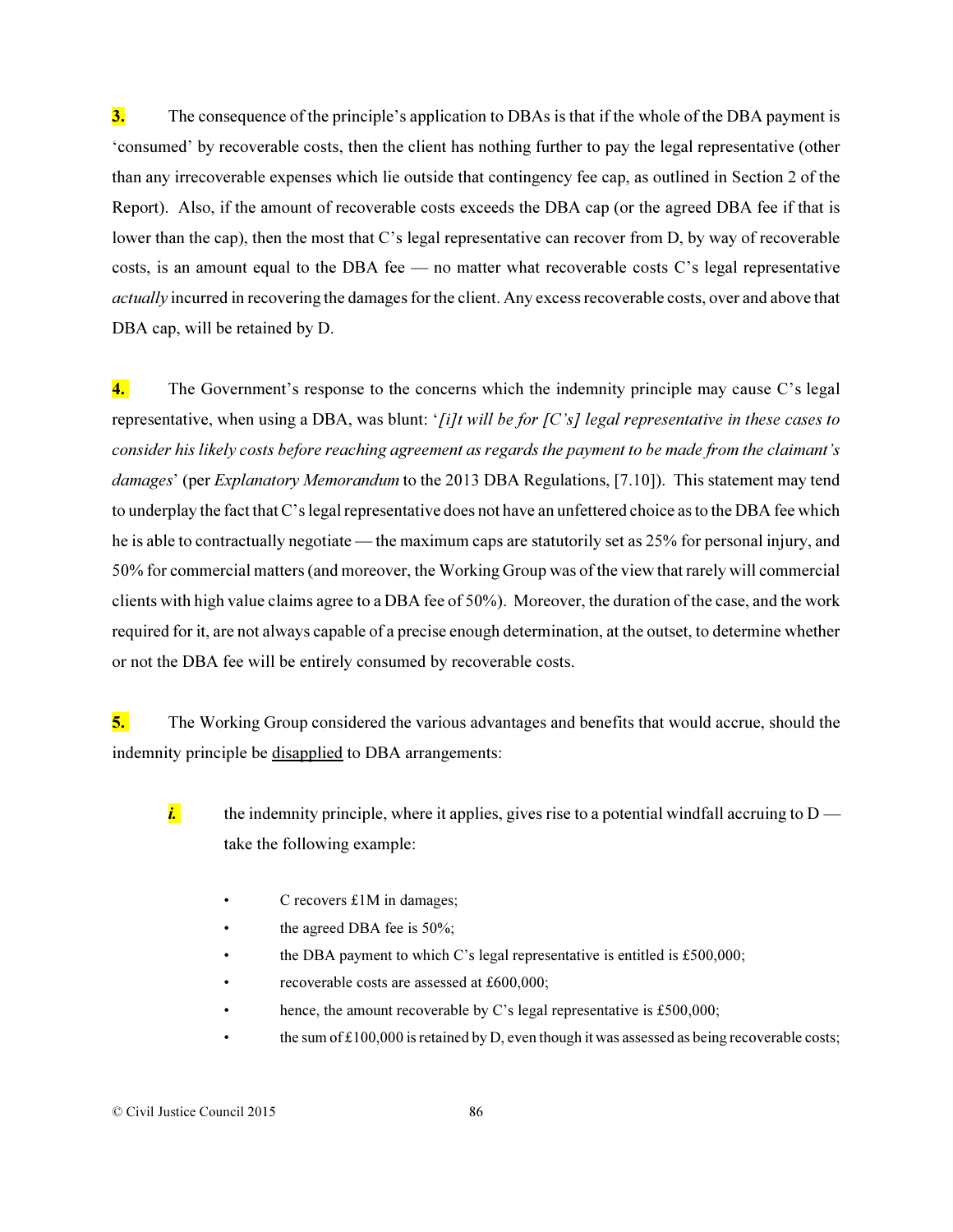**3.** The consequence of the principle's application to DBAs is that if the whole of the DBA payment is 'consumed' by recoverable costs, then the client has nothing further to pay the legal representative (other than any irrecoverable expenses which lie outside that contingency fee cap, as outlined in Section 2 of the Report). Also, if the amount of recoverable costs exceeds the DBA cap (or the agreed DBA fee if that is lower than the cap), then the most that C's legal representative can recover from D, by way of recoverable costs, is an amount equal to the DBA fee — no matter what recoverable costs C's legal representative *actually* incurred in recovering the damages for the client. Any excess recoverable costs, over and above that DBA cap, will be retained by D.

**4.** The Government's response to the concerns which the indemnity principle may cause C's legal representative, when using a DBA, was blunt: '*[i]t will be for [C's] legal representative in these cases to consider his likely costs before reaching agreement as regards the payment to be made from the claimant's damages*' (per *Explanatory Memorandum* to the 2013 DBA Regulations, [7.10]). This statement may tend to underplay the fact that C's legal representative does not have an unfettered choice as to the DBA fee which he is able to contractually negotiate — the maximum caps are statutorily set as 25% for personal injury, and 50% for commercial matters (and moreover, the Working Group was of the view that rarely will commercial clients with high value claims agree to a DBA fee of 50%). Moreover, the duration of the case, and the work required for it, are not always capable of a precise enough determination, at the outset, to determine whether or not the DBA fee will be entirely consumed by recoverable costs.

**5.** The Working Group considered the various advantages and benefits that would accrue, should the indemnity principle be <u>disapplied</u> to DBA arrangements:

***i.*** the indemnity principle, where it applies, gives rise to a potential windfall accruing to D — take the following example:

- C recovers £1M in damages;
- the agreed DBA fee is 50%;
- the DBA payment to which C's legal representative is entitled is £500,000;
- recoverable costs are assessed at £600,000;
- hence, the amount recoverable by C's legal representative is £500,000;
- the sum of £100,000 is retained by D, even though it was assessed as being recoverable costs;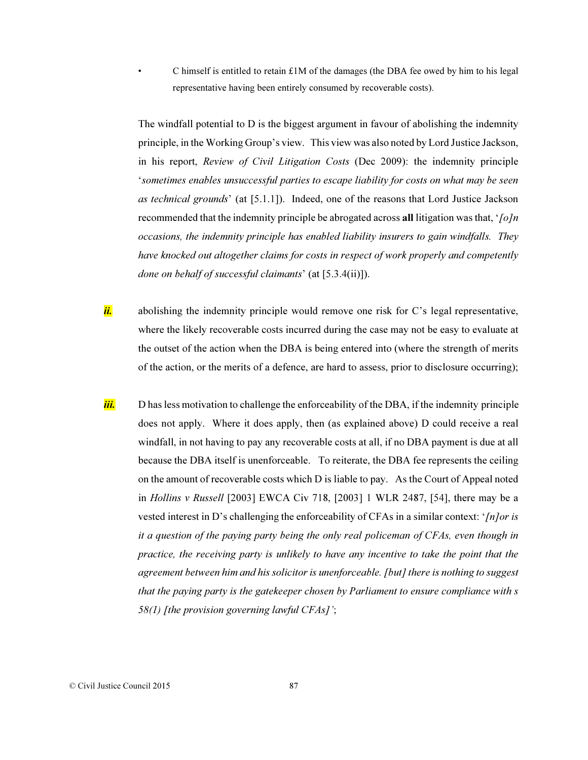- C himself is entitled to retain £1M of the damages (the DBA fee owed by him to his legal representative having been entirely consumed by recoverable costs).

The windfall potential to D is the biggest argument in favour of abolishing the indemnity principle, in the Working Group's view. This view was also noted by Lord Justice Jackson, in his report, *Review of Civil Litigation Costs* (Dec 2009): the indemnity principle '*sometimes enables unsuccessful parties to escape liability for costs on what may be seen as technical grounds*' (at [5.1.1]). Indeed, one of the reasons that Lord Justice Jackson recommended that the indemnity principle be abrogated across **all** litigation was that, '*[o]n occasions, the indemnity principle has enabled liability insurers to gain windfalls. They have knocked out altogether claims for costs in respect of work properly and competently done on behalf of successful claimants*' (at [5.3.4(ii)]).

***ii.*** abolishing the indemnity principle would remove one risk for C's legal representative, where the likely recoverable costs incurred during the case may not be easy to evaluate at the outset of the action when the DBA is being entered into (where the strength of merits of the action, or the merits of a defence, are hard to assess, prior to disclosure occurring);

***iii.*** D has less motivation to challenge the enforceability of the DBA, if the indemnity principle does not apply. Where it does apply, then (as explained above) D could receive a real windfall, in not having to pay any recoverable costs at all, if no DBA payment is due at all because the DBA itself is unenforceable. To reiterate, the DBA fee represents the ceiling on the amount of recoverable costs which D is liable to pay. As the Court of Appeal noted in *Hollins v Russell* [2003] EWCA Civ 718, [2003] 1 WLR 2487, [54], there may be a vested interest in D's challenging the enforceability of CFAs in a similar context: '*[n]or is it a question of the paying party being the only real policeman of CFAs, even though in practice, the receiving party is unlikely to have any incentive to take the point that the agreement between him and his solicitor is unenforceable. [but] there is nothing to suggest that the paying party is the gatekeeper chosen by Parliament to ensure compliance with s 58(1) [the provision governing lawful CFAs]*';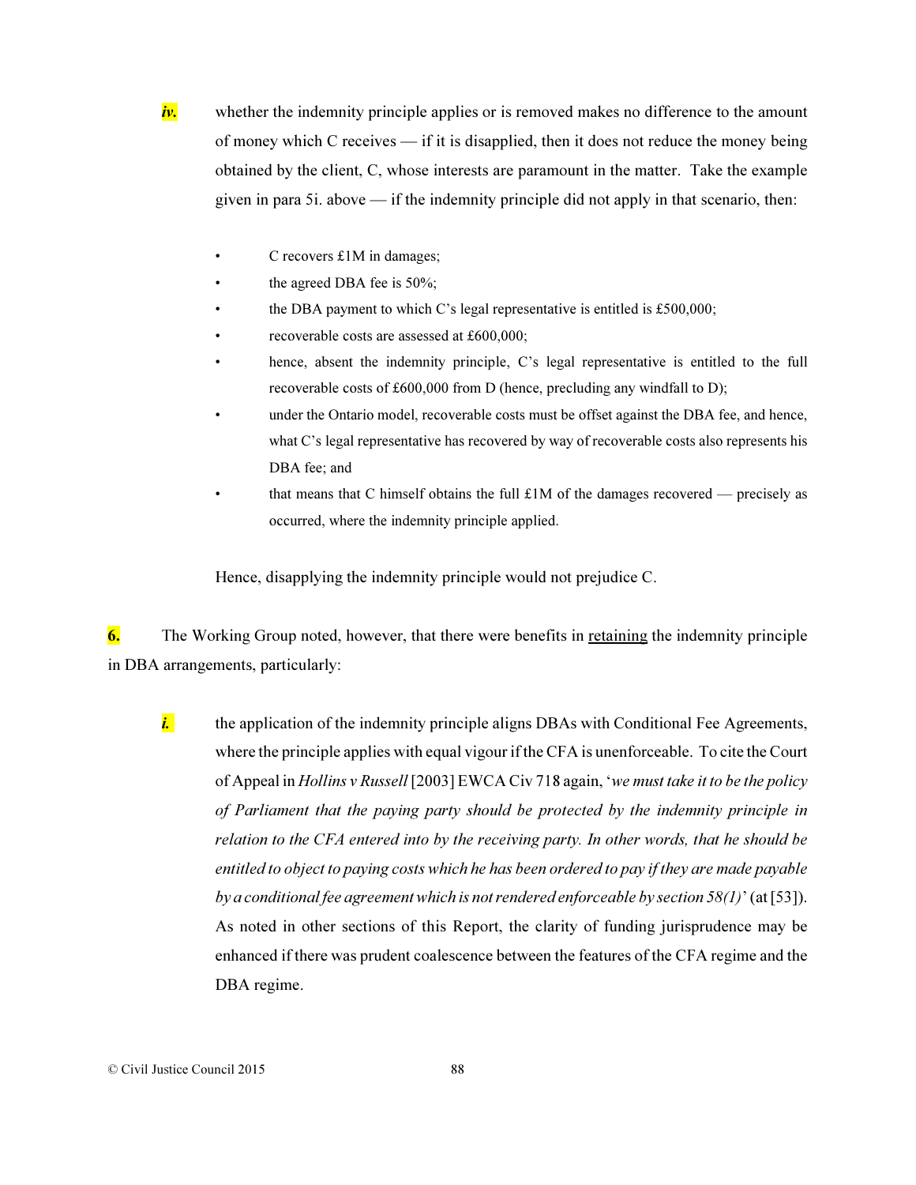***iv.*** whether the indemnity principle applies or is removed makes no difference to the amount of money which C receives — if it is disapplied, then it does not reduce the money being obtained by the client, C, whose interests are paramount in the matter. Take the example given in para 5i. above — if the indemnity principle did not apply in that scenario, then:

- C recovers £1M in damages;
- the agreed DBA fee is 50%;
- the DBA payment to which C's legal representative is entitled is £500,000;
- recoverable costs are assessed at £600,000;
- hence, absent the indemnity principle, C's legal representative is entitled to the full recoverable costs of £600,000 from D (hence, precluding any windfall to D);
- under the Ontario model, recoverable costs must be offset against the DBA fee, and hence, what C's legal representative has recovered by way of recoverable costs also represents his DBA fee; and
- that means that C himself obtains the full £1M of the damages recovered — precisely as occurred, where the indemnity principle applied.

Hence, disapplying the indemnity principle would not prejudice C.

**6.** The Working Group noted, however, that there were benefits in <u>retaining</u> the indemnity principle in DBA arrangements, particularly:

***i.*** the application of the indemnity principle aligns DBAs with Conditional Fee Agreements, where the principle applies with equal vigour if the CFA is unenforceable. To cite the Court of Appeal in *Hollins v Russell* [2003] EWCA Civ 718 again, '*we must take it to be the policy of Parliament that the paying party should be protected by the indemnity principle in relation to the CFA entered into by the receiving party. In other words, that he should be entitled to object to paying costs which he has been ordered to pay if they are made payable by a conditional fee agreement which is not rendered enforceable by section 58(1)*' (at [53]). As noted in other sections of this Report, the clarity of funding jurisprudence may be enhanced if there was prudent coalescence between the features of the CFA regime and the DBA regime.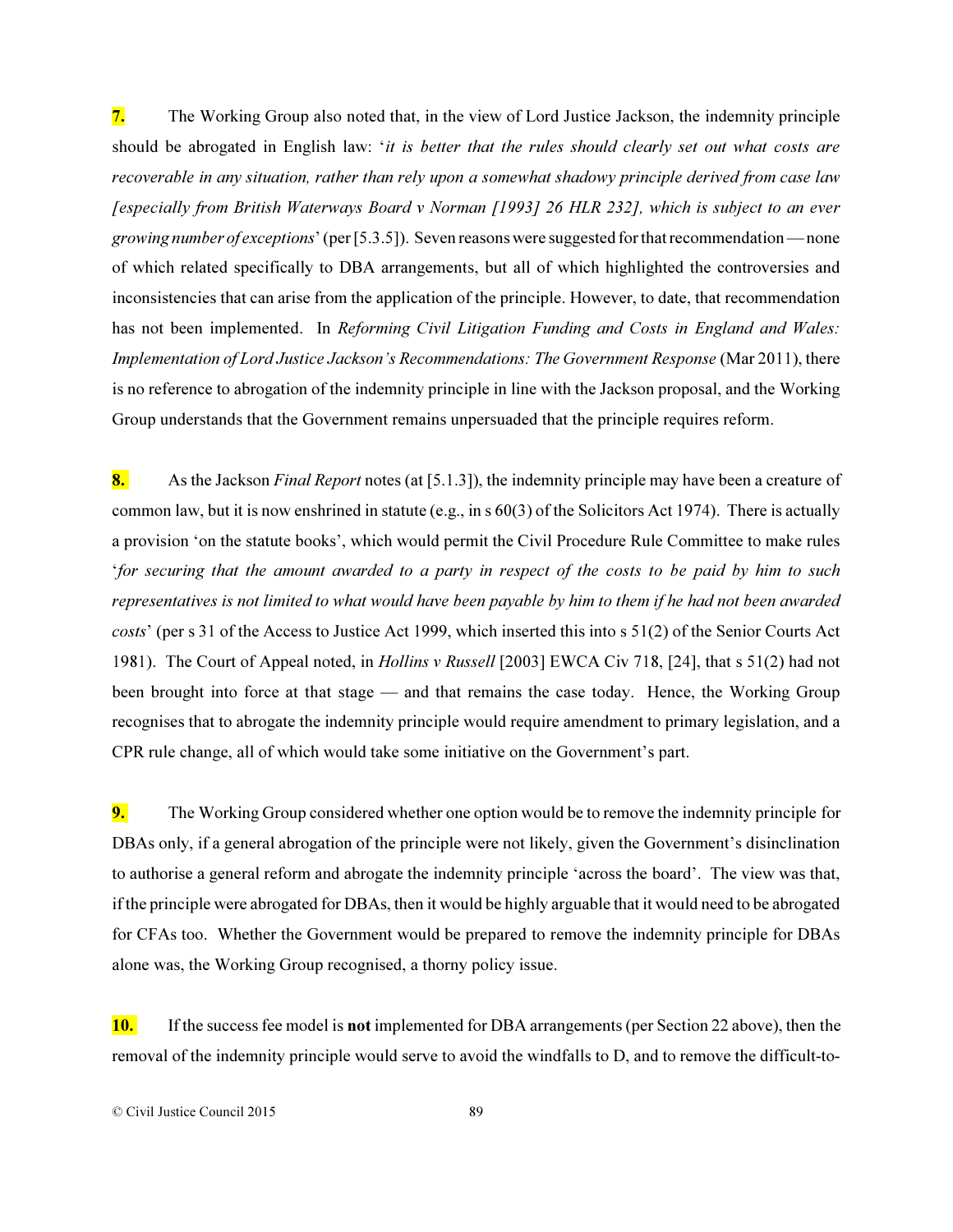**7.** The Working Group also noted that, in the view of Lord Justice Jackson, the indemnity principle should be abrogated in English law: '*it is better that the rules should clearly set out what costs are recoverable in any situation, rather than rely upon a somewhat shadowy principle derived from case law [especially from British Waterways Board v Norman [1993] 26 HLR 232], which is subject to an ever growing number of exceptions*' (per [5.3.5]). Seven reasons were suggested for that recommendation — none of which related specifically to DBA arrangements, but all of which highlighted the controversies and inconsistencies that can arise from the application of the principle. However, to date, that recommendation has not been implemented. In *Reforming Civil Litigation Funding and Costs in England and Wales: Implementation of Lord Justice Jackson's Recommendations: The Government Response* (Mar 2011), there is no reference to abrogation of the indemnity principle in line with the Jackson proposal, and the Working Group understands that the Government remains unpersuaded that the principle requires reform.

**8.** As the Jackson *Final Report* notes (at [5.1.3]), the indemnity principle may have been a creature of common law, but it is now enshrined in statute (e.g., in s 60(3) of the Solicitors Act 1974). There is actually a provision 'on the statute books', which would permit the Civil Procedure Rule Committee to make rules '*for securing that the amount awarded to a party in respect of the costs to be paid by him to such representatives is not limited to what would have been payable by him to them if he had not been awarded costs*' (per s 31 of the Access to Justice Act 1999, which inserted this into s 51(2) of the Senior Courts Act 1981). The Court of Appeal noted, in *Hollins v Russell* [2003] EWCA Civ 718, [24], that s 51(2) had not been brought into force at that stage — and that remains the case today. Hence, the Working Group recognises that to abrogate the indemnity principle would require amendment to primary legislation, and a CPR rule change, all of which would take some initiative on the Government's part.

**9.** The Working Group considered whether one option would be to remove the indemnity principle for DBAs only, if a general abrogation of the principle were not likely, given the Government's disinclination to authorise a general reform and abrogate the indemnity principle 'across the board'. The view was that, if the principle were abrogated for DBAs, then it would be highly arguable that it would need to be abrogated for CFAs too. Whether the Government would be prepared to remove the indemnity principle for DBAs alone was, the Working Group recognised, a thorny policy issue.

**10.** If the success fee model is **not** implemented for DBA arrangements (per Section 22 above), then the removal of the indemnity principle would serve to avoid the windfalls to D, and to remove the difficult-to-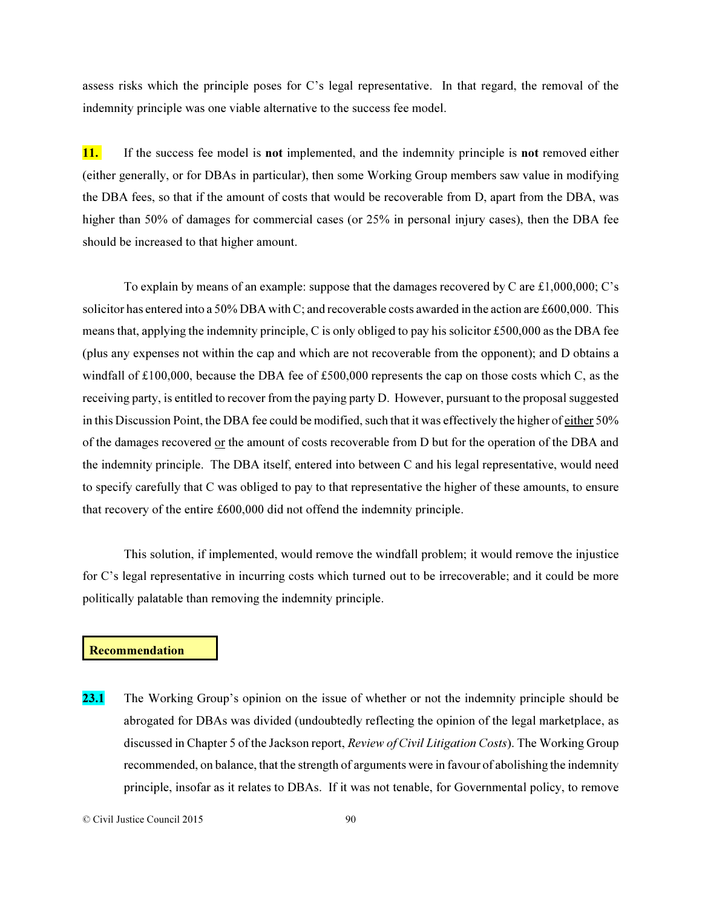assess risks which the principle poses for C's legal representative. In that regard, the removal of the indemnity principle was one viable alternative to the success fee model.

**11.** If the success fee model is **not** implemented, and the indemnity principle is **not** removed either (either generally, or for DBAs in particular), then some Working Group members saw value in modifying the DBA fees, so that if the amount of costs that would be recoverable from D, apart from the DBA, was higher than 50% of damages for commercial cases (or 25% in personal injury cases), then the DBA fee should be increased to that higher amount.

To explain by means of an example: suppose that the damages recovered by C are £1,000,000; C's solicitor has entered into a 50% DBA with C; and recoverable costs awarded in the action are £600,000. This means that, applying the indemnity principle, C is only obliged to pay his solicitor £500,000 as the DBA fee (plus any expenses not within the cap and which are not recoverable from the opponent); and D obtains a windfall of £100,000, because the DBA fee of £500,000 represents the cap on those costs which C, as the receiving party, is entitled to recover from the paying party D. However, pursuant to the proposal suggested in this Discussion Point, the DBA fee could be modified, such that it was effectively the higher of <u>either</u> 50% of the damages recovered <u>or</u> the amount of costs recoverable from D but for the operation of the DBA and the indemnity principle. The DBA itself, entered into between C and his legal representative, would need to specify carefully that C was obliged to pay to that representative the higher of these amounts, to ensure that recovery of the entire £600,000 did not offend the indemnity principle.

This solution, if implemented, would remove the windfall problem; it would remove the injustice for C's legal representative in incurring costs which turned out to be irrecoverable; and it could be more politically palatable than removing the indemnity principle.

**Recommendation**

**23.1** The Working Group's opinion on the issue of whether or not the indemnity principle should be abrogated for DBAs was divided (undoubtedly reflecting the opinion of the legal marketplace, as discussed in Chapter 5 of the Jackson report, *Review of Civil Litigation Costs*). The Working Group recommended, on balance, that the strength of arguments were in favour of abolishing the indemnity principle, insofar as it relates to DBAs. If it was not tenable, for Governmental policy, to remove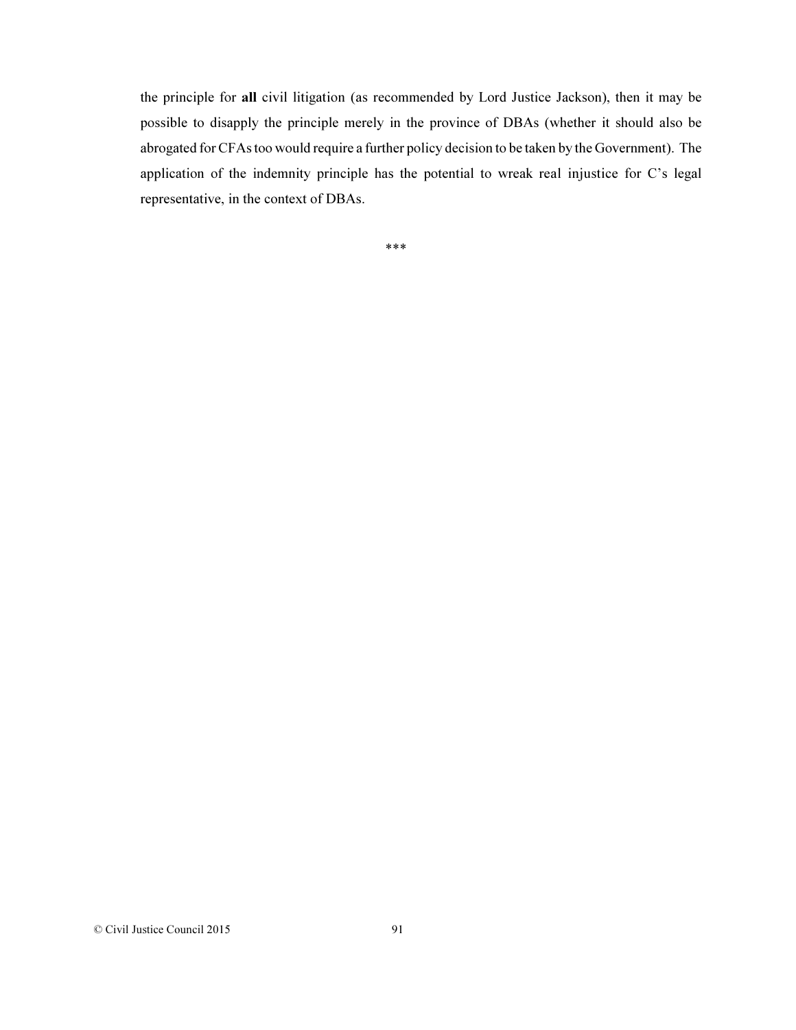the principle for **all** civil litigation (as recommended by Lord Justice Jackson), then it may be possible to disapply the principle merely in the province of DBAs (whether it should also be abrogated for CFAs too would require a further policy decision to be taken by the Government). The application of the indemnity principle has the potential to wreak real injustice for C's legal representative, in the context of DBAs.

***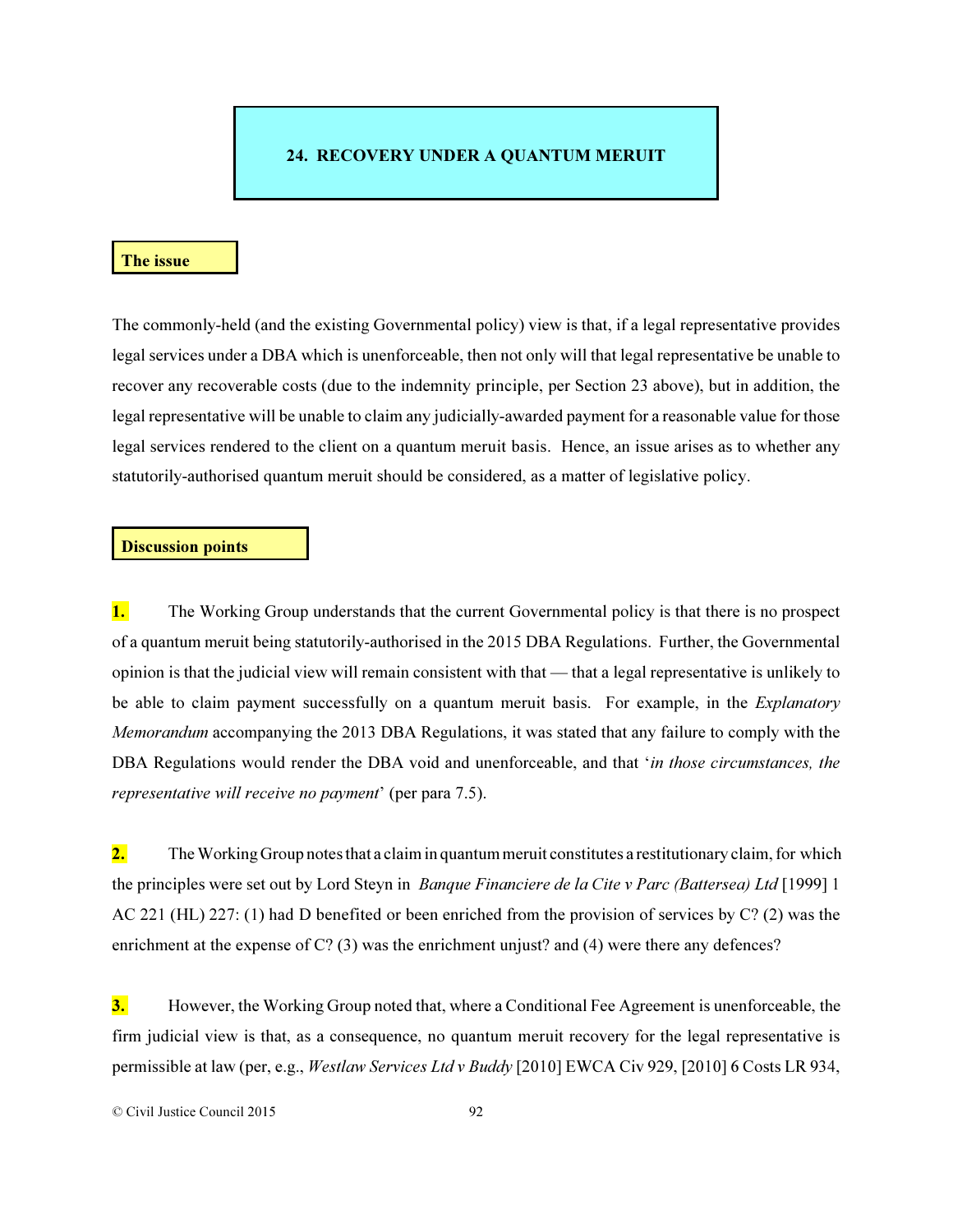## 24. RECOVERY UNDER A QUANTUM MERUIT

### The issue

The commonly-held (and the existing Governmental policy) view is that, if a legal representative provides legal services under a DBA which is unenforceable, then not only will that legal representative be unable to recover any recoverable costs (due to the indemnity principle, per Section 23 above), but in addition, the legal representative will be unable to claim any judicially-awarded payment for a reasonable value for those legal services rendered to the client on a quantum meruit basis. Hence, an issue arises as to whether any statutorily-authorised quantum meruit should be considered, as a matter of legislative policy.

### Discussion points

**1.** The Working Group understands that the current Governmental policy is that there is no prospect of a quantum meruit being statutorily-authorised in the 2015 DBA Regulations. Further, the Governmental opinion is that the judicial view will remain consistent with that — that a legal representative is unlikely to be able to claim payment successfully on a quantum meruit basis. For example, in the *Explanatory Memorandum* accompanying the 2013 DBA Regulations, it was stated that any failure to comply with the DBA Regulations would render the DBA void and unenforceable, and that '*in those circumstances, the representative will receive no payment*' (per para 7.5).

**2.** The Working Group notes that a claim in quantum meruit constitutes a restitutionary claim, for which the principles were set out by Lord Steyn in *Banque Financiere de la Cite v Parc (Battersea) Ltd* [1999] 1 AC 221 (HL) 227: (1) had D benefited or been enriched from the provision of services by C? (2) was the enrichment at the expense of C? (3) was the enrichment unjust? and (4) were there any defences?

**3.** However, the Working Group noted that, where a Conditional Fee Agreement is unenforceable, the firm judicial view is that, as a consequence, no quantum meruit recovery for the legal representative is permissible at law (per, e.g., *Westlaw Services Ltd v Buddy* [2010] EWCA Civ 929, [2010] 6 Costs LR 934,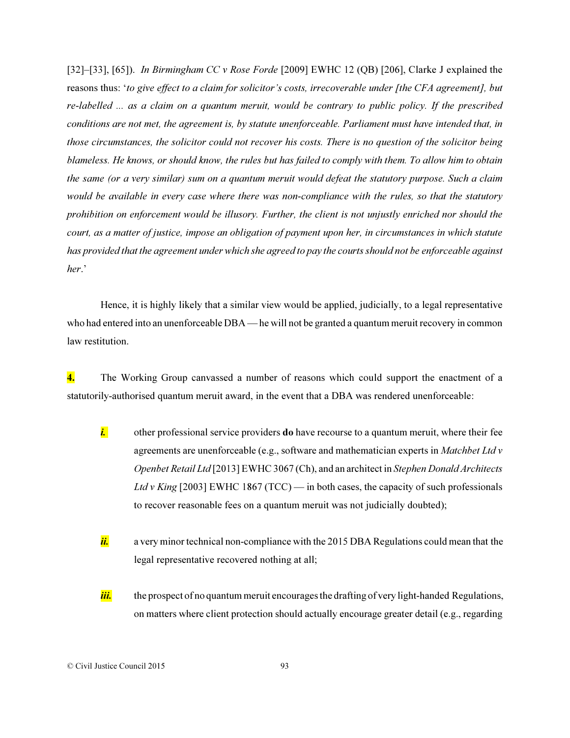[32]–[33], [65]). *In Birmingham CC v Rose Forde* [2009] EWHC 12 (QB) [206], Clarke J explained the reasons thus: '*to give effect to a claim for solicitor's costs, irrecoverable under [the CFA agreement], but re-labelled ... as a claim on a quantum meruit, would be contrary to public policy. If the prescribed conditions are not met, the agreement is, by statute unenforceable. Parliament must have intended that, in those circumstances, the solicitor could not recover his costs. There is no question of the solicitor being blameless. He knows, or should know, the rules but has failed to comply with them. To allow him to obtain the same (or a very similar) sum on a quantum meruit would defeat the statutory purpose. Such a claim would be available in every case where there was non-compliance with the rules, so that the statutory prohibition on enforcement would be illusory. Further, the client is not unjustly enriched nor should the court, as a matter of justice, impose an obligation of payment upon her, in circumstances in which statute has provided that the agreement under which she agreed to pay the courts should not be enforceable against her*.'

Hence, it is highly likely that a similar view would be applied, judicially, to a legal representative who had entered into an unenforceable DBA — he will not be granted a quantum meruit recovery in common law restitution.

**4.** The Working Group canvassed a number of reasons which could support the enactment of a statutorily-authorised quantum meruit award, in the event that a DBA was rendered unenforceable:

***i.*** other professional service providers **do** have recourse to a quantum meruit, where their fee agreements are unenforceable (e.g., software and mathematician experts in *Matchbet Ltd v Openbet Retail Ltd* [2013] EWHC 3067 (Ch), and an architect in *Stephen Donald Architects Ltd v King* [2003] EWHC 1867 (TCC) — in both cases, the capacity of such professionals to recover reasonable fees on a quantum meruit was not judicially doubted);

***ii.*** a very minor technical non-compliance with the 2015 DBA Regulations could mean that the legal representative recovered nothing at all;

***iii.*** the prospect of no quantum meruit encourages the drafting of very light-handed Regulations, on matters where client protection should actually encourage greater detail (e.g., regarding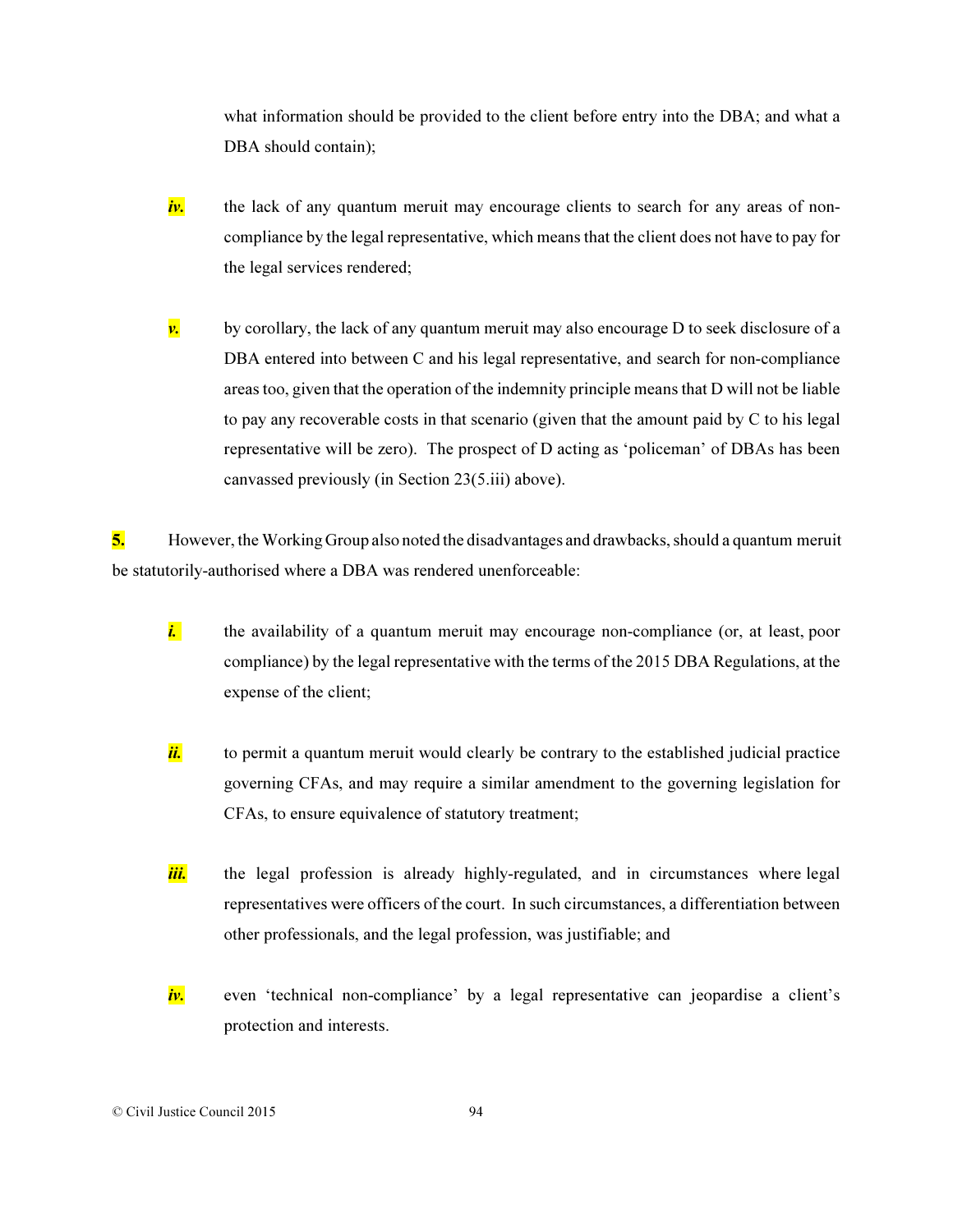what information should be provided to the client before entry into the DBA; and what a DBA should contain);

*iv.* the lack of any quantum meruit may encourage clients to search for any areas of non-compliance by the legal representative, which means that the client does not have to pay for the legal services rendered;

*v.* by corollary, the lack of any quantum meruit may also encourage D to seek disclosure of a DBA entered into between C and his legal representative, and search for non-compliance areas too, given that the operation of the indemnity principle means that D will not be liable to pay any recoverable costs in that scenario (given that the amount paid by C to his legal representative will be zero). The prospect of D acting as 'policeman' of DBAs has been canvassed previously (in Section 23(5.iii) above).

**5.** However, the Working Group also noted the disadvantages and drawbacks, should a quantum meruit be statutorily-authorised where a DBA was rendered unenforceable:

*i.* the availability of a quantum meruit may encourage non-compliance (or, at least, poor compliance) by the legal representative with the terms of the 2015 DBA Regulations, at the expense of the client;

*ii.* to permit a quantum meruit would clearly be contrary to the established judicial practice governing CFAs, and may require a similar amendment to the governing legislation for CFAs, to ensure equivalence of statutory treatment;

*iii.* the legal profession is already highly-regulated, and in circumstances where legal representatives were officers of the court. In such circumstances, a differentiation between other professionals, and the legal profession, was justifiable; and

*iv.* even 'technical non-compliance' by a legal representative can jeopardise a client's protection and interests.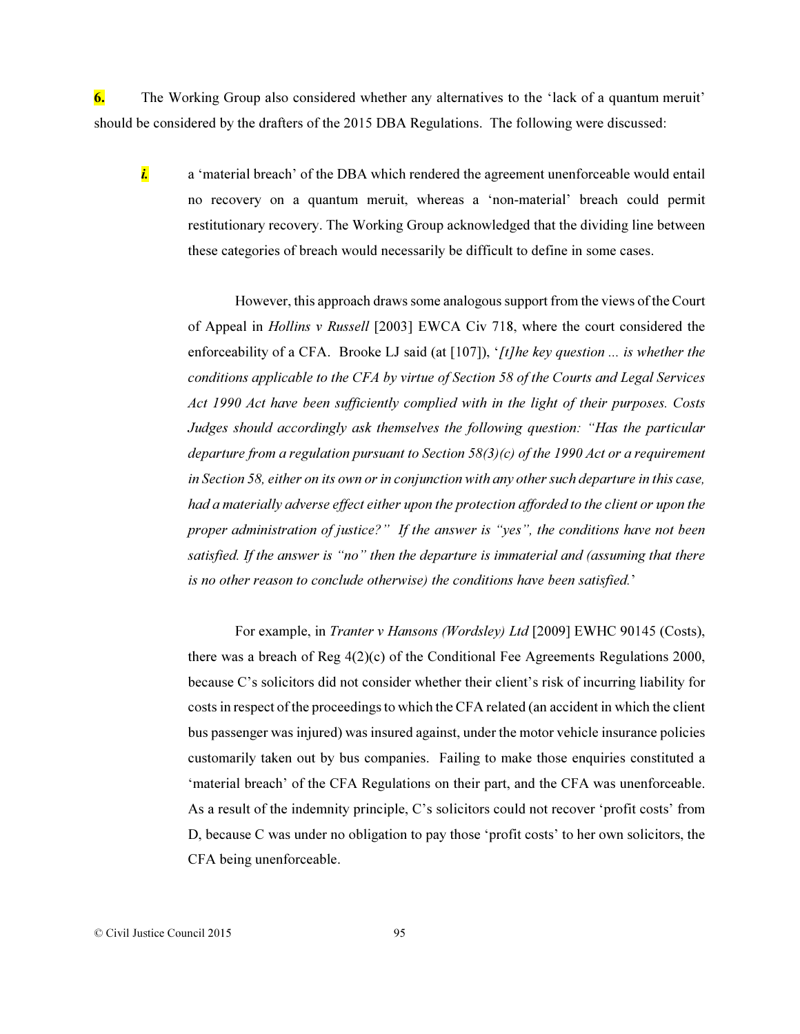**6.** The Working Group also considered whether any alternatives to the 'lack of a quantum meruit' should be considered by the drafters of the 2015 DBA Regulations. The following were discussed:

***i.*** a 'material breach' of the DBA which rendered the agreement unenforceable would entail no recovery on a quantum meruit, whereas a 'non-material' breach could permit restitutionary recovery. The Working Group acknowledged that the dividing line between these categories of breach would necessarily be difficult to define in some cases.

However, this approach draws some analogous support from the views of the Court of Appeal in *Hollins v Russell* [2003] EWCA Civ 718, where the court considered the enforceability of a CFA. Brooke LJ said (at [107]), '*[t]he key question ... is whether the conditions applicable to the CFA by virtue of Section 58 of the Courts and Legal Services Act 1990 Act have been sufficiently complied with in the light of their purposes. Costs Judges should accordingly ask themselves the following question: "Has the particular departure from a regulation pursuant to Section 58(3)(c) of the 1990 Act or a requirement in Section 58, either on its own or in conjunction with any other such departure in this case, had a materially adverse effect either upon the protection afforded to the client or upon the proper administration of justice?" If the answer is "yes", the conditions have not been satisfied. If the answer is "no" then the departure is immaterial and (assuming that there is no other reason to conclude otherwise) the conditions have been satisfied.*'

For example, in *Tranter v Hansons (Wordsley) Ltd* [2009] EWHC 90145 (Costs), there was a breach of Reg 4(2)(c) of the Conditional Fee Agreements Regulations 2000, because C's solicitors did not consider whether their client's risk of incurring liability for costs in respect of the proceedings to which the CFA related (an accident in which the client bus passenger was injured) was insured against, under the motor vehicle insurance policies customarily taken out by bus companies. Failing to make those enquiries constituted a 'material breach' of the CFA Regulations on their part, and the CFA was unenforceable. As a result of the indemnity principle, C's solicitors could not recover 'profit costs' from D, because C was under no obligation to pay those 'profit costs' to her own solicitors, the CFA being unenforceable.

© Civil Justice Council 2015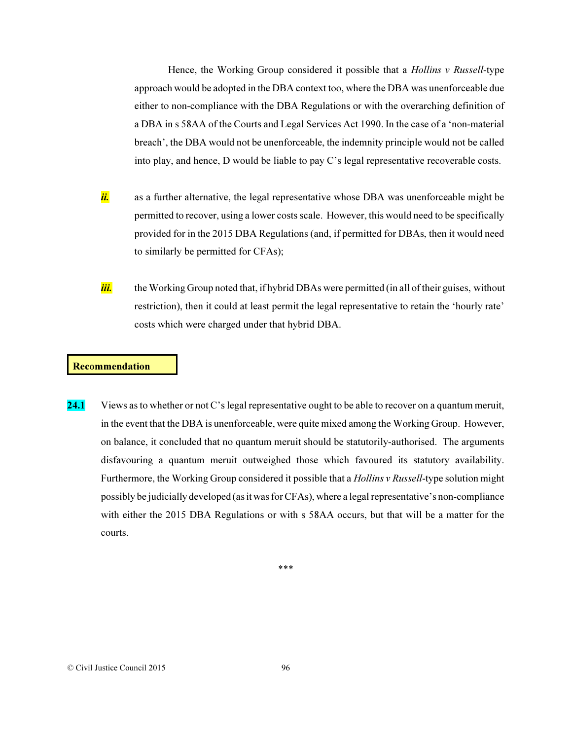Hence, the Working Group considered it possible that a *Hollins v Russell*-type approach would be adopted in the DBA context too, where the DBA was unenforceable due either to non-compliance with the DBA Regulations or with the overarching definition of a DBA in s 58AA of the Courts and Legal Services Act 1990. In the case of a 'non-material breach', the DBA would not be unenforceable, the indemnity principle would not be called into play, and hence, D would be liable to pay C's legal representative recoverable costs.

***ii.*** as a further alternative, the legal representative whose DBA was unenforceable might be permitted to recover, using a lower costs scale. However, this would need to be specifically provided for in the 2015 DBA Regulations (and, if permitted for DBAs, then it would need to similarly be permitted for CFAs);

***iii.*** the Working Group noted that, if hybrid DBAs were permitted (in all of their guises, without restriction), then it could at least permit the legal representative to retain the 'hourly rate' costs which were charged under that hybrid DBA.

**Recommendation**

**24.1** Views as to whether or not C's legal representative ought to be able to recover on a quantum meruit, in the event that the DBA is unenforceable, were quite mixed among the Working Group. However, on balance, it concluded that no quantum meruit should be statutorily-authorised. The arguments disfavouring a quantum meruit outweighed those which favoured its statutory availability. Furthermore, the Working Group considered it possible that a *Hollins v Russell*-type solution might possibly be judicially developed (as it was for CFAs), where a legal representative's non-compliance with either the 2015 DBA Regulations or with s 58AA occurs, but that will be a matter for the courts.

\*\*\*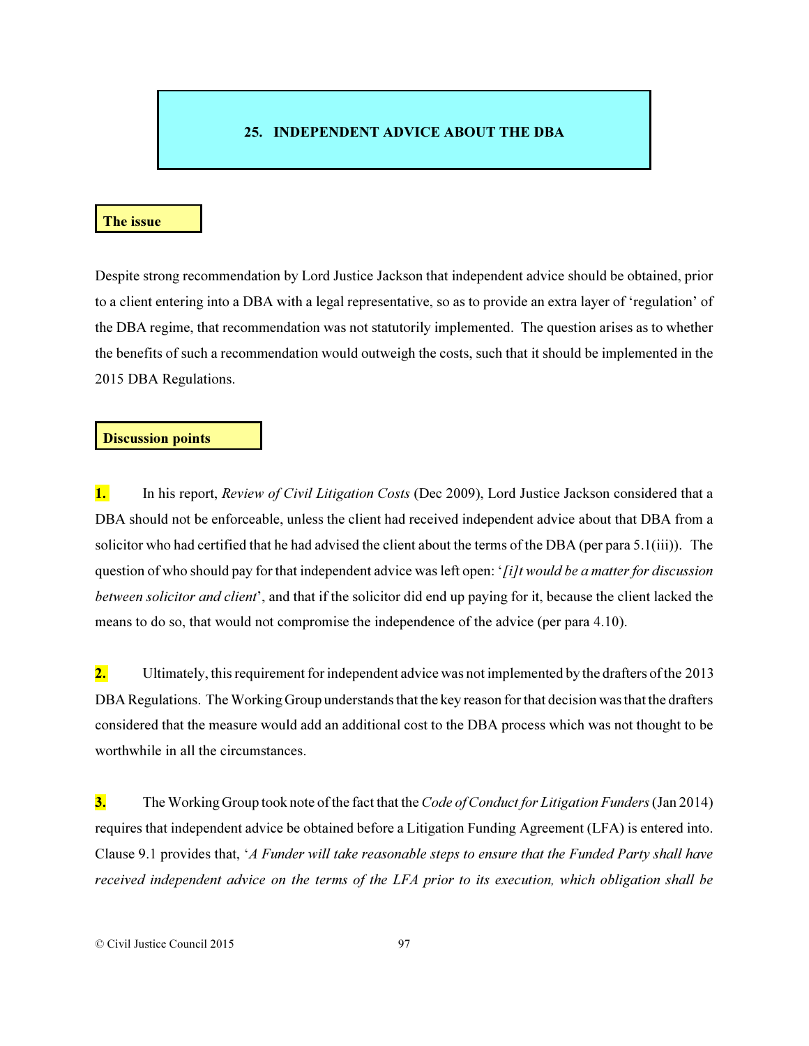## 25. INDEPENDENT ADVICE ABOUT THE DBA

### The issue

Despite strong recommendation by Lord Justice Jackson that independent advice should be obtained, prior to a client entering into a DBA with a legal representative, so as to provide an extra layer of 'regulation' of the DBA regime, that recommendation was not statutorily implemented. The question arises as to whether the benefits of such a recommendation would outweigh the costs, such that it should be implemented in the 2015 DBA Regulations.

### Discussion points

**1.** In his report, *Review of Civil Litigation Costs* (Dec 2009), Lord Justice Jackson considered that a DBA should not be enforceable, unless the client had received independent advice about that DBA from a solicitor who had certified that he had advised the client about the terms of the DBA (per para 5.1(iii)). The question of who should pay for that independent advice was left open: '*[i]t would be a matter for discussion between solicitor and client*', and that if the solicitor did end up paying for it, because the client lacked the means to do so, that would not compromise the independence of the advice (per para 4.10).

**2.** Ultimately, this requirement for independent advice was not implemented by the drafters of the 2013 DBA Regulations. The Working Group understands that the key reason for that decision was that the drafters considered that the measure would add an additional cost to the DBA process which was not thought to be worthwhile in all the circumstances.

**3.** The Working Group took note of the fact that the *Code of Conduct for Litigation Funders* (Jan 2014) requires that independent advice be obtained before a Litigation Funding Agreement (LFA) is entered into. Clause 9.1 provides that, '*A Funder will take reasonable steps to ensure that the Funded Party shall have received independent advice on the terms of the LFA prior to its execution, which obligation shall be*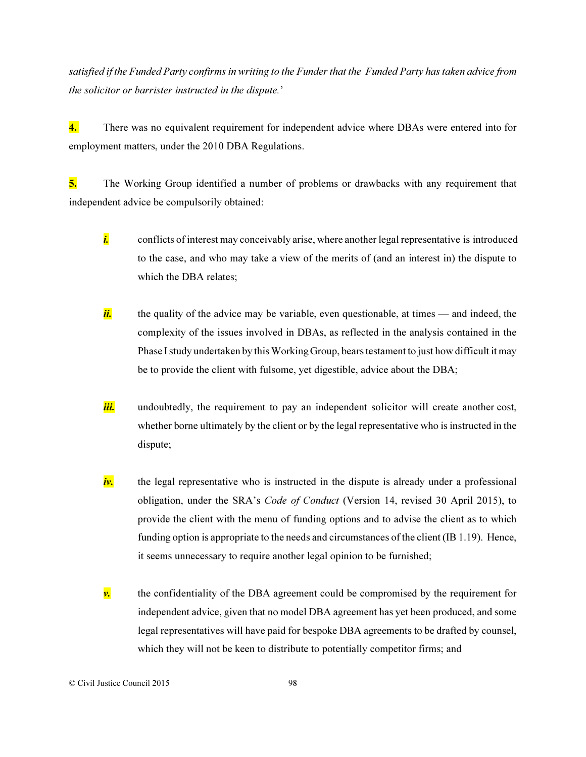*satisfied if the Funded Party confirms in writing to the Funder that the Funded Party has taken advice from the solicitor or barrister instructed in the dispute.*'

**4.** There was no equivalent requirement for independent advice where DBAs were entered into for employment matters, under the 2010 DBA Regulations.

**5.** The Working Group identified a number of problems or drawbacks with any requirement that independent advice be compulsorily obtained:

***i.*** conflicts of interest may conceivably arise, where another legal representative is introduced to the case, and who may take a view of the merits of (and an interest in) the dispute to which the DBA relates;

***ii.*** the quality of the advice may be variable, even questionable, at times — and indeed, the complexity of the issues involved in DBAs, as reflected in the analysis contained in the Phase I study undertaken by this Working Group, bears testament to just how difficult it may be to provide the client with fulsome, yet digestible, advice about the DBA;

***iii.*** undoubtedly, the requirement to pay an independent solicitor will create another cost, whether borne ultimately by the client or by the legal representative who is instructed in the dispute;

***iv.*** the legal representative who is instructed in the dispute is already under a professional obligation, under the SRA's *Code of Conduct* (Version 14, revised 30 April 2015), to provide the client with the menu of funding options and to advise the client as to which funding option is appropriate to the needs and circumstances of the client (IB 1.19). Hence, it seems unnecessary to require another legal opinion to be furnished;

***v.*** the confidentiality of the DBA agreement could be compromised by the requirement for independent advice, given that no model DBA agreement has yet been produced, and some legal representatives will have paid for bespoke DBA agreements to be drafted by counsel, which they will not be keen to distribute to potentially competitor firms; and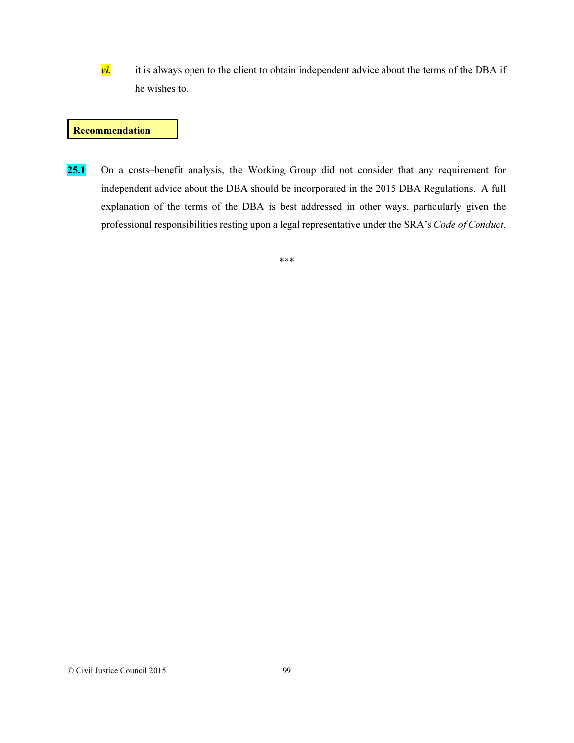*vi.* it is always open to the client to obtain independent advice about the terms of the DBA if he wishes to.

**Recommendation**

**25.1** On a costs–benefit analysis, the Working Group did not consider that any requirement for independent advice about the DBA should be incorporated in the 2015 DBA Regulations. A full explanation of the terms of the DBA is best addressed in other ways, particularly given the professional responsibilities resting upon a legal representative under the SRA's *Code of Conduct*.

***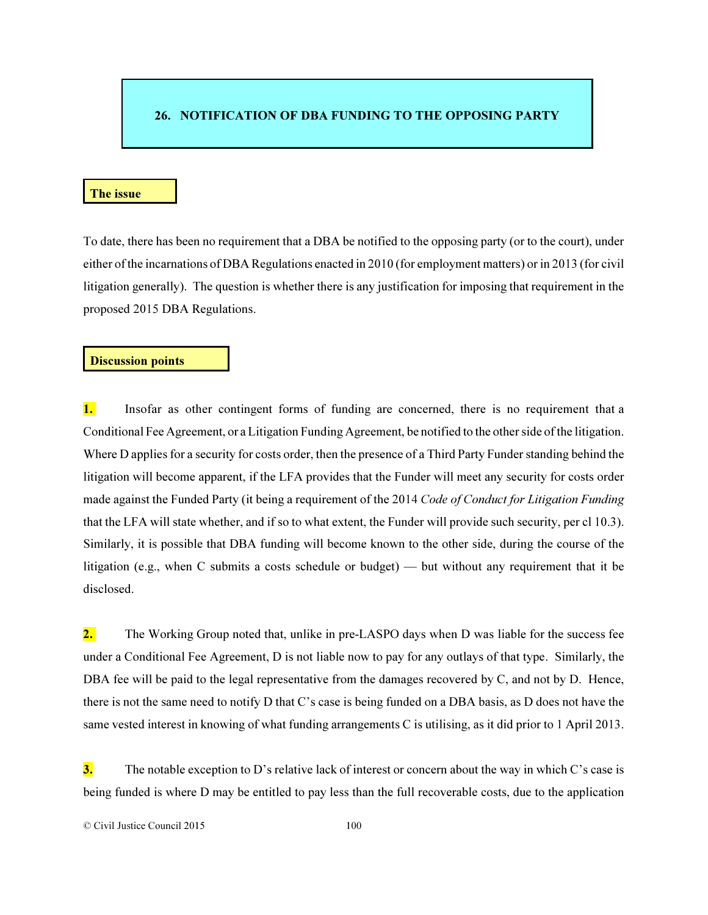## 26. NOTIFICATION OF DBA FUNDING TO THE OPPOSING PARTY

### The issue

To date, there has been no requirement that a DBA be notified to the opposing party (or to the court), under either of the incarnations of DBA Regulations enacted in 2010 (for employment matters) or in 2013 (for civil litigation generally). The question is whether there is any justification for imposing that requirement in the proposed 2015 DBA Regulations.

### Discussion points

**1.** Insofar as other contingent forms of funding are concerned, there is no requirement that a Conditional Fee Agreement, or a Litigation Funding Agreement, be notified to the other side of the litigation. Where D applies for a security for costs order, then the presence of a Third Party Funder standing behind the litigation will become apparent, if the LFA provides that the Funder will meet any security for costs order made against the Funded Party (it being a requirement of the 2014 *Code of Conduct for Litigation Funding* that the LFA will state whether, and if so to what extent, the Funder will provide such security, per cl 10.3). Similarly, it is possible that DBA funding will become known to the other side, during the course of the litigation (e.g., when C submits a costs schedule or budget) — but without any requirement that it be disclosed.

**2.** The Working Group noted that, unlike in pre-LASPO days when D was liable for the success fee under a Conditional Fee Agreement, D is not liable now to pay for any outlays of that type. Similarly, the DBA fee will be paid to the legal representative from the damages recovered by C, and not by D. Hence, there is not the same need to notify D that C's case is being funded on a DBA basis, as D does not have the same vested interest in knowing of what funding arrangements C is utilising, as it did prior to 1 April 2013.

**3.** The notable exception to D's relative lack of interest or concern about the way in which C's case is being funded is where D may be entitled to pay less than the full recoverable costs, due to the application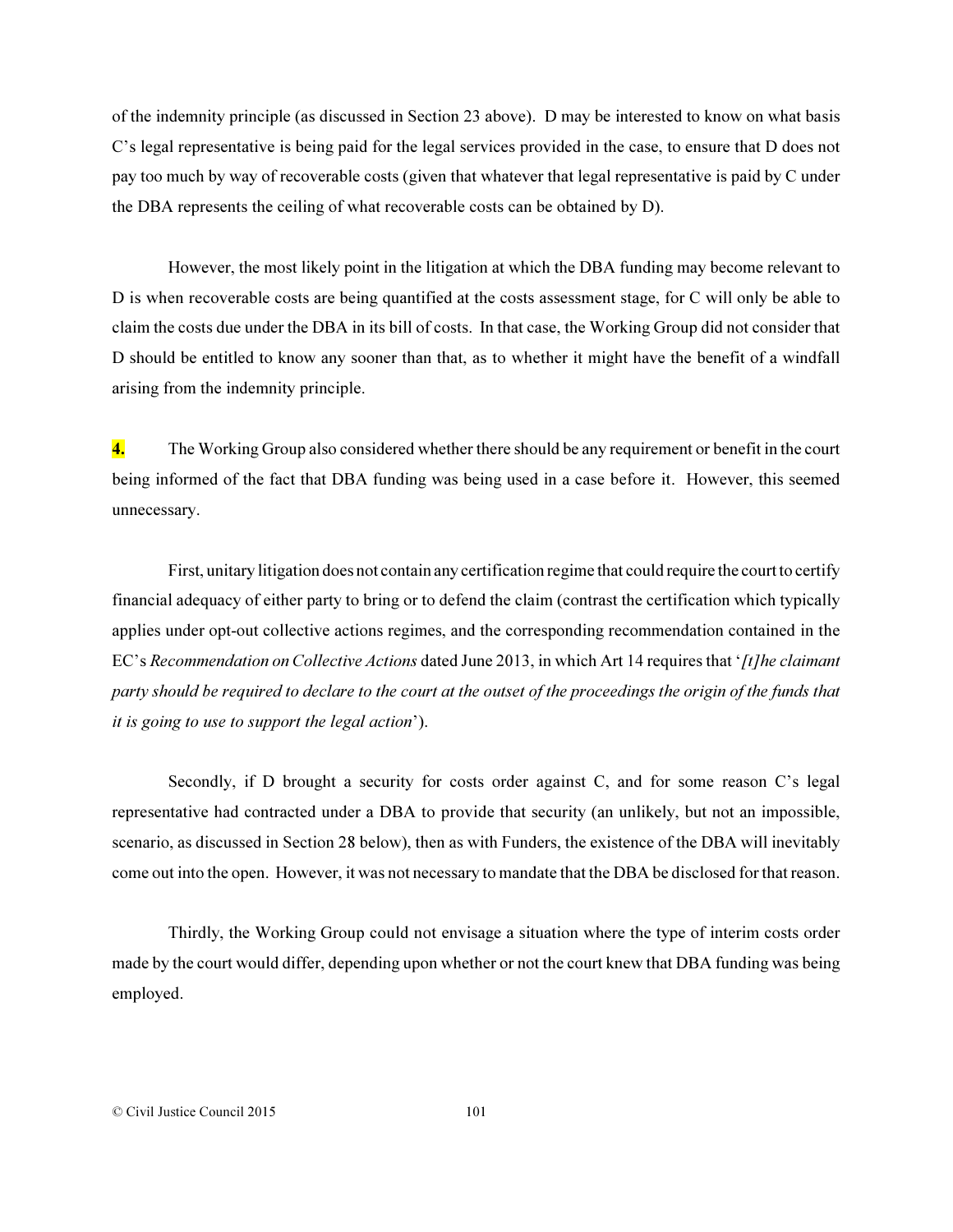of the indemnity principle (as discussed in Section 23 above). D may be interested to know on what basis C's legal representative is being paid for the legal services provided in the case, to ensure that D does not pay too much by way of recoverable costs (given that whatever that legal representative is paid by C under the DBA represents the ceiling of what recoverable costs can be obtained by D).

However, the most likely point in the litigation at which the DBA funding may become relevant to D is when recoverable costs are being quantified at the costs assessment stage, for C will only be able to claim the costs due under the DBA in its bill of costs. In that case, the Working Group did not consider that D should be entitled to know any sooner than that, as to whether it might have the benefit of a windfall arising from the indemnity principle.

**4.** The Working Group also considered whether there should be any requirement or benefit in the court being informed of the fact that DBA funding was being used in a case before it. However, this seemed unnecessary.

First, unitary litigation does not contain any certification regime that could require the court to certify financial adequacy of either party to bring or to defend the claim (contrast the certification which typically applies under opt-out collective actions regimes, and the corresponding recommendation contained in the EC's *Recommendation on Collective Actions* dated June 2013, in which Art 14 requires that '*[t]he claimant party should be required to declare to the court at the outset of the proceedings the origin of the funds that it is going to use to support the legal action*').

Secondly, if D brought a security for costs order against C, and for some reason C's legal representative had contracted under a DBA to provide that security (an unlikely, but not an impossible, scenario, as discussed in Section 28 below), then as with Funders, the existence of the DBA will inevitably come out into the open. However, it was not necessary to mandate that the DBA be disclosed for that reason.

Thirdly, the Working Group could not envisage a situation where the type of interim costs order made by the court would differ, depending upon whether or not the court knew that DBA funding was being employed.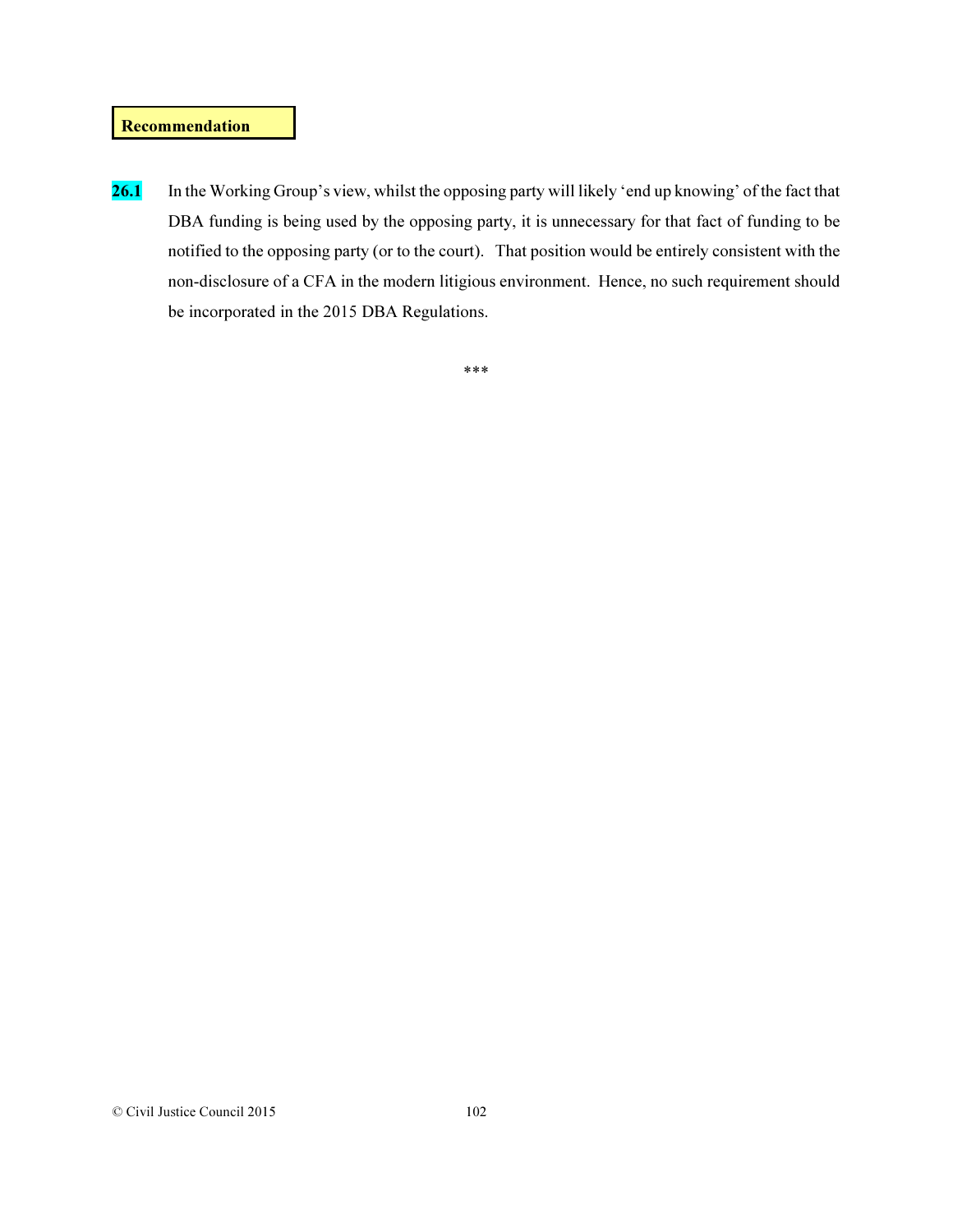**Recommendation**

**26.1** In the Working Group's view, whilst the opposing party will likely 'end up knowing' of the fact that DBA funding is being used by the opposing party, it is unnecessary for that fact of funding to be notified to the opposing party (or to the court). That position would be entirely consistent with the non-disclosure of a CFA in the modern litigious environment. Hence, no such requirement should be incorporated in the 2015 DBA Regulations.

***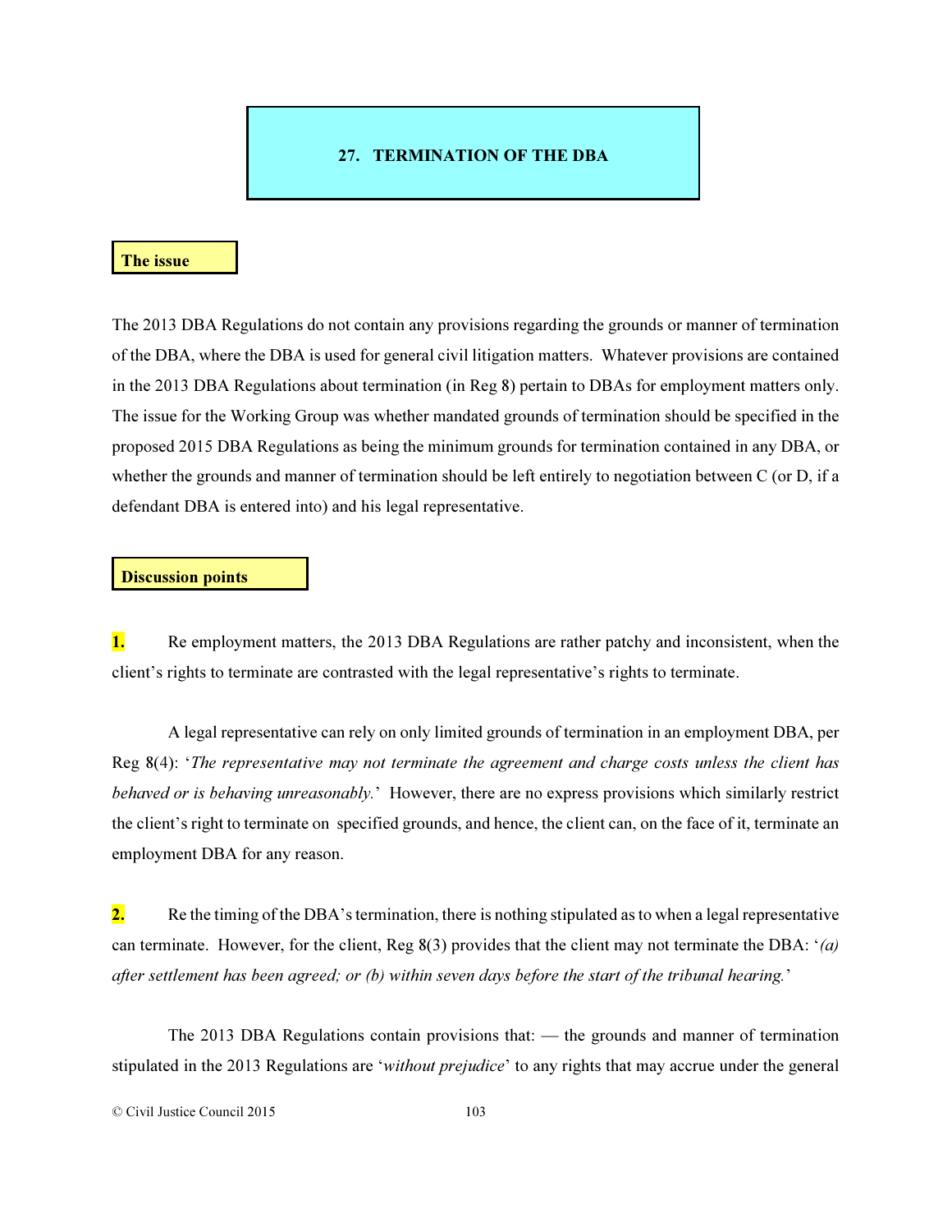# 27. TERMINATION OF THE DBA

## The issue

The 2013 DBA Regulations do not contain any provisions regarding the grounds or manner of termination of the DBA, where the DBA is used for general civil litigation matters. Whatever provisions are contained in the 2013 DBA Regulations about termination (in Reg 8) pertain to DBAs for employment matters only. The issue for the Working Group was whether mandated grounds of termination should be specified in the proposed 2015 DBA Regulations as being the minimum grounds for termination contained in any DBA, or whether the grounds and manner of termination should be left entirely to negotiation between C (or D, if a defendant DBA is entered into) and his legal representative.

## Discussion points

**1.** Re employment matters, the 2013 DBA Regulations are rather patchy and inconsistent, when the client's rights to terminate are contrasted with the legal representative's rights to terminate.

A legal representative can rely on only limited grounds of termination in an employment DBA, per Reg 8(4): '*The representative may not terminate the agreement and charge costs unless the client has behaved or is behaving unreasonably.*' However, there are no express provisions which similarly restrict the client's right to terminate on specified grounds, and hence, the client can, on the face of it, terminate an employment DBA for any reason.

**2.** Re the timing of the DBA's termination, there is nothing stipulated as to when a legal representative can terminate. However, for the client, Reg 8(3) provides that the client may not terminate the DBA: '*(a) after settlement has been agreed; or (b) within seven days before the start of the tribunal hearing.*'

The 2013 DBA Regulations contain provisions that: — the grounds and manner of termination stipulated in the 2013 Regulations are '*without prejudice*' to any rights that may accrue under the general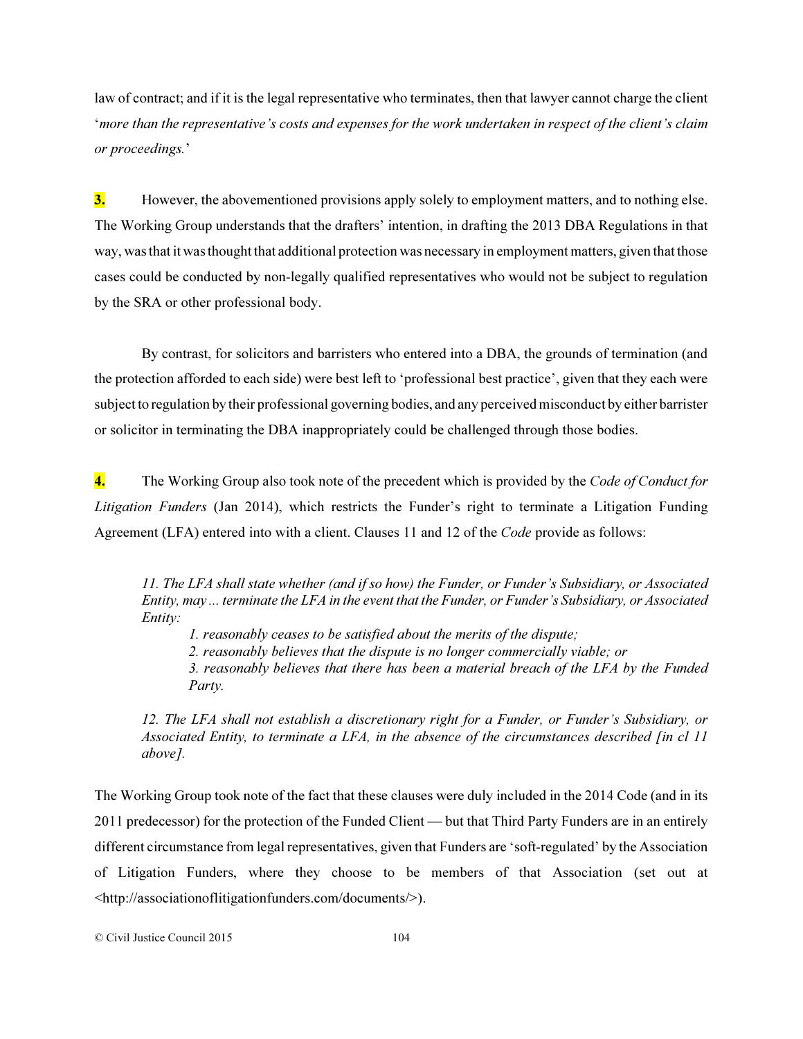law of contract; and if it is the legal representative who terminates, then that lawyer cannot charge the client '*more than the representative's costs and expenses for the work undertaken in respect of the client's claim or proceedings.*'

**3.** However, the abovementioned provisions apply solely to employment matters, and to nothing else. The Working Group understands that the drafters' intention, in drafting the 2013 DBA Regulations in that way, was that it was thought that additional protection was necessary in employment matters, given that those cases could be conducted by non-legally qualified representatives who would not be subject to regulation by the SRA or other professional body.

By contrast, for solicitors and barristers who entered into a DBA, the grounds of termination (and the protection afforded to each side) were best left to 'professional best practice', given that they each were subject to regulation by their professional governing bodies, and any perceived misconduct by either barrister or solicitor in terminating the DBA inappropriately could be challenged through those bodies.

**4.** The Working Group also took note of the precedent which is provided by the *Code of Conduct for Litigation Funders* (Jan 2014), which restricts the Funder's right to terminate a Litigation Funding Agreement (LFA) entered into with a client. Clauses 11 and 12 of the *Code* provide as follows:

> *11. The LFA shall state whether (and if so how) the Funder, or Funder's Subsidiary, or Associated Entity, may ... terminate the LFA in the event that the Funder, or Funder's Subsidiary, or Associated Entity:*
>
> *1. reasonably ceases to be satisfied about the merits of the dispute;*
> *2. reasonably believes that the dispute is no longer commercially viable; or*
> *3. reasonably believes that there has been a material breach of the LFA by the Funded Party.*
>
> *12. The LFA shall not establish a discretionary right for a Funder, or Funder's Subsidiary, or Associated Entity, to terminate a LFA, in the absence of the circumstances described [in cl 11 above].*

The Working Group took note of the fact that these clauses were duly included in the 2014 Code (and in its 2011 predecessor) for the protection of the Funded Client — but that Third Party Funders are in an entirely different circumstance from legal representatives, given that Funders are 'soft-regulated' by the Association of Litigation Funders, where they choose to be members of that Association (set out at <http://associationoflitigationfunders.com/documents/>).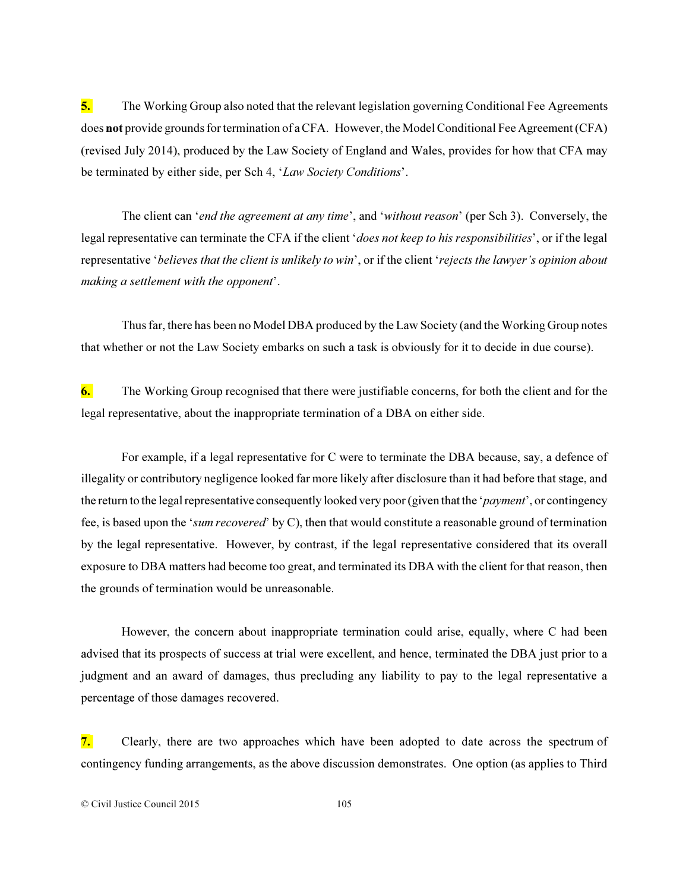**5.** The Working Group also noted that the relevant legislation governing Conditional Fee Agreements does **not** provide grounds for termination of a CFA. However, the Model Conditional Fee Agreement (CFA) (revised July 2014), produced by the Law Society of England and Wales, provides for how that CFA may be terminated by either side, per Sch 4, '*Law Society Conditions*'.

The client can '*end the agreement at any time*', and '*without reason*' (per Sch 3). Conversely, the legal representative can terminate the CFA if the client '*does not keep to his responsibilities*', or if the legal representative '*believes that the client is unlikely to win*', or if the client '*rejects the lawyer's opinion about making a settlement with the opponent*'.

Thus far, there has been no Model DBA produced by the Law Society (and the Working Group notes that whether or not the Law Society embarks on such a task is obviously for it to decide in due course).

**6.** The Working Group recognised that there were justifiable concerns, for both the client and for the legal representative, about the inappropriate termination of a DBA on either side.

For example, if a legal representative for C were to terminate the DBA because, say, a defence of illegality or contributory negligence looked far more likely after disclosure than it had before that stage, and the return to the legal representative consequently looked very poor (given that the '*payment*', or contingency fee, is based upon the '*sum recovered*' by C), then that would constitute a reasonable ground of termination by the legal representative. However, by contrast, if the legal representative considered that its overall exposure to DBA matters had become too great, and terminated its DBA with the client for that reason, then the grounds of termination would be unreasonable.

However, the concern about inappropriate termination could arise, equally, where C had been advised that its prospects of success at trial were excellent, and hence, terminated the DBA just prior to a judgment and an award of damages, thus precluding any liability to pay to the legal representative a percentage of those damages recovered.

**7.** Clearly, there are two approaches which have been adopted to date across the spectrum of contingency funding arrangements, as the above discussion demonstrates. One option (as applies to Third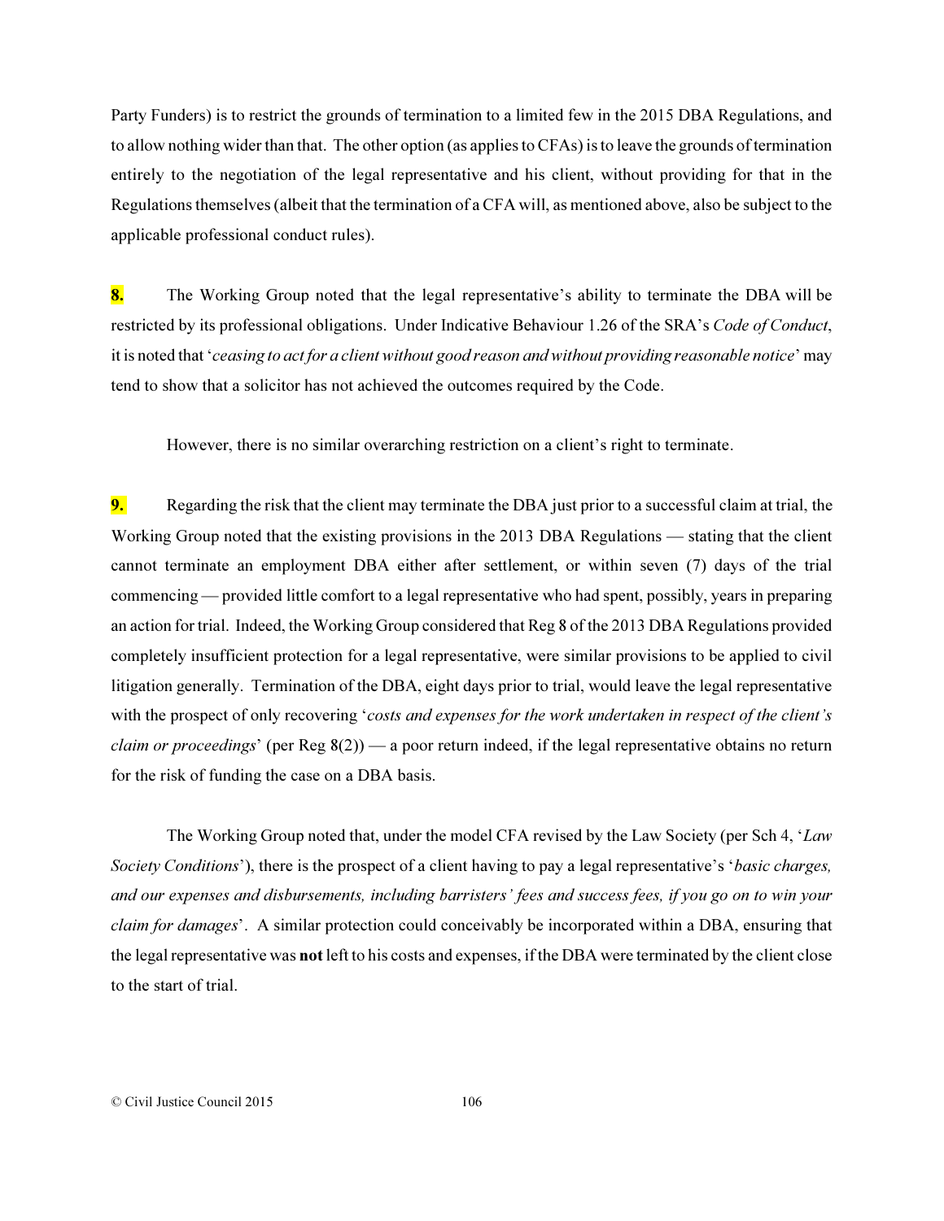Party Funders) is to restrict the grounds of termination to a limited few in the 2015 DBA Regulations, and to allow nothing wider than that. The other option (as applies to CFAs) is to leave the grounds of termination entirely to the negotiation of the legal representative and his client, without providing for that in the Regulations themselves (albeit that the termination of a CFA will, as mentioned above, also be subject to the applicable professional conduct rules).

**8.** The Working Group noted that the legal representative's ability to terminate the DBA will be restricted by its professional obligations. Under Indicative Behaviour 1.26 of the SRA's *Code of Conduct*, it is noted that '*ceasing to act for a client without good reason and without providing reasonable notice*' may tend to show that a solicitor has not achieved the outcomes required by the Code.

However, there is no similar overarching restriction on a client's right to terminate.

**9.** Regarding the risk that the client may terminate the DBA just prior to a successful claim at trial, the Working Group noted that the existing provisions in the 2013 DBA Regulations — stating that the client cannot terminate an employment DBA either after settlement, or within seven (7) days of the trial commencing — provided little comfort to a legal representative who had spent, possibly, years in preparing an action for trial. Indeed, the Working Group considered that Reg 8 of the 2013 DBA Regulations provided completely insufficient protection for a legal representative, were similar provisions to be applied to civil litigation generally. Termination of the DBA, eight days prior to trial, would leave the legal representative with the prospect of only recovering '*costs and expenses for the work undertaken in respect of the client's claim or proceedings*' (per Reg 8(2)) — a poor return indeed, if the legal representative obtains no return for the risk of funding the case on a DBA basis.

The Working Group noted that, under the model CFA revised by the Law Society (per Sch 4, '*Law Society Conditions*'), there is the prospect of a client having to pay a legal representative's '*basic charges, and our expenses and disbursements, including barristers' fees and success fees, if you go on to win your claim for damages*'. A similar protection could conceivably be incorporated within a DBA, ensuring that the legal representative was **not** left to his costs and expenses, if the DBA were terminated by the client close to the start of trial.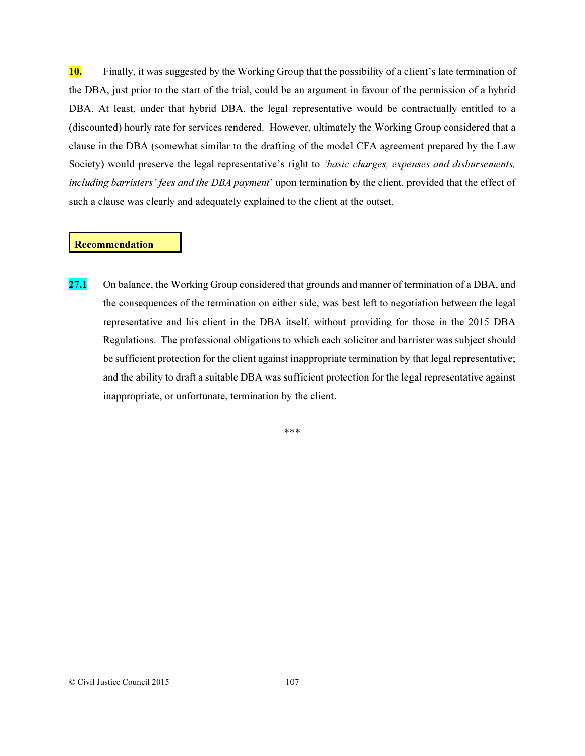**10.** Finally, it was suggested by the Working Group that the possibility of a client's late termination of the DBA, just prior to the start of the trial, could be an argument in favour of the permission of a hybrid DBA. At least, under that hybrid DBA, the legal representative would be contractually entitled to a (discounted) hourly rate for services rendered. However, ultimately the Working Group considered that a clause in the DBA (somewhat similar to the drafting of the model CFA agreement prepared by the Law Society) would preserve the legal representative's right to *'basic charges, expenses and disbursements, including barristers' fees and the DBA payment*' upon termination by the client, provided that the effect of such a clause was clearly and adequately explained to the client at the outset.

**Recommendation**

**27.1** On balance, the Working Group considered that grounds and manner of termination of a DBA, and the consequences of the termination on either side, was best left to negotiation between the legal representative and his client in the DBA itself, without providing for those in the 2015 DBA Regulations. The professional obligations to which each solicitor and barrister was subject should be sufficient protection for the client against inappropriate termination by that legal representative; and the ability to draft a suitable DBA was sufficient protection for the legal representative against inappropriate, or unfortunate, termination by the client.

***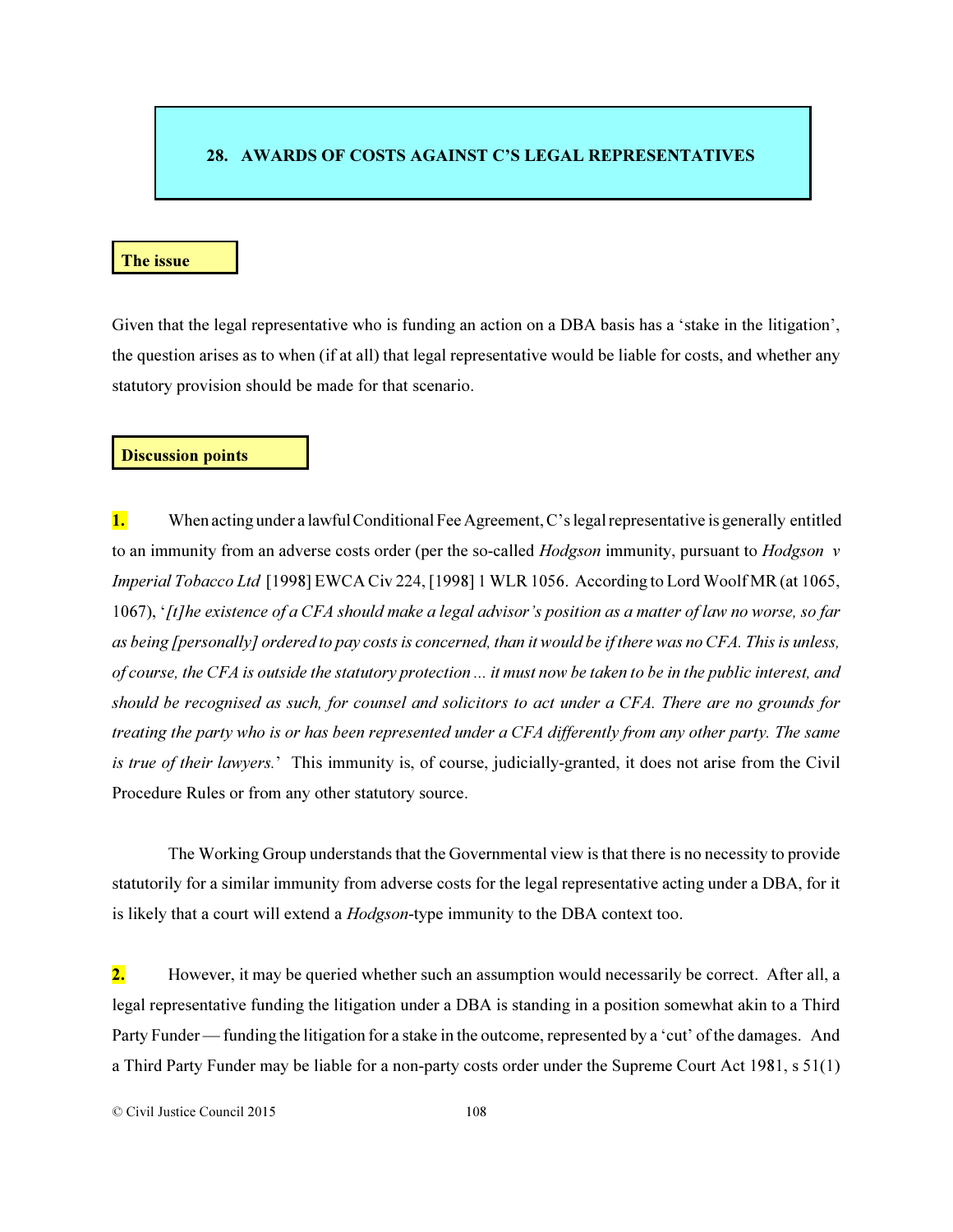## 28. AWARDS OF COSTS AGAINST C'S LEGAL REPRESENTATIVES

### The issue

Given that the legal representative who is funding an action on a DBA basis has a 'stake in the litigation', the question arises as to when (if at all) that legal representative would be liable for costs, and whether any statutory provision should be made for that scenario.

### Discussion points

**1.** When acting under a lawful Conditional Fee Agreement, C's legal representative is generally entitled to an immunity from an adverse costs order (per the so-called *Hodgson* immunity, pursuant to *Hodgson v Imperial Tobacco Ltd* [1998] EWCA Civ 224, [1998] 1 WLR 1056. According to Lord Woolf MR (at 1065, 1067), '*[t]he existence of a CFA should make a legal advisor's position as a matter of law no worse, so far as being [personally] ordered to pay costs is concerned, than it would be if there was no CFA. This is unless, of course, the CFA is outside the statutory protection ... it must now be taken to be in the public interest, and should be recognised as such, for counsel and solicitors to act under a CFA. There are no grounds for treating the party who is or has been represented under a CFA differently from any other party. The same is true of their lawyers.*' This immunity is, of course, judicially-granted, it does not arise from the Civil Procedure Rules or from any other statutory source.

The Working Group understands that the Governmental view is that there is no necessity to provide statutorily for a similar immunity from adverse costs for the legal representative acting under a DBA, for it is likely that a court will extend a *Hodgson*-type immunity to the DBA context too.

**2.** However, it may be queried whether such an assumption would necessarily be correct. After all, a legal representative funding the litigation under a DBA is standing in a position somewhat akin to a Third Party Funder — funding the litigation for a stake in the outcome, represented by a 'cut' of the damages. And a Third Party Funder may be liable for a non-party costs order under the Supreme Court Act 1981, s 51(1)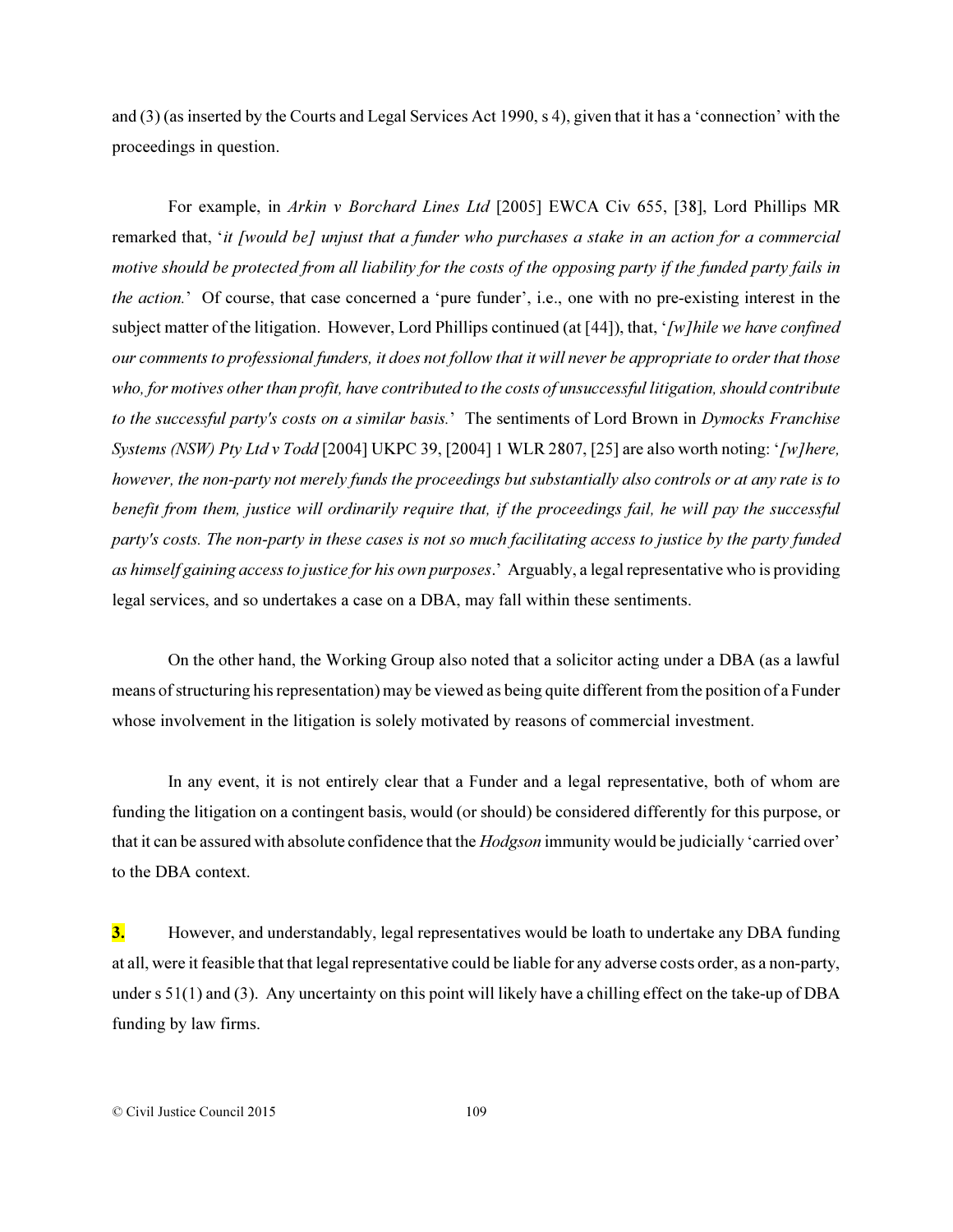and (3) (as inserted by the Courts and Legal Services Act 1990, s 4), given that it has a 'connection' with the proceedings in question.

For example, in *Arkin v Borchard Lines Ltd* [2005] EWCA Civ 655, [38], Lord Phillips MR remarked that, '*it [would be] unjust that a funder who purchases a stake in an action for a commercial motive should be protected from all liability for the costs of the opposing party if the funded party fails in the action.*' Of course, that case concerned a 'pure funder', i.e., one with no pre-existing interest in the subject matter of the litigation. However, Lord Phillips continued (at [44]), that, '*[w]hile we have confined our comments to professional funders, it does not follow that it will never be appropriate to order that those who, for motives other than profit, have contributed to the costs of unsuccessful litigation, should contribute to the successful party's costs on a similar basis.*' The sentiments of Lord Brown in *Dymocks Franchise Systems (NSW) Pty Ltd v Todd* [2004] UKPC 39, [2004] 1 WLR 2807, [25] are also worth noting: '*[w]here, however, the non-party not merely funds the proceedings but substantially also controls or at any rate is to benefit from them, justice will ordinarily require that, if the proceedings fail, he will pay the successful party's costs. The non-party in these cases is not so much facilitating access to justice by the party funded as himself gaining access to justice for his own purposes*.' Arguably, a legal representative who is providing legal services, and so undertakes a case on a DBA, may fall within these sentiments.

On the other hand, the Working Group also noted that a solicitor acting under a DBA (as a lawful means of structuring his representation) may be viewed as being quite different from the position of a Funder whose involvement in the litigation is solely motivated by reasons of commercial investment.

In any event, it is not entirely clear that a Funder and a legal representative, both of whom are funding the litigation on a contingent basis, would (or should) be considered differently for this purpose, or that it can be assured with absolute confidence that the *Hodgson* immunity would be judicially 'carried over' to the DBA context.

**3.** However, and understandably, legal representatives would be loath to undertake any DBA funding at all, were it feasible that that legal representative could be liable for any adverse costs order, as a non-party, under s 51(1) and (3). Any uncertainty on this point will likely have a chilling effect on the take-up of DBA funding by law firms.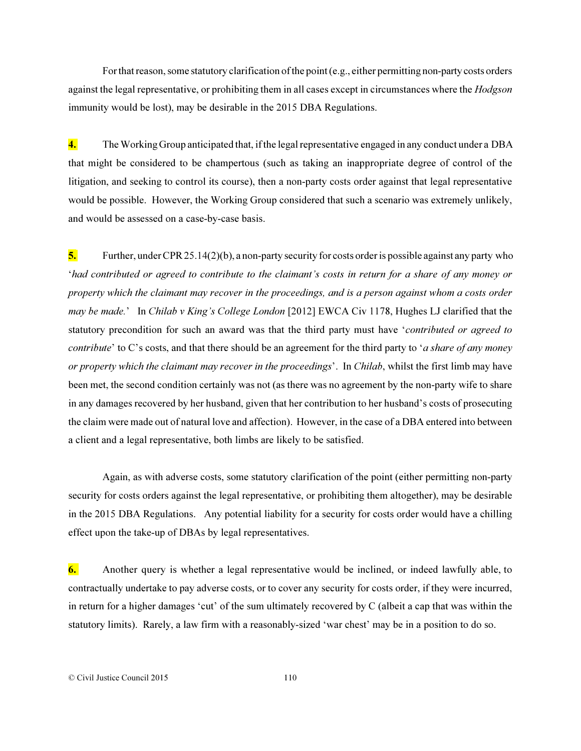For that reason, some statutory clarification of the point (e.g., either permitting non-party costs orders against the legal representative, or prohibiting them in all cases except in circumstances where the *Hodgson* immunity would be lost), may be desirable in the 2015 DBA Regulations.

**4.** The Working Group anticipated that, if the legal representative engaged in any conduct under a DBA that might be considered to be champertous (such as taking an inappropriate degree of control of the litigation, and seeking to control its course), then a non-party costs order against that legal representative would be possible. However, the Working Group considered that such a scenario was extremely unlikely, and would be assessed on a case-by-case basis.

**5.** Further, under CPR 25.14(2)(b), a non-party security for costs order is possible against any party who '*had contributed or agreed to contribute to the claimant's costs in return for a share of any money or property which the claimant may recover in the proceedings, and is a person against whom a costs order may be made.*' In *Chilab v King's College London* [2012] EWCA Civ 1178, Hughes LJ clarified that the statutory precondition for such an award was that the third party must have '*contributed or agreed to contribute*' to C's costs, and that there should be an agreement for the third party to '*a share of any money or property which the claimant may recover in the proceedings*'. In *Chilab*, whilst the first limb may have been met, the second condition certainly was not (as there was no agreement by the non-party wife to share in any damages recovered by her husband, given that her contribution to her husband's costs of prosecuting the claim were made out of natural love and affection). However, in the case of a DBA entered into between a client and a legal representative, both limbs are likely to be satisfied.

Again, as with adverse costs, some statutory clarification of the point (either permitting non-party security for costs orders against the legal representative, or prohibiting them altogether), may be desirable in the 2015 DBA Regulations. Any potential liability for a security for costs order would have a chilling effect upon the take-up of DBAs by legal representatives.

**6.** Another query is whether a legal representative would be inclined, or indeed lawfully able, to contractually undertake to pay adverse costs, or to cover any security for costs order, if they were incurred, in return for a higher damages 'cut' of the sum ultimately recovered by C (albeit a cap that was within the statutory limits). Rarely, a law firm with a reasonably-sized 'war chest' may be in a position to do so.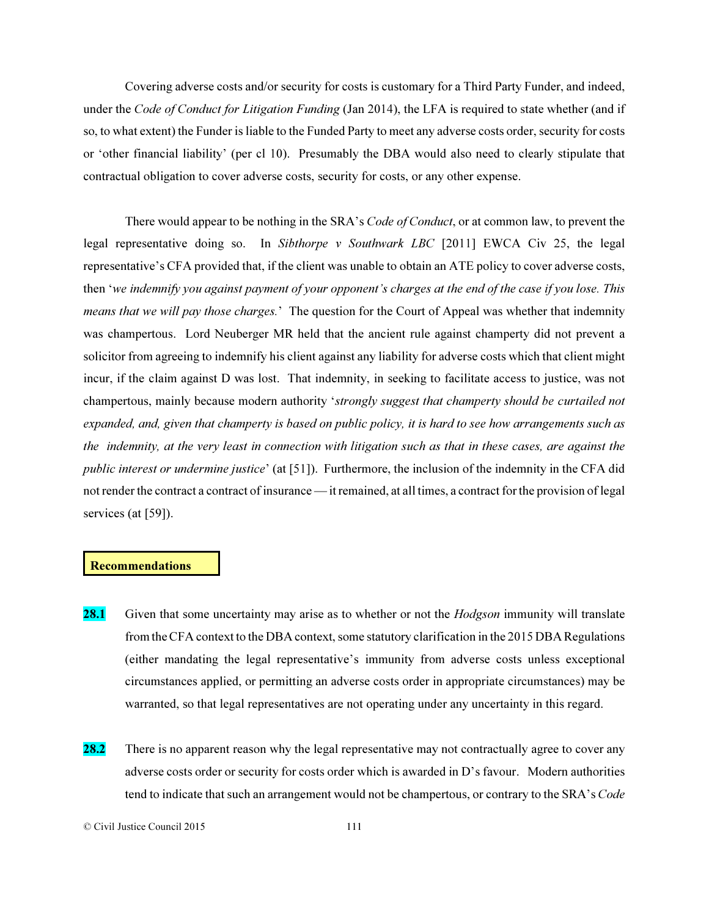Covering adverse costs and/or security for costs is customary for a Third Party Funder, and indeed, under the *Code of Conduct for Litigation Funding* (Jan 2014), the LFA is required to state whether (and if so, to what extent) the Funder is liable to the Funded Party to meet any adverse costs order, security for costs or 'other financial liability' (per cl 10). Presumably the DBA would also need to clearly stipulate that contractual obligation to cover adverse costs, security for costs, or any other expense.

There would appear to be nothing in the SRA's *Code of Conduct*, or at common law, to prevent the legal representative doing so. In *Sibthorpe v Southwark LBC* [2011] EWCA Civ 25, the legal representative's CFA provided that, if the client was unable to obtain an ATE policy to cover adverse costs, then '*we indemnify you against payment of your opponent's charges at the end of the case if you lose. This means that we will pay those charges.*' The question for the Court of Appeal was whether that indemnity was champertous. Lord Neuberger MR held that the ancient rule against champerty did not prevent a solicitor from agreeing to indemnify his client against any liability for adverse costs which that client might incur, if the claim against D was lost. That indemnity, in seeking to facilitate access to justice, was not champertous, mainly because modern authority '*strongly suggest that champerty should be curtailed not expanded, and, given that champerty is based on public policy, it is hard to see how arrangements such as the indemnity, at the very least in connection with litigation such as that in these cases, are against the public interest or undermine justice*' (at [51]). Furthermore, the inclusion of the indemnity in the CFA did not render the contract a contract of insurance — it remained, at all times, a contract for the provision of legal services (at [59]).

**Recommendations**

**28.1** Given that some uncertainty may arise as to whether or not the *Hodgson* immunity will translate from the CFA context to the DBA context, some statutory clarification in the 2015 DBA Regulations (either mandating the legal representative's immunity from adverse costs unless exceptional circumstances applied, or permitting an adverse costs order in appropriate circumstances) may be warranted, so that legal representatives are not operating under any uncertainty in this regard.

**28.2** There is no apparent reason why the legal representative may not contractually agree to cover any adverse costs order or security for costs order which is awarded in D's favour. Modern authorities tend to indicate that such an arrangement would not be champertous, or contrary to the SRA's *Code*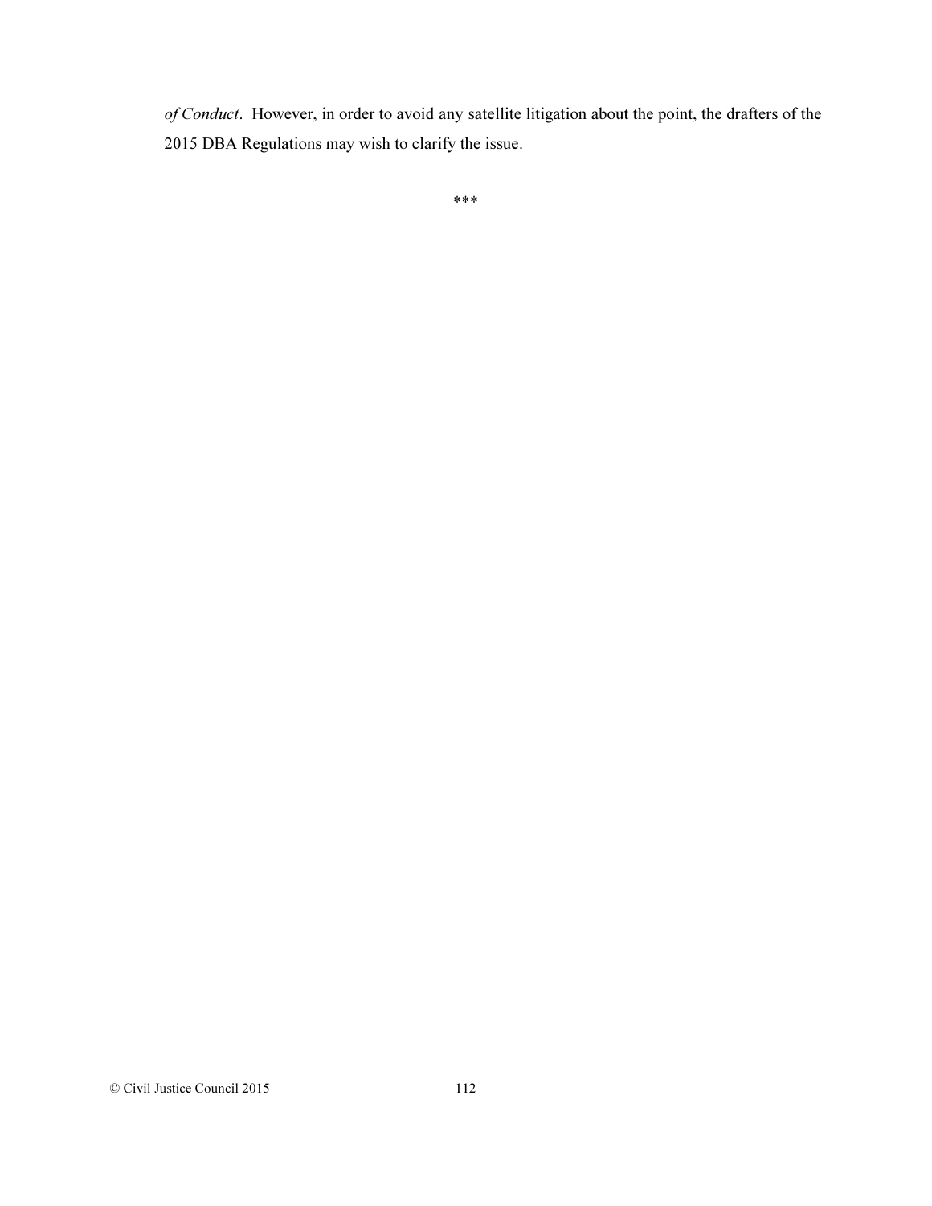*of Conduct*. However, in order to avoid any satellite litigation about the point, the drafters of the 2015 DBA Regulations may wish to clarify the issue.

***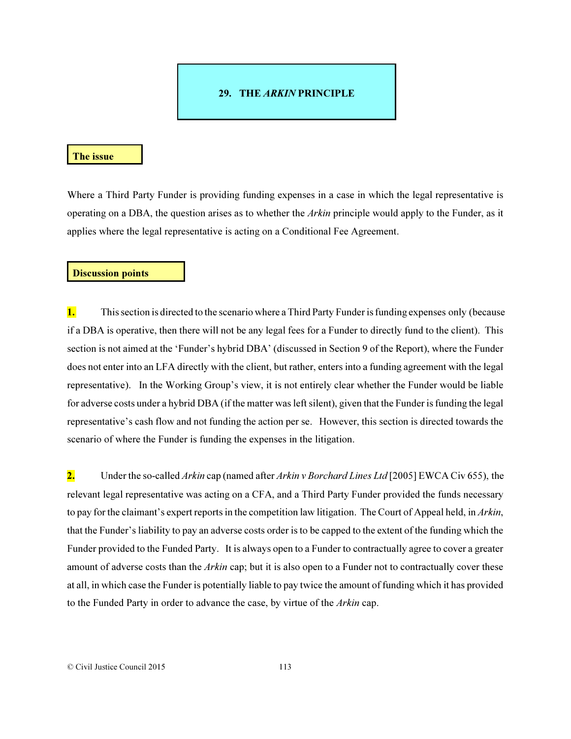# 29. THE *ARKIN* PRINCIPLE

## The issue

Where a Third Party Funder is providing funding expenses in a case in which the legal representative is operating on a DBA, the question arises as to whether the *Arkin* principle would apply to the Funder, as it applies where the legal representative is acting on a Conditional Fee Agreement.

## Discussion points

**1.** This section is directed to the scenario where a Third Party Funder is funding expenses only (because if a DBA is operative, then there will not be any legal fees for a Funder to directly fund to the client). This section is not aimed at the 'Funder's hybrid DBA' (discussed in Section 9 of the Report), where the Funder does not enter into an LFA directly with the client, but rather, enters into a funding agreement with the legal representative). In the Working Group's view, it is not entirely clear whether the Funder would be liable for adverse costs under a hybrid DBA (if the matter was left silent), given that the Funder is funding the legal representative's cash flow and not funding the action per se. However, this section is directed towards the scenario of where the Funder is funding the expenses in the litigation.

**2.** Under the so-called *Arkin* cap (named after *Arkin v Borchard Lines Ltd* [2005] EWCA Civ 655), the relevant legal representative was acting on a CFA, and a Third Party Funder provided the funds necessary to pay for the claimant's expert reports in the competition law litigation. The Court of Appeal held, in *Arkin*, that the Funder's liability to pay an adverse costs order is to be capped to the extent of the funding which the Funder provided to the Funded Party. It is always open to a Funder to contractually agree to cover a greater amount of adverse costs than the *Arkin* cap; but it is also open to a Funder not to contractually cover these at all, in which case the Funder is potentially liable to pay twice the amount of funding which it has provided to the Funded Party in order to advance the case, by virtue of the *Arkin* cap.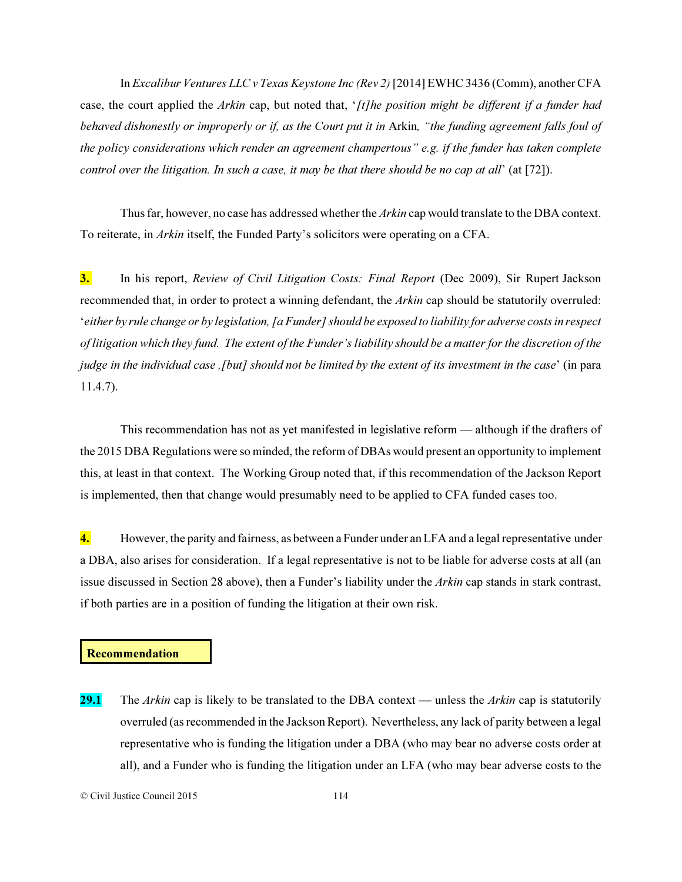In *Excalibur Ventures LLC v Texas Keystone Inc (Rev 2)* [2014] EWHC 3436 (Comm), another CFA case, the court applied the *Arkin* cap, but noted that, '*[t]he position might be different if a funder had behaved dishonestly or improperly or if, as the Court put it in* Arkin*, "the funding agreement falls foul of the policy considerations which render an agreement champertous" e.g. if the funder has taken complete control over the litigation. In such a case, it may be that there should be no cap at all*' (at [72]).

Thus far, however, no case has addressed whether the *Arkin* cap would translate to the DBA context. To reiterate, in *Arkin* itself, the Funded Party's solicitors were operating on a CFA.

**3.** In his report, *Review of Civil Litigation Costs: Final Report* (Dec 2009), Sir Rupert Jackson recommended that, in order to protect a winning defendant, the *Arkin* cap should be statutorily overruled: '*either by rule change or by legislation, [a Funder] should be exposed to liability for adverse costs in respect of litigation which they fund. The extent of the Funder's liability should be a matter for the discretion of the judge in the individual case ,[but] should not be limited by the extent of its investment in the case*' (in para 11.4.7).

This recommendation has not as yet manifested in legislative reform — although if the drafters of the 2015 DBA Regulations were so minded, the reform of DBAs would present an opportunity to implement this, at least in that context. The Working Group noted that, if this recommendation of the Jackson Report is implemented, then that change would presumably need to be applied to CFA funded cases too.

**4.** However, the parity and fairness, as between a Funder under an LFA and a legal representative under a DBA, also arises for consideration. If a legal representative is not to be liable for adverse costs at all (an issue discussed in Section 28 above), then a Funder's liability under the *Arkin* cap stands in stark contrast, if both parties are in a position of funding the litigation at their own risk.

**Recommendation**

**29.1** The *Arkin* cap is likely to be translated to the DBA context — unless the *Arkin* cap is statutorily overruled (as recommended in the Jackson Report). Nevertheless, any lack of parity between a legal representative who is funding the litigation under a DBA (who may bear no adverse costs order at all), and a Funder who is funding the litigation under an LFA (who may bear adverse costs to the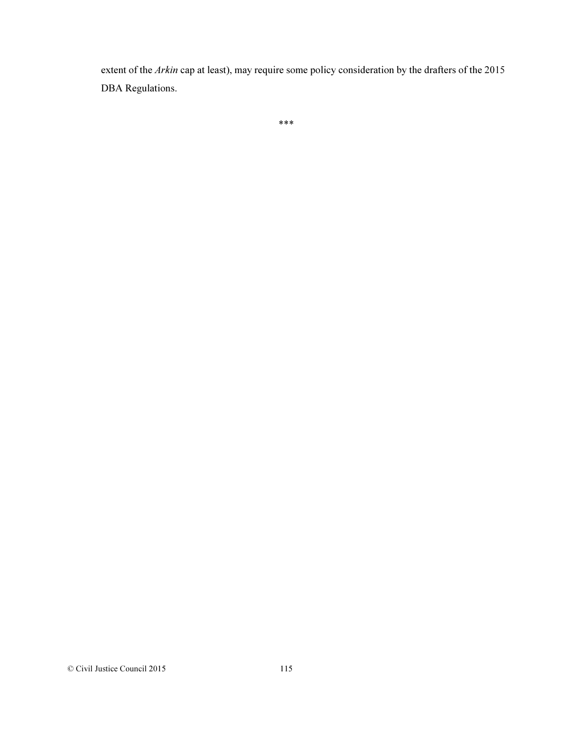extent of the *Arkin* cap at least), may require some policy consideration by the drafters of the 2015 DBA Regulations.

***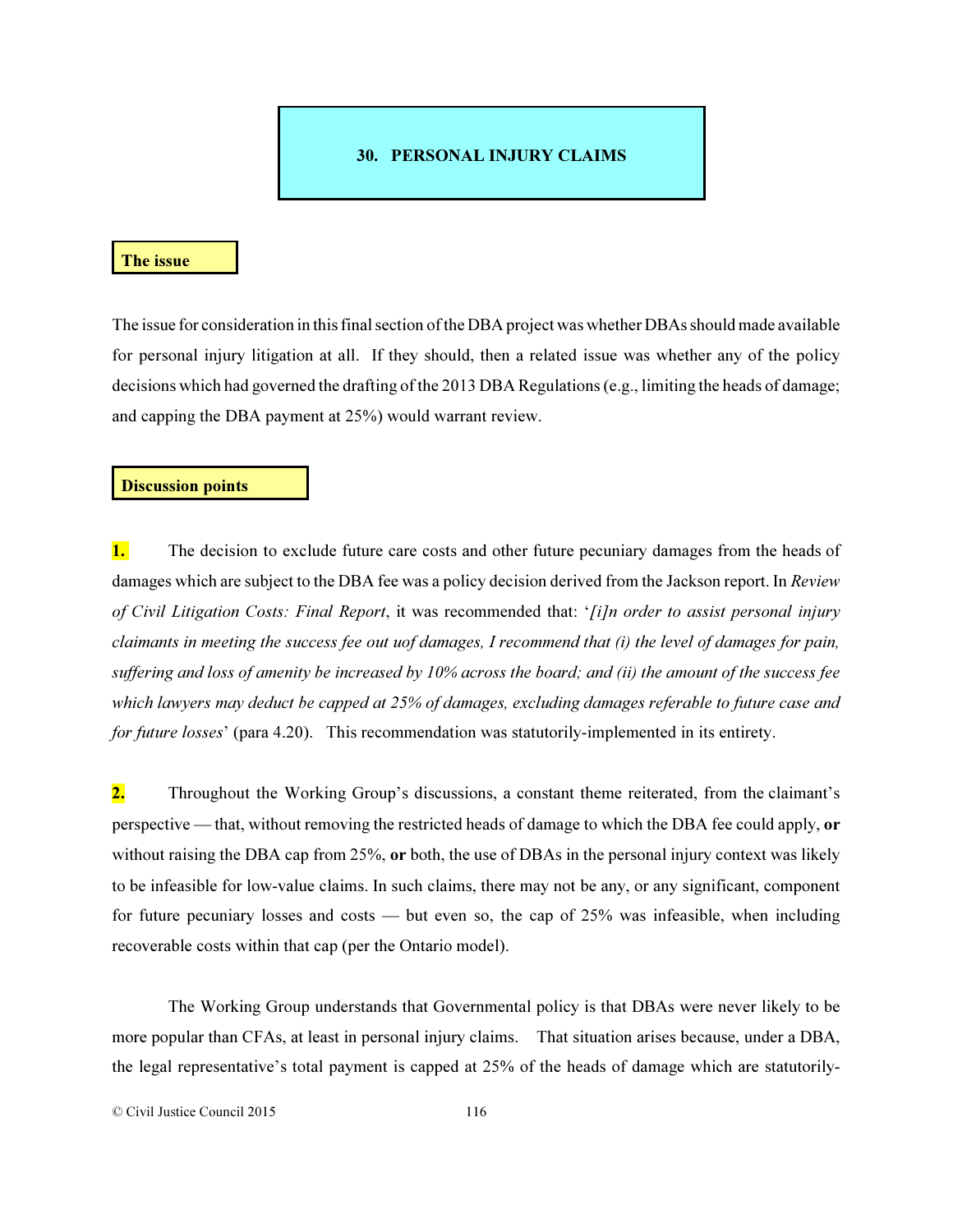## 30. PERSONAL INJURY CLAIMS

### The issue

The issue for consideration in this final section of the DBA project was whether DBAs should made available for personal injury litigation at all. If they should, then a related issue was whether any of the policy decisions which had governed the drafting of the 2013 DBA Regulations (e.g., limiting the heads of damage; and capping the DBA payment at 25%) would warrant review.

### Discussion points

**1.** The decision to exclude future care costs and other future pecuniary damages from the heads of damages which are subject to the DBA fee was a policy decision derived from the Jackson report. In *Review of Civil Litigation Costs: Final Report*, it was recommended that: '*[i]n order to assist personal injury claimants in meeting the success fee out uof damages, I recommend that (i) the level of damages for pain, suffering and loss of amenity be increased by 10% across the board; and (ii) the amount of the success fee which lawyers may deduct be capped at 25% of damages, excluding damages referable to future case and for future losses*' (para 4.20). This recommendation was statutorily-implemented in its entirety.

**2.** Throughout the Working Group's discussions, a constant theme reiterated, from the claimant's perspective — that, without removing the restricted heads of damage to which the DBA fee could apply, **or** without raising the DBA cap from 25%, **or** both, the use of DBAs in the personal injury context was likely to be infeasible for low-value claims. In such claims, there may not be any, or any significant, component for future pecuniary losses and costs — but even so, the cap of 25% was infeasible, when including recoverable costs within that cap (per the Ontario model).

The Working Group understands that Governmental policy is that DBAs were never likely to be more popular than CFAs, at least in personal injury claims. That situation arises because, under a DBA, the legal representative's total payment is capped at 25% of the heads of damage which are statutorily-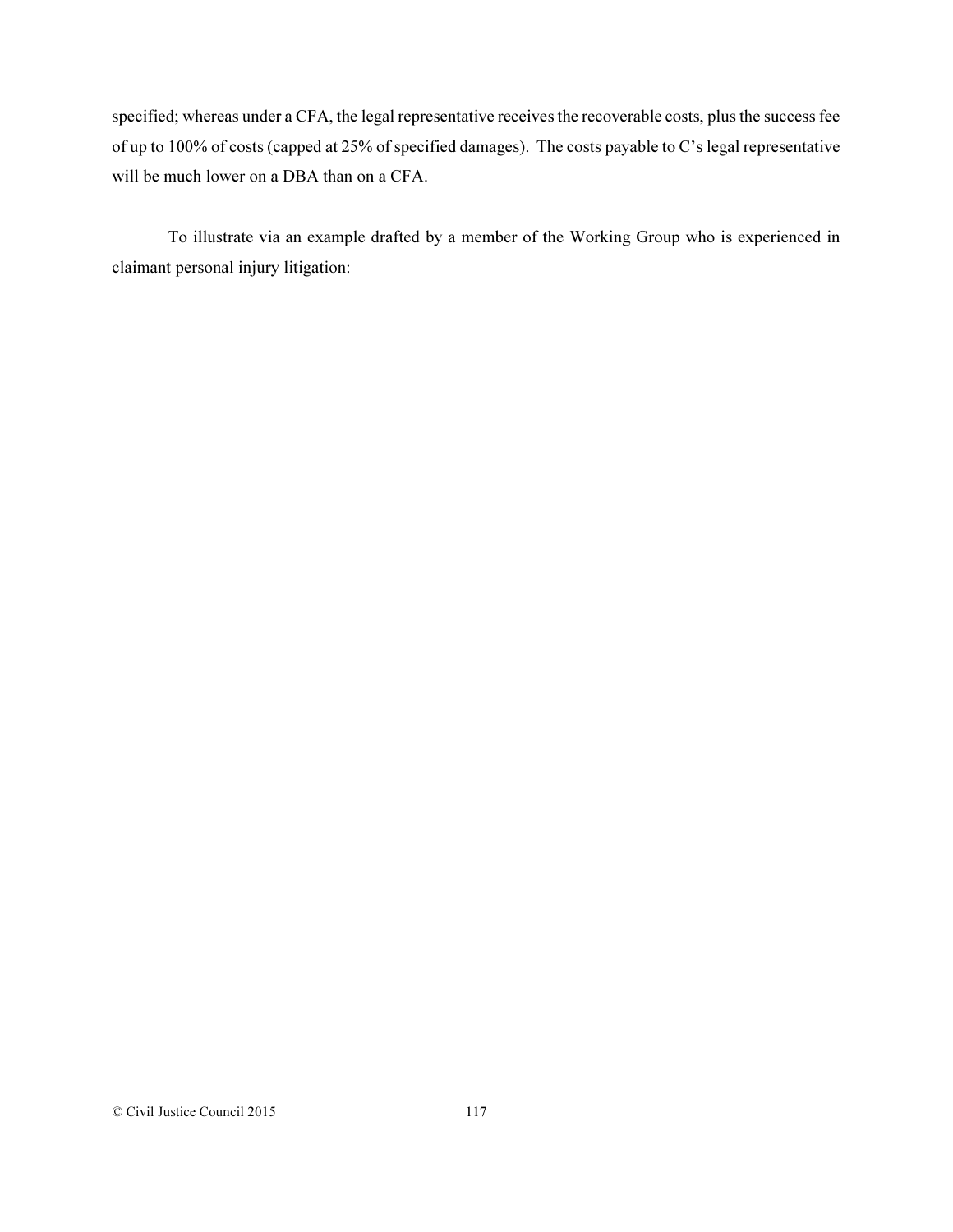specified; whereas under a CFA, the legal representative receives the recoverable costs, plus the success fee of up to 100% of costs (capped at 25% of specified damages). The costs payable to C's legal representative will be much lower on a DBA than on a CFA.

To illustrate via an example drafted by a member of the Working Group who is experienced in claimant personal injury litigation: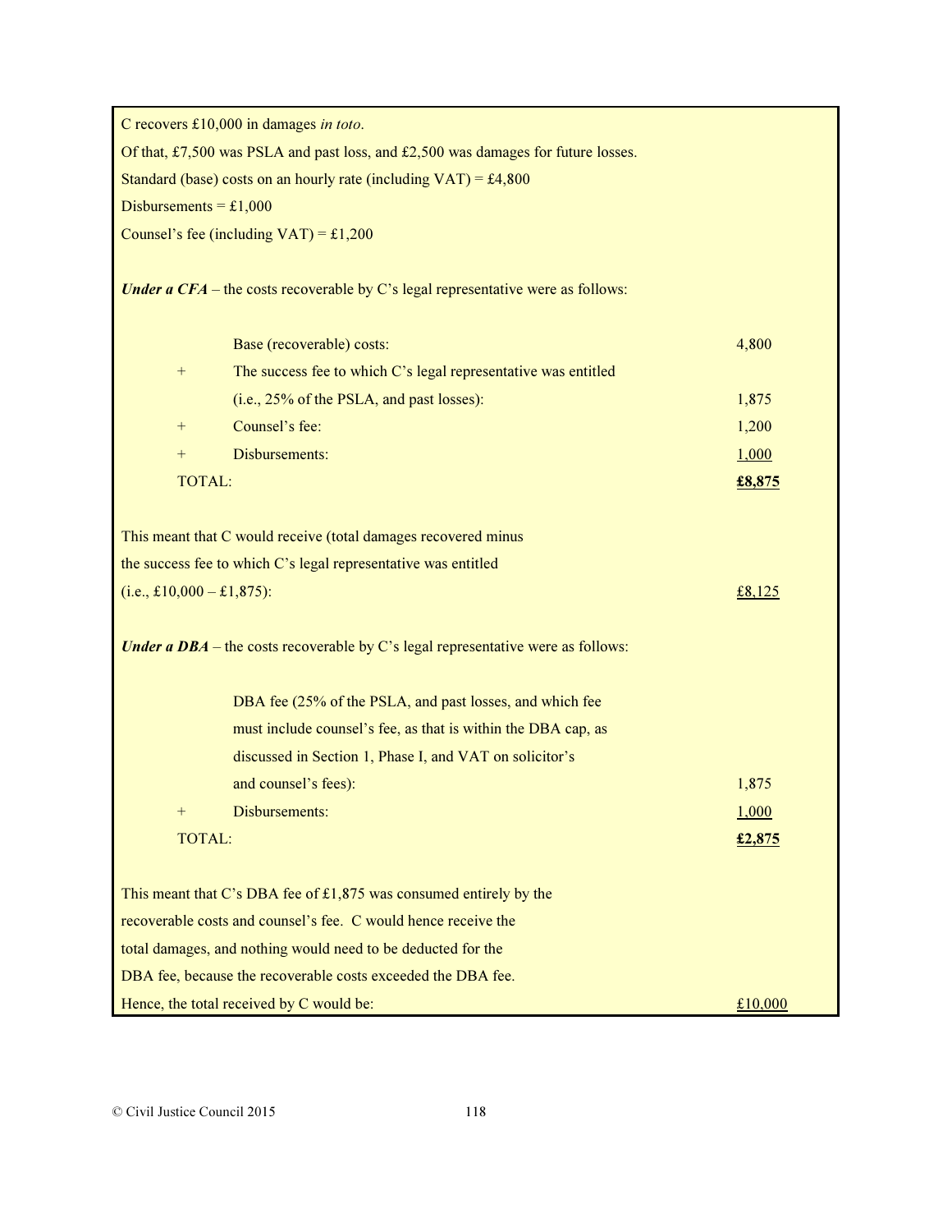C recovers £10,000 in damages *in toto*.

Of that, £7,500 was PSLA and past loss, and £2,500 was damages for future losses.

Standard (base) costs on an hourly rate (including VAT) = £4,800

Disbursements = £1,000

Counsel's fee (including VAT) = £1,200

***Under a CFA*** – the costs recoverable by C's legal representative were as follows:

| | | |
|---|---|---|
| | Base (recoverable) costs: | 4,800 |
| + | The success fee to which C's legal representative was entitled (i.e., 25% of the PSLA, and past losses): | 1,875 |
| + | Counsel's fee: | 1,200 |
| + | Disbursements: | 1,000 |
| TOTAL: | | **£8,875** |

This meant that C would receive (total damages recovered minus the success fee to which C's legal representative was entitled (i.e., £10,000 – £1,875): £8,125

***Under a DBA*** – the costs recoverable by C's legal representative were as follows:

| | | |
|---|---|---|
| | DBA fee (25% of the PSLA, and past losses, and which fee must include counsel's fee, as that is within the DBA cap, as discussed in Section 1, Phase I, and VAT on solicitor's and counsel's fees): | 1,875 |
| + | Disbursements: | 1,000 |
| TOTAL: | | **£2,875** |

This meant that C's DBA fee of £1,875 was consumed entirely by the recoverable costs and counsel's fee. C would hence receive the total damages, and nothing would need to be deducted for the DBA fee, because the recoverable costs exceeded the DBA fee.

Hence, the total received by C would be: £10,000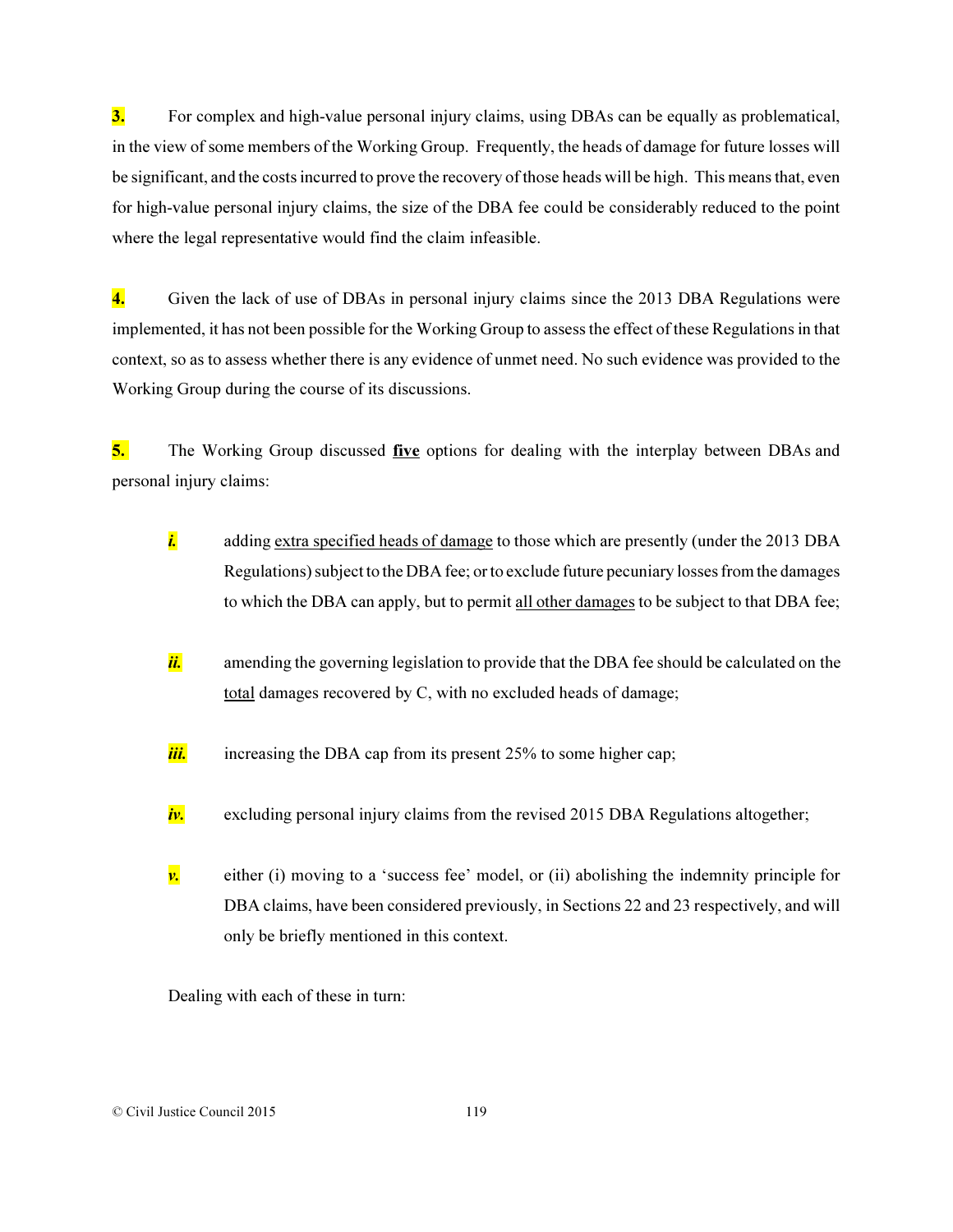**3.** For complex and high-value personal injury claims, using DBAs can be equally as problematical, in the view of some members of the Working Group. Frequently, the heads of damage for future losses will be significant, and the costs incurred to prove the recovery of those heads will be high. This means that, even for high-value personal injury claims, the size of the DBA fee could be considerably reduced to the point where the legal representative would find the claim infeasible.

**4.** Given the lack of use of DBAs in personal injury claims since the 2013 DBA Regulations were implemented, it has not been possible for the Working Group to assess the effect of these Regulations in that context, so as to assess whether there is any evidence of unmet need. No such evidence was provided to the Working Group during the course of its discussions.

**5.** The Working Group discussed **five** options for dealing with the interplay between DBAs and personal injury claims:

***i.*** adding extra specified heads of damage to those which are presently (under the 2013 DBA Regulations) subject to the DBA fee; or to exclude future pecuniary losses from the damages to which the DBA can apply, but to permit all other damages to be subject to that DBA fee;

***ii.*** amending the governing legislation to provide that the DBA fee should be calculated on the total damages recovered by C, with no excluded heads of damage;

***iii.*** increasing the DBA cap from its present 25% to some higher cap;

***iv.*** excluding personal injury claims from the revised 2015 DBA Regulations altogether;

***v.*** either (i) moving to a 'success fee' model, or (ii) abolishing the indemnity principle for DBA claims, have been considered previously, in Sections 22 and 23 respectively, and will only be briefly mentioned in this context.

Dealing with each of these in turn: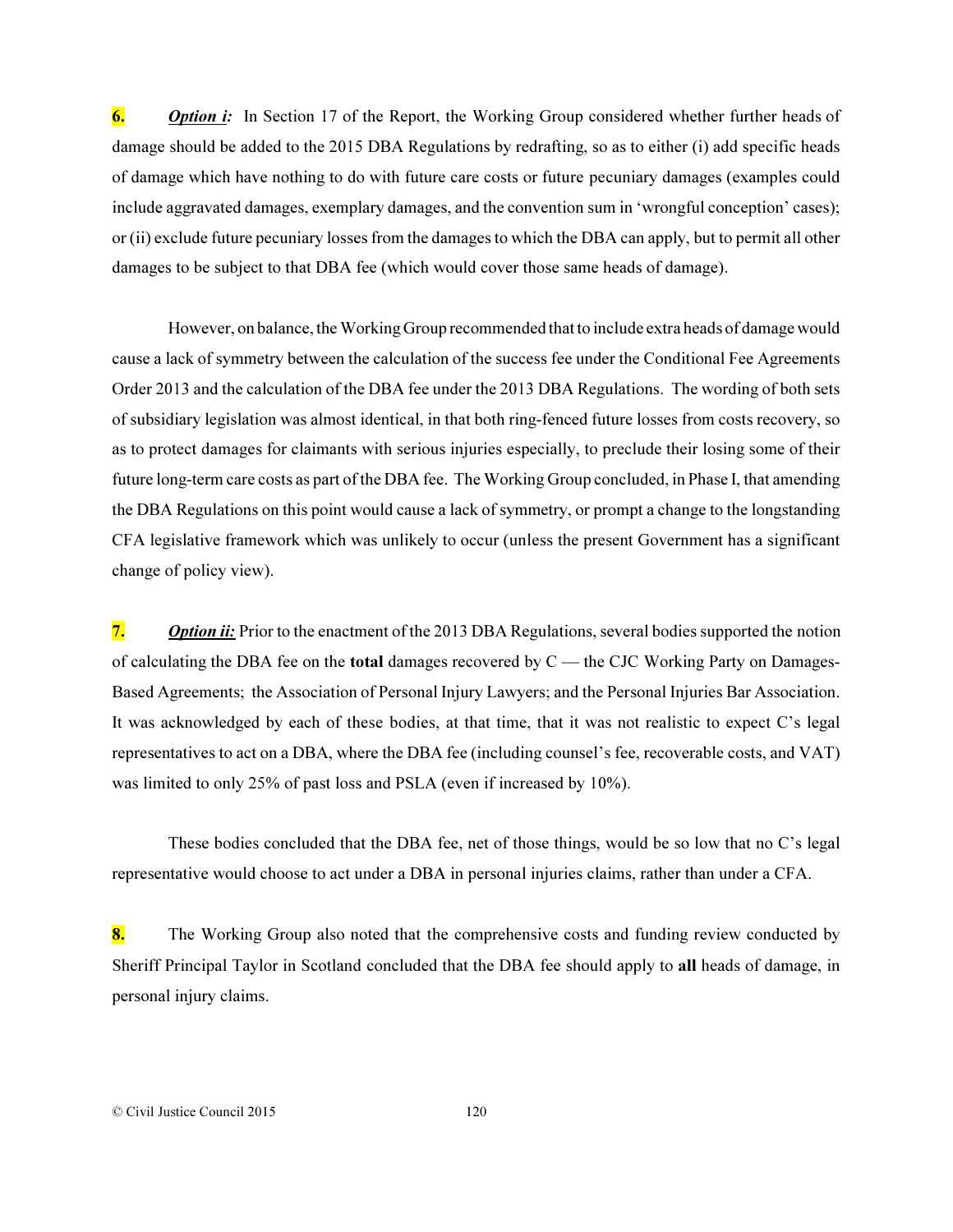**6.** ***Option i:*** In Section 17 of the Report, the Working Group considered whether further heads of damage should be added to the 2015 DBA Regulations by redrafting, so as to either (i) add specific heads of damage which have nothing to do with future care costs or future pecuniary damages (examples could include aggravated damages, exemplary damages, and the convention sum in 'wrongful conception' cases); or (ii) exclude future pecuniary losses from the damages to which the DBA can apply, but to permit all other damages to be subject to that DBA fee (which would cover those same heads of damage).

However, on balance, the Working Group recommended that to include extra heads of damage would cause a lack of symmetry between the calculation of the success fee under the Conditional Fee Agreements Order 2013 and the calculation of the DBA fee under the 2013 DBA Regulations. The wording of both sets of subsidiary legislation was almost identical, in that both ring-fenced future losses from costs recovery, so as to protect damages for claimants with serious injuries especially, to preclude their losing some of their future long-term care costs as part of the DBA fee. The Working Group concluded, in Phase I, that amending the DBA Regulations on this point would cause a lack of symmetry, or prompt a change to the longstanding CFA legislative framework which was unlikely to occur (unless the present Government has a significant change of policy view).

**7.** ***Option ii:*** Prior to the enactment of the 2013 DBA Regulations, several bodies supported the notion of calculating the DBA fee on the **total** damages recovered by C — the CJC Working Party on Damages-Based Agreements; the Association of Personal Injury Lawyers; and the Personal Injuries Bar Association. It was acknowledged by each of these bodies, at that time, that it was not realistic to expect C's legal representatives to act on a DBA, where the DBA fee (including counsel's fee, recoverable costs, and VAT) was limited to only 25% of past loss and PSLA (even if increased by 10%).

These bodies concluded that the DBA fee, net of those things, would be so low that no C's legal representative would choose to act under a DBA in personal injuries claims, rather than under a CFA.

**8.** The Working Group also noted that the comprehensive costs and funding review conducted by Sheriff Principal Taylor in Scotland concluded that the DBA fee should apply to **all** heads of damage, in personal injury claims.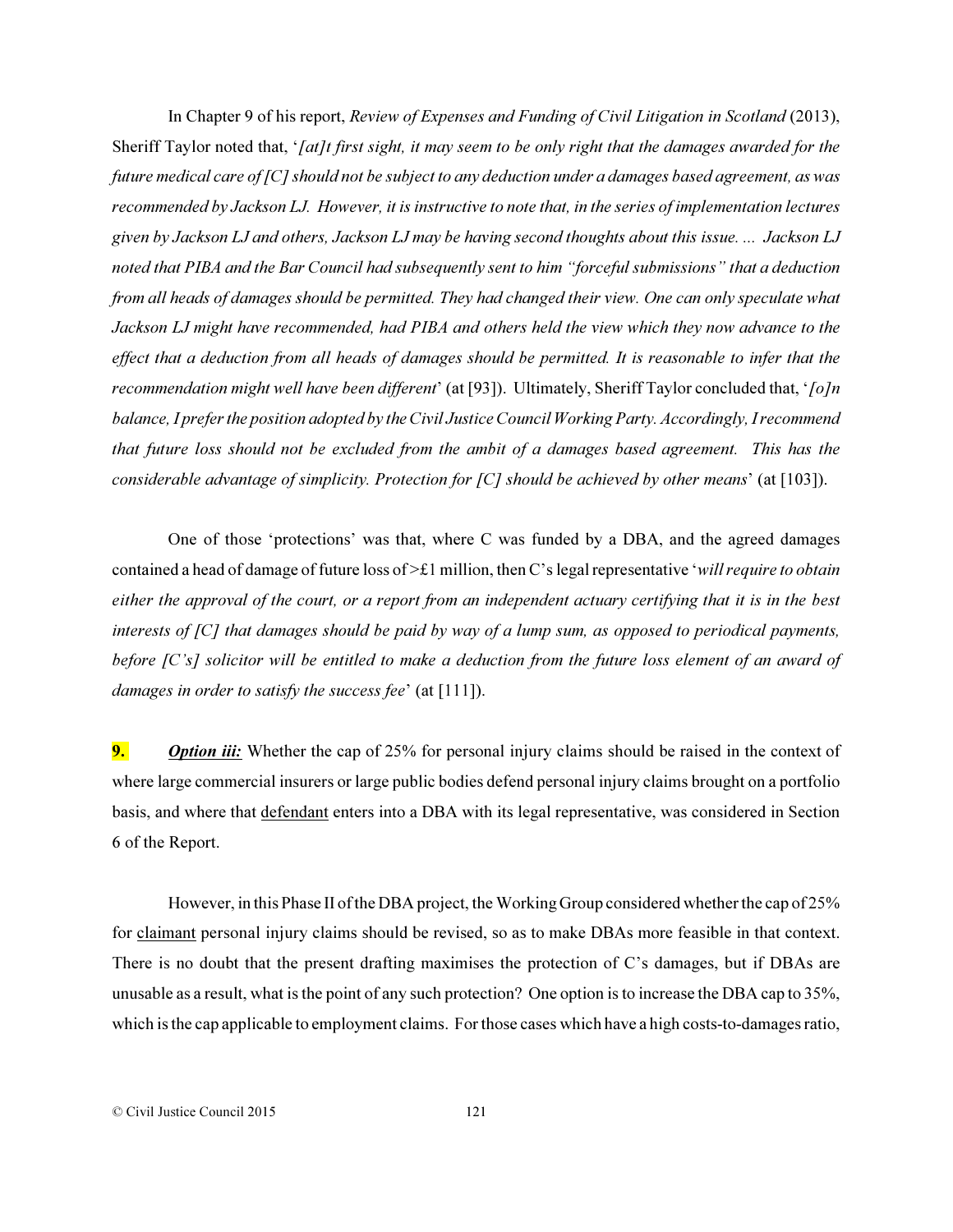In Chapter 9 of his report, *Review of Expenses and Funding of Civil Litigation in Scotland* (2013), Sheriff Taylor noted that, '*[at]t first sight, it may seem to be only right that the damages awarded for the future medical care of [C] should not be subject to any deduction under a damages based agreement, as was recommended by Jackson LJ. However, it is instructive to note that, in the series of implementation lectures given by Jackson LJ and others, Jackson LJ may be having second thoughts about this issue. ... Jackson LJ noted that PIBA and the Bar Council had subsequently sent to him "forceful submissions" that a deduction from all heads of damages should be permitted. They had changed their view. One can only speculate what Jackson LJ might have recommended, had PIBA and others held the view which they now advance to the effect that a deduction from all heads of damages should be permitted. It is reasonable to infer that the recommendation might well have been different*' (at [93]). Ultimately, Sheriff Taylor concluded that, '*[o]n balance, I prefer the position adopted by the Civil Justice Council Working Party. Accordingly, I recommend that future loss should not be excluded from the ambit of a damages based agreement. This has the considerable advantage of simplicity. Protection for [C] should be achieved by other means*' (at [103]).

One of those 'protections' was that, where C was funded by a DBA, and the agreed damages contained a head of damage of future loss of >£1 million, then C's legal representative '*will require to obtain either the approval of the court, or a report from an independent actuary certifying that it is in the best interests of [C] that damages should be paid by way of a lump sum, as opposed to periodical payments, before [C's] solicitor will be entitled to make a deduction from the future loss element of an award of damages in order to satisfy the success fee*' (at [111]).

**9.** ***Option iii:*** Whether the cap of 25% for personal injury claims should be raised in the context of where large commercial insurers or large public bodies defend personal injury claims brought on a portfolio basis, and where that defendant enters into a DBA with its legal representative, was considered in Section 6 of the Report.

However, in this Phase II of the DBA project, the Working Group considered whether the cap of 25% for claimant personal injury claims should be revised, so as to make DBAs more feasible in that context. There is no doubt that the present drafting maximises the protection of C's damages, but if DBAs are unusable as a result, what is the point of any such protection? One option is to increase the DBA cap to 35%, which is the cap applicable to employment claims. For those cases which have a high costs-to-damages ratio,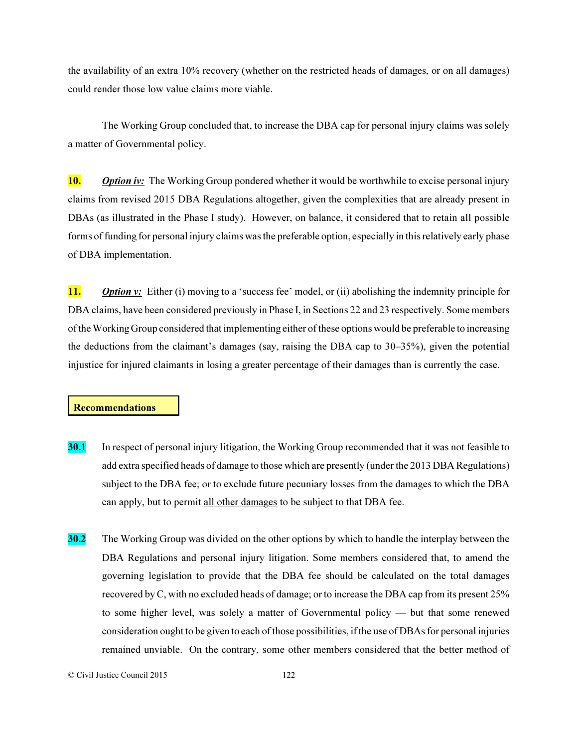the availability of an extra 10% recovery (whether on the restricted heads of damages, or on all damages) could render those low value claims more viable.

The Working Group concluded that, to increase the DBA cap for personal injury claims was solely a matter of Governmental policy.

**10.** ***Option iv:*** The Working Group pondered whether it would be worthwhile to excise personal injury claims from revised 2015 DBA Regulations altogether, given the complexities that are already present in DBAs (as illustrated in the Phase I study). However, on balance, it considered that to retain all possible forms of funding for personal injury claims was the preferable option, especially in this relatively early phase of DBA implementation.

**11.** ***Option v:*** Either (i) moving to a 'success fee' model, or (ii) abolishing the indemnity principle for DBA claims, have been considered previously in Phase I, in Sections 22 and 23 respectively. Some members of the Working Group considered that implementing either of these options would be preferable to increasing the deductions from the claimant's damages (say, raising the DBA cap to 30–35%), given the potential injustice for injured claimants in losing a greater percentage of their damages than is currently the case.

**Recommendations**

**30.1** In respect of personal injury litigation, the Working Group recommended that it was not feasible to add extra specified heads of damage to those which are presently (under the 2013 DBA Regulations) subject to the DBA fee; or to exclude future pecuniary losses from the damages to which the DBA can apply, but to permit all other damages to be subject to that DBA fee.

**30.2** The Working Group was divided on the other options by which to handle the interplay between the DBA Regulations and personal injury litigation. Some members considered that, to amend the governing legislation to provide that the DBA fee should be calculated on the total damages recovered by C, with no excluded heads of damage; or to increase the DBA cap from its present 25% to some higher level, was solely a matter of Governmental policy — but that some renewed consideration ought to be given to each of those possibilities, if the use of DBAs for personal injuries remained unviable. On the contrary, some other members considered that the better method of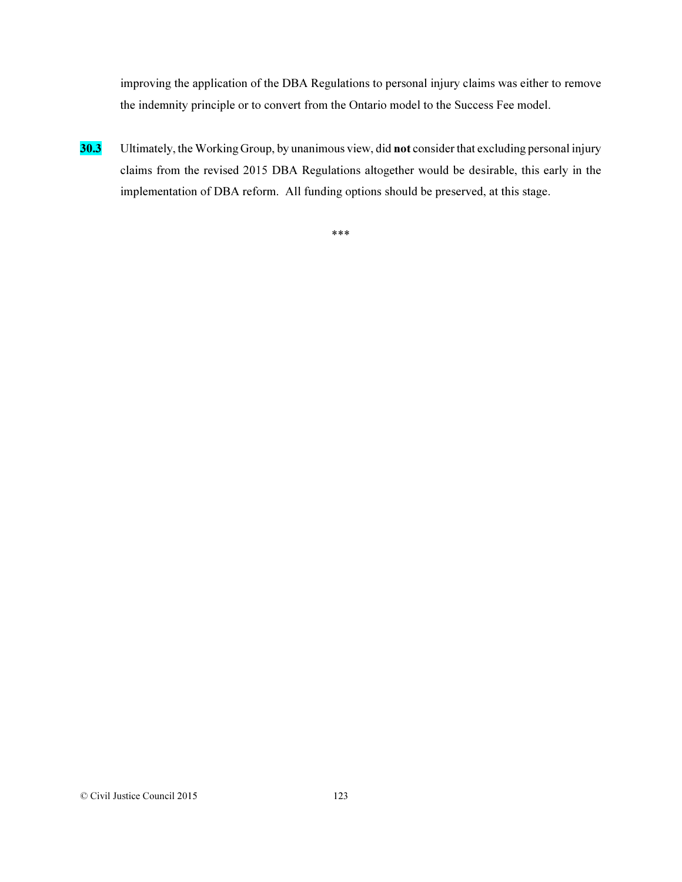improving the application of the DBA Regulations to personal injury claims was either to remove the indemnity principle or to convert from the Ontario model to the Success Fee model.

**30.3** Ultimately, the Working Group, by unanimous view, did **not** consider that excluding personal injury claims from the revised 2015 DBA Regulations altogether would be desirable, this early in the implementation of DBA reform. All funding options should be preserved, at this stage.

***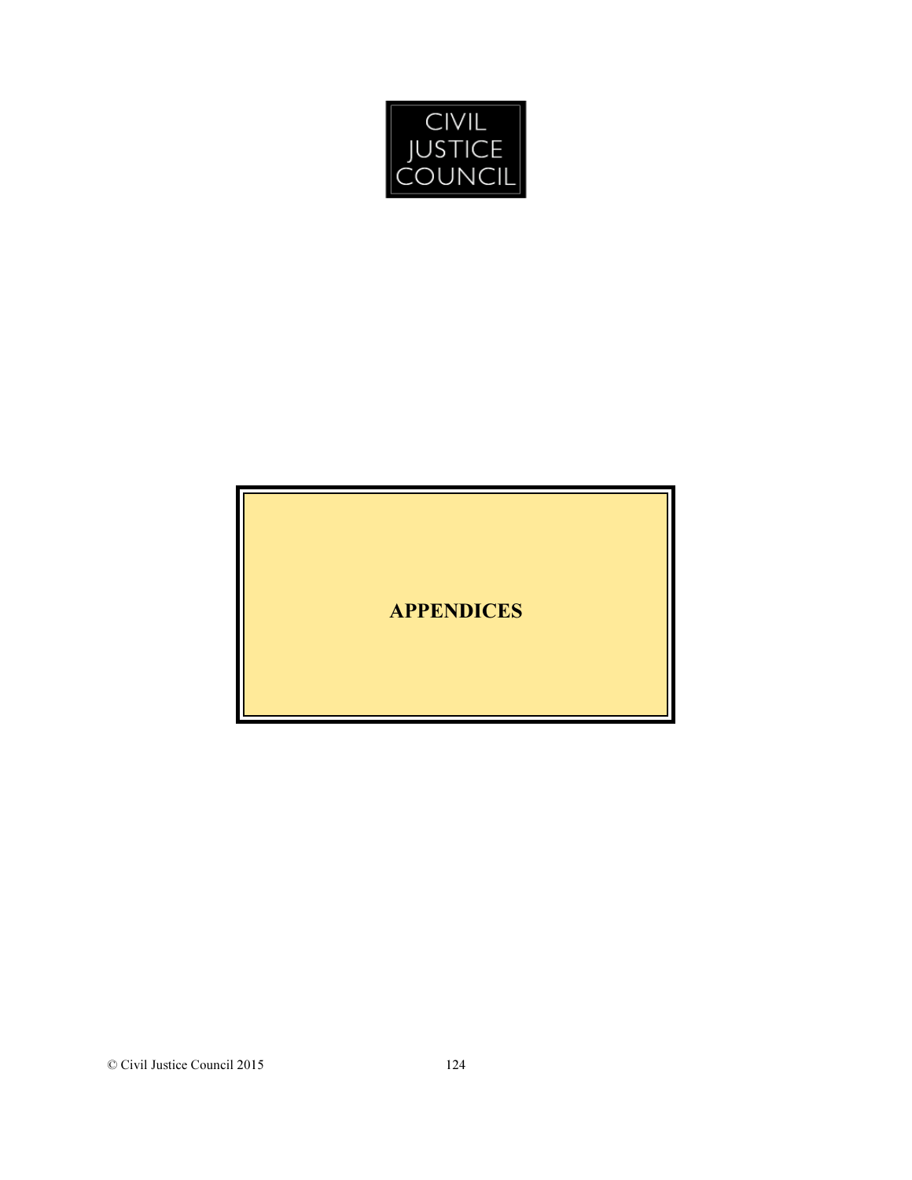CIVIL JUSTICE COUNCIL

# APPENDICES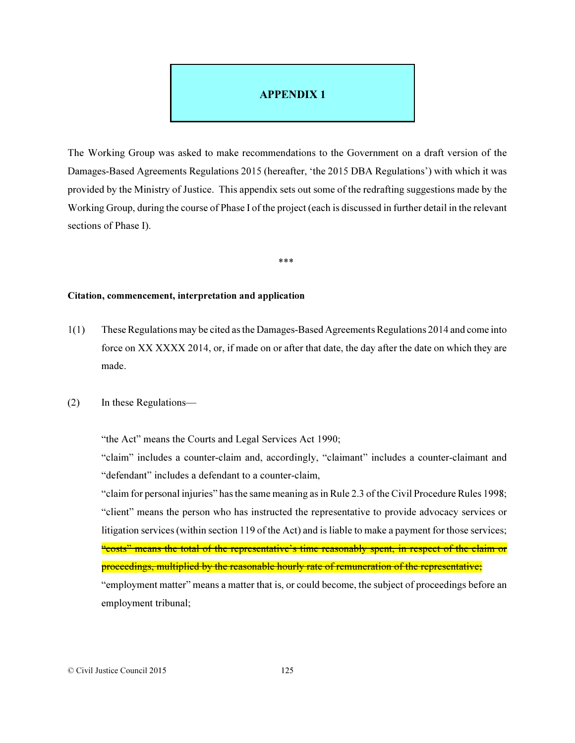# APPENDIX 1

The Working Group was asked to make recommendations to the Government on a draft version of the Damages-Based Agreements Regulations 2015 (hereafter, 'the 2015 DBA Regulations') with which it was provided by the Ministry of Justice. This appendix sets out some of the redrafting suggestions made by the Working Group, during the course of Phase I of the project (each is discussed in further detail in the relevant sections of Phase I).

\*\*\*

**Citation, commencement, interpretation and application**

1(1) These Regulations may be cited as the Damages-Based Agreements Regulations 2014 and come into force on XX XXXX 2014, or, if made on or after that date, the day after the date on which they are made.

(2) In these Regulations—

"the Act" means the Courts and Legal Services Act 1990;

"claim" includes a counter-claim and, accordingly, "claimant" includes a counter-claimant and "defendant" includes a defendant to a counter-claim,

"claim for personal injuries" has the same meaning as in Rule 2.3 of the Civil Procedure Rules 1998;

"client" means the person who has instructed the representative to provide advocacy services or litigation services (within section 119 of the Act) and is liable to make a payment for those services;

~~"costs" means the total of the representative's time reasonably spent, in respect of the claim or proceedings, multiplied by the reasonable hourly rate of remuneration of the representative;~~

"employment matter" means a matter that is, or could become, the subject of proceedings before an employment tribunal;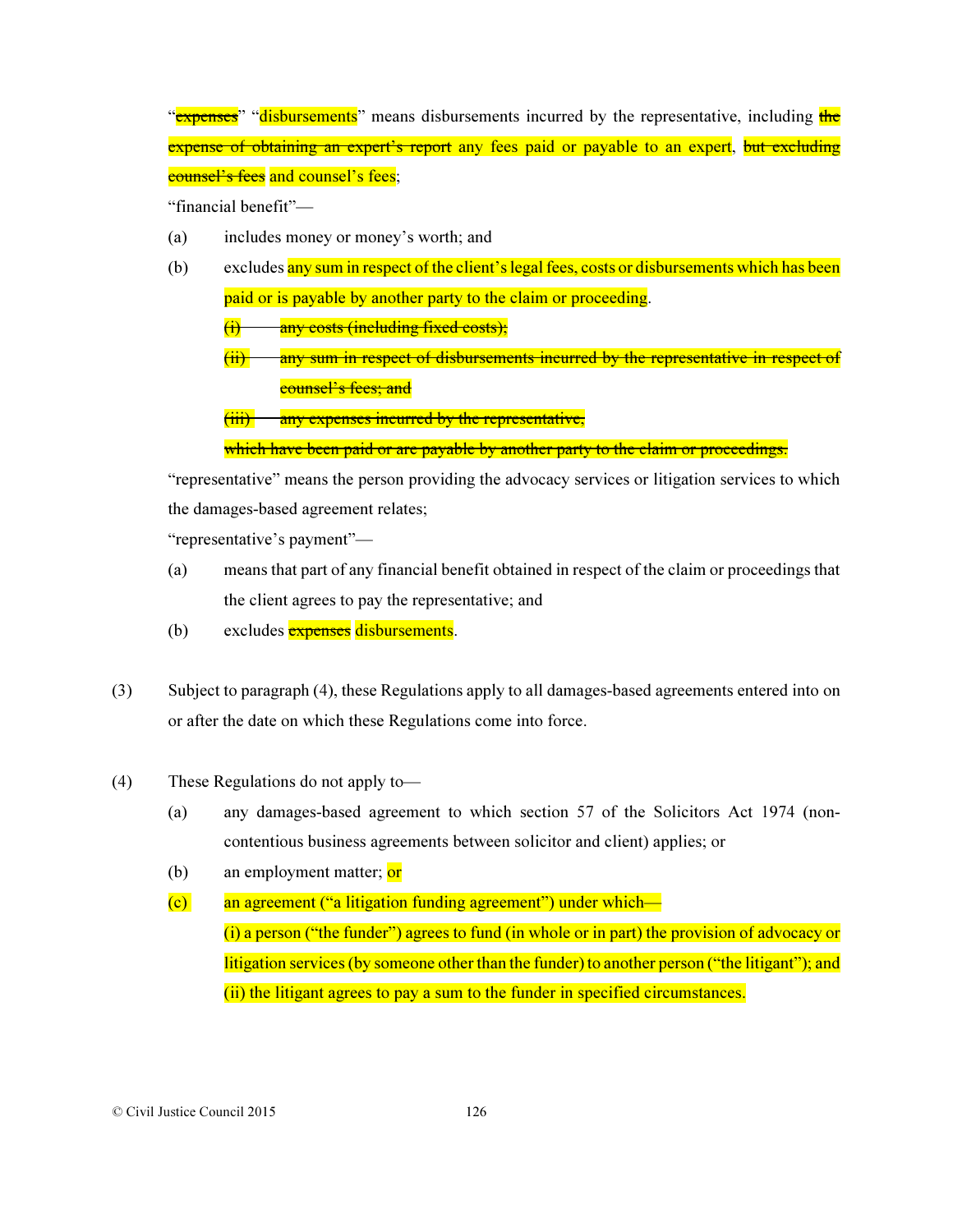"~~expenses~~" "disbursements" means disbursements incurred by the representative, including ~~the expense of obtaining an expert's report~~ any fees paid or payable to an expert, ~~but excluding counsel's fees~~ and counsel's fees;

"financial benefit"—

(a) includes money or money's worth; and

(b) excludes any sum in respect of the client's legal fees, costs or disbursements which has been paid or is payable by another party to the claim or proceeding.

~~(i) any costs (including fixed costs);~~

~~(ii) any sum in respect of disbursements incurred by the representative in respect of counsel's fees; and~~

~~(iii) any expenses incurred by the representative,~~

~~which have been paid or are payable by another party to the claim or proceedings.~~

"representative" means the person providing the advocacy services or litigation services to which the damages-based agreement relates;

"representative's payment"—

(a) means that part of any financial benefit obtained in respect of the claim or proceedings that the client agrees to pay the representative; and

(b) excludes ~~expenses~~ disbursements.

(3) Subject to paragraph (4), these Regulations apply to all damages-based agreements entered into on or after the date on which these Regulations come into force.

(4) These Regulations do not apply to—

(a) any damages-based agreement to which section 57 of the Solicitors Act 1974 (non-contentious business agreements between solicitor and client) applies; or

(b) an employment matter; or

(c) an agreement ("a litigation funding agreement") under which—

(i) a person ("the funder") agrees to fund (in whole or in part) the provision of advocacy or litigation services (by someone other than the funder) to another person ("the litigant"); and

(ii) the litigant agrees to pay a sum to the funder in specified circumstances.

© Civil Justice Council 2015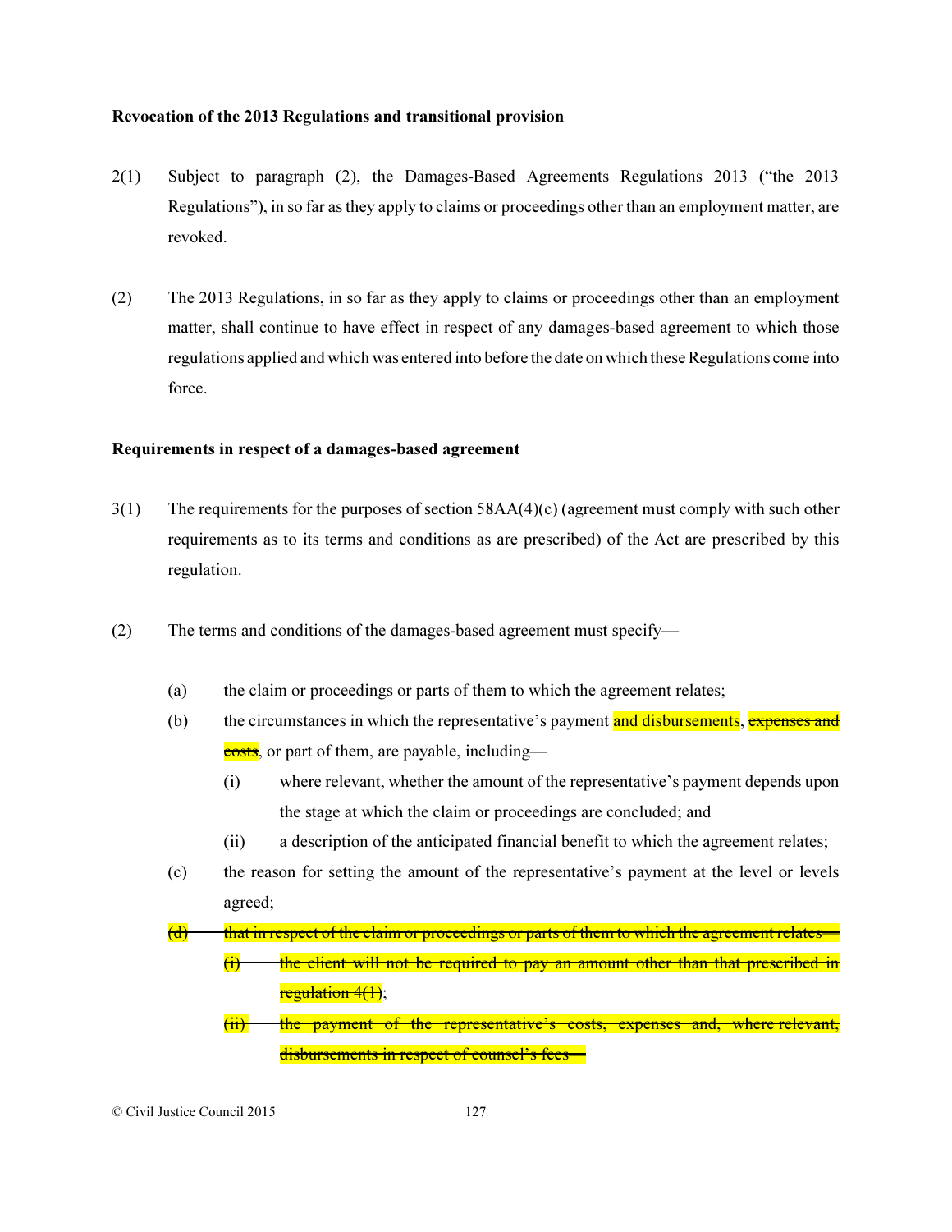**Revocation of the 2013 Regulations and transitional provision**

2(1) Subject to paragraph (2), the Damages-Based Agreements Regulations 2013 ("the 2013 Regulations"), in so far as they apply to claims or proceedings other than an employment matter, are revoked.

(2) The 2013 Regulations, in so far as they apply to claims or proceedings other than an employment matter, shall continue to have effect in respect of any damages-based agreement to which those regulations applied and which was entered into before the date on which these Regulations come into force.

**Requirements in respect of a damages-based agreement**

3(1) The requirements for the purposes of section 58AA(4)(c) (agreement must comply with such other requirements as to its terms and conditions as are prescribed) of the Act are prescribed by this regulation.

(2) The terms and conditions of the damages-based agreement must specify—

- (a) the claim or proceedings or parts of them to which the agreement relates;
- (b) the circumstances in which the representative's payment and disbursements, ~~expenses and costs~~, or part of them, are payable, including—
  - (i) where relevant, whether the amount of the representative's payment depends upon the stage at which the claim or proceedings are concluded; and
  - (ii) a description of the anticipated financial benefit to which the agreement relates;
- (c) the reason for setting the amount of the representative's payment at the level or levels agreed;
- ~~(d) that in respect of the claim or proceedings or parts of them to which the agreement relates—~~
  - ~~(i) the client will not be required to pay an amount other than that prescribed in regulation 4(1)~~;
  - ~~(ii) the payment of the representative's costs, expenses and, where relevant, disbursements in respect of counsel's fees—~~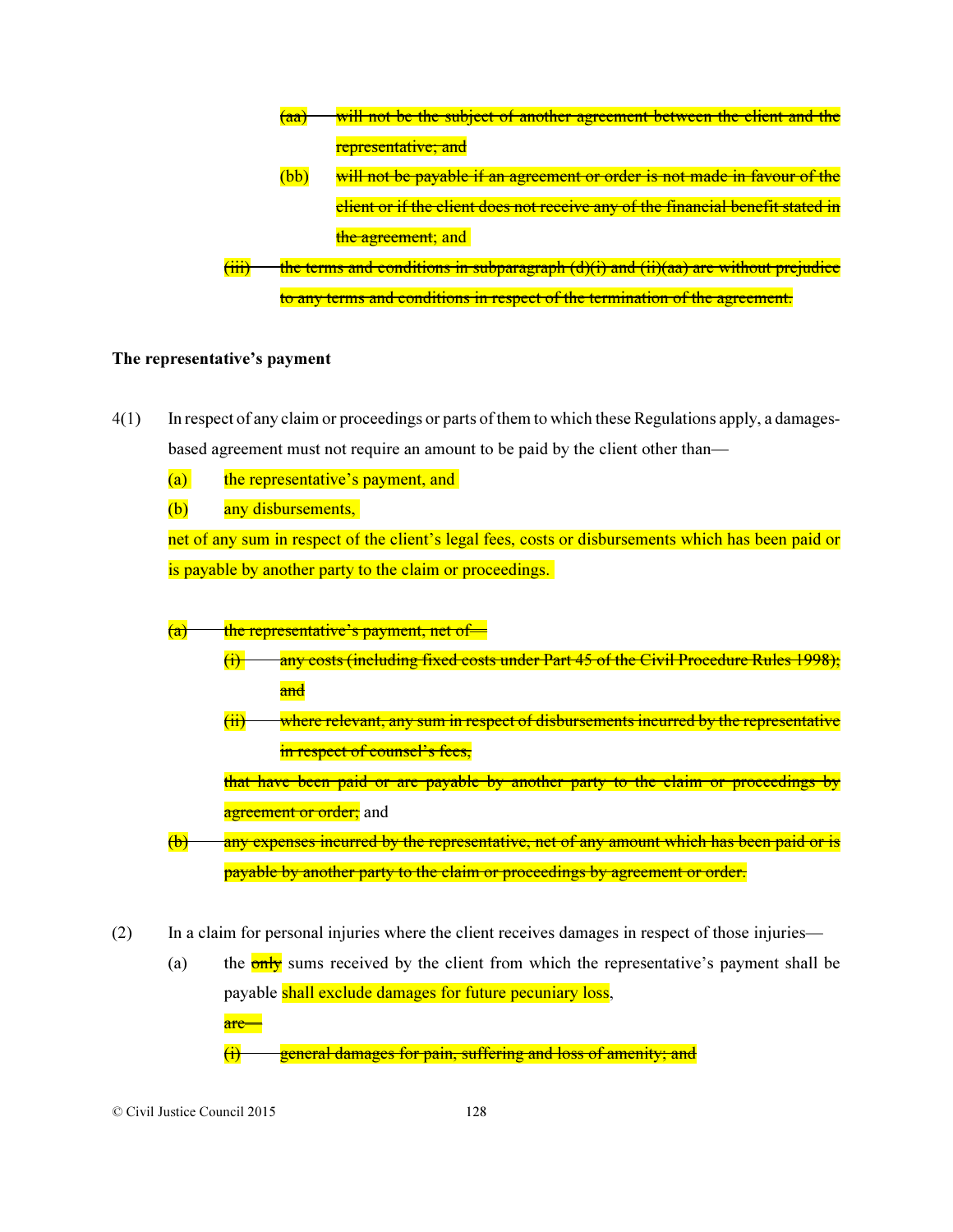~~(aa) will not be the subject of another agreement between the client and the representative; and~~

~~(bb) will not be payable if an agreement or order is not made in favour of the client or if the client does not receive any of the financial benefit stated in the agreement~~; and

~~(iii) the terms and conditions in subparagraph (d)(i) and (ii)(aa) are without prejudice to any terms and conditions in respect of the termination of the agreement.~~

**The representative's payment**

4(1) In respect of any claim or proceedings or parts of them to which these Regulations apply, a damages-based agreement must not require an amount to be paid by the client other than—

(a) the representative's payment, and

(b) any disbursements,

net of any sum in respect of the client's legal fees, costs or disbursements which has been paid or is payable by another party to the claim or proceedings.

~~(a) the representative's payment, net of—~~

~~(i) any costs (including fixed costs under Part 45 of the Civil Procedure Rules 1998); and~~

~~(ii) where relevant, any sum in respect of disbursements incurred by the representative in respect of counsel's fees,~~

~~that have been paid or are payable by another party to the claim or proceedings by agreement or order;~~ and

~~(b) any expenses incurred by the representative, net of any amount which has been paid or is payable by another party to the claim or proceedings by agreement or order.~~

(2) In a claim for personal injuries where the client receives damages in respect of those injuries—

(a) the ~~only~~ sums received by the client from which the representative's payment shall be payable shall exclude damages for future pecuniary loss,

~~are—~~

~~(i) general damages for pain, suffering and loss of amenity; and~~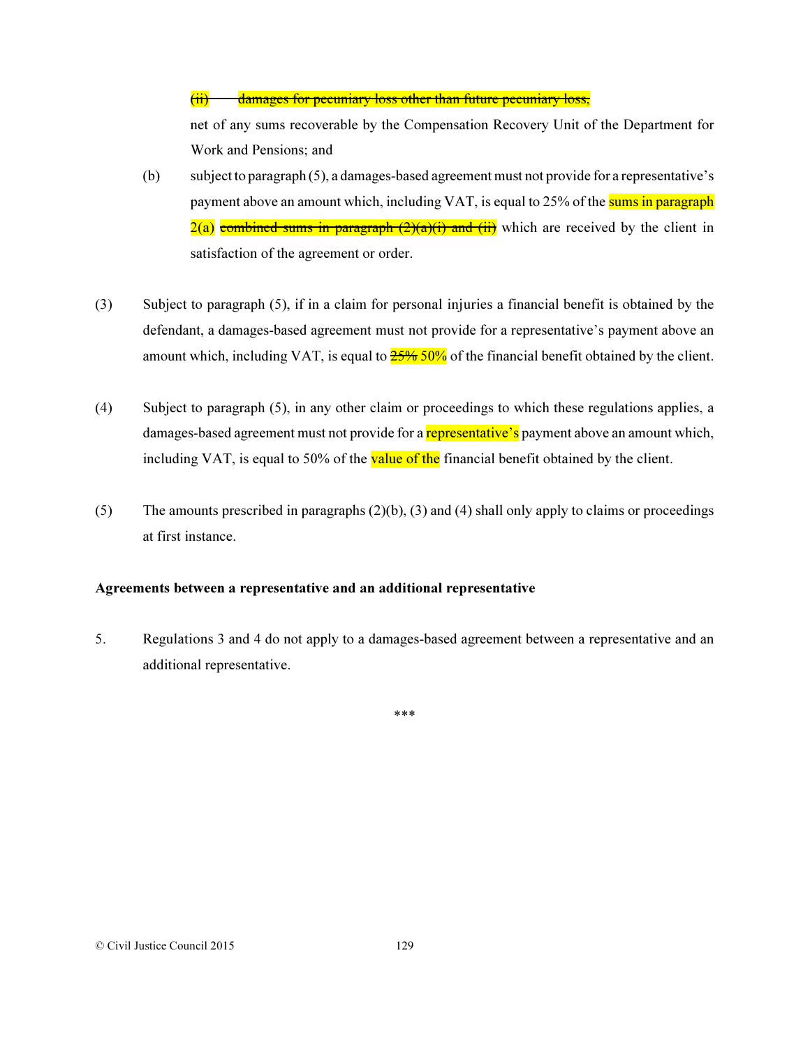~~(ii) damages for pecuniary loss other than future pecuniary loss,~~

net of any sums recoverable by the Compensation Recovery Unit of the Department for Work and Pensions; and

(b) subject to paragraph (5), a damages-based agreement must not provide for a representative's payment above an amount which, including VAT, is equal to 25% of the sums in paragraph 2(a) ~~combined sums in paragraph (2)(a)(i) and (ii)~~ which are received by the client in satisfaction of the agreement or order.

(3) Subject to paragraph (5), if in a claim for personal injuries a financial benefit is obtained by the defendant, a damages-based agreement must not provide for a representative's payment above an amount which, including VAT, is equal to ~~25%~~ 50% of the financial benefit obtained by the client.

(4) Subject to paragraph (5), in any other claim or proceedings to which these regulations applies, a damages-based agreement must not provide for a representative's payment above an amount which, including VAT, is equal to 50% of the value of the financial benefit obtained by the client.

(5) The amounts prescribed in paragraphs (2)(b), (3) and (4) shall only apply to claims or proceedings at first instance.

**Agreements between a representative and an additional representative**

5. Regulations 3 and 4 do not apply to a damages-based agreement between a representative and an additional representative.

\*\*\*

© Civil Justice Council 2015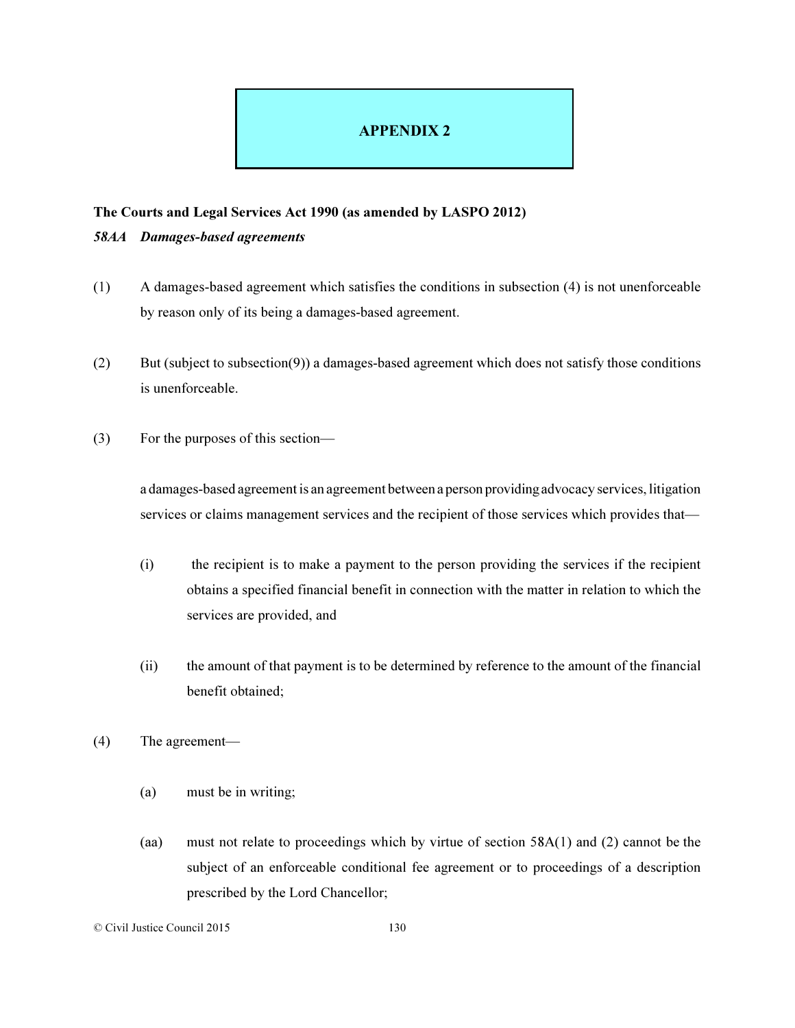# APPENDIX 2

**The Courts and Legal Services Act 1990 (as amended by LASPO 2012)**

***58AA Damages-based agreements***

(1) A damages-based agreement which satisfies the conditions in subsection (4) is not unenforceable by reason only of its being a damages-based agreement.

(2) But (subject to subsection(9)) a damages-based agreement which does not satisfy those conditions is unenforceable.

(3) For the purposes of this section—

a damages-based agreement is an agreement between a person providing advocacy services, litigation services or claims management services and the recipient of those services which provides that—

(i) the recipient is to make a payment to the person providing the services if the recipient obtains a specified financial benefit in connection with the matter in relation to which the services are provided, and

(ii) the amount of that payment is to be determined by reference to the amount of the financial benefit obtained;

(4) The agreement—

(a) must be in writing;

(aa) must not relate to proceedings which by virtue of section 58A(1) and (2) cannot be the subject of an enforceable conditional fee agreement or to proceedings of a description prescribed by the Lord Chancellor;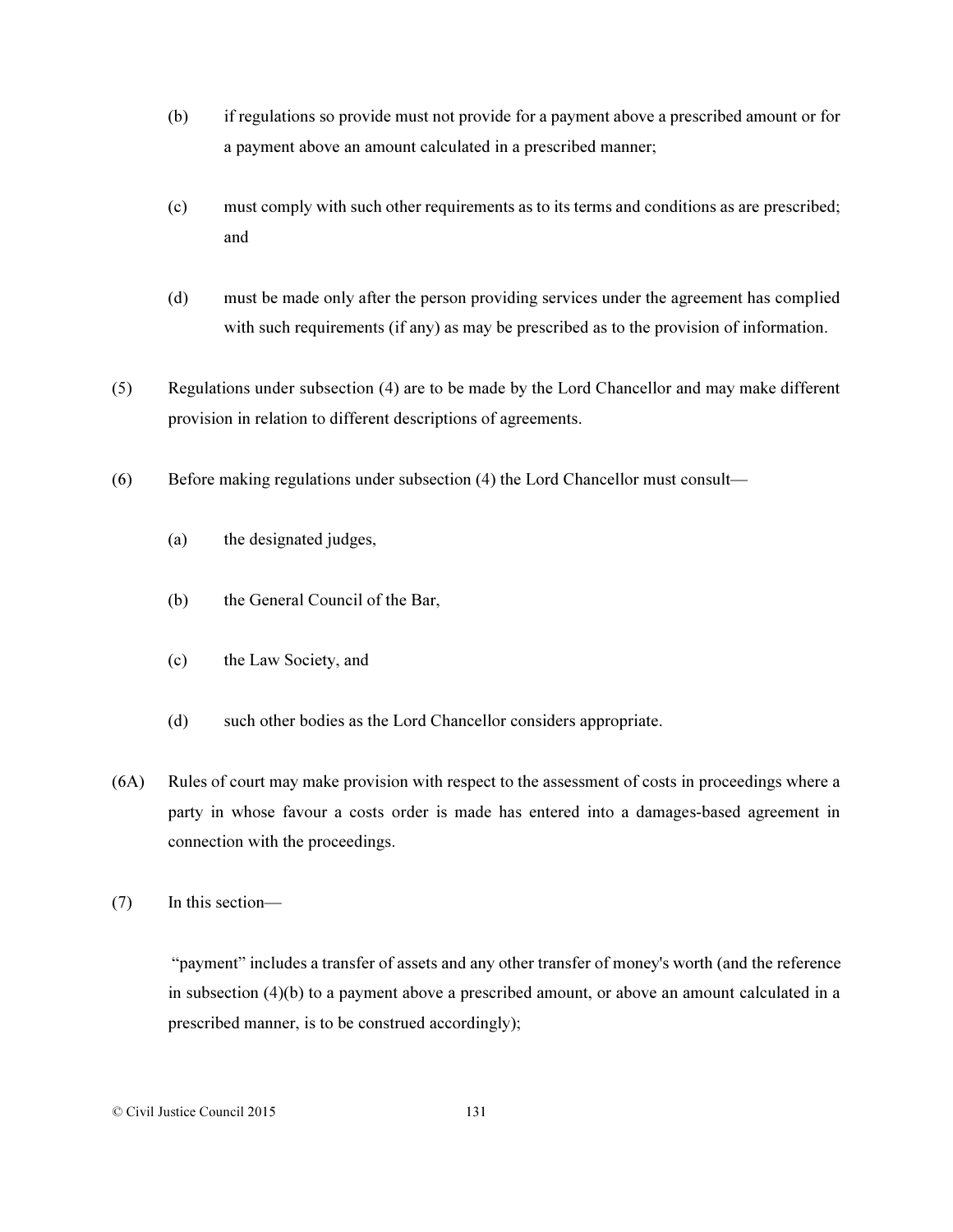(b) if regulations so provide must not provide for a payment above a prescribed amount or for a payment above an amount calculated in a prescribed manner;

(c) must comply with such other requirements as to its terms and conditions as are prescribed; and

(d) must be made only after the person providing services under the agreement has complied with such requirements (if any) as may be prescribed as to the provision of information.

(5) Regulations under subsection (4) are to be made by the Lord Chancellor and may make different provision in relation to different descriptions of agreements.

(6) Before making regulations under subsection (4) the Lord Chancellor must consult—

(a) the designated judges,

(b) the General Council of the Bar,

(c) the Law Society, and

(d) such other bodies as the Lord Chancellor considers appropriate.

(6A) Rules of court may make provision with respect to the assessment of costs in proceedings where a party in whose favour a costs order is made has entered into a damages-based agreement in connection with the proceedings.

(7) In this section—

"payment" includes a transfer of assets and any other transfer of money's worth (and the reference in subsection (4)(b) to a payment above a prescribed amount, or above an amount calculated in a prescribed manner, is to be construed accordingly);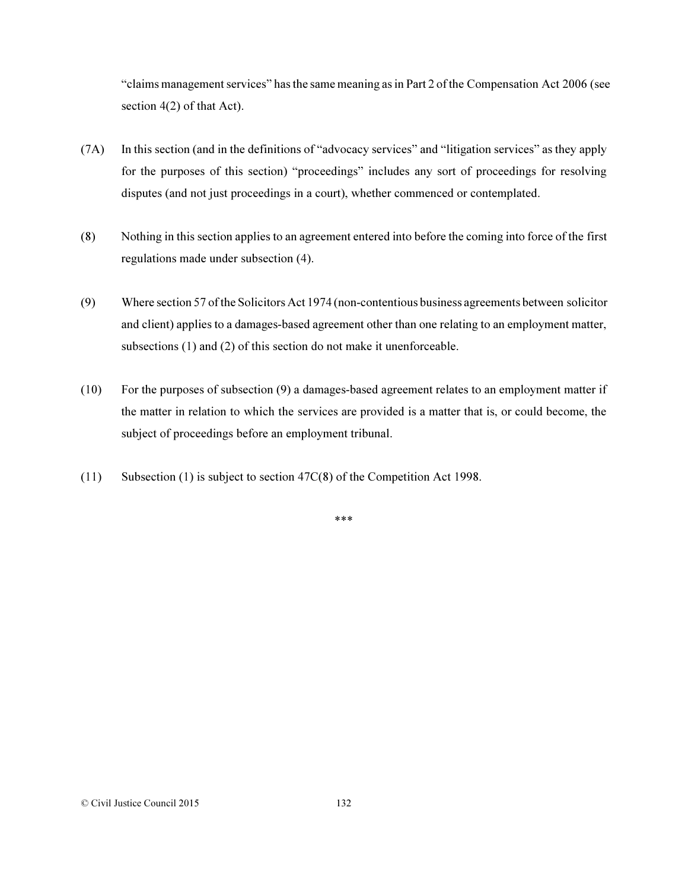"claims management services" has the same meaning as in Part 2 of the Compensation Act 2006 (see section 4(2) of that Act).

(7A) In this section (and in the definitions of "advocacy services" and "litigation services" as they apply for the purposes of this section) "proceedings" includes any sort of proceedings for resolving disputes (and not just proceedings in a court), whether commenced or contemplated.

(8) Nothing in this section applies to an agreement entered into before the coming into force of the first regulations made under subsection (4).

(9) Where section 57 of the Solicitors Act 1974 (non-contentious business agreements between solicitor and client) applies to a damages-based agreement other than one relating to an employment matter, subsections (1) and (2) of this section do not make it unenforceable.

(10) For the purposes of subsection (9) a damages-based agreement relates to an employment matter if the matter in relation to which the services are provided is a matter that is, or could become, the subject of proceedings before an employment tribunal.

(11) Subsection (1) is subject to section 47C(8) of the Competition Act 1998.

***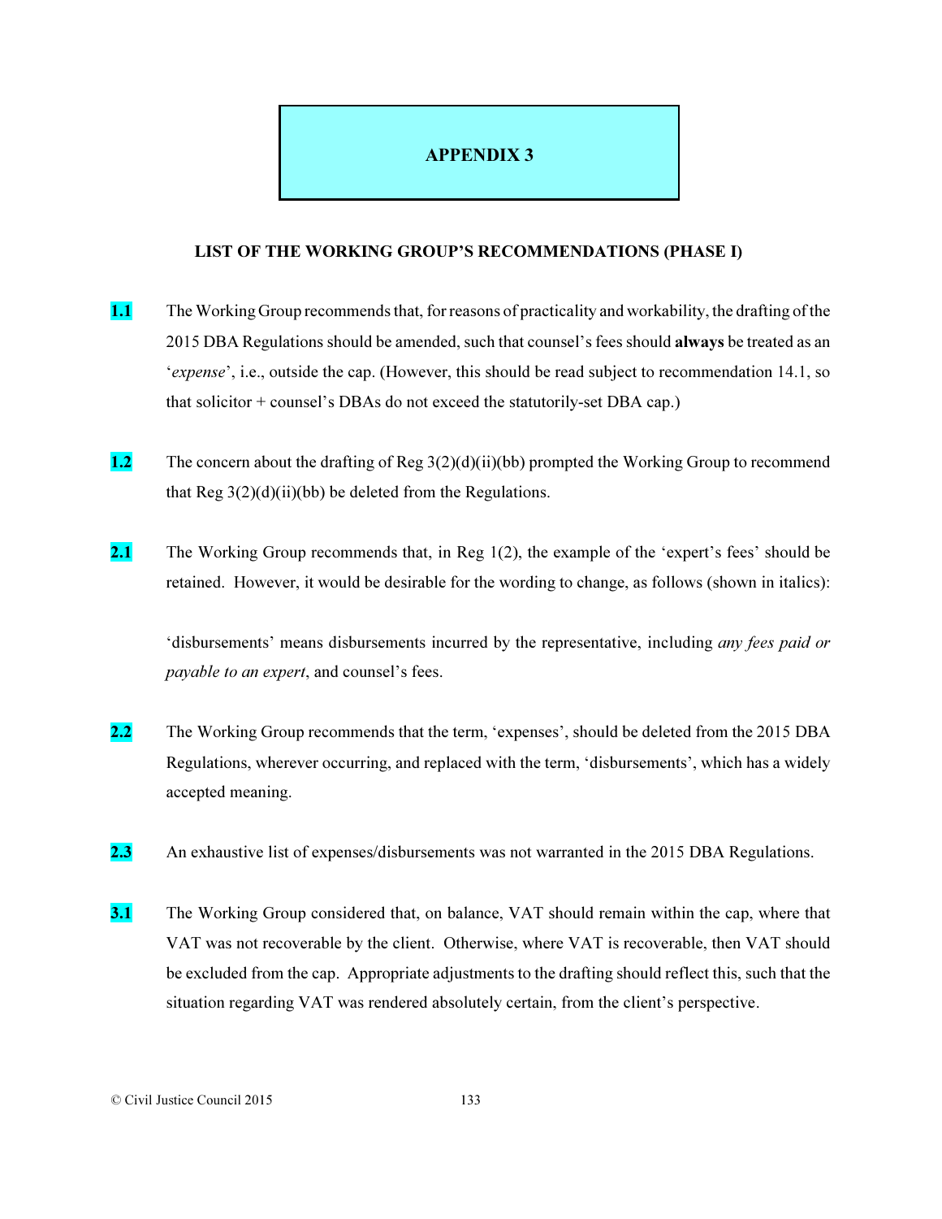# APPENDIX 3

## LIST OF THE WORKING GROUP'S RECOMMENDATIONS (PHASE I)

**1.1** The Working Group recommends that, for reasons of practicality and workability, the drafting of the 2015 DBA Regulations should be amended, such that counsel's fees should **always** be treated as an '*expense*', i.e., outside the cap. (However, this should be read subject to recommendation 14.1, so that solicitor + counsel's DBAs do not exceed the statutorily-set DBA cap.)

**1.2** The concern about the drafting of Reg 3(2)(d)(ii)(bb) prompted the Working Group to recommend that Reg 3(2)(d)(ii)(bb) be deleted from the Regulations.

**2.1** The Working Group recommends that, in Reg 1(2), the example of the 'expert's fees' should be retained. However, it would be desirable for the wording to change, as follows (shown in italics):

'disbursements' means disbursements incurred by the representative, including *any fees paid or payable to an expert*, and counsel's fees.

**2.2** The Working Group recommends that the term, 'expenses', should be deleted from the 2015 DBA Regulations, wherever occurring, and replaced with the term, 'disbursements', which has a widely accepted meaning.

**2.3** An exhaustive list of expenses/disbursements was not warranted in the 2015 DBA Regulations.

**3.1** The Working Group considered that, on balance, VAT should remain within the cap, where that VAT was not recoverable by the client. Otherwise, where VAT is recoverable, then VAT should be excluded from the cap. Appropriate adjustments to the drafting should reflect this, such that the situation regarding VAT was rendered absolutely certain, from the client's perspective.

© Civil Justice Council 2015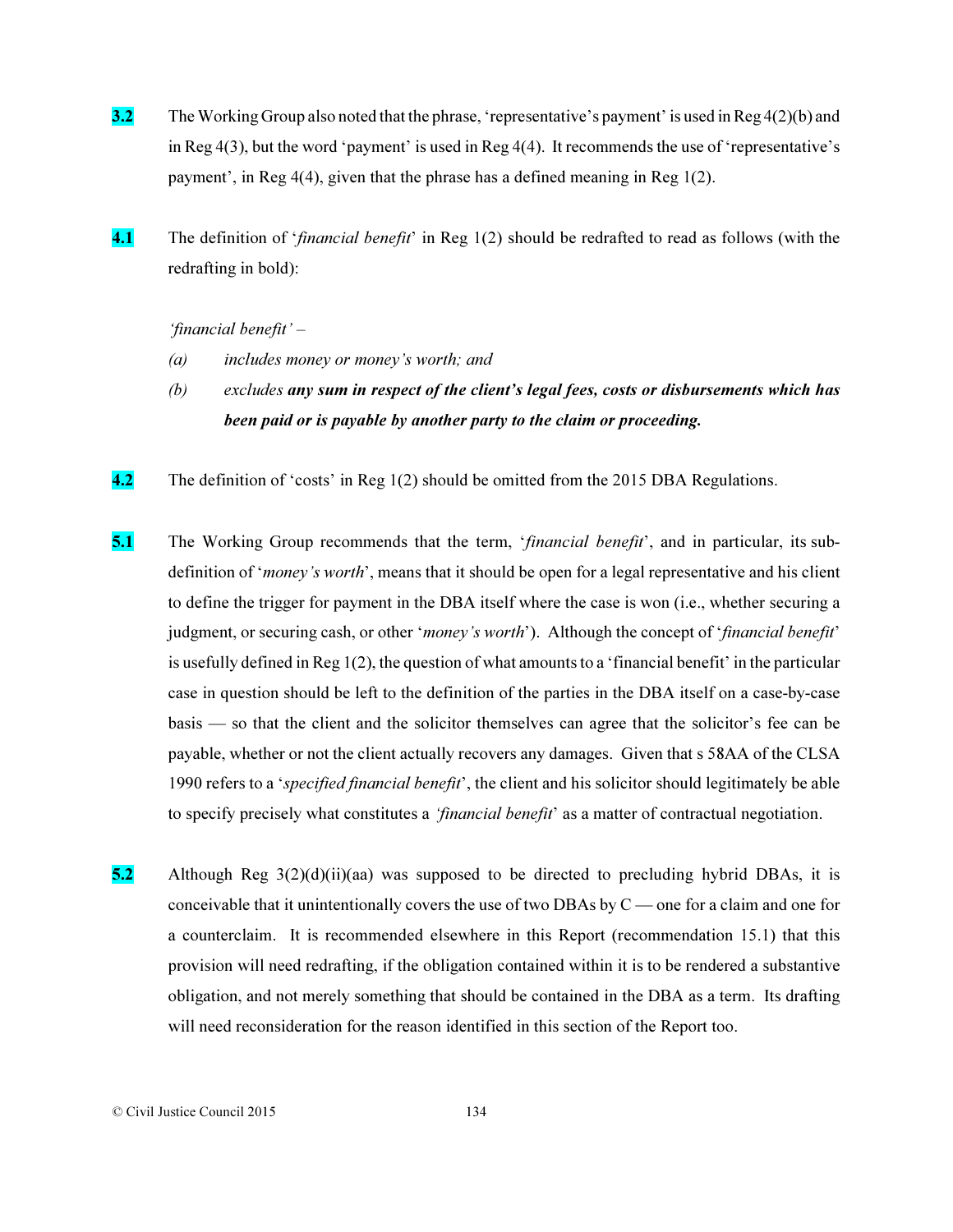**3.2** The Working Group also noted that the phrase, 'representative's payment' is used in Reg 4(2)(b) and in Reg 4(3), but the word 'payment' is used in Reg 4(4). It recommends the use of 'representative's payment', in Reg 4(4), given that the phrase has a defined meaning in Reg 1(2).

**4.1** The definition of '*financial benefit*' in Reg 1(2) should be redrafted to read as follows (with the redrafting in bold):

*'financial benefit' –*

*(a) includes money or money's worth; and*

*(b) excludes* ***any sum in respect of the client's legal fees, costs or disbursements which has been paid or is payable by another party to the claim or proceeding.***

**4.2** The definition of 'costs' in Reg 1(2) should be omitted from the 2015 DBA Regulations.

**5.1** The Working Group recommends that the term, '*financial benefit*', and in particular, its sub-definition of '*money's worth*', means that it should be open for a legal representative and his client to define the trigger for payment in the DBA itself where the case is won (i.e., whether securing a judgment, or securing cash, or other '*money's worth*'). Although the concept of '*financial benefit*' is usefully defined in Reg 1(2), the question of what amounts to a 'financial benefit' in the particular case in question should be left to the definition of the parties in the DBA itself on a case-by-case basis — so that the client and the solicitor themselves can agree that the solicitor's fee can be payable, whether or not the client actually recovers any damages. Given that s 58AA of the CLSA 1990 refers to a '*specified financial benefit*', the client and his solicitor should legitimately be able to specify precisely what constitutes a *'financial benefit*' as a matter of contractual negotiation.

**5.2** Although Reg 3(2)(d)(ii)(aa) was supposed to be directed to precluding hybrid DBAs, it is conceivable that it unintentionally covers the use of two DBAs by C — one for a claim and one for a counterclaim. It is recommended elsewhere in this Report (recommendation 15.1) that this provision will need redrafting, if the obligation contained within it is to be rendered a substantive obligation, and not merely something that should be contained in the DBA as a term. Its drafting will need reconsideration for the reason identified in this section of the Report too.

© Civil Justice Council 2015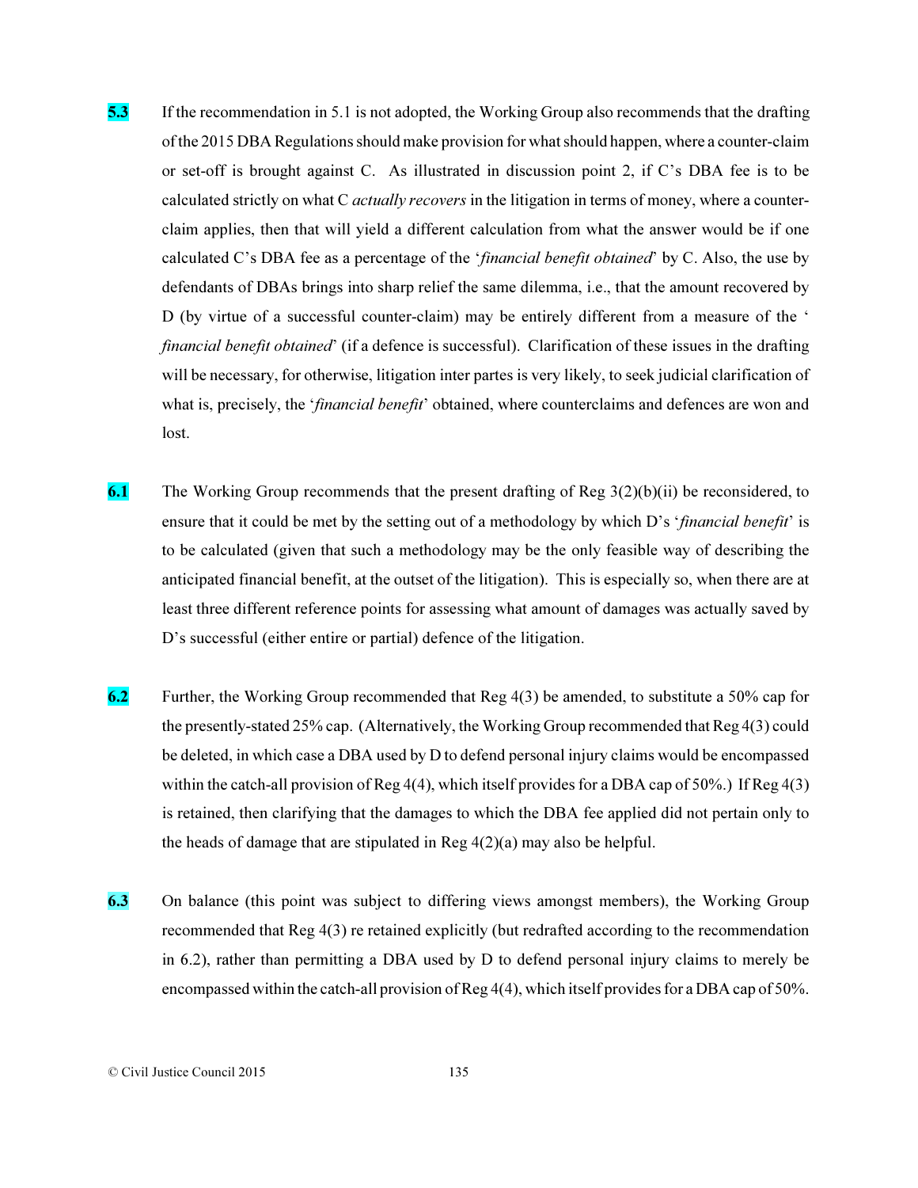**5.3** If the recommendation in 5.1 is not adopted, the Working Group also recommends that the drafting of the 2015 DBA Regulations should make provision for what should happen, where a counter-claim or set-off is brought against C. As illustrated in discussion point 2, if C's DBA fee is to be calculated strictly on what C *actually recovers* in the litigation in terms of money, where a counter-claim applies, then that will yield a different calculation from what the answer would be if one calculated C's DBA fee as a percentage of the '*financial benefit obtained*' by C. Also, the use by defendants of DBAs brings into sharp relief the same dilemma, i.e., that the amount recovered by D (by virtue of a successful counter-claim) may be entirely different from a measure of the '*financial benefit obtained*' (if a defence is successful). Clarification of these issues in the drafting will be necessary, for otherwise, litigation inter partes is very likely, to seek judicial clarification of what is, precisely, the '*financial benefit*' obtained, where counterclaims and defences are won and lost.

**6.1** The Working Group recommends that the present drafting of Reg 3(2)(b)(ii) be reconsidered, to ensure that it could be met by the setting out of a methodology by which D's '*financial benefit*' is to be calculated (given that such a methodology may be the only feasible way of describing the anticipated financial benefit, at the outset of the litigation). This is especially so, when there are at least three different reference points for assessing what amount of damages was actually saved by D's successful (either entire or partial) defence of the litigation.

**6.2** Further, the Working Group recommended that Reg 4(3) be amended, to substitute a 50% cap for the presently-stated 25% cap. (Alternatively, the Working Group recommended that Reg 4(3) could be deleted, in which case a DBA used by D to defend personal injury claims would be encompassed within the catch-all provision of Reg 4(4), which itself provides for a DBA cap of 50%.) If Reg 4(3) is retained, then clarifying that the damages to which the DBA fee applied did not pertain only to the heads of damage that are stipulated in Reg 4(2)(a) may also be helpful.

**6.3** On balance (this point was subject to differing views amongst members), the Working Group recommended that Reg 4(3) re retained explicitly (but redrafted according to the recommendation in 6.2), rather than permitting a DBA used by D to defend personal injury claims to merely be encompassed within the catch-all provision of Reg 4(4), which itself provides for a DBA cap of 50%.

© Civil Justice Council 2015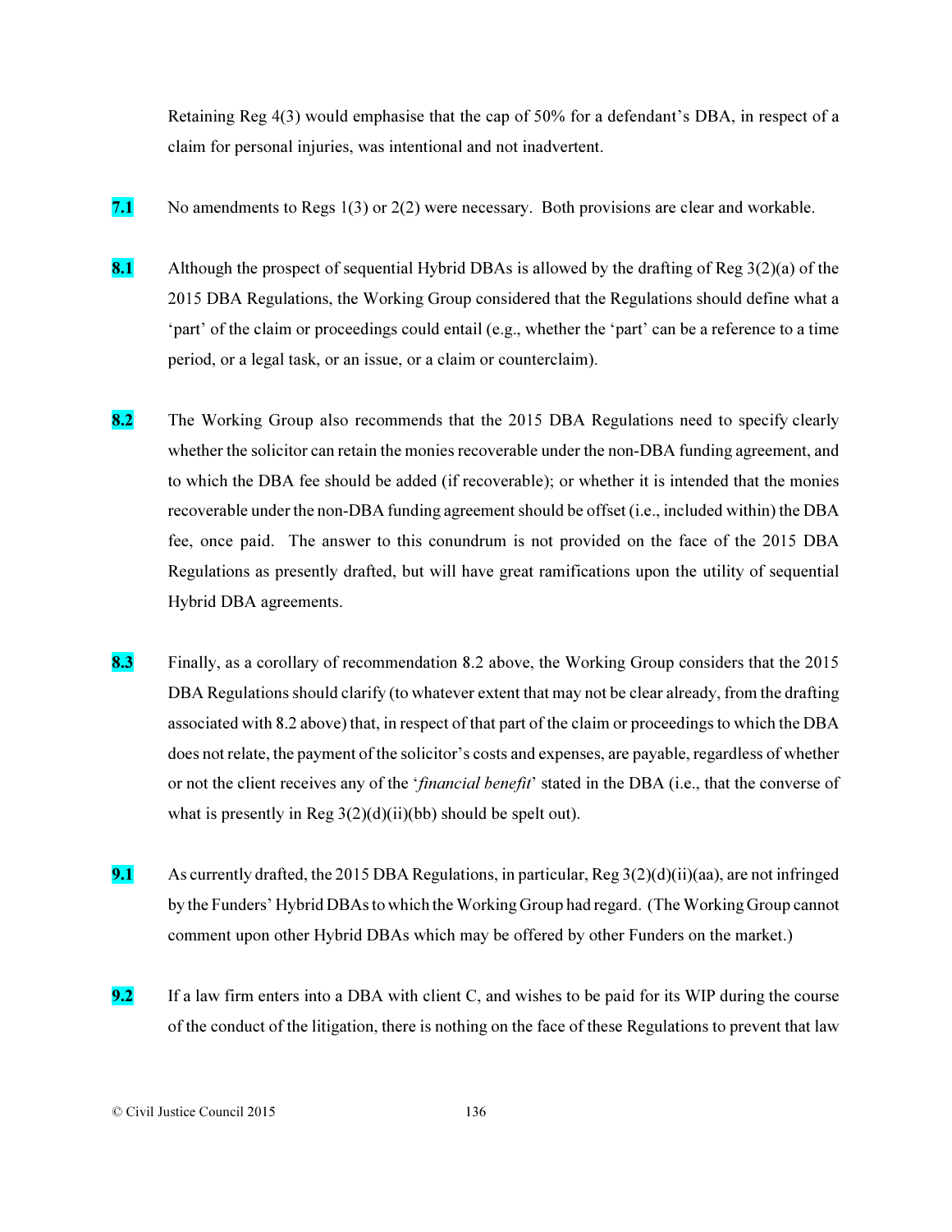Retaining Reg 4(3) would emphasise that the cap of 50% for a defendant's DBA, in respect of a claim for personal injuries, was intentional and not inadvertent.

**7.1** No amendments to Regs 1(3) or 2(2) were necessary. Both provisions are clear and workable.

**8.1** Although the prospect of sequential Hybrid DBAs is allowed by the drafting of Reg 3(2)(a) of the 2015 DBA Regulations, the Working Group considered that the Regulations should define what a 'part' of the claim or proceedings could entail (e.g., whether the 'part' can be a reference to a time period, or a legal task, or an issue, or a claim or counterclaim).

**8.2** The Working Group also recommends that the 2015 DBA Regulations need to specify clearly whether the solicitor can retain the monies recoverable under the non-DBA funding agreement, and to which the DBA fee should be added (if recoverable); or whether it is intended that the monies recoverable under the non-DBA funding agreement should be offset (i.e., included within) the DBA fee, once paid. The answer to this conundrum is not provided on the face of the 2015 DBA Regulations as presently drafted, but will have great ramifications upon the utility of sequential Hybrid DBA agreements.

**8.3** Finally, as a corollary of recommendation 8.2 above, the Working Group considers that the 2015 DBA Regulations should clarify (to whatever extent that may not be clear already, from the drafting associated with 8.2 above) that, in respect of that part of the claim or proceedings to which the DBA does not relate, the payment of the solicitor's costs and expenses, are payable, regardless of whether or not the client receives any of the '*financial benefit*' stated in the DBA (i.e., that the converse of what is presently in Reg 3(2)(d)(ii)(bb) should be spelt out).

**9.1** As currently drafted, the 2015 DBA Regulations, in particular, Reg 3(2)(d)(ii)(aa), are not infringed by the Funders' Hybrid DBAs to which the Working Group had regard. (The Working Group cannot comment upon other Hybrid DBAs which may be offered by other Funders on the market.)

**9.2** If a law firm enters into a DBA with client C, and wishes to be paid for its WIP during the course of the conduct of the litigation, there is nothing on the face of these Regulations to prevent that law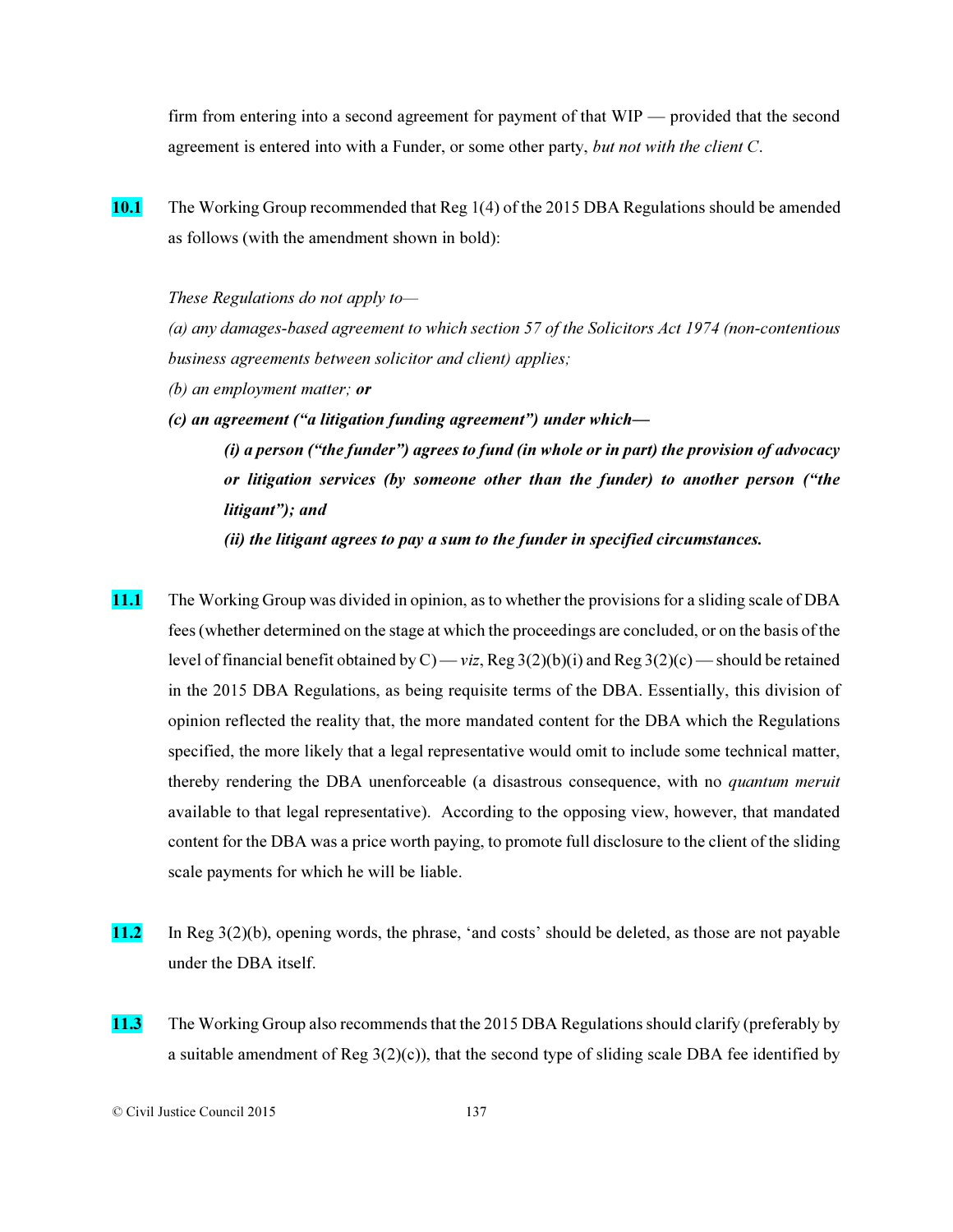firm from entering into a second agreement for payment of that WIP — provided that the second agreement is entered into with a Funder, or some other party, *but not with the client C*.

**10.1** The Working Group recommended that Reg 1(4) of the 2015 DBA Regulations should be amended as follows (with the amendment shown in bold):

> *These Regulations do not apply to—*
>
> *(a) any damages-based agreement to which section 57 of the Solicitors Act 1974 (non-contentious business agreements between solicitor and client) applies;*
>
> *(b) an employment matter;* ***or***
>
> ***(c) an agreement ("a litigation funding agreement") under which—***
>
> > ***(i) a person ("the funder") agrees to fund (in whole or in part) the provision of advocacy or litigation services (by someone other than the funder) to another person ("the litigant"); and***
> >
> > ***(ii) the litigant agrees to pay a sum to the funder in specified circumstances.***

**11.1** The Working Group was divided in opinion, as to whether the provisions for a sliding scale of DBA fees (whether determined on the stage at which the proceedings are concluded, or on the basis of the level of financial benefit obtained by C) — *viz*, Reg 3(2)(b)(i) and Reg 3(2)(c) — should be retained in the 2015 DBA Regulations, as being requisite terms of the DBA. Essentially, this division of opinion reflected the reality that, the more mandated content for the DBA which the Regulations specified, the more likely that a legal representative would omit to include some technical matter, thereby rendering the DBA unenforceable (a disastrous consequence, with no *quantum meruit* available to that legal representative). According to the opposing view, however, that mandated content for the DBA was a price worth paying, to promote full disclosure to the client of the sliding scale payments for which he will be liable.

**11.2** In Reg 3(2)(b), opening words, the phrase, 'and costs' should be deleted, as those are not payable under the DBA itself.

**11.3** The Working Group also recommends that the 2015 DBA Regulations should clarify (preferably by a suitable amendment of Reg 3(2)(c)), that the second type of sliding scale DBA fee identified by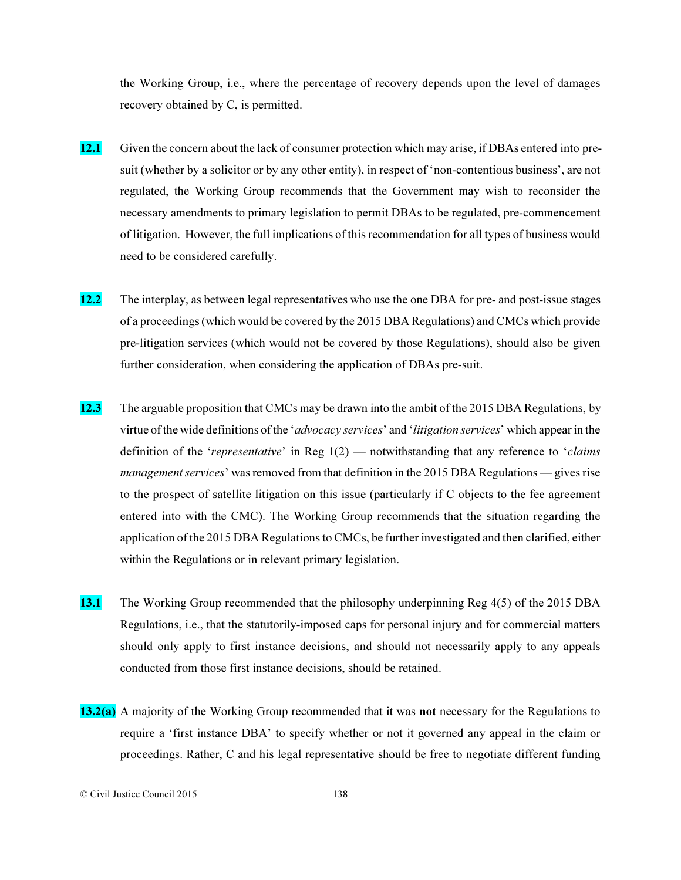the Working Group, i.e., where the percentage of recovery depends upon the level of damages recovery obtained by C, is permitted.

**12.1** Given the concern about the lack of consumer protection which may arise, if DBAs entered into pre-suit (whether by a solicitor or by any other entity), in respect of 'non-contentious business', are not regulated, the Working Group recommends that the Government may wish to reconsider the necessary amendments to primary legislation to permit DBAs to be regulated, pre-commencement of litigation. However, the full implications of this recommendation for all types of business would need to be considered carefully.

**12.2** The interplay, as between legal representatives who use the one DBA for pre- and post-issue stages of a proceedings (which would be covered by the 2015 DBA Regulations) and CMCs which provide pre-litigation services (which would not be covered by those Regulations), should also be given further consideration, when considering the application of DBAs pre-suit.

**12.3** The arguable proposition that CMCs may be drawn into the ambit of the 2015 DBA Regulations, by virtue of the wide definitions of the '*advocacy services*' and '*litigation services*' which appear in the definition of the '*representative*' in Reg 1(2) — notwithstanding that any reference to '*claims management services*' was removed from that definition in the 2015 DBA Regulations — gives rise to the prospect of satellite litigation on this issue (particularly if C objects to the fee agreement entered into with the CMC). The Working Group recommends that the situation regarding the application of the 2015 DBA Regulations to CMCs, be further investigated and then clarified, either within the Regulations or in relevant primary legislation.

**13.1** The Working Group recommended that the philosophy underpinning Reg 4(5) of the 2015 DBA Regulations, i.e., that the statutorily-imposed caps for personal injury and for commercial matters should only apply to first instance decisions, and should not necessarily apply to any appeals conducted from those first instance decisions, should be retained.

**13.2(a)** A majority of the Working Group recommended that it was **not** necessary for the Regulations to require a 'first instance DBA' to specify whether or not it governed any appeal in the claim or proceedings. Rather, C and his legal representative should be free to negotiate different funding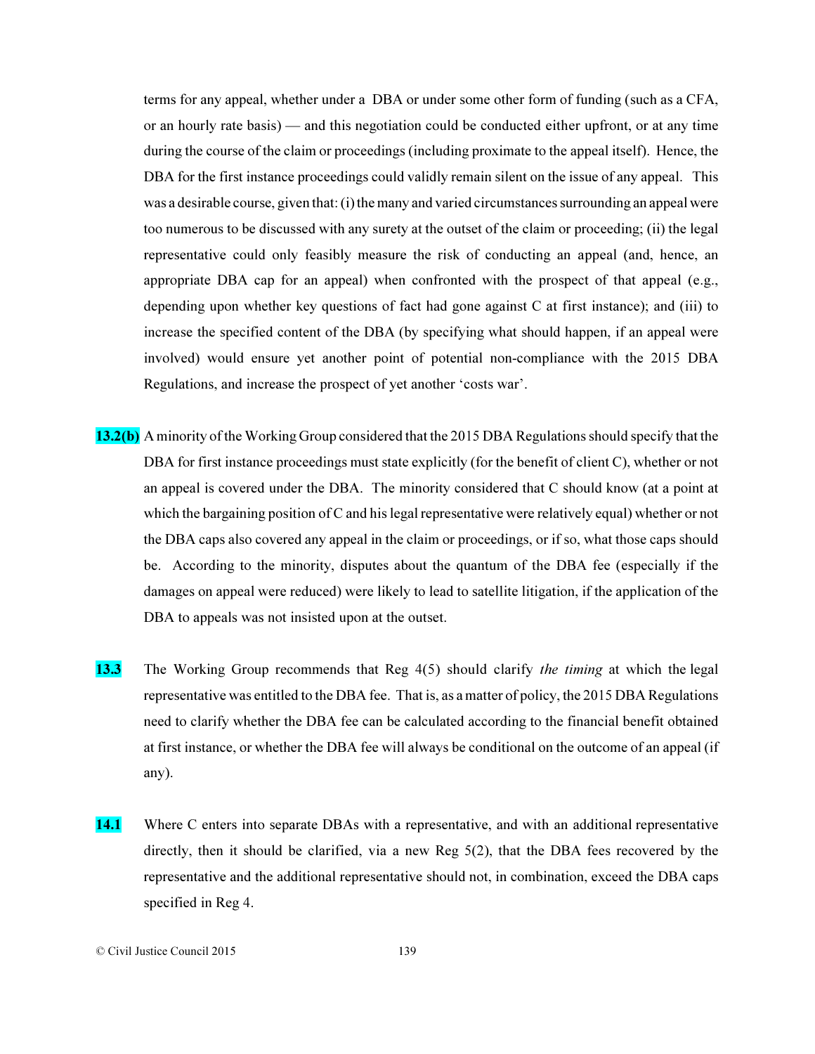terms for any appeal, whether under a DBA or under some other form of funding (such as a CFA, or an hourly rate basis) — and this negotiation could be conducted either upfront, or at any time during the course of the claim or proceedings (including proximate to the appeal itself). Hence, the DBA for the first instance proceedings could validly remain silent on the issue of any appeal. This was a desirable course, given that: (i) the many and varied circumstances surrounding an appeal were too numerous to be discussed with any surety at the outset of the claim or proceeding; (ii) the legal representative could only feasibly measure the risk of conducting an appeal (and, hence, an appropriate DBA cap for an appeal) when confronted with the prospect of that appeal (e.g., depending upon whether key questions of fact had gone against C at first instance); and (iii) to increase the specified content of the DBA (by specifying what should happen, if an appeal were involved) would ensure yet another point of potential non-compliance with the 2015 DBA Regulations, and increase the prospect of yet another 'costs war'.

**13.2(b)** A minority of the Working Group considered that the 2015 DBA Regulations should specify that the DBA for first instance proceedings must state explicitly (for the benefit of client C), whether or not an appeal is covered under the DBA. The minority considered that C should know (at a point at which the bargaining position of C and his legal representative were relatively equal) whether or not the DBA caps also covered any appeal in the claim or proceedings, or if so, what those caps should be. According to the minority, disputes about the quantum of the DBA fee (especially if the damages on appeal were reduced) were likely to lead to satellite litigation, if the application of the DBA to appeals was not insisted upon at the outset.

**13.3** The Working Group recommends that Reg 4(5) should clarify *the timing* at which the legal representative was entitled to the DBA fee. That is, as a matter of policy, the 2015 DBA Regulations need to clarify whether the DBA fee can be calculated according to the financial benefit obtained at first instance, or whether the DBA fee will always be conditional on the outcome of an appeal (if any).

**14.1** Where C enters into separate DBAs with a representative, and with an additional representative directly, then it should be clarified, via a new Reg 5(2), that the DBA fees recovered by the representative and the additional representative should not, in combination, exceed the DBA caps specified in Reg 4.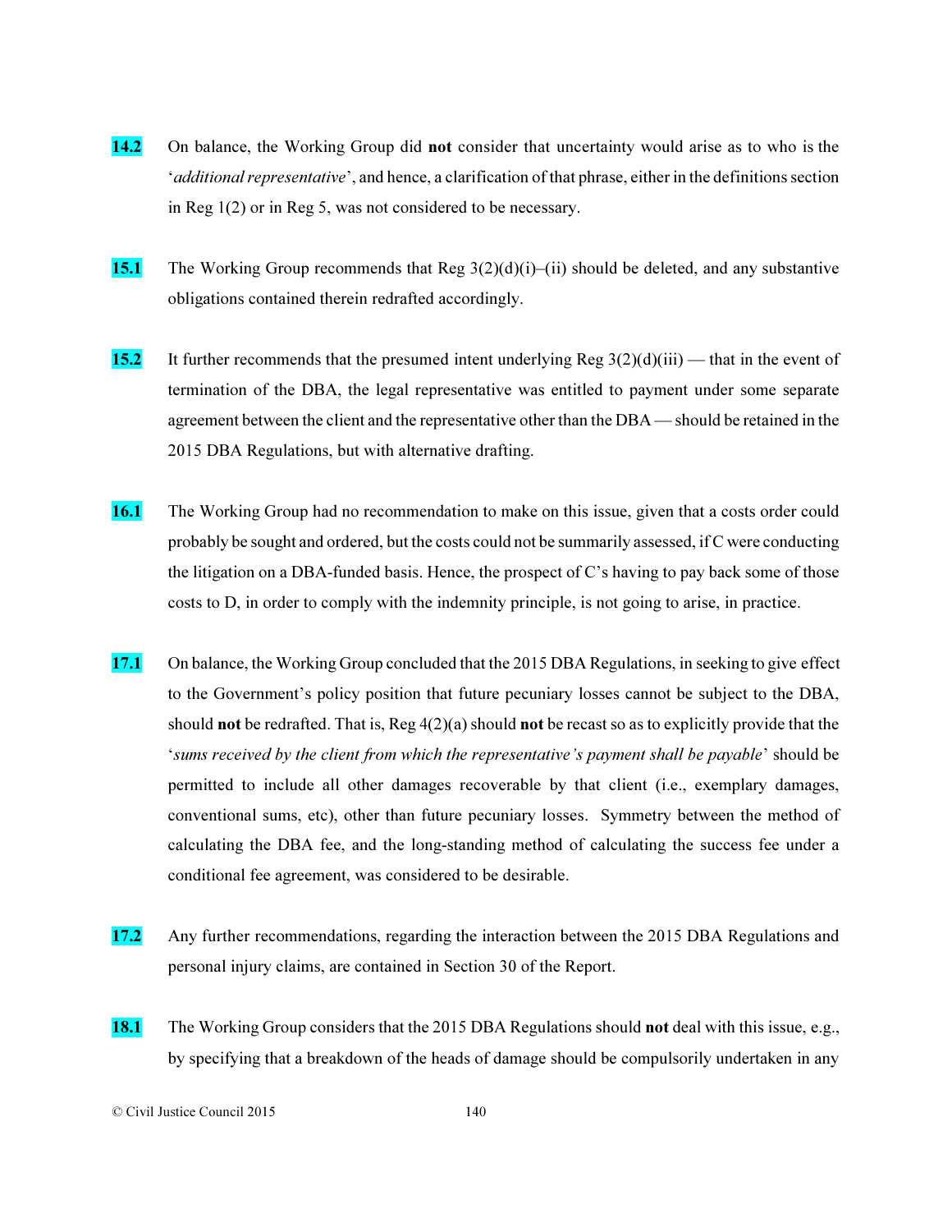**14.2** On balance, the Working Group did **not** consider that uncertainty would arise as to who is the '*additional representative*', and hence, a clarification of that phrase, either in the definitions section in Reg 1(2) or in Reg 5, was not considered to be necessary.

**15.1** The Working Group recommends that Reg 3(2)(d)(i)–(ii) should be deleted, and any substantive obligations contained therein redrafted accordingly.

**15.2** It further recommends that the presumed intent underlying Reg 3(2)(d)(iii) — that in the event of termination of the DBA, the legal representative was entitled to payment under some separate agreement between the client and the representative other than the DBA — should be retained in the 2015 DBA Regulations, but with alternative drafting.

**16.1** The Working Group had no recommendation to make on this issue, given that a costs order could probably be sought and ordered, but the costs could not be summarily assessed, if C were conducting the litigation on a DBA-funded basis. Hence, the prospect of C's having to pay back some of those costs to D, in order to comply with the indemnity principle, is not going to arise, in practice.

**17.1** On balance, the Working Group concluded that the 2015 DBA Regulations, in seeking to give effect to the Government's policy position that future pecuniary losses cannot be subject to the DBA, should **not** be redrafted. That is, Reg 4(2)(a) should **not** be recast so as to explicitly provide that the '*sums received by the client from which the representative's payment shall be payable*' should be permitted to include all other damages recoverable by that client (i.e., exemplary damages, conventional sums, etc), other than future pecuniary losses. Symmetry between the method of calculating the DBA fee, and the long-standing method of calculating the success fee under a conditional fee agreement, was considered to be desirable.

**17.2** Any further recommendations, regarding the interaction between the 2015 DBA Regulations and personal injury claims, are contained in Section 30 of the Report.

**18.1** The Working Group considers that the 2015 DBA Regulations should **not** deal with this issue, e.g., by specifying that a breakdown of the heads of damage should be compulsorily undertaken in any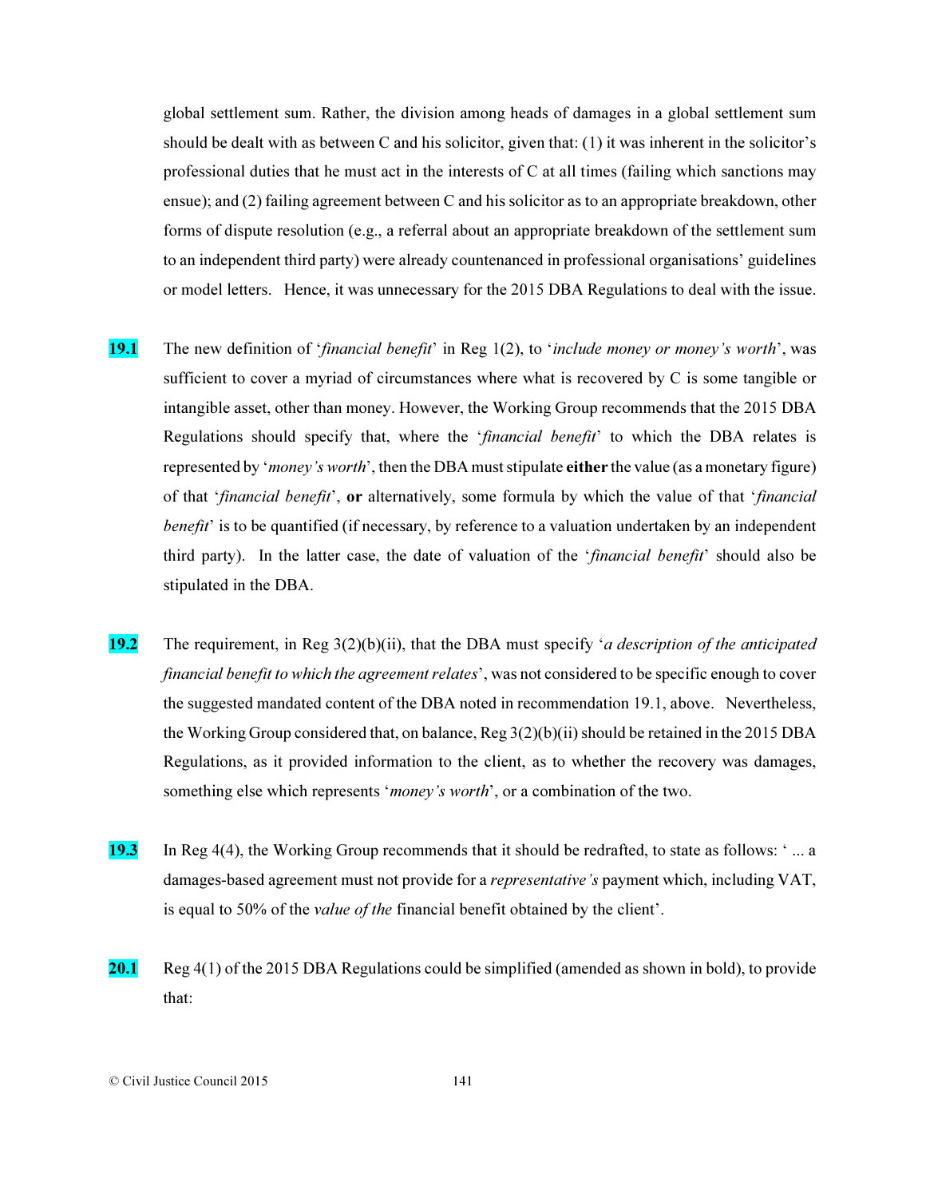global settlement sum. Rather, the division among heads of damages in a global settlement sum should be dealt with as between C and his solicitor, given that: (1) it was inherent in the solicitor's professional duties that he must act in the interests of C at all times (failing which sanctions may ensue); and (2) failing agreement between C and his solicitor as to an appropriate breakdown, other forms of dispute resolution (e.g., a referral about an appropriate breakdown of the settlement sum to an independent third party) were already countenanced in professional organisations' guidelines or model letters. Hence, it was unnecessary for the 2015 DBA Regulations to deal with the issue.

**19.1** The new definition of '*financial benefit*' in Reg 1(2), to '*include money or money's worth*', was sufficient to cover a myriad of circumstances where what is recovered by C is some tangible or intangible asset, other than money. However, the Working Group recommends that the 2015 DBA Regulations should specify that, where the '*financial benefit*' to which the DBA relates is represented by '*money's worth*', then the DBA must stipulate **either** the value (as a monetary figure) of that '*financial benefit*', **or** alternatively, some formula by which the value of that '*financial benefit*' is to be quantified (if necessary, by reference to a valuation undertaken by an independent third party). In the latter case, the date of valuation of the '*financial benefit*' should also be stipulated in the DBA.

**19.2** The requirement, in Reg 3(2)(b)(ii), that the DBA must specify '*a description of the anticipated financial benefit to which the agreement relates*', was not considered to be specific enough to cover the suggested mandated content of the DBA noted in recommendation 19.1, above. Nevertheless, the Working Group considered that, on balance, Reg 3(2)(b)(ii) should be retained in the 2015 DBA Regulations, as it provided information to the client, as to whether the recovery was damages, something else which represents '*money's worth*', or a combination of the two.

**19.3** In Reg 4(4), the Working Group recommends that it should be redrafted, to state as follows: ' ... a damages-based agreement must not provide for a *representative's* payment which, including VAT, is equal to 50% of the *value of the* financial benefit obtained by the client'.

**20.1** Reg 4(1) of the 2015 DBA Regulations could be simplified (amended as shown in bold), to provide that: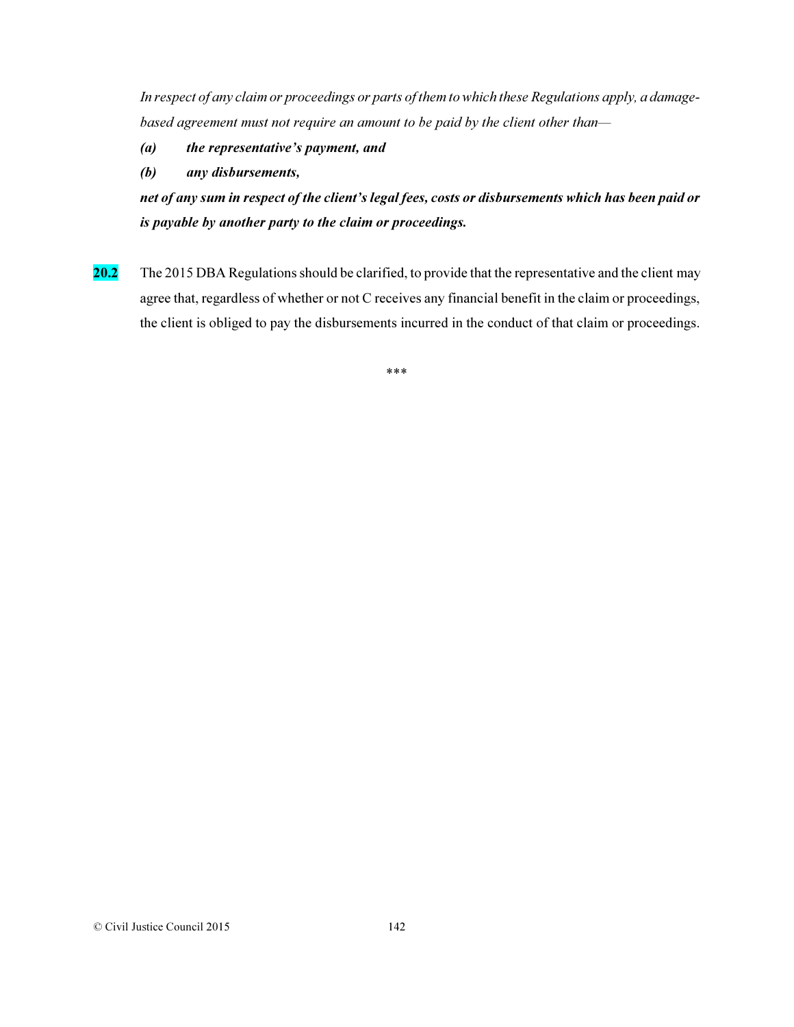*In respect of any claim or proceedings or parts of them to which these Regulations apply, a damage-based agreement must not require an amount to be paid by the client other than—*

***(a) the representative's payment, and***

***(b) any disbursements,***

***net of any sum in respect of the client's legal fees, costs or disbursements which has been paid or is payable by another party to the claim or proceedings.***

**20.2** The 2015 DBA Regulations should be clarified, to provide that the representative and the client may agree that, regardless of whether or not C receives any financial benefit in the claim or proceedings, the client is obliged to pay the disbursements incurred in the conduct of that claim or proceedings.

\*\*\*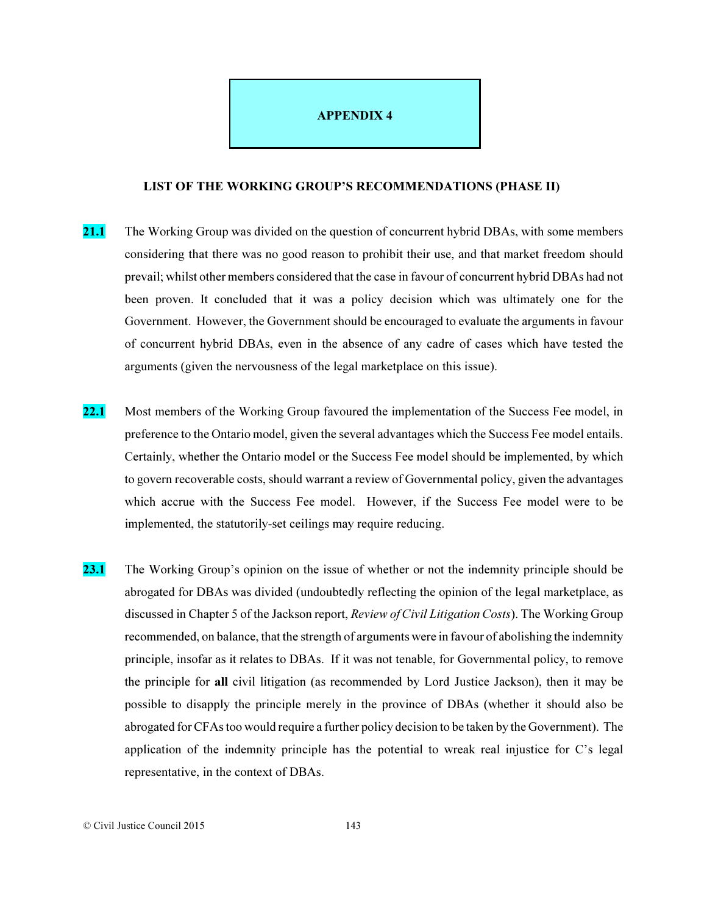# APPENDIX 4

## LIST OF THE WORKING GROUP'S RECOMMENDATIONS (PHASE II)

**21.1** The Working Group was divided on the question of concurrent hybrid DBAs, with some members considering that there was no good reason to prohibit their use, and that market freedom should prevail; whilst other members considered that the case in favour of concurrent hybrid DBAs had not been proven. It concluded that it was a policy decision which was ultimately one for the Government. However, the Government should be encouraged to evaluate the arguments in favour of concurrent hybrid DBAs, even in the absence of any cadre of cases which have tested the arguments (given the nervousness of the legal marketplace on this issue).

**22.1** Most members of the Working Group favoured the implementation of the Success Fee model, in preference to the Ontario model, given the several advantages which the Success Fee model entails. Certainly, whether the Ontario model or the Success Fee model should be implemented, by which to govern recoverable costs, should warrant a review of Governmental policy, given the advantages which accrue with the Success Fee model. However, if the Success Fee model were to be implemented, the statutorily-set ceilings may require reducing.

**23.1** The Working Group's opinion on the issue of whether or not the indemnity principle should be abrogated for DBAs was divided (undoubtedly reflecting the opinion of the legal marketplace, as discussed in Chapter 5 of the Jackson report, *Review of Civil Litigation Costs*). The Working Group recommended, on balance, that the strength of arguments were in favour of abolishing the indemnity principle, insofar as it relates to DBAs. If it was not tenable, for Governmental policy, to remove the principle for **all** civil litigation (as recommended by Lord Justice Jackson), then it may be possible to disapply the principle merely in the province of DBAs (whether it should also be abrogated for CFAs too would require a further policy decision to be taken by the Government). The application of the indemnity principle has the potential to wreak real injustice for C's legal representative, in the context of DBAs.

© Civil Justice Council 2015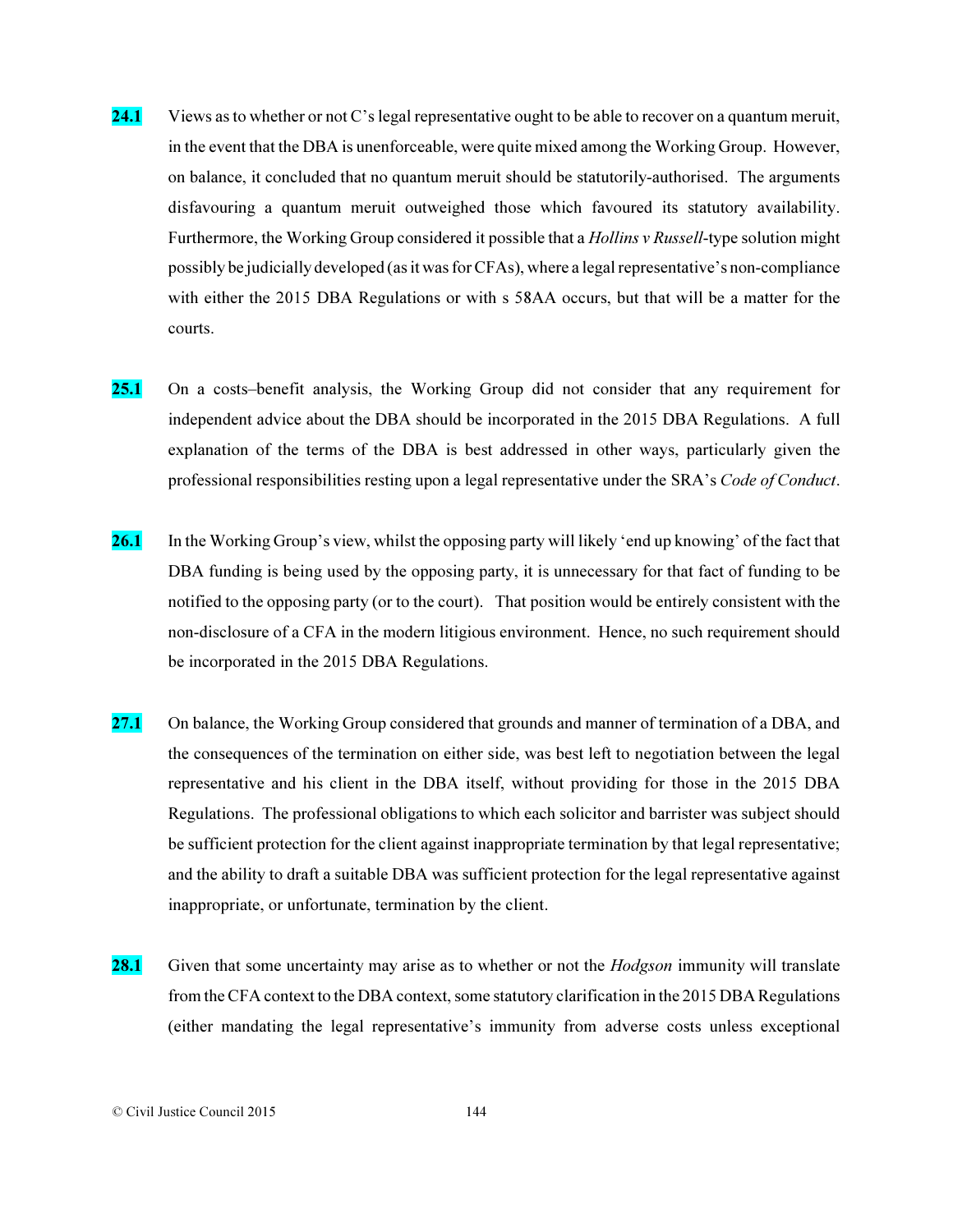**24.1** Views as to whether or not C's legal representative ought to be able to recover on a quantum meruit, in the event that the DBA is unenforceable, were quite mixed among the Working Group. However, on balance, it concluded that no quantum meruit should be statutorily-authorised. The arguments disfavouring a quantum meruit outweighed those which favoured its statutory availability. Furthermore, the Working Group considered it possible that a *Hollins v Russell*-type solution might possibly be judicially developed (as it was for CFAs), where a legal representative's non-compliance with either the 2015 DBA Regulations or with s 58AA occurs, but that will be a matter for the courts.

**25.1** On a costs–benefit analysis, the Working Group did not consider that any requirement for independent advice about the DBA should be incorporated in the 2015 DBA Regulations. A full explanation of the terms of the DBA is best addressed in other ways, particularly given the professional responsibilities resting upon a legal representative under the SRA's *Code of Conduct*.

**26.1** In the Working Group's view, whilst the opposing party will likely 'end up knowing' of the fact that DBA funding is being used by the opposing party, it is unnecessary for that fact of funding to be notified to the opposing party (or to the court). That position would be entirely consistent with the non-disclosure of a CFA in the modern litigious environment. Hence, no such requirement should be incorporated in the 2015 DBA Regulations.

**27.1** On balance, the Working Group considered that grounds and manner of termination of a DBA, and the consequences of the termination on either side, was best left to negotiation between the legal representative and his client in the DBA itself, without providing for those in the 2015 DBA Regulations. The professional obligations to which each solicitor and barrister was subject should be sufficient protection for the client against inappropriate termination by that legal representative; and the ability to draft a suitable DBA was sufficient protection for the legal representative against inappropriate, or unfortunate, termination by the client.

**28.1** Given that some uncertainty may arise as to whether or not the *Hodgson* immunity will translate from the CFA context to the DBA context, some statutory clarification in the 2015 DBA Regulations (either mandating the legal representative's immunity from adverse costs unless exceptional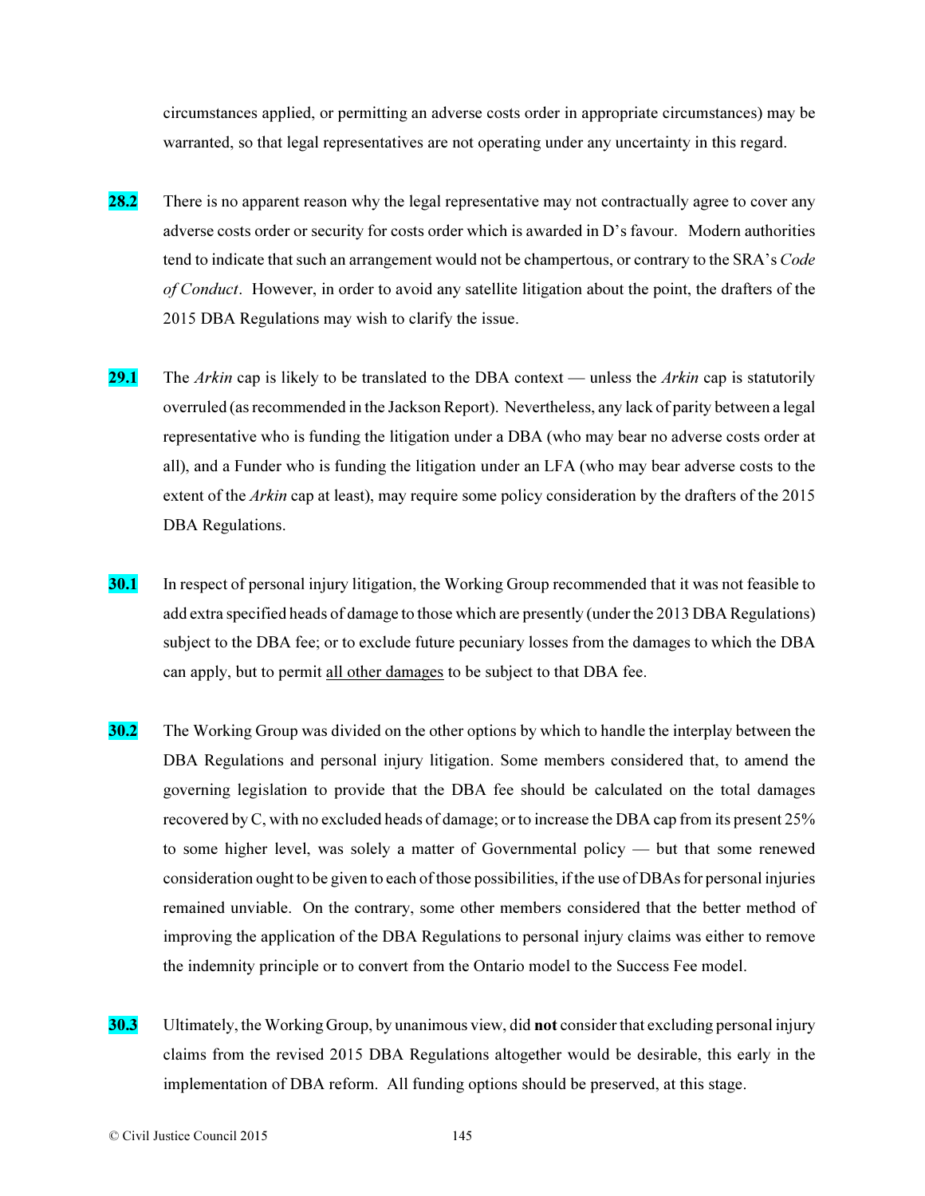circumstances applied, or permitting an adverse costs order in appropriate circumstances) may be warranted, so that legal representatives are not operating under any uncertainty in this regard.

**28.2** There is no apparent reason why the legal representative may not contractually agree to cover any adverse costs order or security for costs order which is awarded in D's favour. Modern authorities tend to indicate that such an arrangement would not be champertous, or contrary to the SRA's *Code of Conduct*. However, in order to avoid any satellite litigation about the point, the drafters of the 2015 DBA Regulations may wish to clarify the issue.

**29.1** The *Arkin* cap is likely to be translated to the DBA context — unless the *Arkin* cap is statutorily overruled (as recommended in the Jackson Report). Nevertheless, any lack of parity between a legal representative who is funding the litigation under a DBA (who may bear no adverse costs order at all), and a Funder who is funding the litigation under an LFA (who may bear adverse costs to the extent of the *Arkin* cap at least), may require some policy consideration by the drafters of the 2015 DBA Regulations.

**30.1** In respect of personal injury litigation, the Working Group recommended that it was not feasible to add extra specified heads of damage to those which are presently (under the 2013 DBA Regulations) subject to the DBA fee; or to exclude future pecuniary losses from the damages to which the DBA can apply, but to permit <u>all other damages</u> to be subject to that DBA fee.

**30.2** The Working Group was divided on the other options by which to handle the interplay between the DBA Regulations and personal injury litigation. Some members considered that, to amend the governing legislation to provide that the DBA fee should be calculated on the total damages recovered by C, with no excluded heads of damage; or to increase the DBA cap from its present 25% to some higher level, was solely a matter of Governmental policy — but that some renewed consideration ought to be given to each of those possibilities, if the use of DBAs for personal injuries remained unviable. On the contrary, some other members considered that the better method of improving the application of the DBA Regulations to personal injury claims was either to remove the indemnity principle or to convert from the Ontario model to the Success Fee model.

**30.3** Ultimately, the Working Group, by unanimous view, did **not** consider that excluding personal injury claims from the revised 2015 DBA Regulations altogether would be desirable, this early in the implementation of DBA reform. All funding options should be preserved, at this stage.